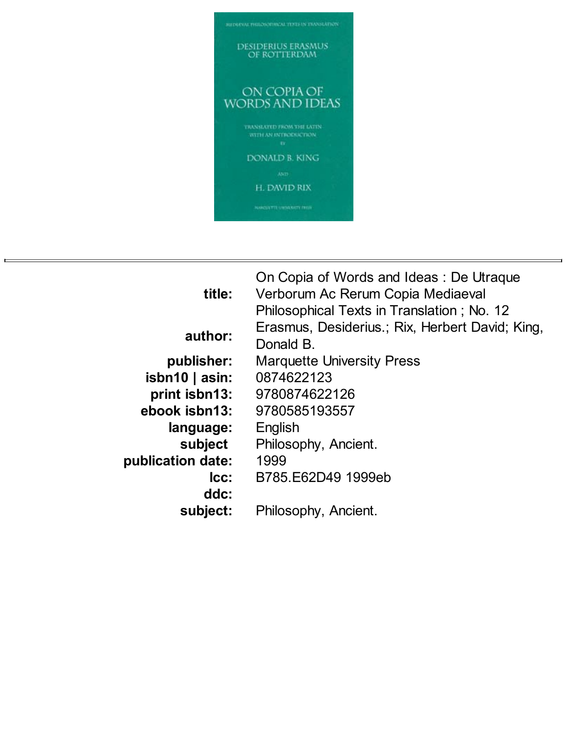MEDIEVAL PHILOSOPHICAL TEXTS IN TRANSLATION

DESIDERIUS ERASMUS
OF ROTTERDAM

# ON COPIA OF WORDS AND IDEAS

TRANSLATED FROM THE LATIN
WITH AN INTRODUCTION
BY

DONALD B. KING

AND

H. DAVID RIX

MARQUETTE UNIVERSITY PRESS

---

| | |
|---|---|
| **title:** | On Copia of Words and Ideas : De Utraque Verborum Ac Rerum Copia Mediaeval Philosophical Texts in Translation ; No. 12 |
| **author:** | Erasmus, Desiderius.; Rix, Herbert David; King, Donald B. |
| **publisher:** | Marquette University Press |
| **isbn10 \| asin:** | 0874622123 |
| **print isbn13:** | 9780874622126 |
| **ebook isbn13:** | 9780585193557 |
| **language:** | English |
| **subject** | Philosophy, Ancient. |
| **publication date:** | 1999 |
| **lcc:** | B785.E62D49 1999eb |
| **ddc:** | |
| **subject:** | Philosophy, Ancient. |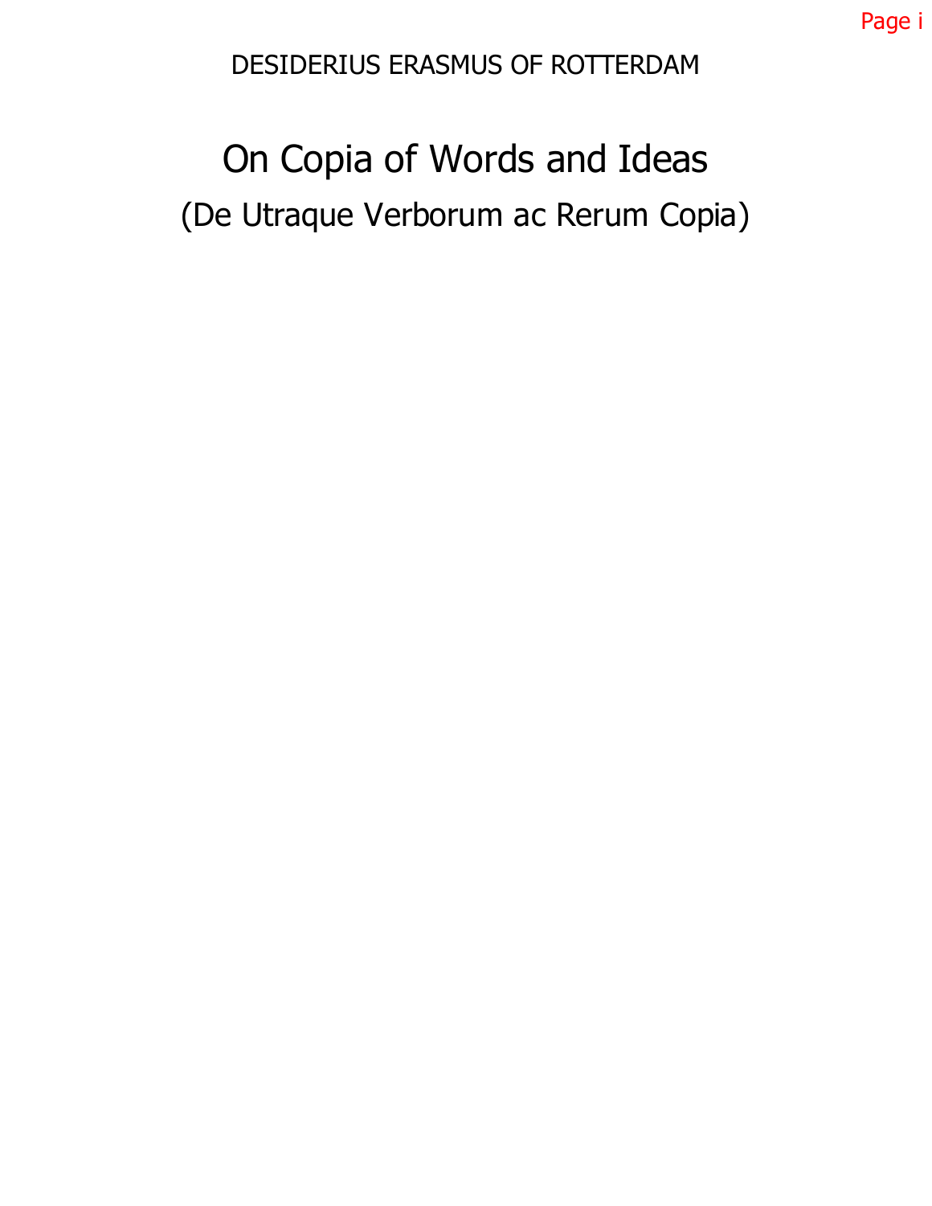DESIDERIUS ERASMUS OF ROTTERDAM

# On Copia of Words and Ideas

## (De Utraque Verborum ac Rerum Copia)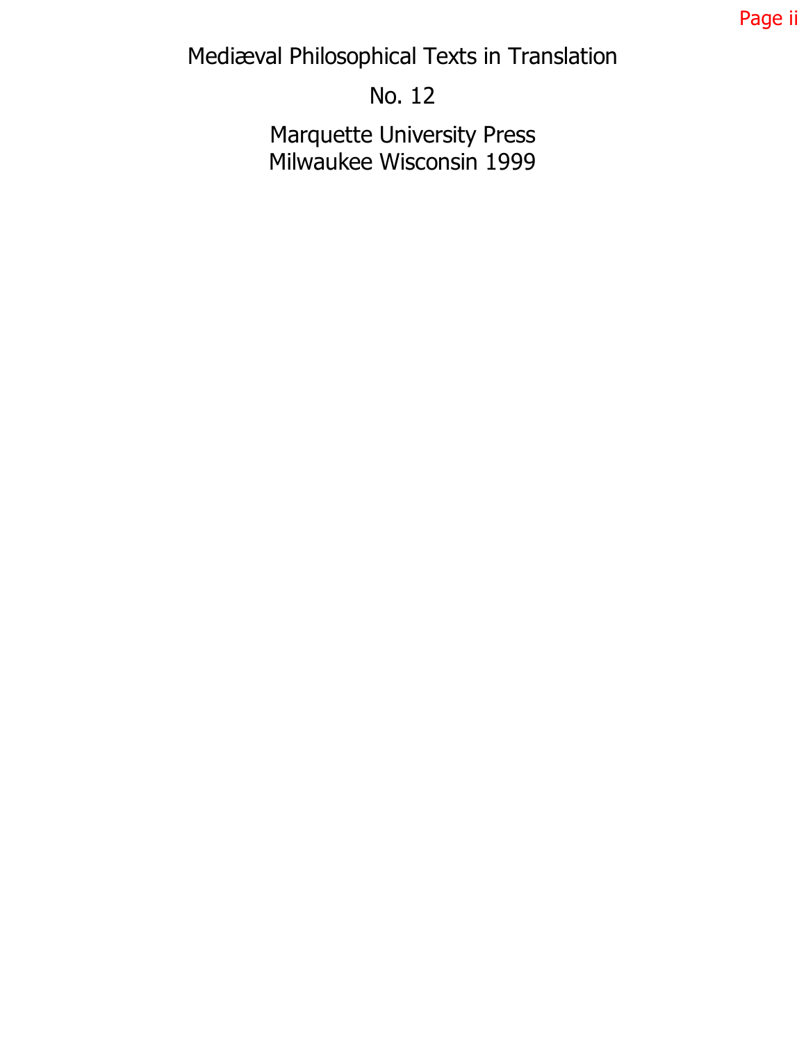Mediæval Philosophical Texts in Translation

No. 12

Marquette University Press
Milwaukee Wisconsin 1999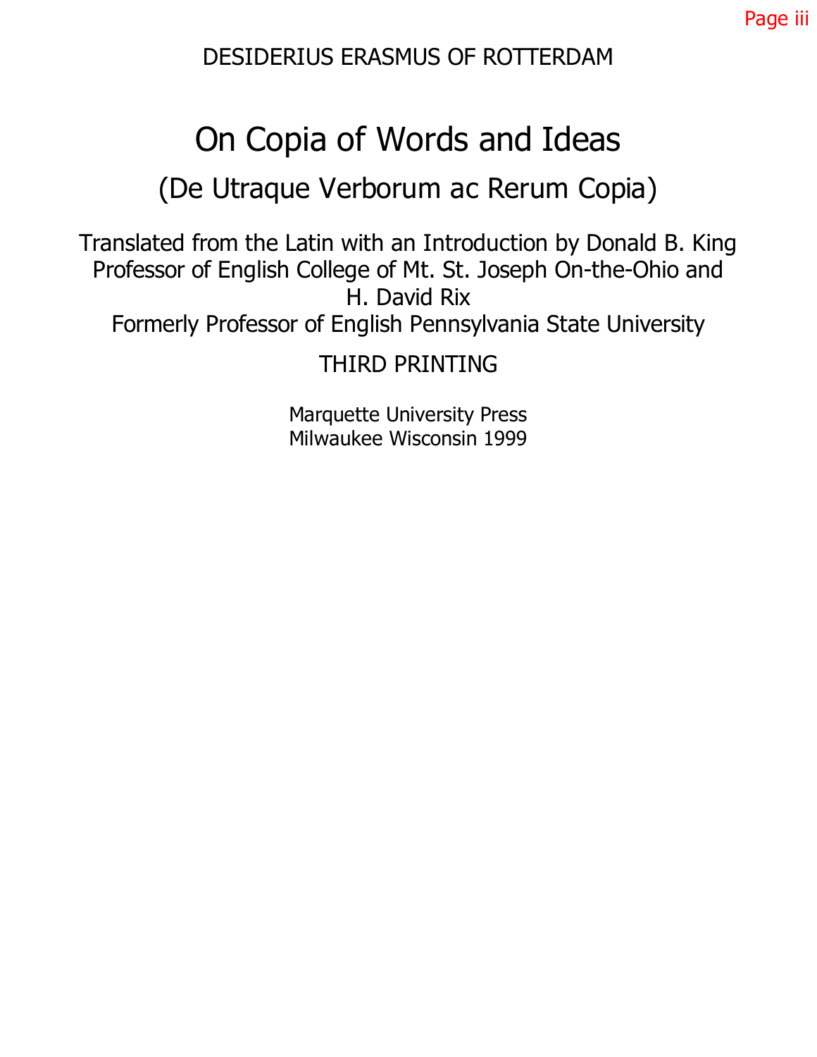DESIDERIUS ERASMUS OF ROTTERDAM

# On Copia of Words and Ideas

## (De Utraque Verborum ac Rerum Copia)

Translated from the Latin with an Introduction by Donald B. King
Professor of English College of Mt. St. Joseph On-the-Ohio and
H. David Rix
Formerly Professor of English Pennsylvania State University

THIRD PRINTING

Marquette University Press
Milwaukee Wisconsin 1999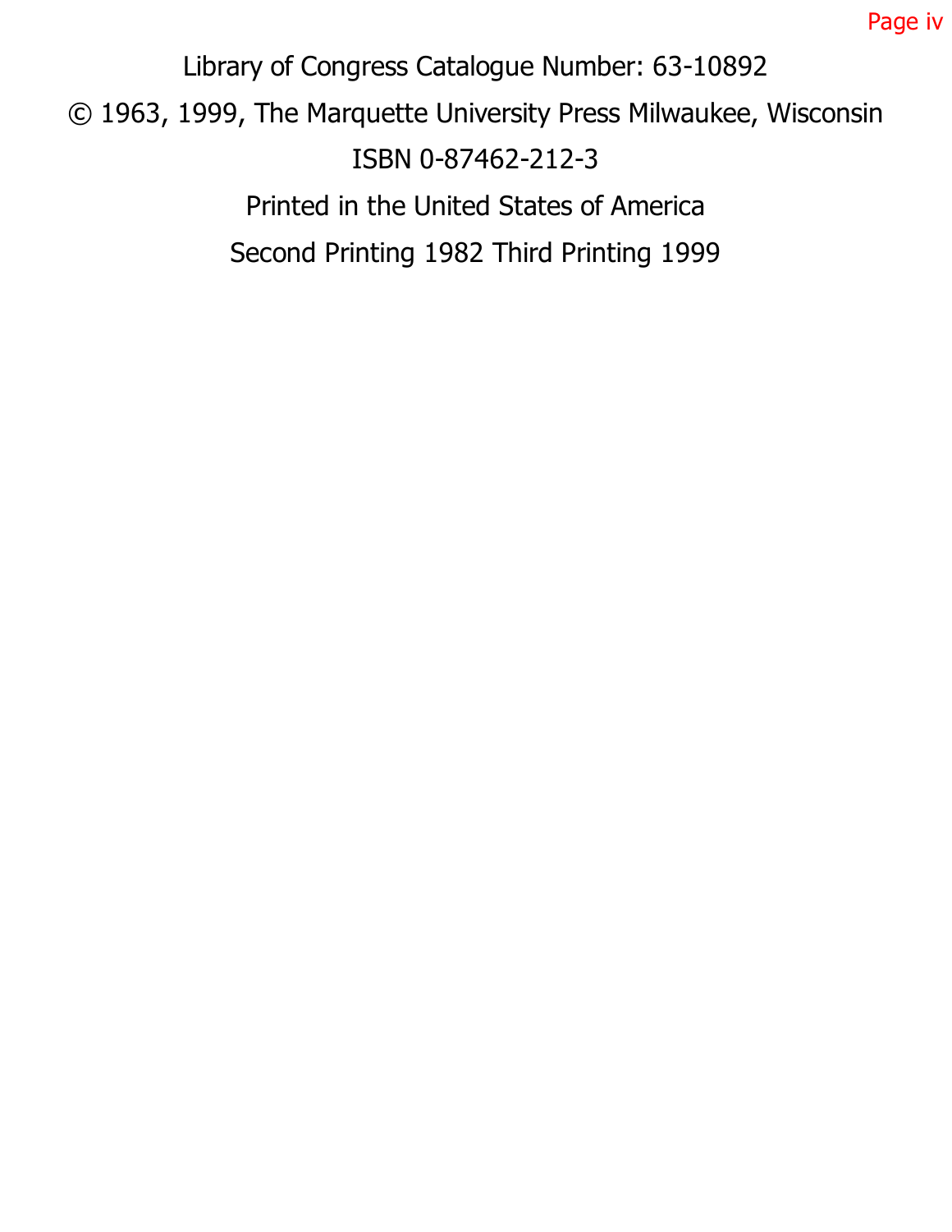Library of Congress Catalogue Number: 63-10892

© 1963, 1999, The Marquette University Press Milwaukee, Wisconsin

ISBN 0-87462-212-3

Printed in the United States of America

Second Printing 1982 Third Printing 1999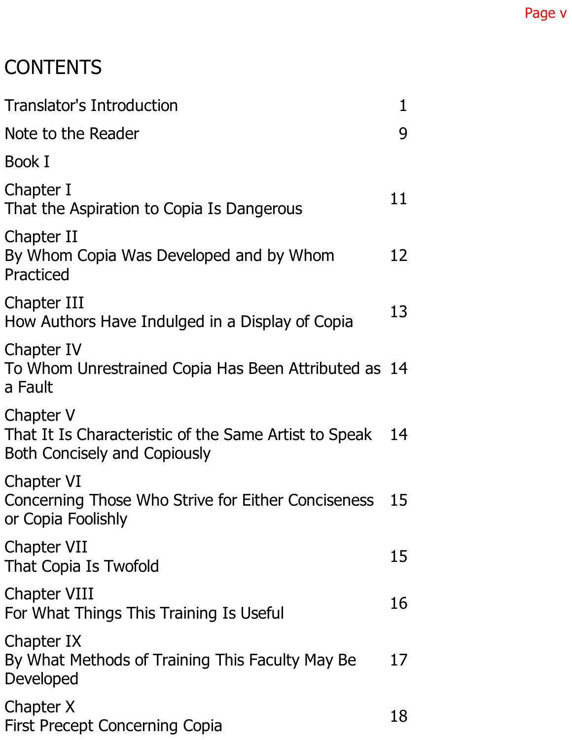# CONTENTS

| | |
|---|---|
| Translator's Introduction | 1 |
| Note to the Reader | 9 |
| Book I | |
| Chapter I<br>That the Aspiration to Copia Is Dangerous | 11 |
| Chapter II<br>By Whom Copia Was Developed and by Whom Practiced | 12 |
| Chapter III<br>How Authors Have Indulged in a Display of Copia | 13 |
| Chapter IV<br>To Whom Unrestrained Copia Has Been Attributed as a Fault | 14 |
| Chapter V<br>That It Is Characteristic of the Same Artist to Speak Both Concisely and Copiously | 14 |
| Chapter VI<br>Concerning Those Who Strive for Either Conciseness or Copia Foolishly | 15 |
| Chapter VII<br>That Copia Is Twofold | 15 |
| Chapter VIII<br>For What Things This Training Is Useful | 16 |
| Chapter IX<br>By What Methods of Training This Faculty May Be Developed | 17 |
| Chapter X<br>First Precept Concerning Copia | 18 |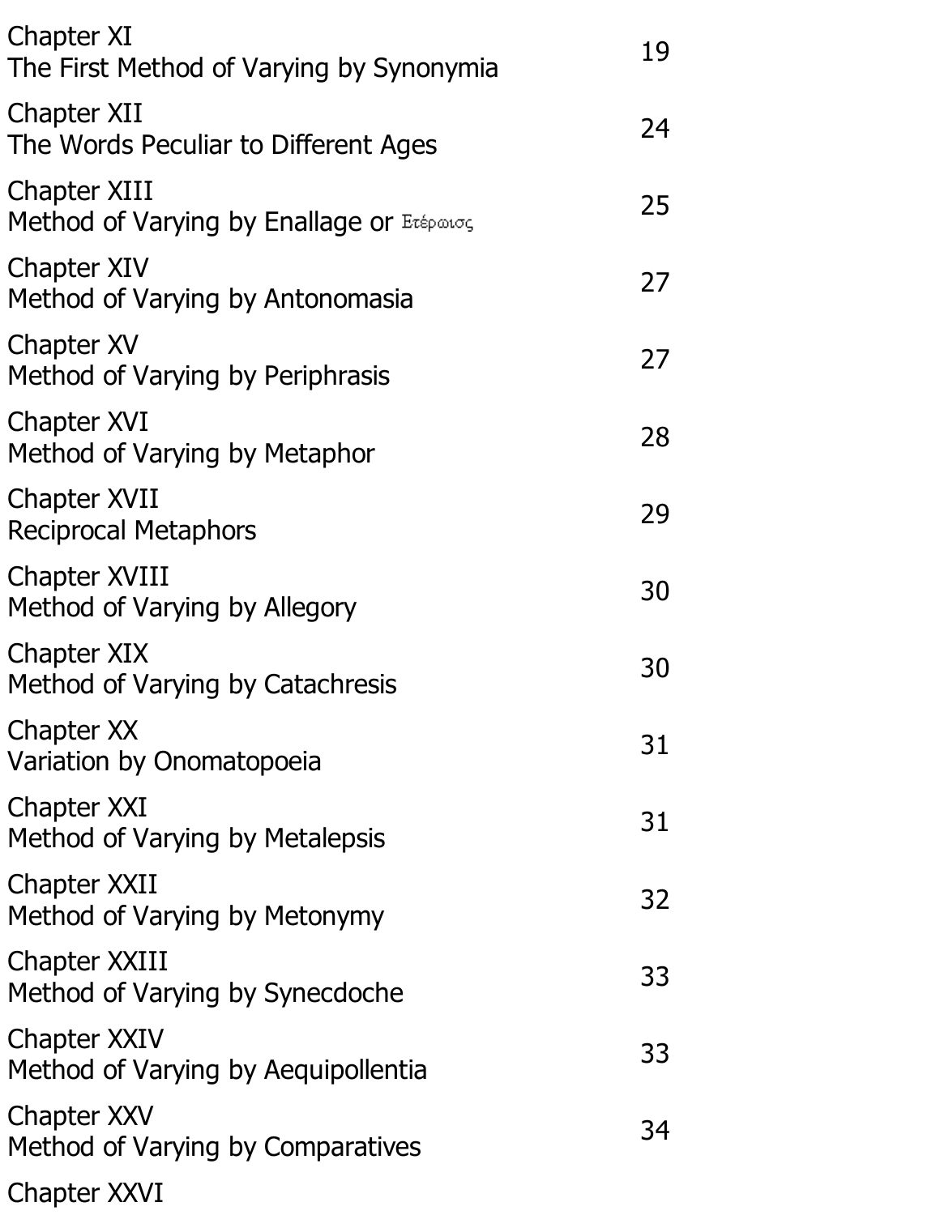| | |
|---|---|
| Chapter XI<br>The First Method of Varying by Synonymia | 19 |
| Chapter XII<br>The Words Peculiar to Different Ages | 24 |
| Chapter XIII<br>Method of Varying by Enallage or Ετέρωισς | 25 |
| Chapter XIV<br>Method of Varying by Antonomasia | 27 |
| Chapter XV<br>Method of Varying by Periphrasis | 27 |
| Chapter XVI<br>Method of Varying by Metaphor | 28 |
| Chapter XVII<br>Reciprocal Metaphors | 29 |
| Chapter XVIII<br>Method of Varying by Allegory | 30 |
| Chapter XIX<br>Method of Varying by Catachresis | 30 |
| Chapter XX<br>Variation by Onomatopoeia | 31 |
| Chapter XXI<br>Method of Varying by Metalepsis | 31 |
| Chapter XXII<br>Method of Varying by Metonymy | 32 |
| Chapter XXIII<br>Method of Varying by Synecdoche | 33 |
| Chapter XXIV<br>Method of Varying by Aequipollentia | 33 |
| Chapter XXV<br>Method of Varying by Comparatives | 34 |
| Chapter XXVI | |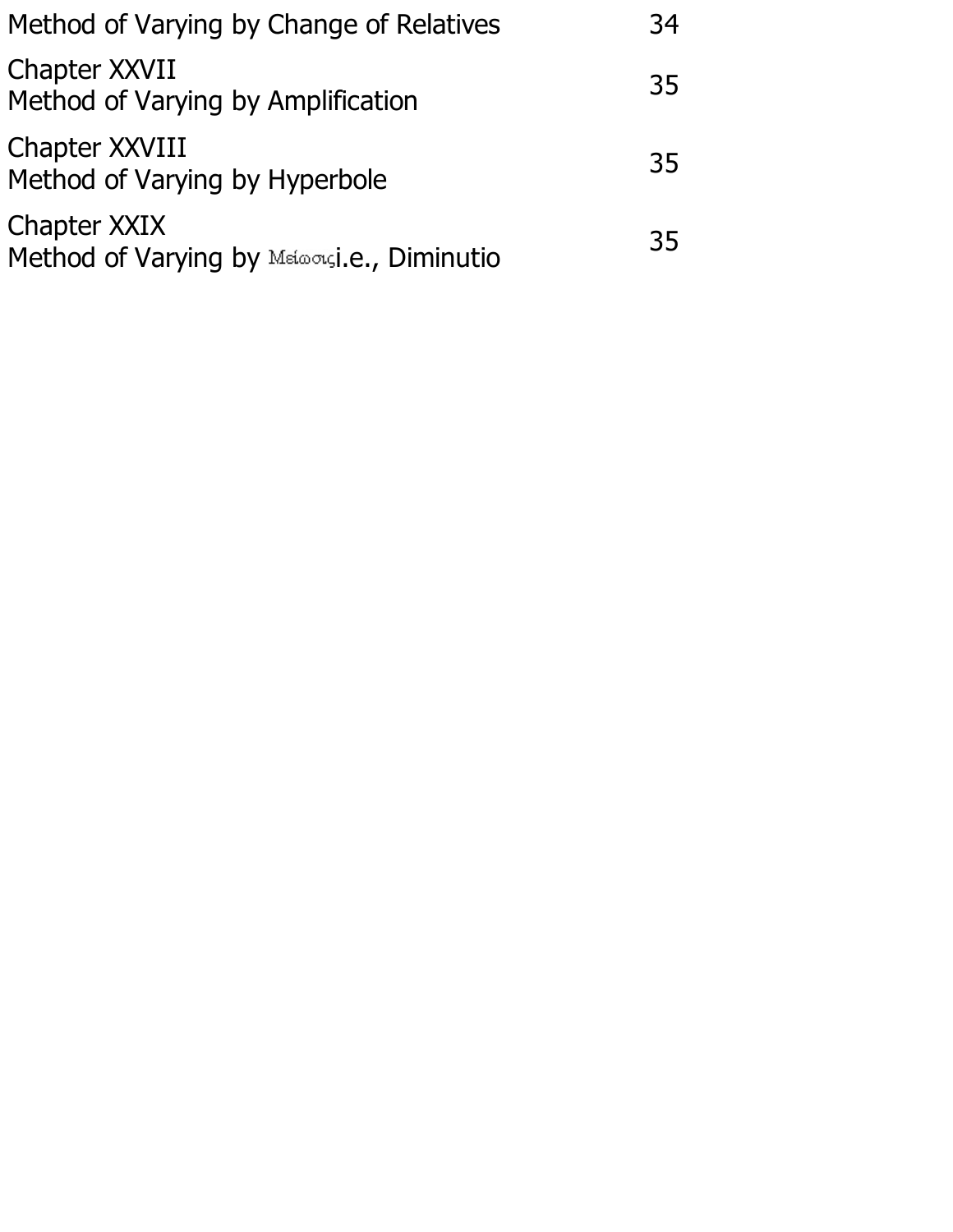| | |
|---|---|
| Method of Varying by Change of Relatives | 34 |
| Chapter XXVII<br>Method of Varying by Amplification | 35 |
| Chapter XXVIII<br>Method of Varying by Hyperbole | 35 |
| Chapter XXIX<br>Method of Varying by Μείωσις i.e., Diminutio | 35 |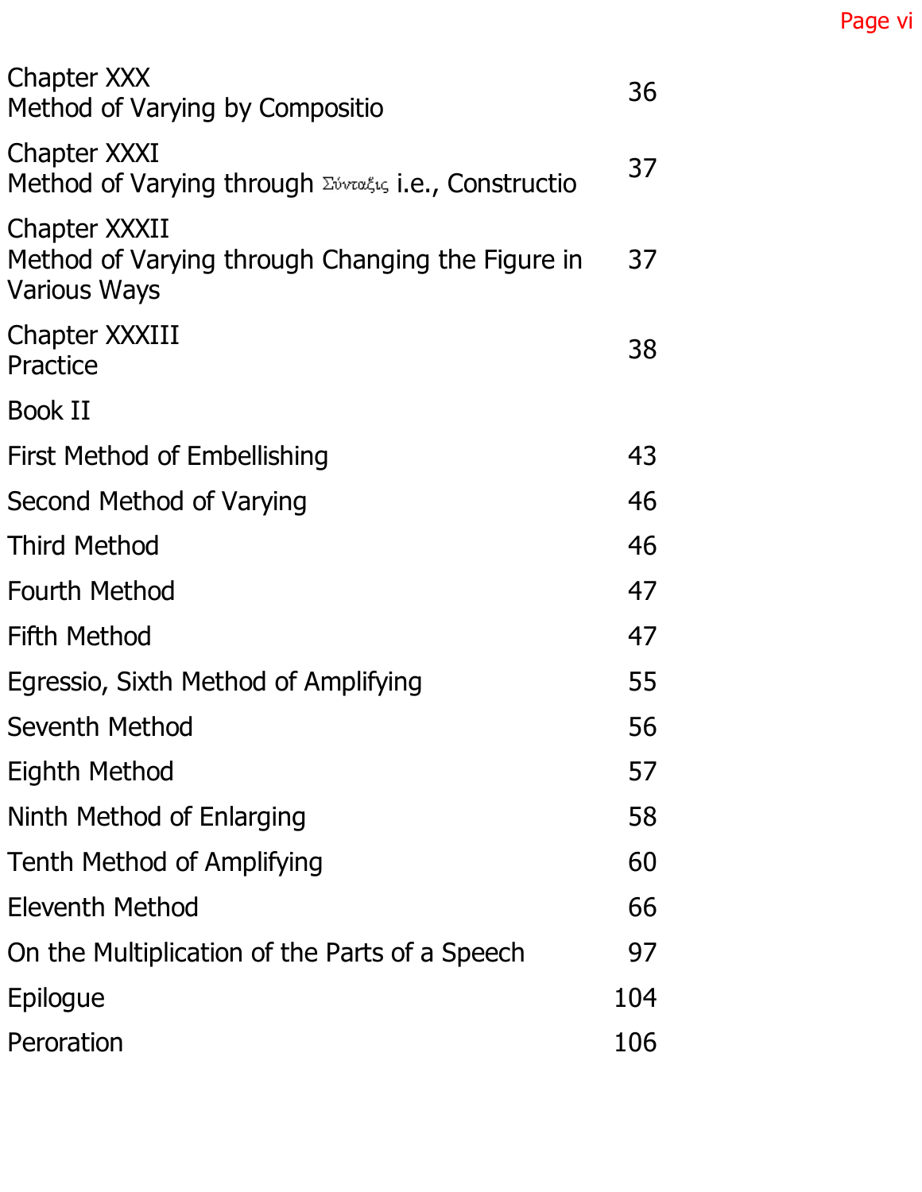| | |
|---|---|
| Chapter XXX<br>Method of Varying by Compositio | 36 |
| Chapter XXXI<br>Method of Varying through Σύνταξις i.e., Constructio | 37 |
| Chapter XXXII<br>Method of Varying through Changing the Figure in Various Ways | 37 |
| Chapter XXXIII<br>Practice | 38 |
| Book II | |
| First Method of Embellishing | 43 |
| Second Method of Varying | 46 |
| Third Method | 46 |
| Fourth Method | 47 |
| Fifth Method | 47 |
| Egressio, Sixth Method of Amplifying | 55 |
| Seventh Method | 56 |
| Eighth Method | 57 |
| Ninth Method of Enlarging | 58 |
| Tenth Method of Amplifying | 60 |
| Eleventh Method | 66 |
| On the Multiplication of the Parts of a Speech | 97 |
| Epilogue | 104 |
| Peroration | 106 |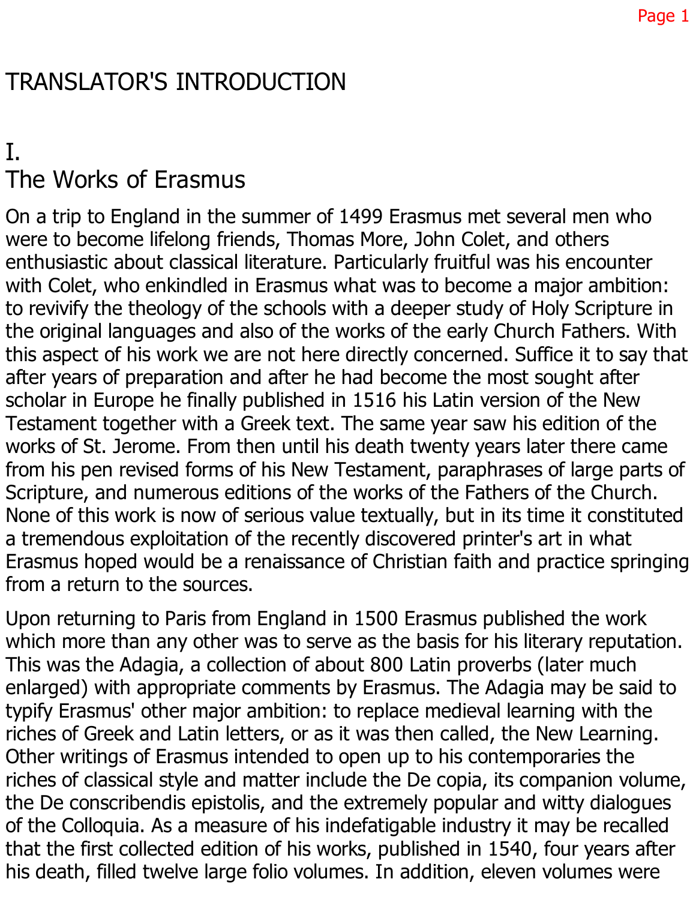# TRANSLATOR'S INTRODUCTION

## I.
## The Works of Erasmus

On a trip to England in the summer of 1499 Erasmus met several men who were to become lifelong friends, Thomas More, John Colet, and others enthusiastic about classical literature. Particularly fruitful was his encounter with Colet, who enkindled in Erasmus what was to become a major ambition: to revivify the theology of the schools with a deeper study of Holy Scripture in the original languages and also of the works of the early Church Fathers. With this aspect of his work we are not here directly concerned. Suffice it to say that after years of preparation and after he had become the most sought after scholar in Europe he finally published in 1516 his Latin version of the New Testament together with a Greek text. The same year saw his edition of the works of St. Jerome. From then until his death twenty years later there came from his pen revised forms of his New Testament, paraphrases of large parts of Scripture, and numerous editions of the works of the Fathers of the Church. None of this work is now of serious value textually, but in its time it constituted a tremendous exploitation of the recently discovered printer's art in what Erasmus hoped would be a renaissance of Christian faith and practice springing from a return to the sources.

Upon returning to Paris from England in 1500 Erasmus published the work which more than any other was to serve as the basis for his literary reputation. This was the Adagia, a collection of about 800 Latin proverbs (later much enlarged) with appropriate comments by Erasmus. The Adagia may be said to typify Erasmus' other major ambition: to replace medieval learning with the riches of Greek and Latin letters, or as it was then called, the New Learning. Other writings of Erasmus intended to open up to his contemporaries the riches of classical style and matter include the De copia, its companion volume, the De conscribendis epistolis, and the extremely popular and witty dialogues of the Colloquia. As a measure of his indefatigable industry it may be recalled that the first collected edition of his works, published in 1540, four years after his death, filled twelve large folio volumes. In addition, eleven volumes were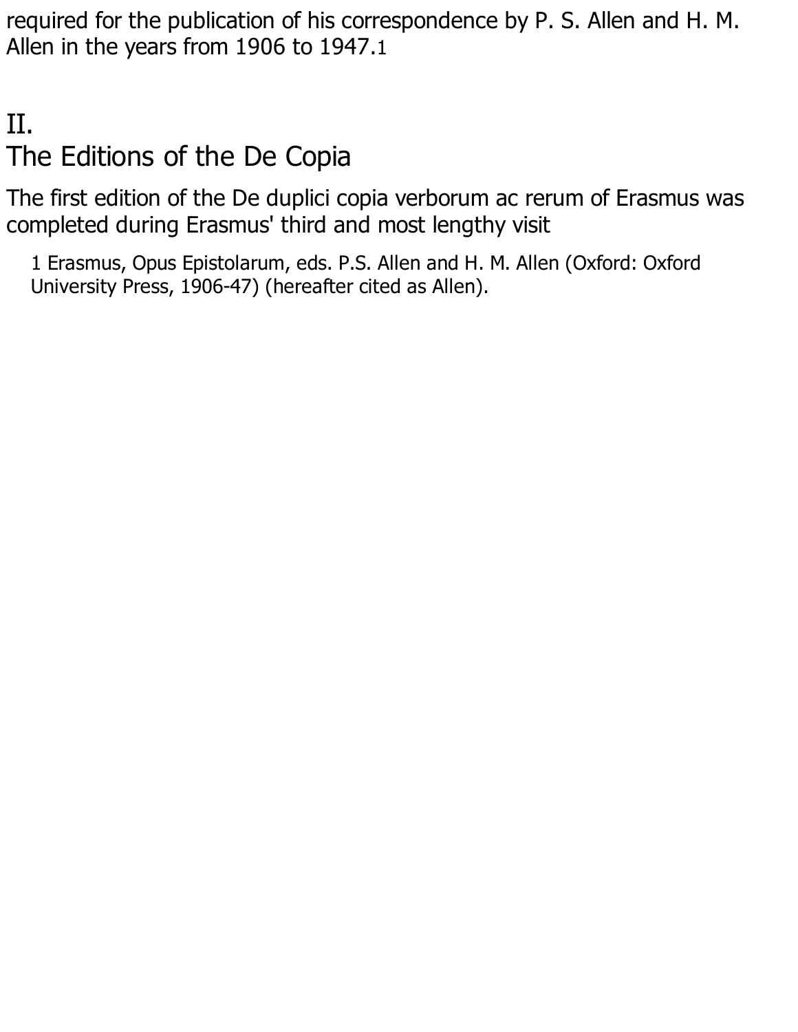required for the publication of his correspondence by P. S. Allen and H. M. Allen in the years from 1906 to 1947.[1]

## II.
## The Editions of the De Copia

The first edition of the De duplici copia verborum ac rerum of Erasmus was completed during Erasmus' third and most lengthy visit

1 Erasmus, Opus Epistolarum, eds. P.S. Allen and H. M. Allen (Oxford: Oxford University Press, 1906-47) (hereafter cited as Allen).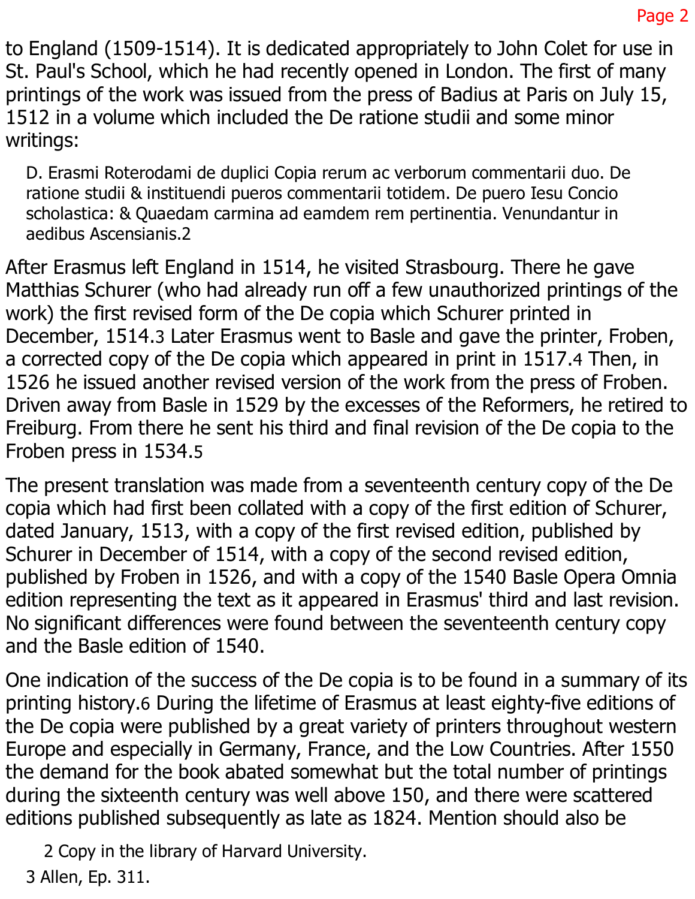to England (1509-1514). It is dedicated appropriately to John Colet for use in St. Paul's School, which he had recently opened in London. The first of many printings of the work was issued from the press of Badius at Paris on July 15, 1512 in a volume which included the De ratione studii and some minor writings:

> D. Erasmi Roterodami de duplici Copia rerum ac verborum commentarii duo. De ratione studii & instituendi pueros commentarii totidem. De puero Iesu Concio scholastica: & Quaedam carmina ad eamdem rem pertinentia. Venundantur in aedibus Ascensianis.[2]

After Erasmus left England in 1514, he visited Strasbourg. There he gave Matthias Schurer (who had already run off a few unauthorized printings of the work) the first revised form of the De copia which Schurer printed in December, 1514.[3] Later Erasmus went to Basle and gave the printer, Froben, a corrected copy of the De copia which appeared in print in 1517.[4] Then, in 1526 he issued another revised version of the work from the press of Froben. Driven away from Basle in 1529 by the excesses of the Reformers, he retired to Freiburg. From there he sent his third and final revision of the De copia to the Froben press in 1534.[5]

The present translation was made from a seventeenth century copy of the De copia which had first been collated with a copy of the first edition of Schurer, dated January, 1513, with a copy of the first revised edition, published by Schurer in December of 1514, with a copy of the second revised edition, published by Froben in 1526, and with a copy of the 1540 Basle Opera Omnia edition representing the text as it appeared in Erasmus' third and last revision. No significant differences were found between the seventeenth century copy and the Basle edition of 1540.

One indication of the success of the De copia is to be found in a summary of its printing history.[6] During the lifetime of Erasmus at least eighty-five editions of the De copia were published by a great variety of printers throughout western Europe and especially in Germany, France, and the Low Countries. After 1550 the demand for the book abated somewhat but the total number of printings during the sixteenth century was well above 150, and there were scattered editions published subsequently as late as 1824. Mention should also be

2 Copy in the library of Harvard University.

3 Allen, Ep. 311.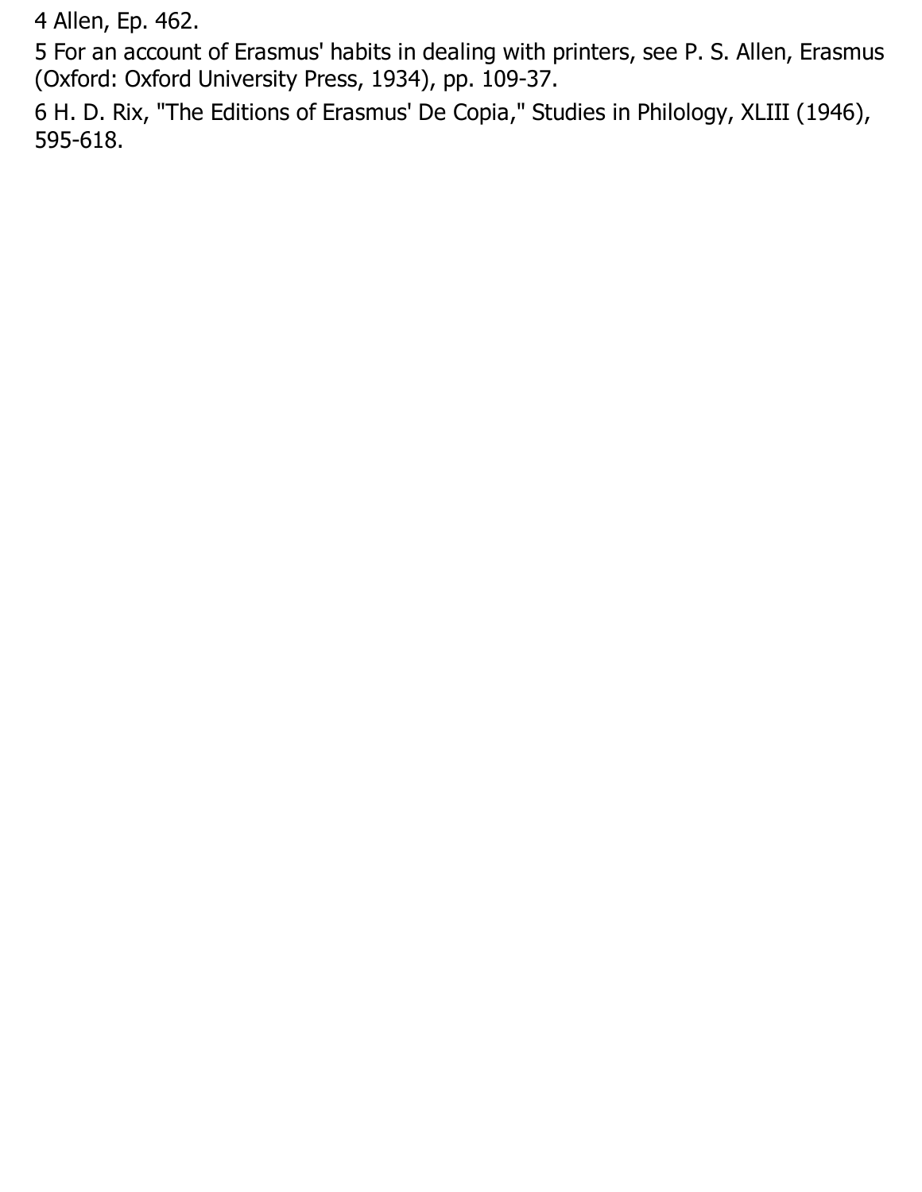4 Allen, Ep. 462.

5 For an account of Erasmus' habits in dealing with printers, see P. S. Allen, Erasmus (Oxford: Oxford University Press, 1934), pp. 109-37.

6 H. D. Rix, "The Editions of Erasmus' De Copia," Studies in Philology, XLIII (1946), 595-618.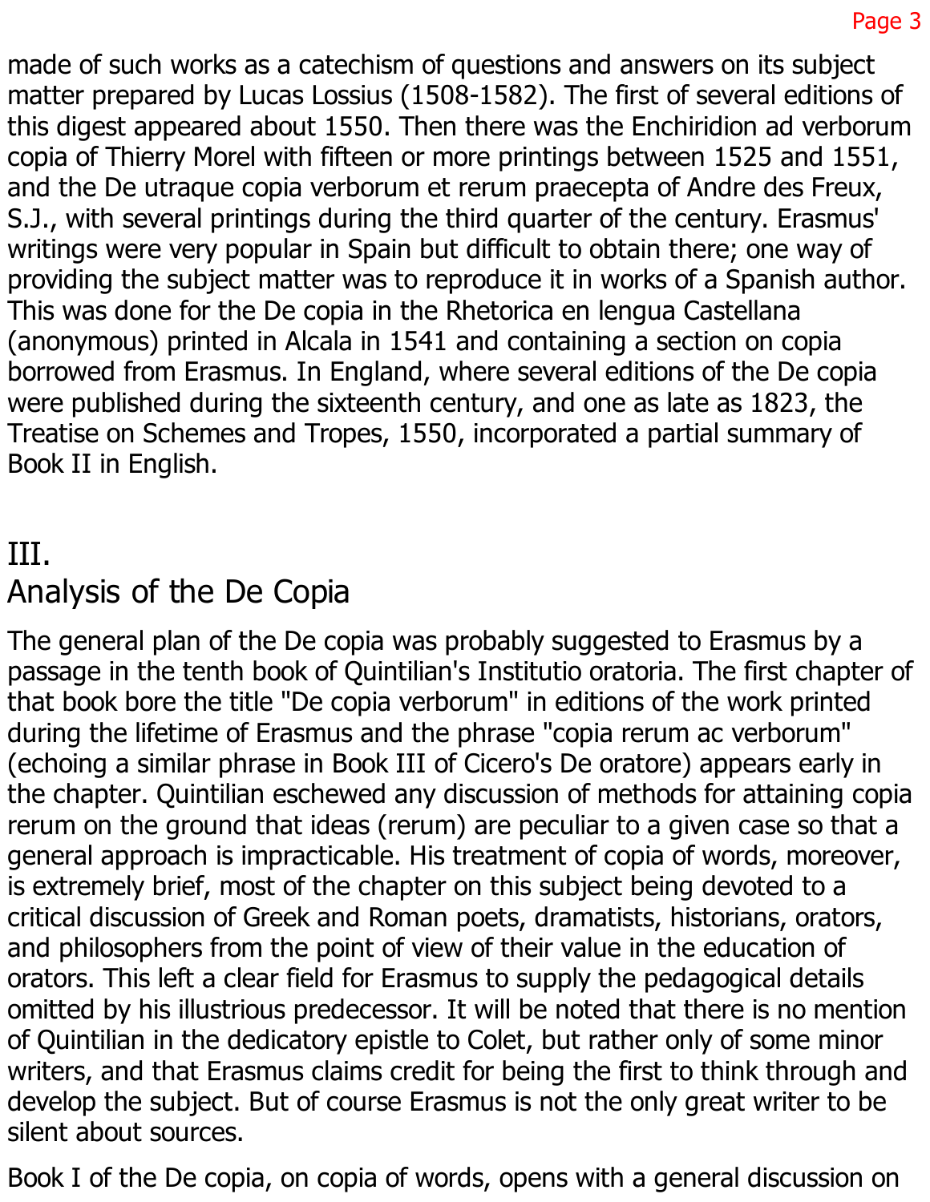made of such works as a catechism of questions and answers on its subject matter prepared by Lucas Lossius (1508-1582). The first of several editions of this digest appeared about 1550. Then there was the Enchiridion ad verborum copia of Thierry Morel with fifteen or more printings between 1525 and 1551, and the De utraque copia verborum et rerum praecepta of Andre des Freux, S.J., with several printings during the third quarter of the century. Erasmus' writings were very popular in Spain but difficult to obtain there; one way of providing the subject matter was to reproduce it in works of a Spanish author. This was done for the De copia in the Rhetorica en lengua Castellana (anonymous) printed in Alcala in 1541 and containing a section on copia borrowed from Erasmus. In England, where several editions of the De copia were published during the sixteenth century, and one as late as 1823, the Treatise on Schemes and Tropes, 1550, incorporated a partial summary of Book II in English.

## III.
## Analysis of the De Copia

The general plan of the De copia was probably suggested to Erasmus by a passage in the tenth book of Quintilian's Institutio oratoria. The first chapter of that book bore the title "De copia verborum" in editions of the work printed during the lifetime of Erasmus and the phrase "copia rerum ac verborum" (echoing a similar phrase in Book III of Cicero's De oratore) appears early in the chapter. Quintilian eschewed any discussion of methods for attaining copia rerum on the ground that ideas (rerum) are peculiar to a given case so that a general approach is impracticable. His treatment of copia of words, moreover, is extremely brief, most of the chapter on this subject being devoted to a critical discussion of Greek and Roman poets, dramatists, historians, orators, and philosophers from the point of view of their value in the education of orators. This left a clear field for Erasmus to supply the pedagogical details omitted by his illustrious predecessor. It will be noted that there is no mention of Quintilian in the dedicatory epistle to Colet, but rather only of some minor writers, and that Erasmus claims credit for being the first to think through and develop the subject. But of course Erasmus is not the only great writer to be silent about sources.

Book I of the De copia, on copia of words, opens with a general discussion on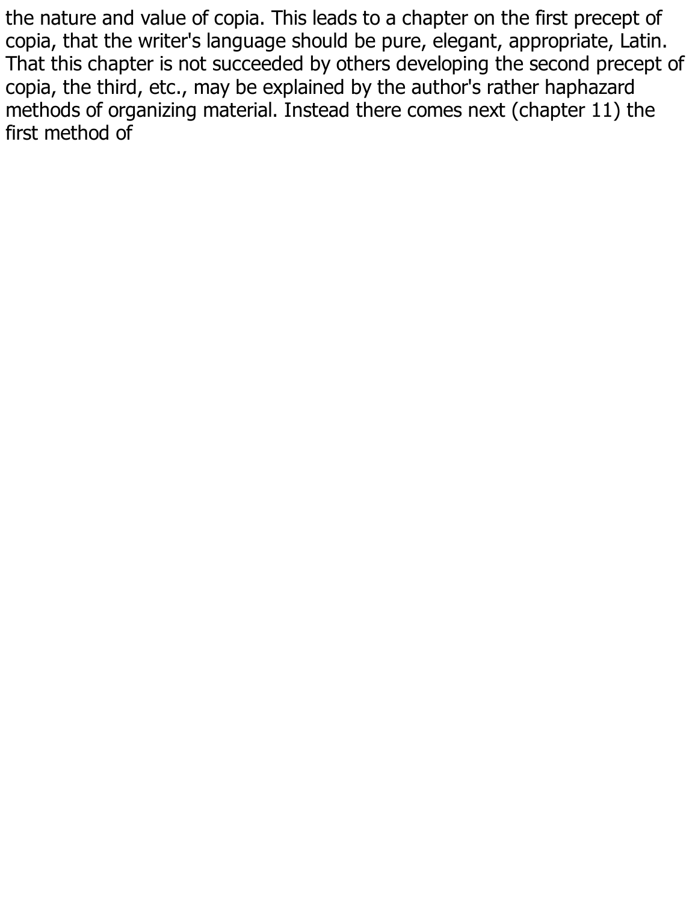the nature and value of copia. This leads to a chapter on the first precept of copia, that the writer's language should be pure, elegant, appropriate, Latin. That this chapter is not succeeded by others developing the second precept of copia, the third, etc., may be explained by the author's rather haphazard methods of organizing material. Instead there comes next (chapter 11) the first method of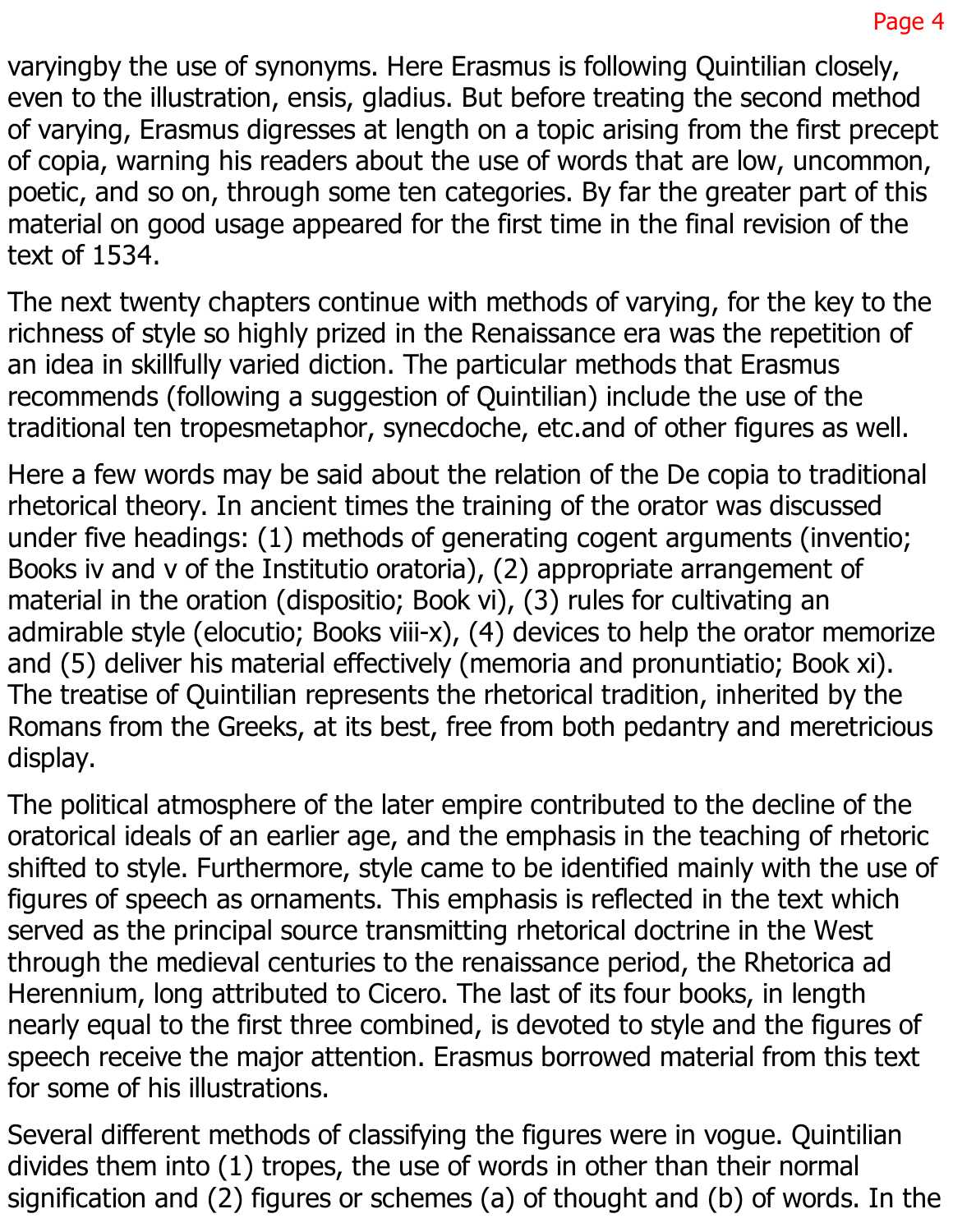varyingby the use of synonyms. Here Erasmus is following Quintilian closely, even to the illustration, ensis, gladius. But before treating the second method of varying, Erasmus digresses at length on a topic arising from the first precept of copia, warning his readers about the use of words that are low, uncommon, poetic, and so on, through some ten categories. By far the greater part of this material on good usage appeared for the first time in the final revision of the text of 1534.

The next twenty chapters continue with methods of varying, for the key to the richness of style so highly prized in the Renaissance era was the repetition of an idea in skillfully varied diction. The particular methods that Erasmus recommends (following a suggestion of Quintilian) include the use of the traditional ten tropesmetaphor, synecdoche, etc.and of other figures as well.

Here a few words may be said about the relation of the De copia to traditional rhetorical theory. In ancient times the training of the orator was discussed under five headings: (1) methods of generating cogent arguments (inventio; Books iv and v of the Institutio oratoria), (2) appropriate arrangement of material in the oration (dispositio; Book vi), (3) rules for cultivating an admirable style (elocutio; Books viii-x), (4) devices to help the orator memorize and (5) deliver his material effectively (memoria and pronuntiatio; Book xi). The treatise of Quintilian represents the rhetorical tradition, inherited by the Romans from the Greeks, at its best, free from both pedantry and meretricious display.

The political atmosphere of the later empire contributed to the decline of the oratorical ideals of an earlier age, and the emphasis in the teaching of rhetoric shifted to style. Furthermore, style came to be identified mainly with the use of figures of speech as ornaments. This emphasis is reflected in the text which served as the principal source transmitting rhetorical doctrine in the West through the medieval centuries to the renaissance period, the Rhetorica ad Herennium, long attributed to Cicero. The last of its four books, in length nearly equal to the first three combined, is devoted to style and the figures of speech receive the major attention. Erasmus borrowed material from this text for some of his illustrations.

Several different methods of classifying the figures were in vogue. Quintilian divides them into (1) tropes, the use of words in other than their normal signification and (2) figures or schemes (a) of thought and (b) of words. In the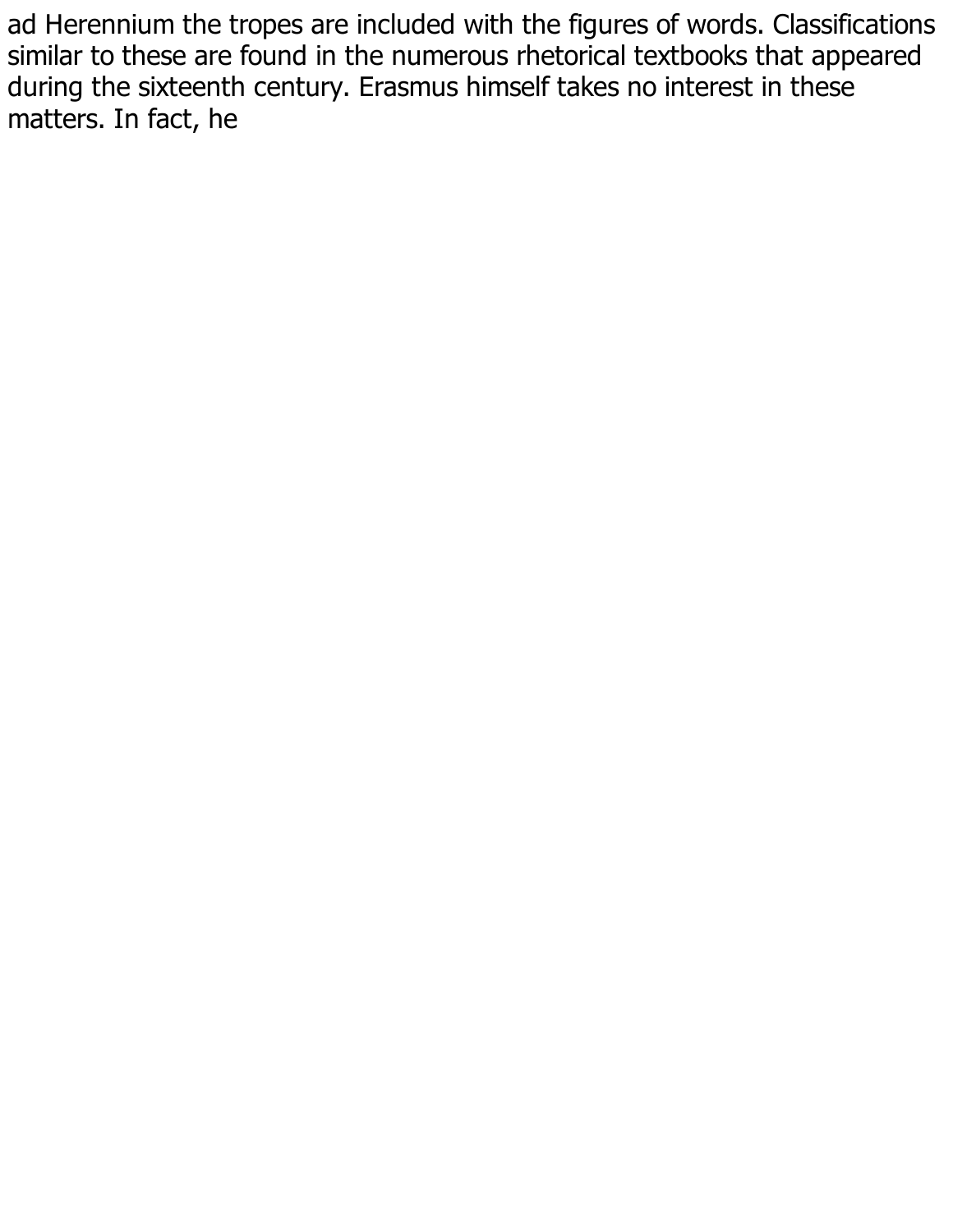ad Herennium the tropes are included with the figures of words. Classifications similar to these are found in the numerous rhetorical textbooks that appeared during the sixteenth century. Erasmus himself takes no interest in these matters. In fact, he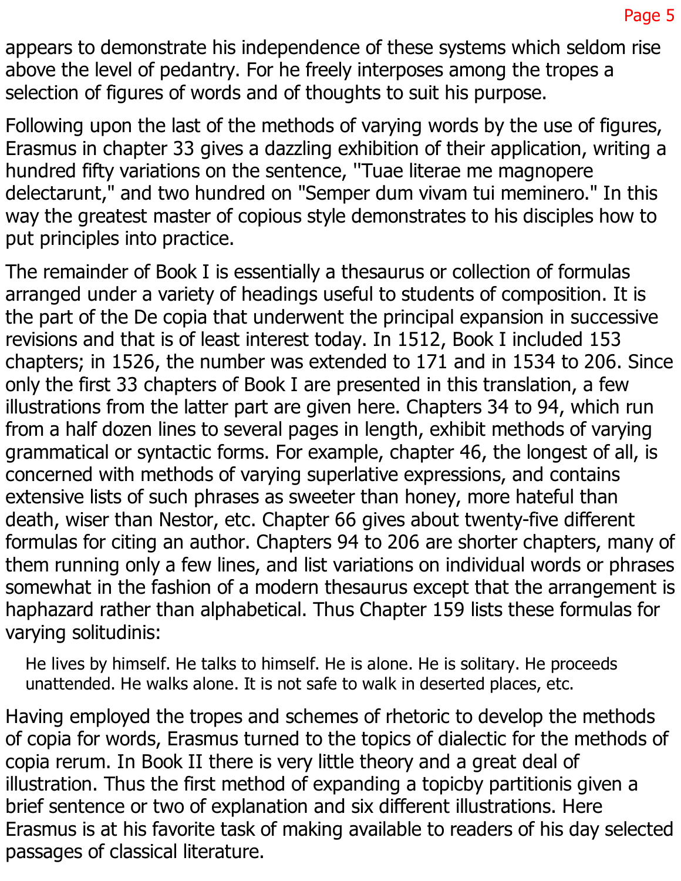appears to demonstrate his independence of these systems which seldom rise above the level of pedantry. For he freely interposes among the tropes a selection of figures of words and of thoughts to suit his purpose.

Following upon the last of the methods of varying words by the use of figures, Erasmus in chapter 33 gives a dazzling exhibition of their application, writing a hundred fifty variations on the sentence, "Tuae literae me magnopere delectarunt," and two hundred on "Semper dum vivam tui meminero." In this way the greatest master of copious style demonstrates to his disciples how to put principles into practice.

The remainder of Book I is essentially a thesaurus or collection of formulas arranged under a variety of headings useful to students of composition. It is the part of the De copia that underwent the principal expansion in successive revisions and that is of least interest today. In 1512, Book I included 153 chapters; in 1526, the number was extended to 171 and in 1534 to 206. Since only the first 33 chapters of Book I are presented in this translation, a few illustrations from the latter part are given here. Chapters 34 to 94, which run from a half dozen lines to several pages in length, exhibit methods of varying grammatical or syntactic forms. For example, chapter 46, the longest of all, is concerned with methods of varying superlative expressions, and contains extensive lists of such phrases as sweeter than honey, more hateful than death, wiser than Nestor, etc. Chapter 66 gives about twenty-five different formulas for citing an author. Chapters 94 to 206 are shorter chapters, many of them running only a few lines, and list variations on individual words or phrases somewhat in the fashion of a modern thesaurus except that the arrangement is haphazard rather than alphabetical. Thus Chapter 159 lists these formulas for varying solitudinis:

> He lives by himself. He talks to himself. He is alone. He is solitary. He proceeds unattended. He walks alone. It is not safe to walk in deserted places, etc.

Having employed the tropes and schemes of rhetoric to develop the methods of copia for words, Erasmus turned to the topics of dialectic for the methods of copia rerum. In Book II there is very little theory and a great deal of illustration. Thus the first method of expanding a topicby partitionis given a brief sentence or two of explanation and six different illustrations. Here Erasmus is at his favorite task of making available to readers of his day selected passages of classical literature.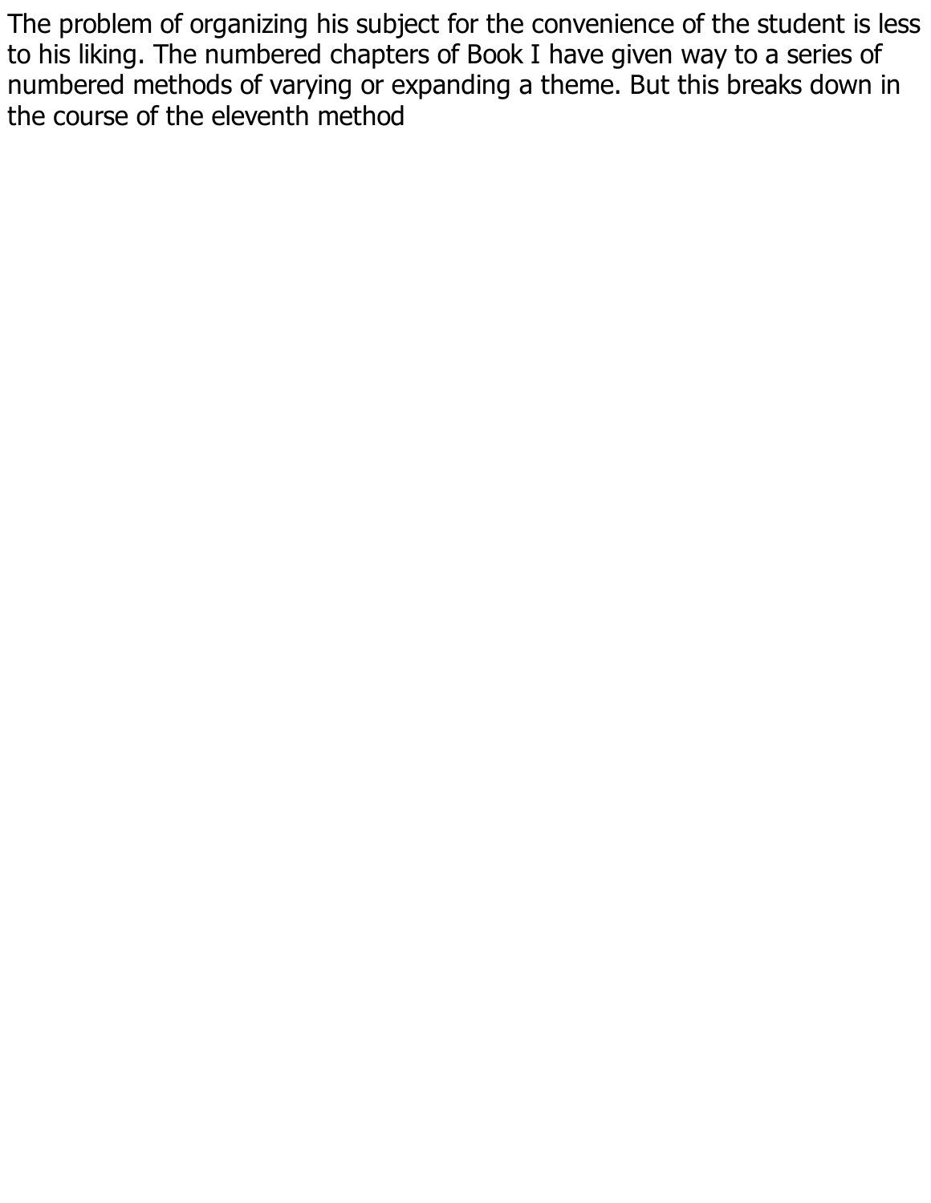The problem of organizing his subject for the convenience of the student is less to his liking. The numbered chapters of Book I have given way to a series of numbered methods of varying or expanding a theme. But this breaks down in the course of the eleventh method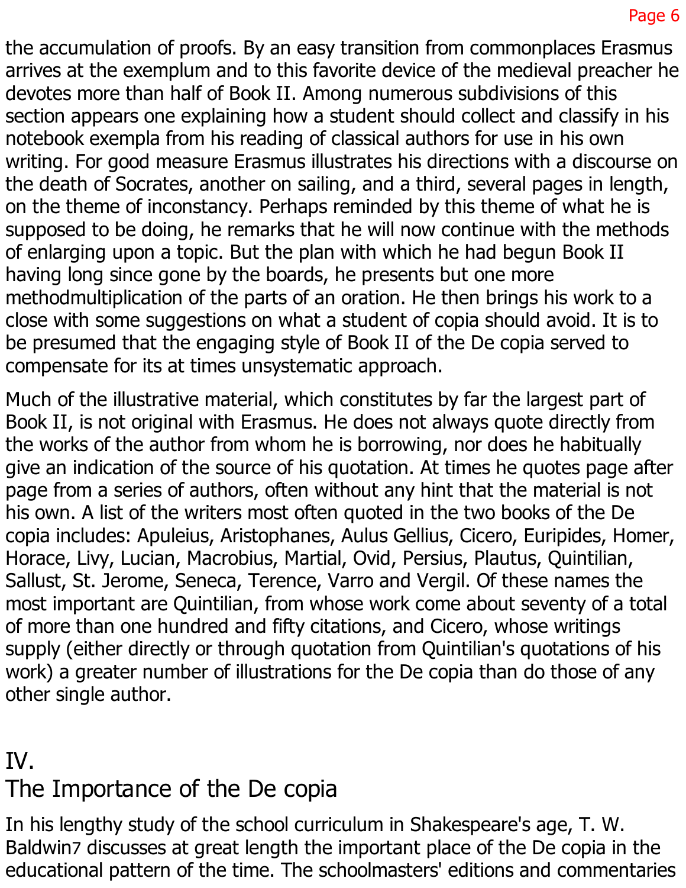the accumulation of proofs. By an easy transition from commonplaces Erasmus arrives at the exemplum and to this favorite device of the medieval preacher he devotes more than half of Book II. Among numerous subdivisions of this section appears one explaining how a student should collect and classify in his notebook exempla from his reading of classical authors for use in his own writing. For good measure Erasmus illustrates his directions with a discourse on the death of Socrates, another on sailing, and a third, several pages in length, on the theme of inconstancy. Perhaps reminded by this theme of what he is supposed to be doing, he remarks that he will now continue with the methods of enlarging upon a topic. But the plan with which he had begun Book II having long since gone by the boards, he presents but one more methodmultiplication of the parts of an oration. He then brings his work to a close with some suggestions on what a student of copia should avoid. It is to be presumed that the engaging style of Book II of the De copia served to compensate for its at times unsystematic approach.

Much of the illustrative material, which constitutes by far the largest part of Book II, is not original with Erasmus. He does not always quote directly from the works of the author from whom he is borrowing, nor does he habitually give an indication of the source of his quotation. At times he quotes page after page from a series of authors, often without any hint that the material is not his own. A list of the writers most often quoted in the two books of the De copia includes: Apuleius, Aristophanes, Aulus Gellius, Cicero, Euripides, Homer, Horace, Livy, Lucian, Macrobius, Martial, Ovid, Persius, Plautus, Quintilian, Sallust, St. Jerome, Seneca, Terence, Varro and Vergil. Of these names the most important are Quintilian, from whose work come about seventy of a total of more than one hundred and fifty citations, and Cicero, whose writings supply (either directly or through quotation from Quintilian's quotations of his work) a greater number of illustrations for the De copia than do those of any other single author.

## IV.
## The Importance of the De copia

In his lengthy study of the school curriculum in Shakespeare's age, T. W. Baldwin[7] discusses at great length the important place of the De copia in the educational pattern of the time. The schoolmasters' editions and commentaries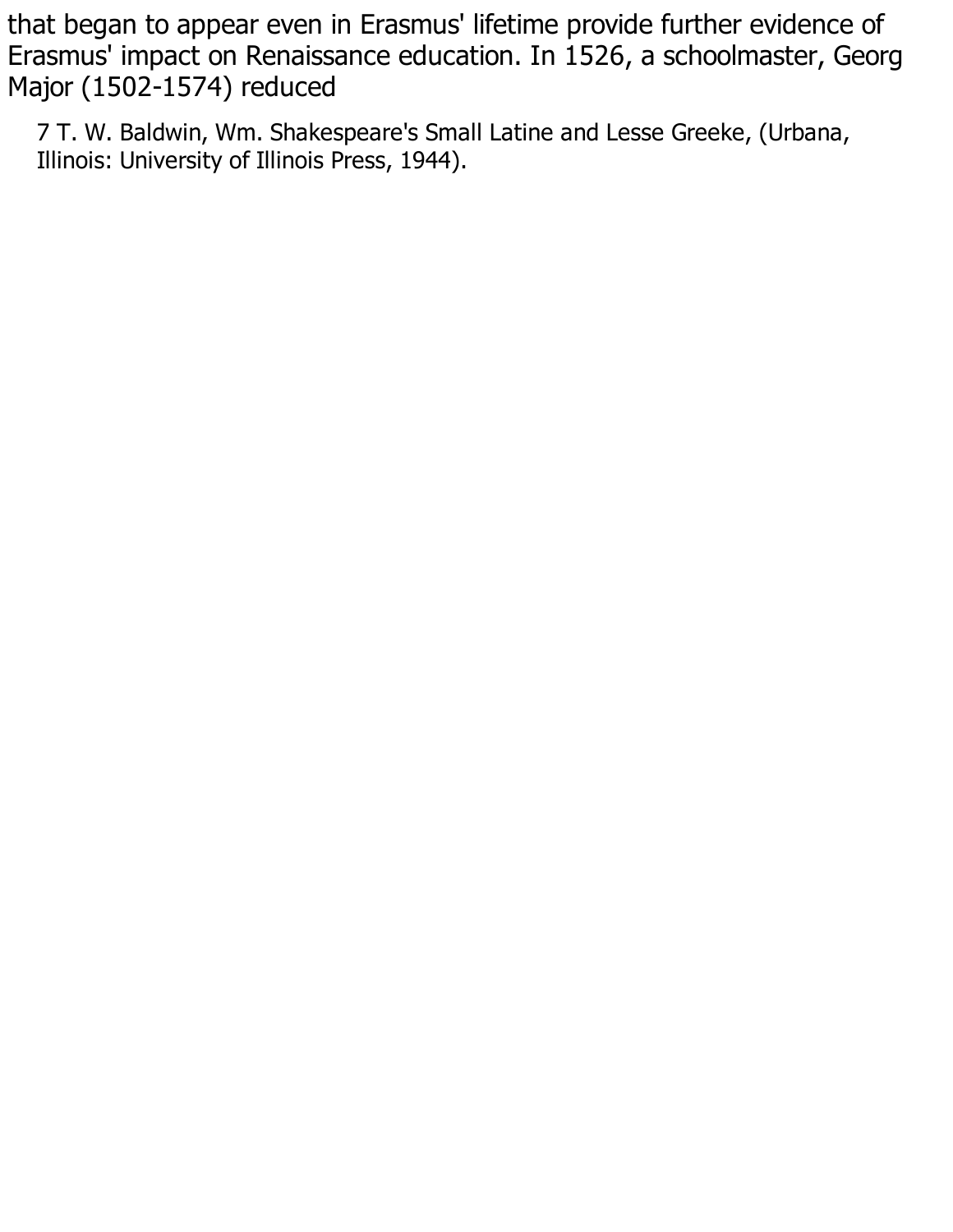that began to appear even in Erasmus' lifetime provide further evidence of Erasmus' impact on Renaissance education. In 1526, a schoolmaster, Georg Major (1502-1574) reduced

7 T. W. Baldwin, Wm. Shakespeare's Small Latine and Lesse Greeke, (Urbana, Illinois: University of Illinois Press, 1944).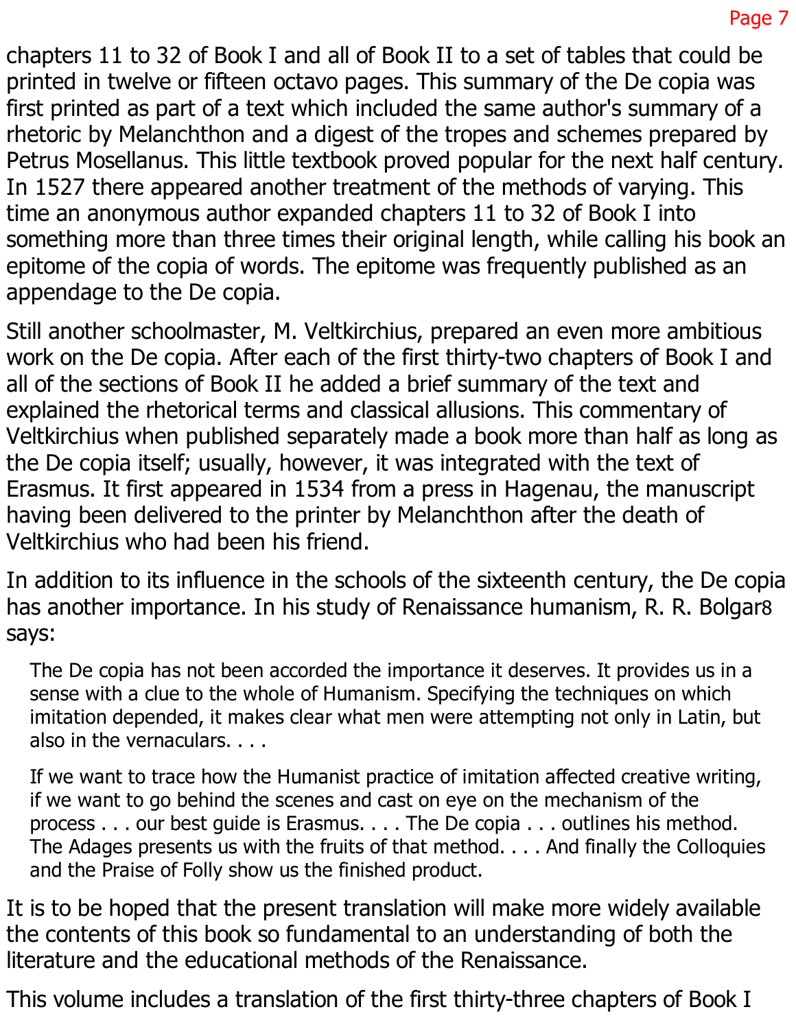chapters 11 to 32 of Book I and all of Book II to a set of tables that could be printed in twelve or fifteen octavo pages. This summary of the De copia was first printed as part of a text which included the same author's summary of a rhetoric by Melanchthon and a digest of the tropes and schemes prepared by Petrus Mosellanus. This little textbook proved popular for the next half century. In 1527 there appeared another treatment of the methods of varying. This time an anonymous author expanded chapters 11 to 32 of Book I into something more than three times their original length, while calling his book an epitome of the copia of words. The epitome was frequently published as an appendage to the De copia.

Still another schoolmaster, M. Veltkirchius, prepared an even more ambitious work on the De copia. After each of the first thirty-two chapters of Book I and all of the sections of Book II he added a brief summary of the text and explained the rhetorical terms and classical allusions. This commentary of Veltkirchius when published separately made a book more than half as long as the De copia itself; usually, however, it was integrated with the text of Erasmus. It first appeared in 1534 from a press in Hagenau, the manuscript having been delivered to the printer by Melanchthon after the death of Veltkirchius who had been his friend.

In addition to its influence in the schools of the sixteenth century, the De copia has another importance. In his study of Renaissance humanism, R. R. Bolgar[8] says:

> The De copia has not been accorded the importance it deserves. It provides us in a sense with a clue to the whole of Humanism. Specifying the techniques on which imitation depended, it makes clear what men were attempting not only in Latin, but also in the vernaculars. . . .
>
> If we want to trace how the Humanist practice of imitation affected creative writing, if we want to go behind the scenes and cast on eye on the mechanism of the process . . . our best guide is Erasmus. . . . The De copia . . . outlines his method. The Adages presents us with the fruits of that method. . . . And finally the Colloquies and the Praise of Folly show us the finished product.

It is to be hoped that the present translation will make more widely available the contents of this book so fundamental to an understanding of both the literature and the educational methods of the Renaissance.

This volume includes a translation of the first thirty-three chapters of Book I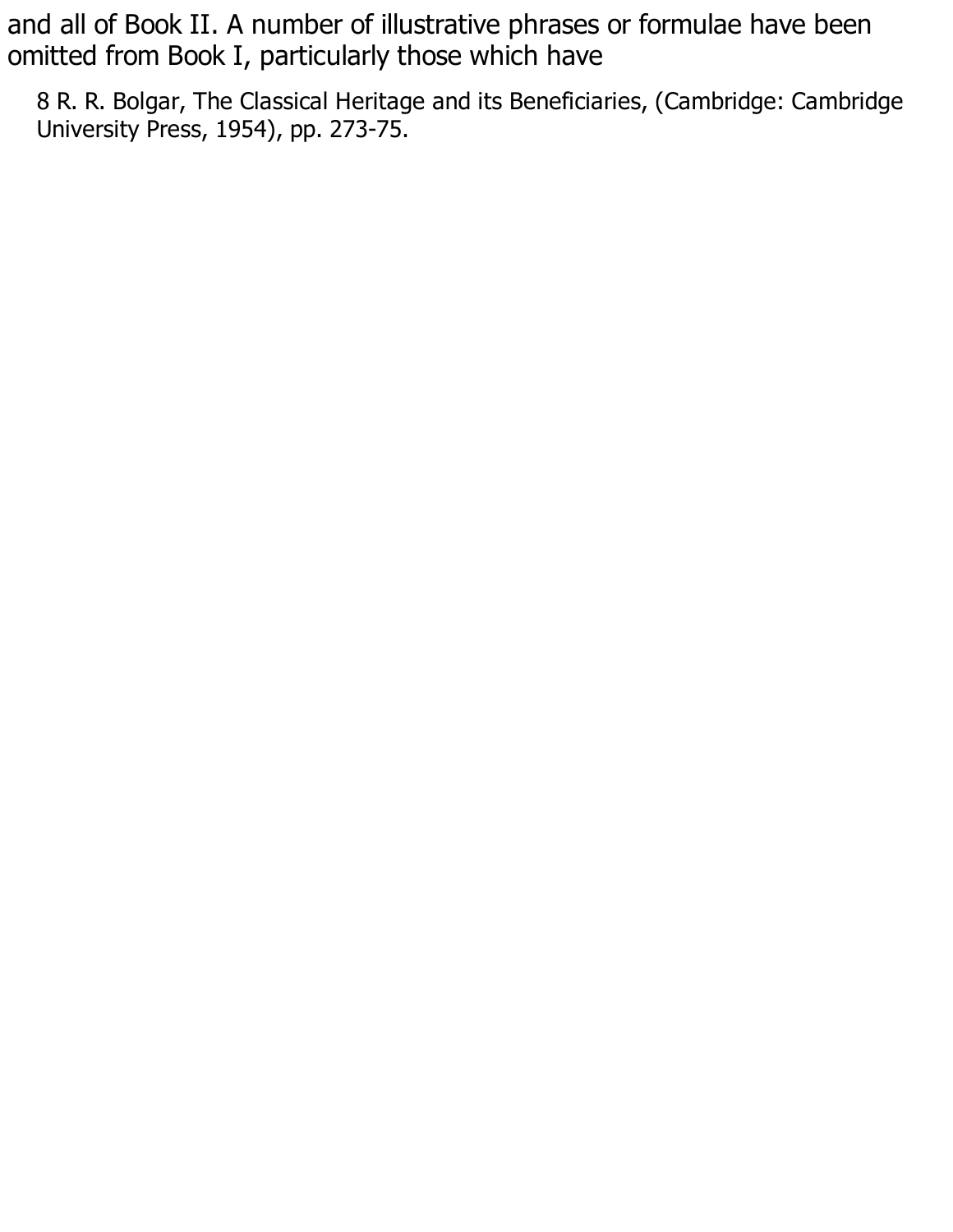and all of Book II. A number of illustrative phrases or formulae have been omitted from Book I, particularly those which have

8 R. R. Bolgar, The Classical Heritage and its Beneficiaries, (Cambridge: Cambridge University Press, 1954), pp. 273-75.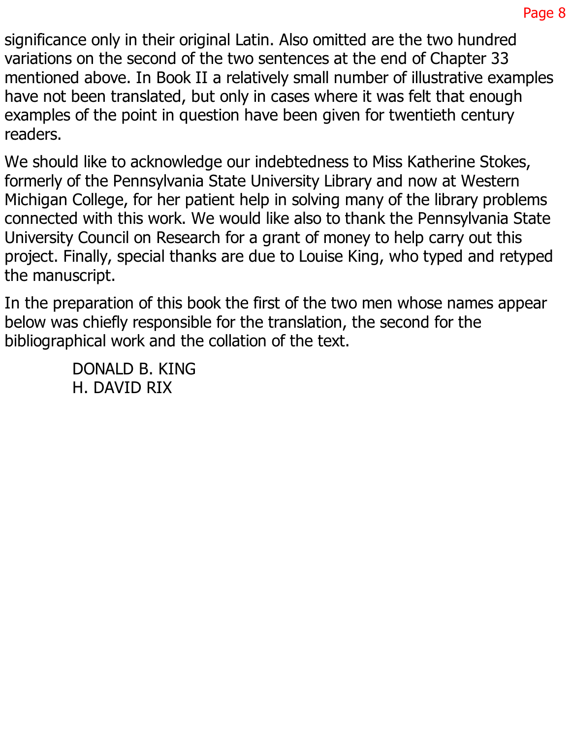significance only in their original Latin. Also omitted are the two hundred variations on the second of the two sentences at the end of Chapter 33 mentioned above. In Book II a relatively small number of illustrative examples have not been translated, but only in cases where it was felt that enough examples of the point in question have been given for twentieth century readers.

We should like to acknowledge our indebtedness to Miss Katherine Stokes, formerly of the Pennsylvania State University Library and now at Western Michigan College, for her patient help in solving many of the library problems connected with this work. We would like also to thank the Pennsylvania State University Council on Research for a grant of money to help carry out this project. Finally, special thanks are due to Louise King, who typed and retyped the manuscript.

In the preparation of this book the first of the two men whose names appear below was chiefly responsible for the translation, the second for the bibliographical work and the collation of the text.

DONALD B. KING
H. DAVID RIX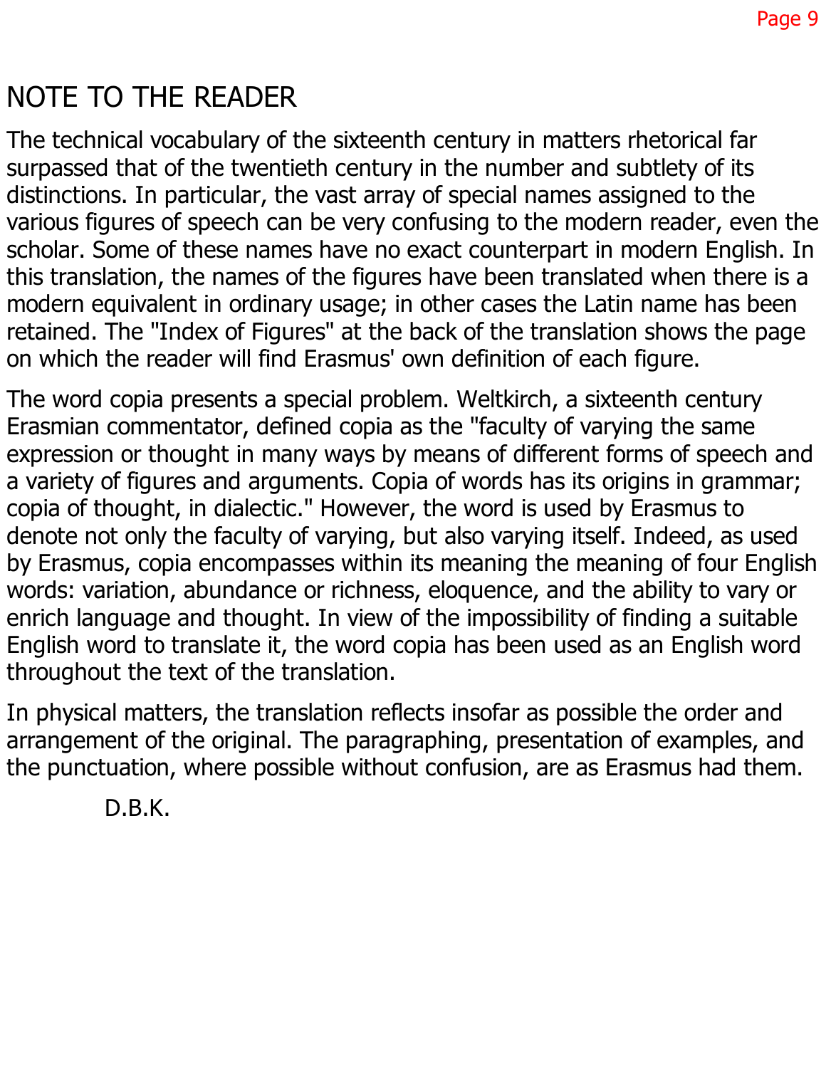# NOTE TO THE READER

The technical vocabulary of the sixteenth century in matters rhetorical far surpassed that of the twentieth century in the number and subtlety of its distinctions. In particular, the vast array of special names assigned to the various figures of speech can be very confusing to the modern reader, even the scholar. Some of these names have no exact counterpart in modern English. In this translation, the names of the figures have been translated when there is a modern equivalent in ordinary usage; in other cases the Latin name has been retained. The "Index of Figures" at the back of the translation shows the page on which the reader will find Erasmus' own definition of each figure.

The word copia presents a special problem. Weltkirch, a sixteenth century Erasmian commentator, defined copia as the "faculty of varying the same expression or thought in many ways by means of different forms of speech and a variety of figures and arguments. Copia of words has its origins in grammar; copia of thought, in dialectic." However, the word is used by Erasmus to denote not only the faculty of varying, but also varying itself. Indeed, as used by Erasmus, copia encompasses within its meaning the meaning of four English words: variation, abundance or richness, eloquence, and the ability to vary or enrich language and thought. In view of the impossibility of finding a suitable English word to translate it, the word copia has been used as an English word throughout the text of the translation.

In physical matters, the translation reflects insofar as possible the order and arrangement of the original. The paragraphing, presentation of examples, and the punctuation, where possible without confusion, are as Erasmus had them.

D.B.K.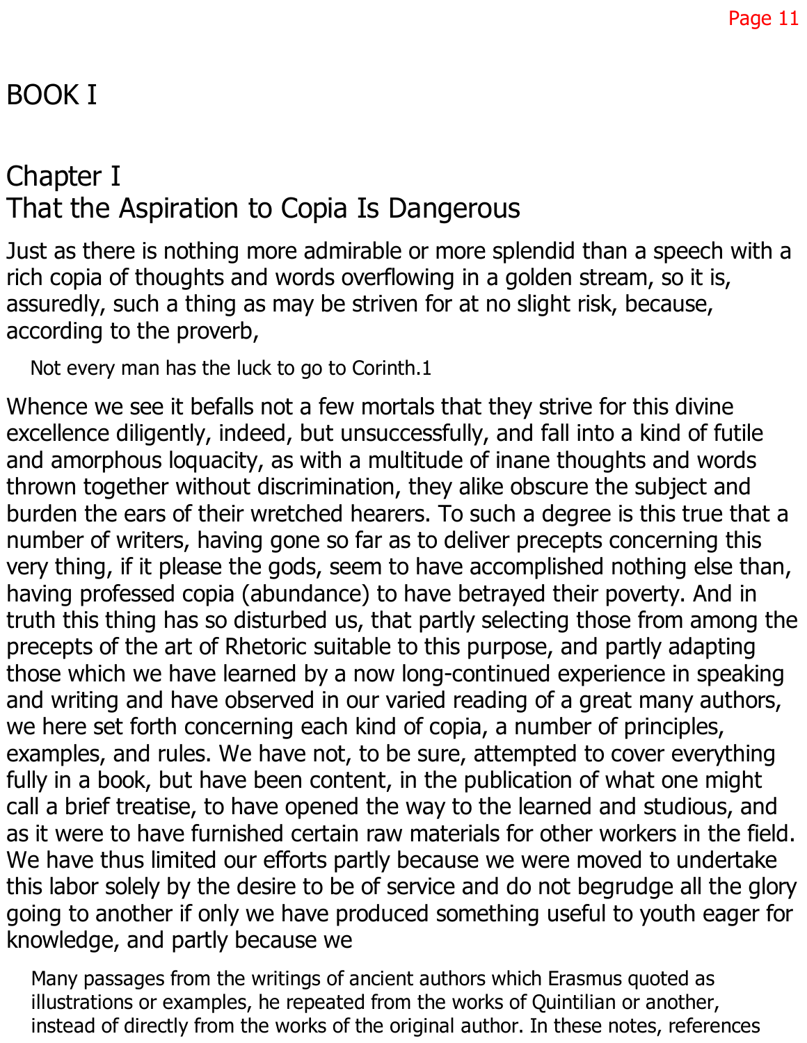# BOOK I

## Chapter I
## That the Aspiration to Copia Is Dangerous

Just as there is nothing more admirable or more splendid than a speech with a rich copia of thoughts and words overflowing in a golden stream, so it is, assuredly, such a thing as may be striven for at no slight risk, because, according to the proverb,

> Not every man has the luck to go to Corinth.[1]

Whence we see it befalls not a few mortals that they strive for this divine excellence diligently, indeed, but unsuccessfully, and fall into a kind of futile and amorphous loquacity, as with a multitude of inane thoughts and words thrown together without discrimination, they alike obscure the subject and burden the ears of their wretched hearers. To such a degree is this true that a number of writers, having gone so far as to deliver precepts concerning this very thing, if it please the gods, seem to have accomplished nothing else than, having professed copia (abundance) to have betrayed their poverty. And in truth this thing has so disturbed us, that partly selecting those from among the precepts of the art of Rhetoric suitable to this purpose, and partly adapting those which we have learned by a now long-continued experience in speaking and writing and have observed in our varied reading of a great many authors, we here set forth concerning each kind of copia, a number of principles, examples, and rules. We have not, to be sure, attempted to cover everything fully in a book, but have been content, in the publication of what one might call a brief treatise, to have opened the way to the learned and studious, and as it were to have furnished certain raw materials for other workers in the field. We have thus limited our efforts partly because we were moved to undertake this labor solely by the desire to be of service and do not begrudge all the glory going to another if only we have produced something useful to youth eager for knowledge, and partly because we

Many passages from the writings of ancient authors which Erasmus quoted as illustrations or examples, he repeated from the works of Quintilian or another, instead of directly from the works of the original author. In these notes, references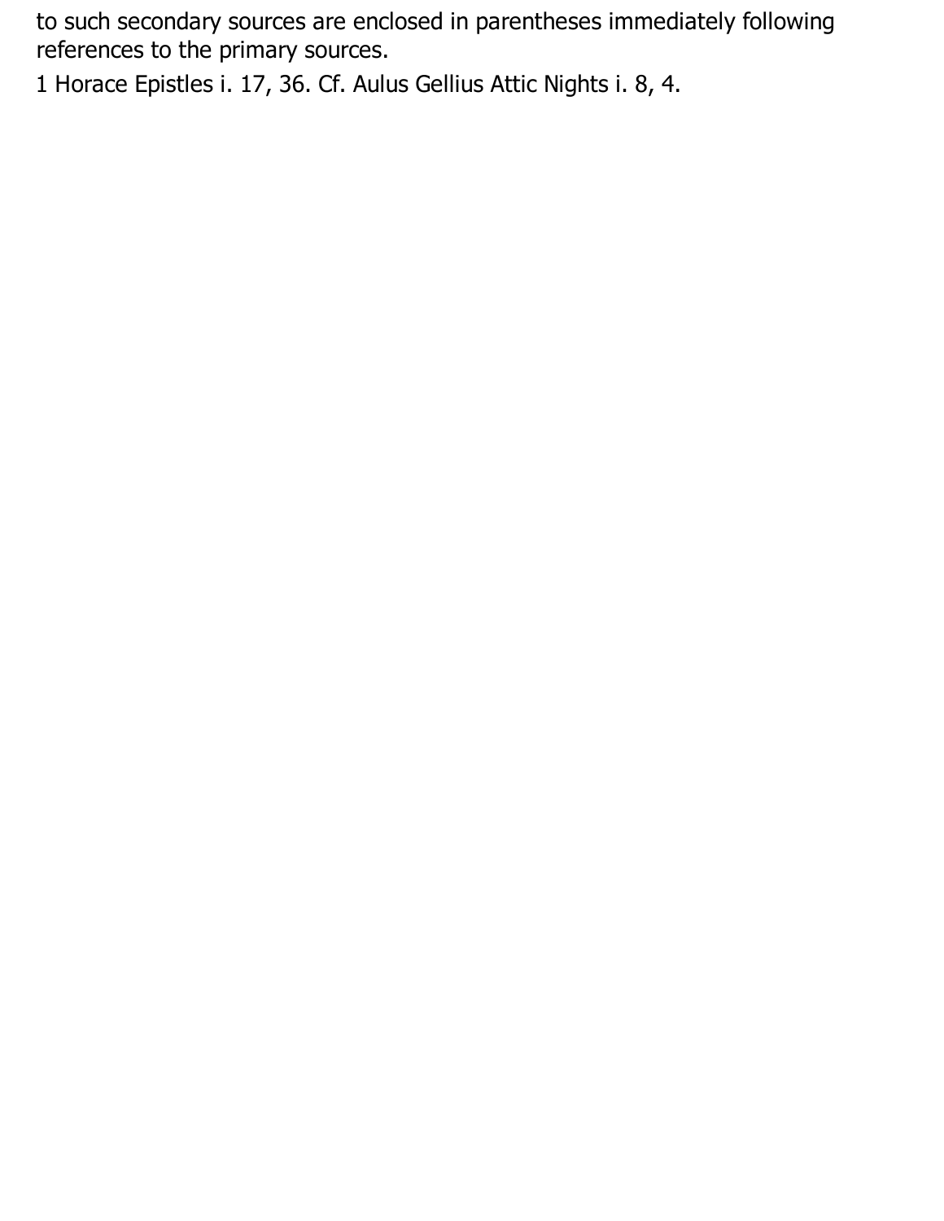to such secondary sources are enclosed in parentheses immediately following references to the primary sources.

1 Horace Epistles i. 17, 36. Cf. Aulus Gellius Attic Nights i. 8, 4.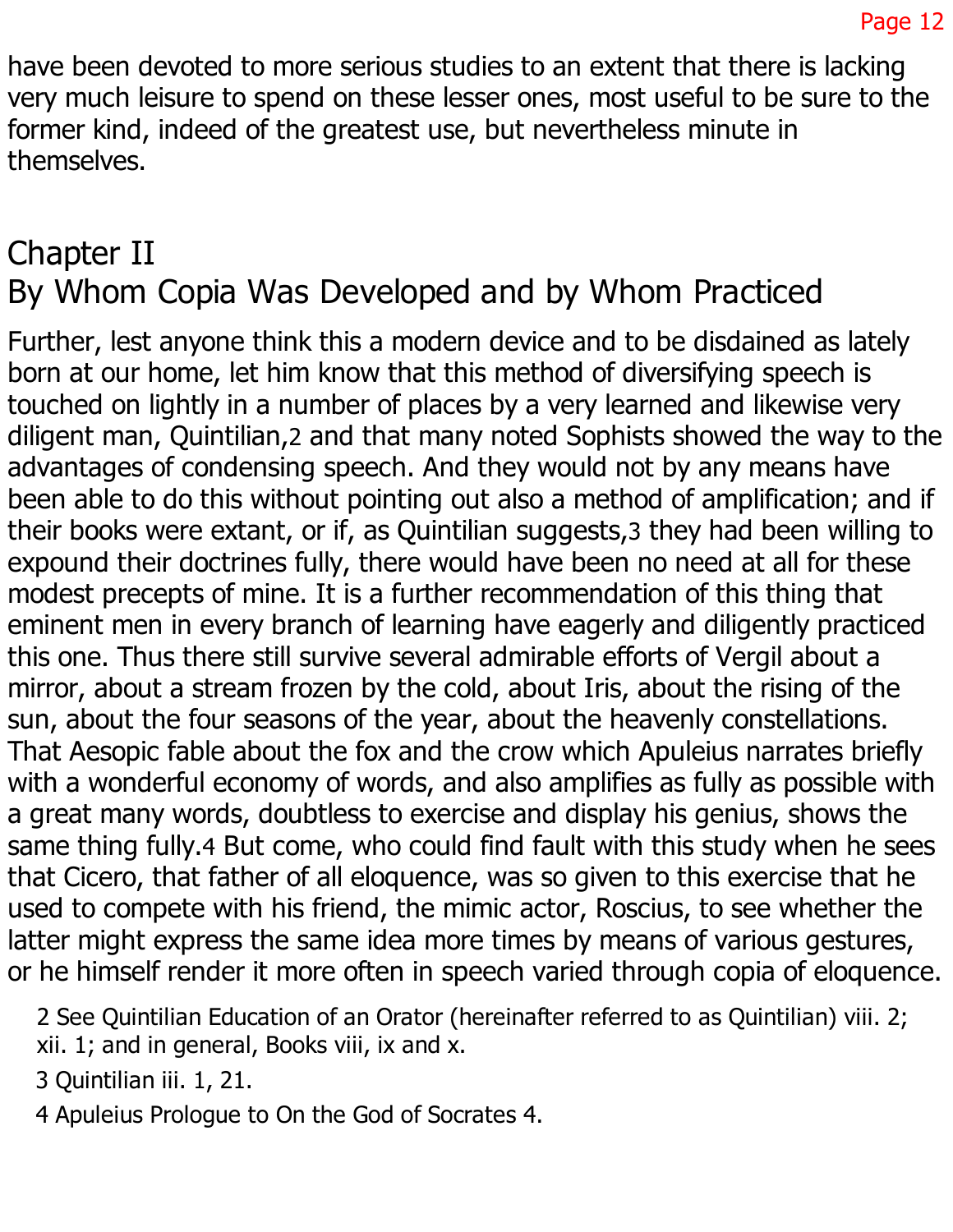have been devoted to more serious studies to an extent that there is lacking very much leisure to spend on these lesser ones, most useful to be sure to the former kind, indeed of the greatest use, but nevertheless minute in themselves.

## Chapter II
## By Whom Copia Was Developed and by Whom Practiced

Further, lest anyone think this a modern device and to be disdained as lately born at our home, let him know that this method of diversifying speech is touched on lightly in a number of places by a very learned and likewise very diligent man, Quintilian,[2] and that many noted Sophists showed the way to the advantages of condensing speech. And they would not by any means have been able to do this without pointing out also a method of amplification; and if their books were extant, or if, as Quintilian suggests,[3] they had been willing to expound their doctrines fully, there would have been no need at all for these modest precepts of mine. It is a further recommendation of this thing that eminent men in every branch of learning have eagerly and diligently practiced this one. Thus there still survive several admirable efforts of Vergil about a mirror, about a stream frozen by the cold, about Iris, about the rising of the sun, about the four seasons of the year, about the heavenly constellations. That Aesopic fable about the fox and the crow which Apuleius narrates briefly with a wonderful economy of words, and also amplifies as fully as possible with a great many words, doubtless to exercise and display his genius, shows the same thing fully.[4] But come, who could find fault with this study when he sees that Cicero, that father of all eloquence, was so given to this exercise that he used to compete with his friend, the mimic actor, Roscius, to see whether the latter might express the same idea more times by means of various gestures, or he himself render it more often in speech varied through copia of eloquence.

2 See Quintilian Education of an Orator (hereinafter referred to as Quintilian) viii. 2; xii. 1; and in general, Books viii, ix and x.

3 Quintilian iii. 1, 21.

4 Apuleius Prologue to On the God of Socrates 4.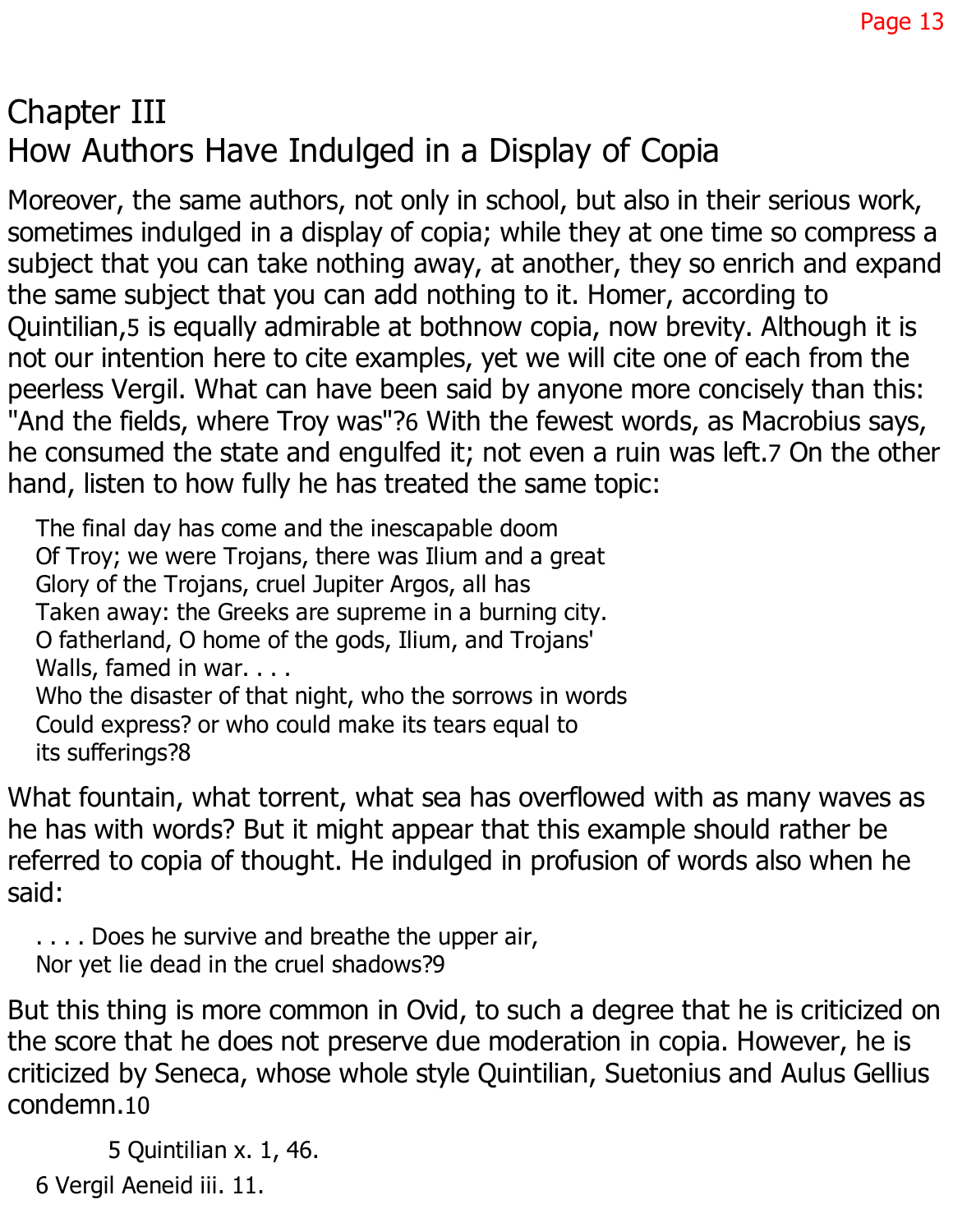# Chapter III
## How Authors Have Indulged in a Display of Copia

Moreover, the same authors, not only in school, but also in their serious work, sometimes indulged in a display of copia; while they at one time so compress a subject that you can take nothing away, at another, they so enrich and expand the same subject that you can add nothing to it. Homer, according to Quintilian,[5] is equally admirable at bothnow copia, now brevity. Although it is not our intention here to cite examples, yet we will cite one of each from the peerless Vergil. What can have been said by anyone more concisely than this: "And the fields, where Troy was"?[6] With the fewest words, as Macrobius says, he consumed the state and engulfed it; not even a ruin was left.[7] On the other hand, listen to how fully he has treated the same topic:

> The final day has come and the inescapable doom
> Of Troy; we were Trojans, there was Ilium and a great
> Glory of the Trojans, cruel Jupiter Argos, all has
> Taken away: the Greeks are supreme in a burning city.
> O fatherland, O home of the gods, Ilium, and Trojans'
> Walls, famed in war. . . .
> Who the disaster of that night, who the sorrows in words
> Could express? or who could make its tears equal to
> its sufferings?[8]

What fountain, what torrent, what sea has overflowed with as many waves as he has with words? But it might appear that this example should rather be referred to copia of thought. He indulged in profusion of words also when he said:

> . . . . Does he survive and breathe the upper air,
> Nor yet lie dead in the cruel shadows?[9]

But this thing is more common in Ovid, to such a degree that he is criticized on the score that he does not preserve due moderation in copia. However, he is criticized by Seneca, whose whole style Quintilian, Suetonius and Aulus Gellius condemn.[10]

5 Quintilian x. 1, 46.

6 Vergil Aeneid iii. 11.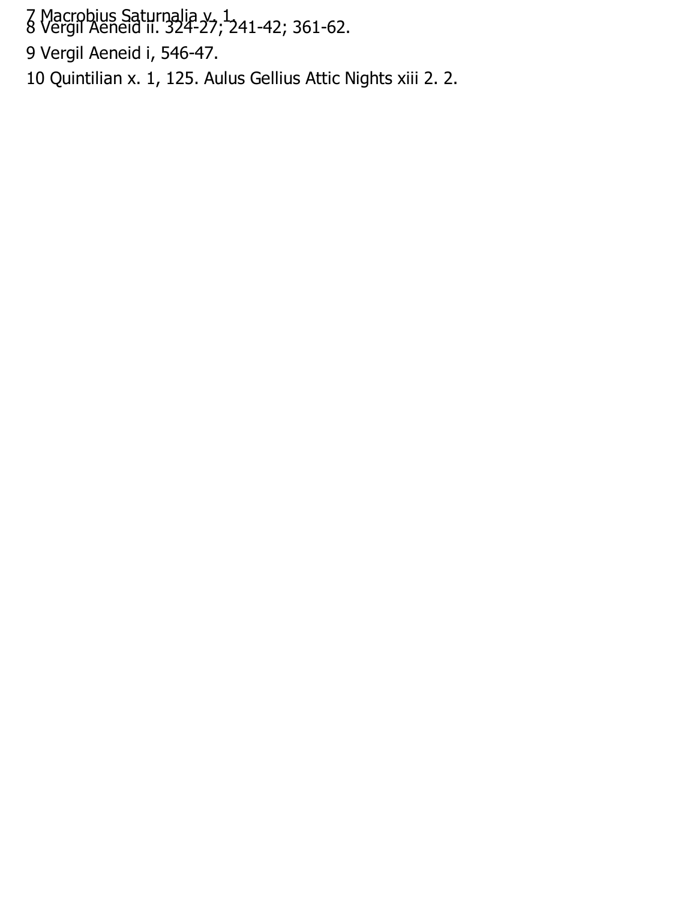7 Macrobius Saturnalia v. 1.

8 Vergil Aeneid ii. 324-27; 241-42; 361-62.

9 Vergil Aeneid i, 546-47.

10 Quintilian x. 1, 125. Aulus Gellius Attic Nights xiii 2. 2.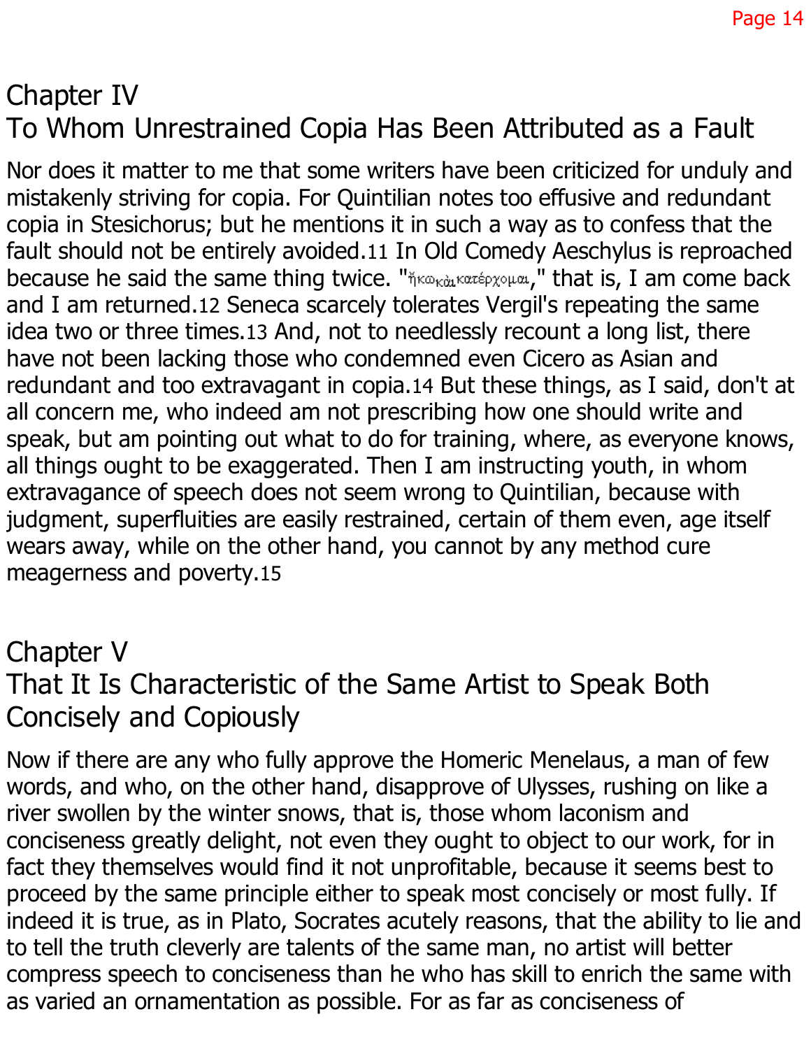## Chapter IV
## To Whom Unrestrained Copia Has Been Attributed as a Fault

Nor does it matter to me that some writers have been criticized for unduly and mistakenly striving for copia. For Quintilian notes too effusive and redundant copia in Stesichorus; but he mentions it in such a way as to confess that the fault should not be entirely avoided.[11] In Old Comedy Aeschylus is reproached because he said the same thing twice. "ἥκω καὶ κατέρχομαι," that is, I am come back and I am returned.[12] Seneca scarcely tolerates Vergil's repeating the same idea two or three times.[13] And, not to needlessly recount a long list, there have not been lacking those who condemned even Cicero as Asian and redundant and too extravagant in copia.[14] But these things, as I said, don't at all concern me, who indeed am not prescribing how one should write and speak, but am pointing out what to do for training, where, as everyone knows, all things ought to be exaggerated. Then I am instructing youth, in whom extravagance of speech does not seem wrong to Quintilian, because with judgment, superfluities are easily restrained, certain of them even, age itself wears away, while on the other hand, you cannot by any method cure meagerness and poverty.[15]

## Chapter V
## That It Is Characteristic of the Same Artist to Speak Both Concisely and Copiously

Now if there are any who fully approve the Homeric Menelaus, a man of few words, and who, on the other hand, disapprove of Ulysses, rushing on like a river swollen by the winter snows, that is, those whom laconism and conciseness greatly delight, not even they ought to object to our work, for in fact they themselves would find it not unprofitable, because it seems best to proceed by the same principle either to speak most concisely or most fully. If indeed it is true, as in Plato, Socrates acutely reasons, that the ability to lie and to tell the truth cleverly are talents of the same man, no artist will better compress speech to conciseness than he who has skill to enrich the same with as varied an ornamentation as possible. For as far as conciseness of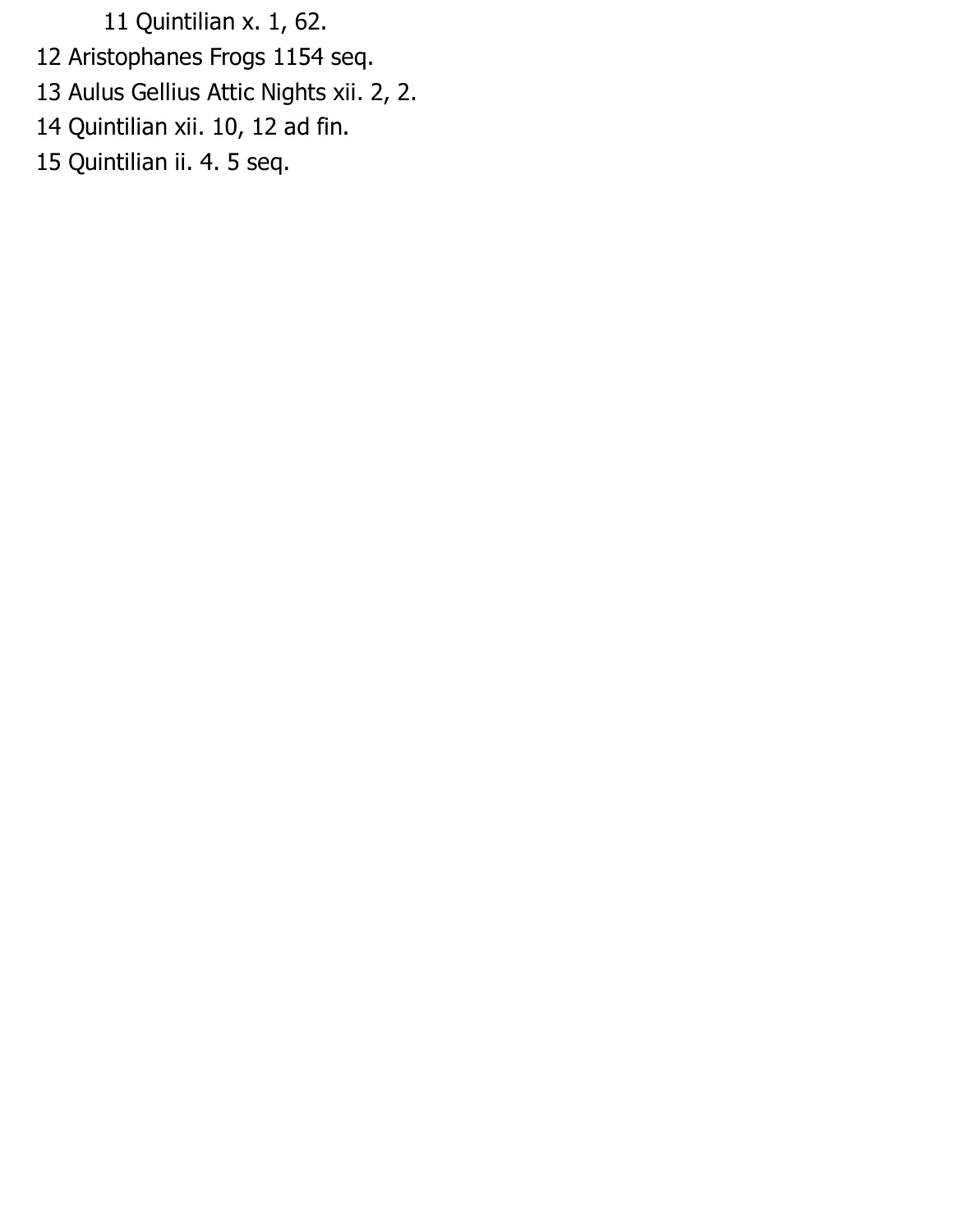11 Quintilian x. 1, 62.

12 Aristophanes Frogs 1154 seq.

13 Aulus Gellius Attic Nights xii. 2, 2.

14 Quintilian xii. 10, 12 ad fin.

15 Quintilian ii. 4. 5 seq.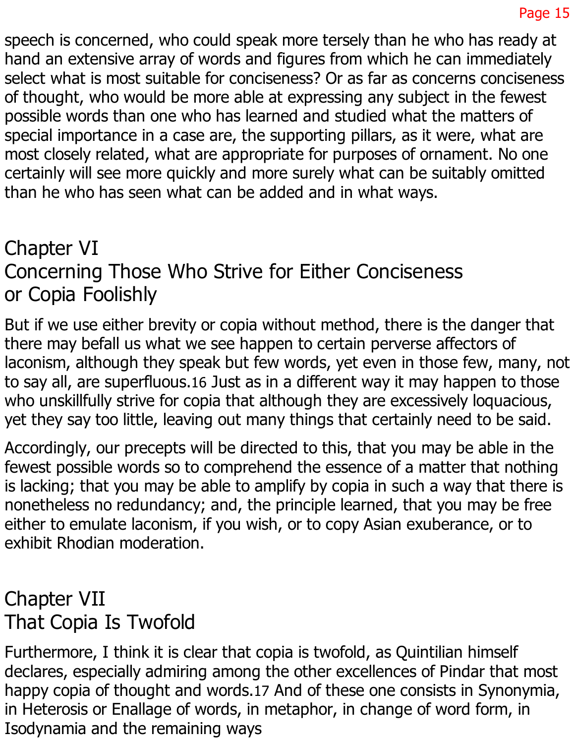speech is concerned, who could speak more tersely than he who has ready at hand an extensive array of words and figures from which he can immediately select what is most suitable for conciseness? Or as far as concerns conciseness of thought, who would be more able at expressing any subject in the fewest possible words than one who has learned and studied what the matters of special importance in a case are, the supporting pillars, as it were, what are most closely related, what are appropriate for purposes of ornament. No one certainly will see more quickly and more surely what can be suitably omitted than he who has seen what can be added and in what ways.

## Chapter VI
## Concerning Those Who Strive for Either Conciseness or Copia Foolishly

But if we use either brevity or copia without method, there is the danger that there may befall us what we see happen to certain perverse affectors of laconism, although they speak but few words, yet even in those few, many, not to say all, are superfluous.[16] Just as in a different way it may happen to those who unskillfully strive for copia that although they are excessively loquacious, yet they say too little, leaving out many things that certainly need to be said.

Accordingly, our precepts will be directed to this, that you may be able in the fewest possible words so to comprehend the essence of a matter that nothing is lacking; that you may be able to amplify by copia in such a way that there is nonetheless no redundancy; and, the principle learned, that you may be free either to emulate laconism, if you wish, or to copy Asian exuberance, or to exhibit Rhodian moderation.

## Chapter VII
## That Copia Is Twofold

Furthermore, I think it is clear that copia is twofold, as Quintilian himself declares, especially admiring among the other excellences of Pindar that most happy copia of thought and words.[17] And of these one consists in Synonymia, in Heterosis or Enallage of words, in metaphor, in change of word form, in Isodynamia and the remaining ways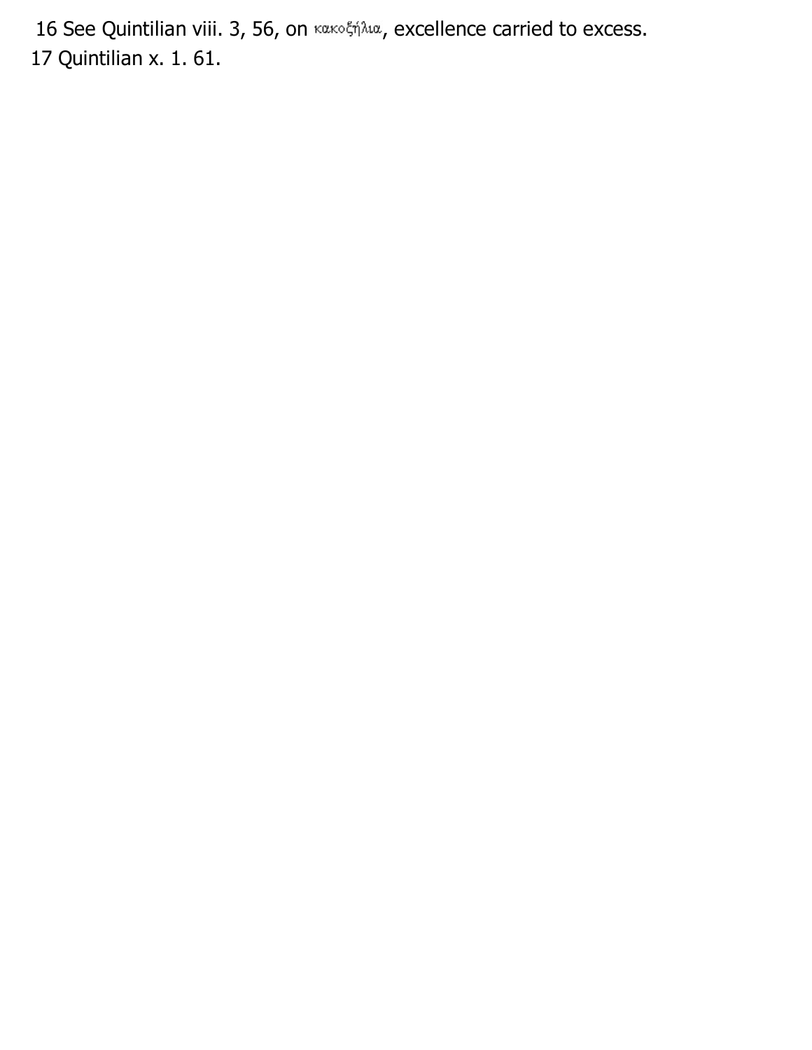16 See Quintilian viii. 3, 56, on κακοζήλια, excellence carried to excess.

17 Quintilian x. 1. 61.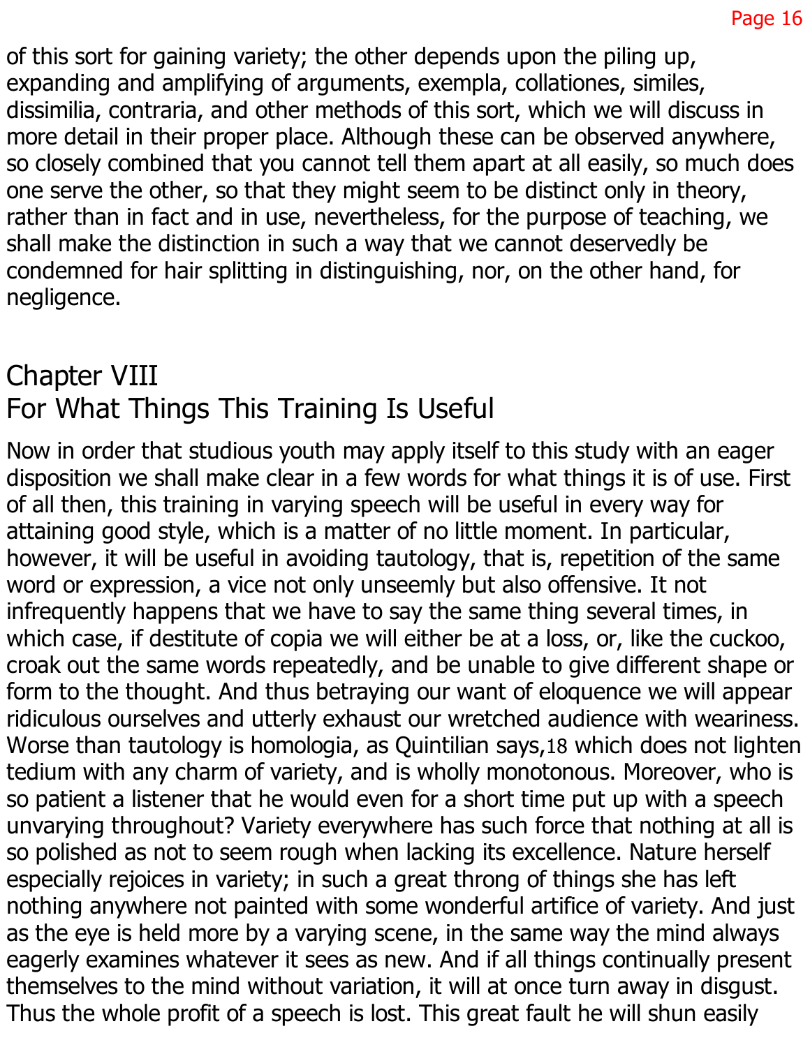of this sort for gaining variety; the other depends upon the piling up, expanding and amplifying of arguments, exempla, collationes, similes, dissimilia, contraria, and other methods of this sort, which we will discuss in more detail in their proper place. Although these can be observed anywhere, so closely combined that you cannot tell them apart at all easily, so much does one serve the other, so that they might seem to be distinct only in theory, rather than in fact and in use, nevertheless, for the purpose of teaching, we shall make the distinction in such a way that we cannot deservedly be condemned for hair splitting in distinguishing, nor, on the other hand, for negligence.

## Chapter VIII
## For What Things This Training Is Useful

Now in order that studious youth may apply itself to this study with an eager disposition we shall make clear in a few words for what things it is of use. First of all then, this training in varying speech will be useful in every way for attaining good style, which is a matter of no little moment. In particular, however, it will be useful in avoiding tautology, that is, repetition of the same word or expression, a vice not only unseemly but also offensive. It not infrequently happens that we have to say the same thing several times, in which case, if destitute of copia we will either be at a loss, or, like the cuckoo, croak out the same words repeatedly, and be unable to give different shape or form to the thought. And thus betraying our want of eloquence we will appear ridiculous ourselves and utterly exhaust our wretched audience with weariness. Worse than tautology is homologia, as Quintilian says,[18] which does not lighten tedium with any charm of variety, and is wholly monotonous. Moreover, who is so patient a listener that he would even for a short time put up with a speech unvarying throughout? Variety everywhere has such force that nothing at all is so polished as not to seem rough when lacking its excellence. Nature herself especially rejoices in variety; in such a great throng of things she has left nothing anywhere not painted with some wonderful artifice of variety. And just as the eye is held more by a varying scene, in the same way the mind always eagerly examines whatever it sees as new. And if all things continually present themselves to the mind without variation, it will at once turn away in disgust. Thus the whole profit of a speech is lost. This great fault he will shun easily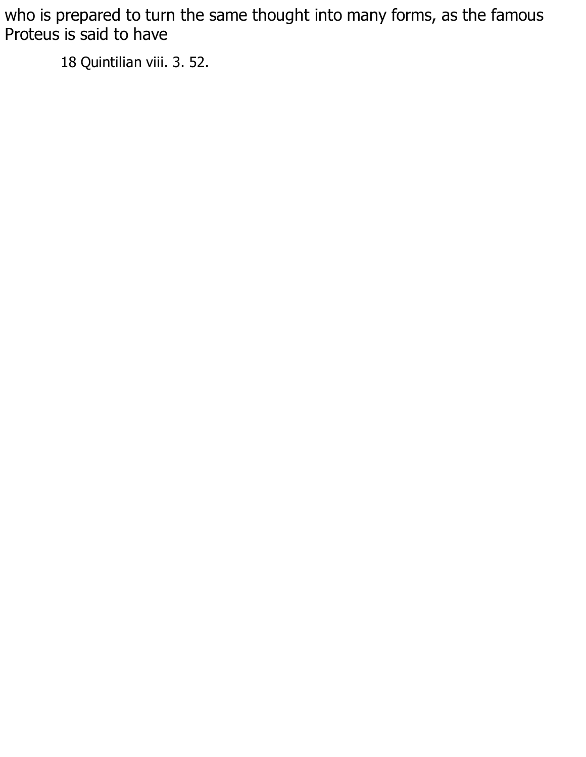who is prepared to turn the same thought into many forms, as the famous Proteus is said to have

18 Quintilian viii. 3. 52.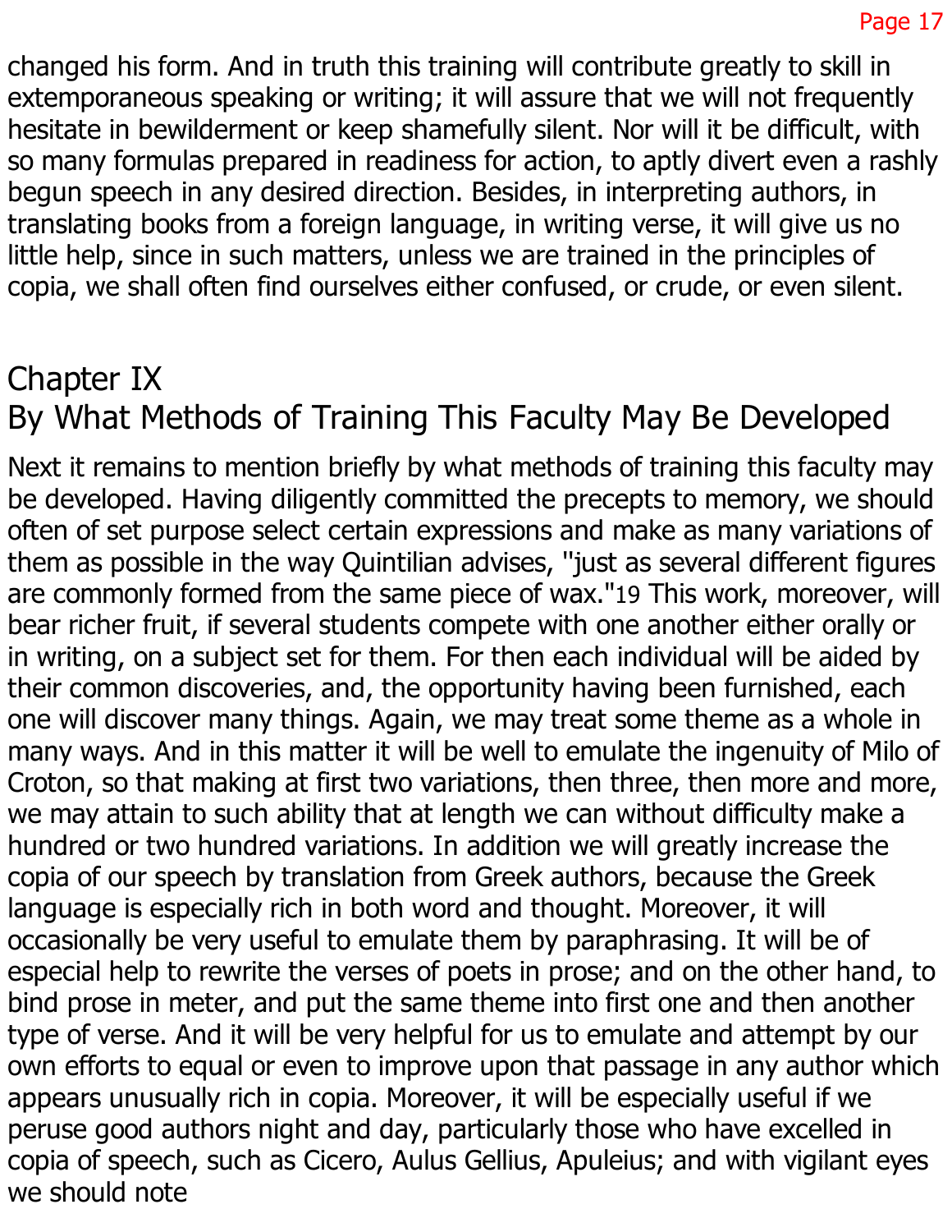changed his form. And in truth this training will contribute greatly to skill in extemporaneous speaking or writing; it will assure that we will not frequently hesitate in bewilderment or keep shamefully silent. Nor will it be difficult, with so many formulas prepared in readiness for action, to aptly divert even a rashly begun speech in any desired direction. Besides, in interpreting authors, in translating books from a foreign language, in writing verse, it will give us no little help, since in such matters, unless we are trained in the principles of copia, we shall often find ourselves either confused, or crude, or even silent.

## Chapter IX
## By What Methods of Training This Faculty May Be Developed

Next it remains to mention briefly by what methods of training this faculty may be developed. Having diligently committed the precepts to memory, we should often of set purpose select certain expressions and make as many variations of them as possible in the way Quintilian advises, "just as several different figures are commonly formed from the same piece of wax."[19] This work, moreover, will bear richer fruit, if several students compete with one another either orally or in writing, on a subject set for them. For then each individual will be aided by their common discoveries, and, the opportunity having been furnished, each one will discover many things. Again, we may treat some theme as a whole in many ways. And in this matter it will be well to emulate the ingenuity of Milo of Croton, so that making at first two variations, then three, then more and more, we may attain to such ability that at length we can without difficulty make a hundred or two hundred variations. In addition we will greatly increase the copia of our speech by translation from Greek authors, because the Greek language is especially rich in both word and thought. Moreover, it will occasionally be very useful to emulate them by paraphrasing. It will be of especial help to rewrite the verses of poets in prose; and on the other hand, to bind prose in meter, and put the same theme into first one and then another type of verse. And it will be very helpful for us to emulate and attempt by our own efforts to equal or even to improve upon that passage in any author which appears unusually rich in copia. Moreover, it will be especially useful if we peruse good authors night and day, particularly those who have excelled in copia of speech, such as Cicero, Aulus Gellius, Apuleius; and with vigilant eyes we should note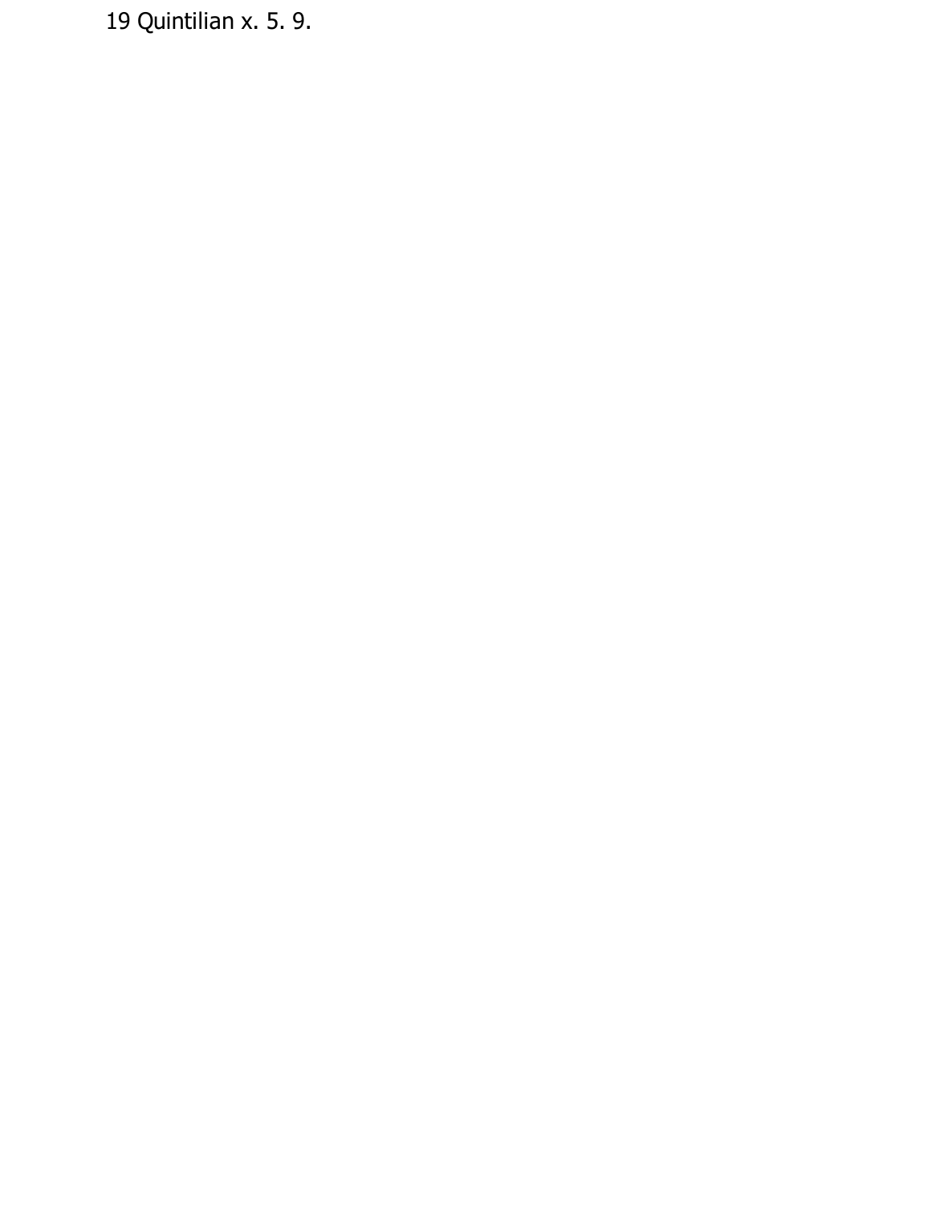19 Quintilian x. 5. 9.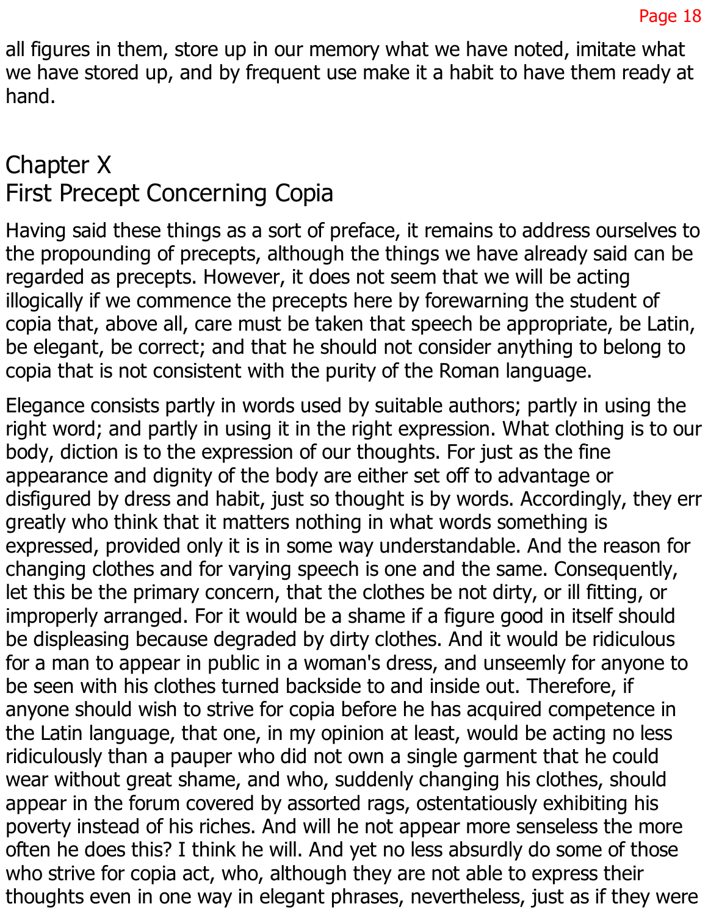all figures in them, store up in our memory what we have noted, imitate what we have stored up, and by frequent use make it a habit to have them ready at hand.

## Chapter X
## First Precept Concerning Copia

Having said these things as a sort of preface, it remains to address ourselves to the propounding of precepts, although the things we have already said can be regarded as precepts. However, it does not seem that we will be acting illogically if we commence the precepts here by forewarning the student of copia that, above all, care must be taken that speech be appropriate, be Latin, be elegant, be correct; and that he should not consider anything to belong to copia that is not consistent with the purity of the Roman language.

Elegance consists partly in words used by suitable authors; partly in using the right word; and partly in using it in the right expression. What clothing is to our body, diction is to the expression of our thoughts. For just as the fine appearance and dignity of the body are either set off to advantage or disfigured by dress and habit, just so thought is by words. Accordingly, they err greatly who think that it matters nothing in what words something is expressed, provided only it is in some way understandable. And the reason for changing clothes and for varying speech is one and the same. Consequently, let this be the primary concern, that the clothes be not dirty, or ill fitting, or improperly arranged. For it would be a shame if a figure good in itself should be displeasing because degraded by dirty clothes. And it would be ridiculous for a man to appear in public in a woman's dress, and unseemly for anyone to be seen with his clothes turned backside to and inside out. Therefore, if anyone should wish to strive for copia before he has acquired competence in the Latin language, that one, in my opinion at least, would be acting no less ridiculously than a pauper who did not own a single garment that he could wear without great shame, and who, suddenly changing his clothes, should appear in the forum covered by assorted rags, ostentatiously exhibiting his poverty instead of his riches. And will he not appear more senseless the more often he does this? I think he will. And yet no less absurdly do some of those who strive for copia act, who, although they are not able to express their thoughts even in one way in elegant phrases, nevertheless, just as if they were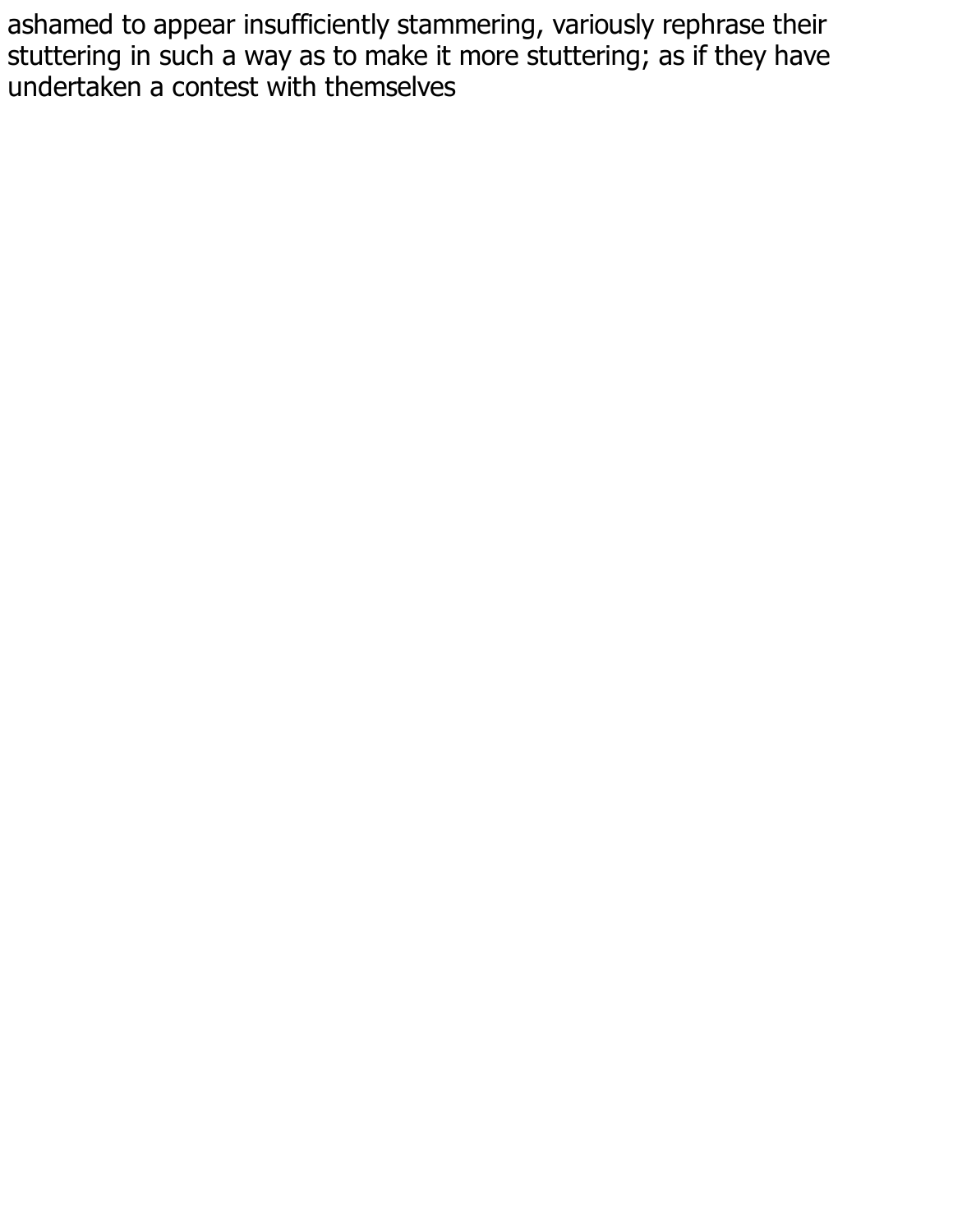ashamed to appear insufficiently stammering, variously rephrase their stuttering in such a way as to make it more stuttering; as if they have undertaken a contest with themselves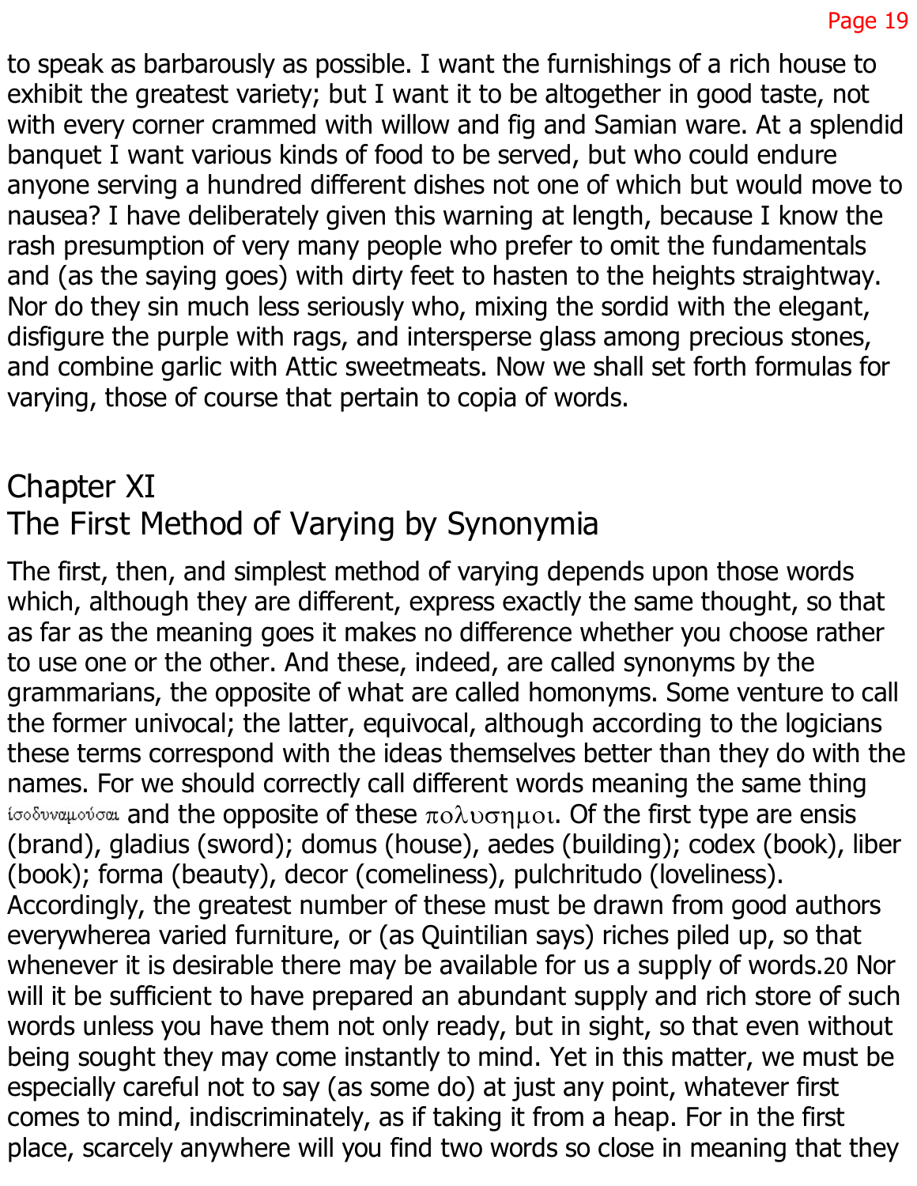to speak as barbarously as possible. I want the furnishings of a rich house to exhibit the greatest variety; but I want it to be altogether in good taste, not with every corner crammed with willow and fig and Samian ware. At a splendid banquet I want various kinds of food to be served, but who could endure anyone serving a hundred different dishes not one of which but would move to nausea? I have deliberately given this warning at length, because I know the rash presumption of very many people who prefer to omit the fundamentals and (as the saying goes) with dirty feet to hasten to the heights straightway. Nor do they sin much less seriously who, mixing the sordid with the elegant, disfigure the purple with rags, and intersperse glass among precious stones, and combine garlic with Attic sweetmeats. Now we shall set forth formulas for varying, those of course that pertain to copia of words.

## Chapter XI
## The First Method of Varying by Synonymia

The first, then, and simplest method of varying depends upon those words which, although they are different, express exactly the same thought, so that as far as the meaning goes it makes no difference whether you choose rather to use one or the other. And these, indeed, are called synonyms by the grammarians, the opposite of what are called homonyms. Some venture to call the former univocal; the latter, equivocal, although according to the logicians these terms correspond with the ideas themselves better than they do with the names. For we should correctly call different words meaning the same thing ἰσοδυναμούσαι and the opposite of these πολυσημοι. Of the first type are ensis (brand), gladius (sword); domus (house), aedes (building); codex (book), liber (book); forma (beauty), decor (comeliness), pulchritudo (loveliness). Accordingly, the greatest number of these must be drawn from good authors everywherea varied furniture, or (as Quintilian says) riches piled up, so that whenever it is desirable there may be available for us a supply of words.[20] Nor will it be sufficient to have prepared an abundant supply and rich store of such words unless you have them not only ready, but in sight, so that even without being sought they may come instantly to mind. Yet in this matter, we must be especially careful not to say (as some do) at just any point, whatever first comes to mind, indiscriminately, as if taking it from a heap. For in the first place, scarcely anywhere will you find two words so close in meaning that they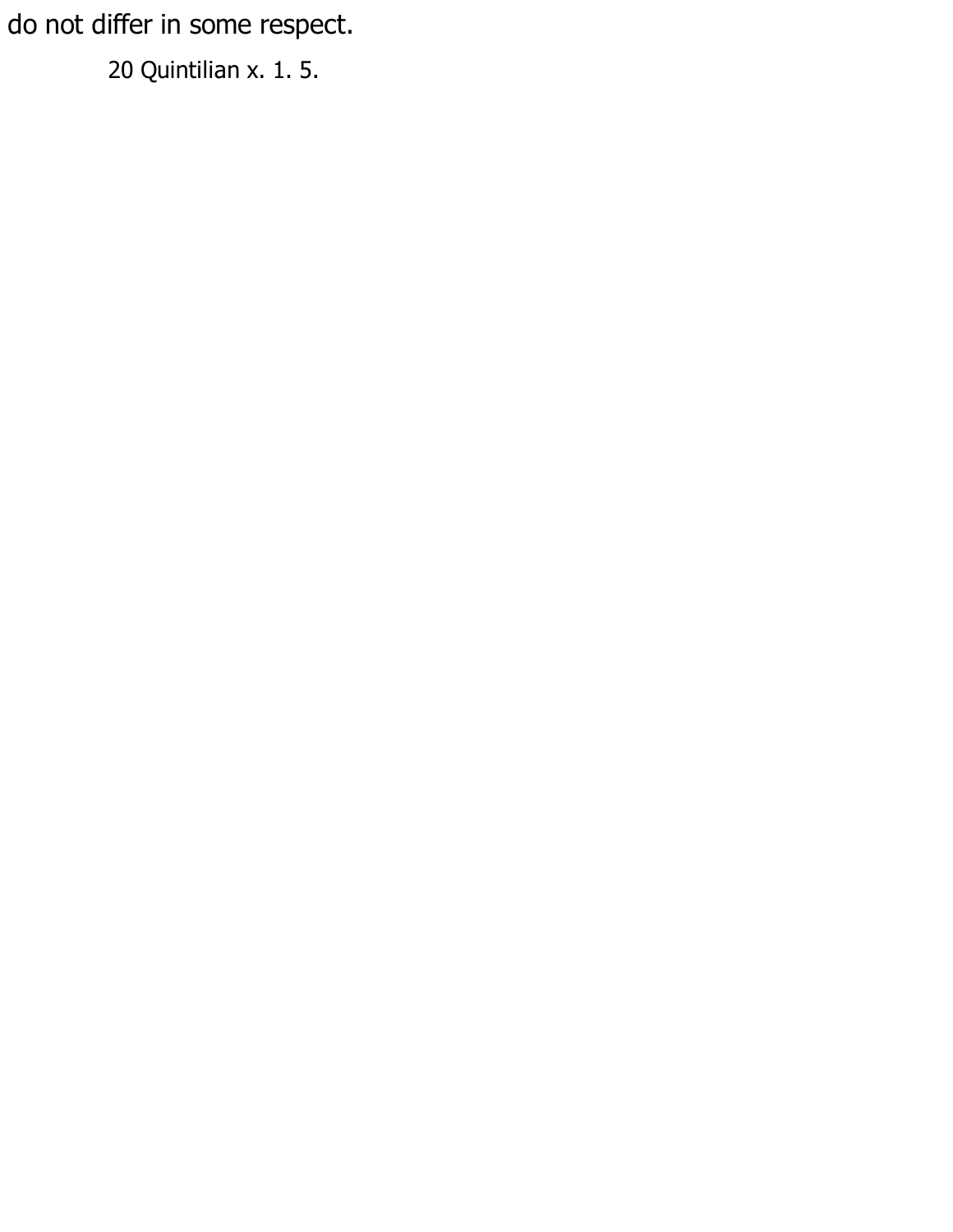do not differ in some respect.

20 Quintilian x. 1. 5.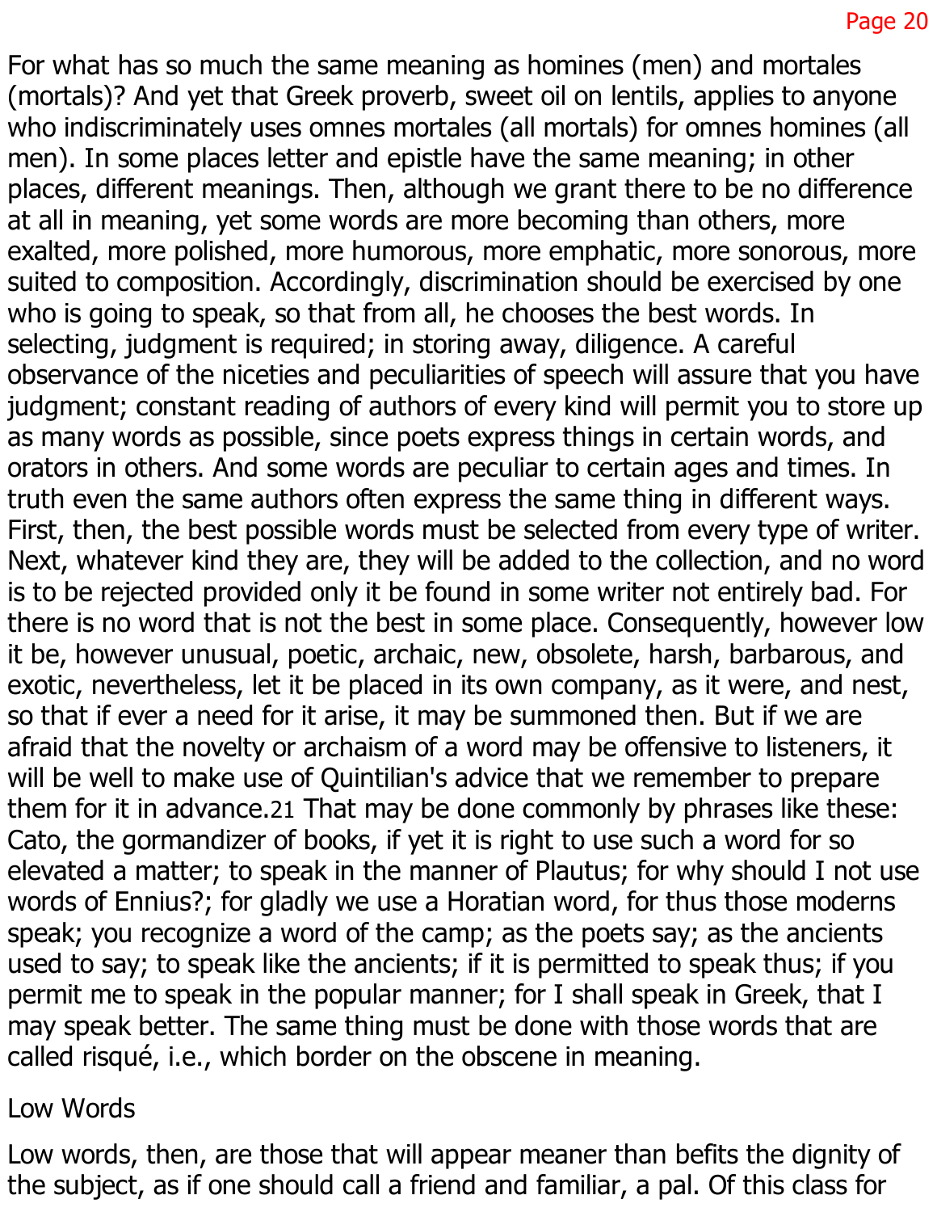For what has so much the same meaning as homines (men) and mortales (mortals)? And yet that Greek proverb, sweet oil on lentils, applies to anyone who indiscriminately uses omnes mortales (all mortals) for omnes homines (all men). In some places letter and epistle have the same meaning; in other places, different meanings. Then, although we grant there to be no difference at all in meaning, yet some words are more becoming than others, more exalted, more polished, more humorous, more emphatic, more sonorous, more suited to composition. Accordingly, discrimination should be exercised by one who is going to speak, so that from all, he chooses the best words. In selecting, judgment is required; in storing away, diligence. A careful observance of the niceties and peculiarities of speech will assure that you have judgment; constant reading of authors of every kind will permit you to store up as many words as possible, since poets express things in certain words, and orators in others. And some words are peculiar to certain ages and times. In truth even the same authors often express the same thing in different ways. First, then, the best possible words must be selected from every type of writer. Next, whatever kind they are, they will be added to the collection, and no word is to be rejected provided only it be found in some writer not entirely bad. For there is no word that is not the best in some place. Consequently, however low it be, however unusual, poetic, archaic, new, obsolete, harsh, barbarous, and exotic, nevertheless, let it be placed in its own company, as it were, and nest, so that if ever a need for it arise, it may be summoned then. But if we are afraid that the novelty or archaism of a word may be offensive to listeners, it will be well to make use of Quintilian's advice that we remember to prepare them for it in advance.[21] That may be done commonly by phrases like these: Cato, the gormandizer of books, if yet it is right to use such a word for so elevated a matter; to speak in the manner of Plautus; for why should I not use words of Ennius?; for gladly we use a Horatian word, for thus those moderns speak; you recognize a word of the camp; as the poets say; as the ancients used to say; to speak like the ancients; if it is permitted to speak thus; if you permit me to speak in the popular manner; for I shall speak in Greek, that I may speak better. The same thing must be done with those words that are called risqué, i.e., which border on the obscene in meaning.

## Low Words

Low words, then, are those that will appear meaner than befits the dignity of the subject, as if one should call a friend and familiar, a pal. Of this class for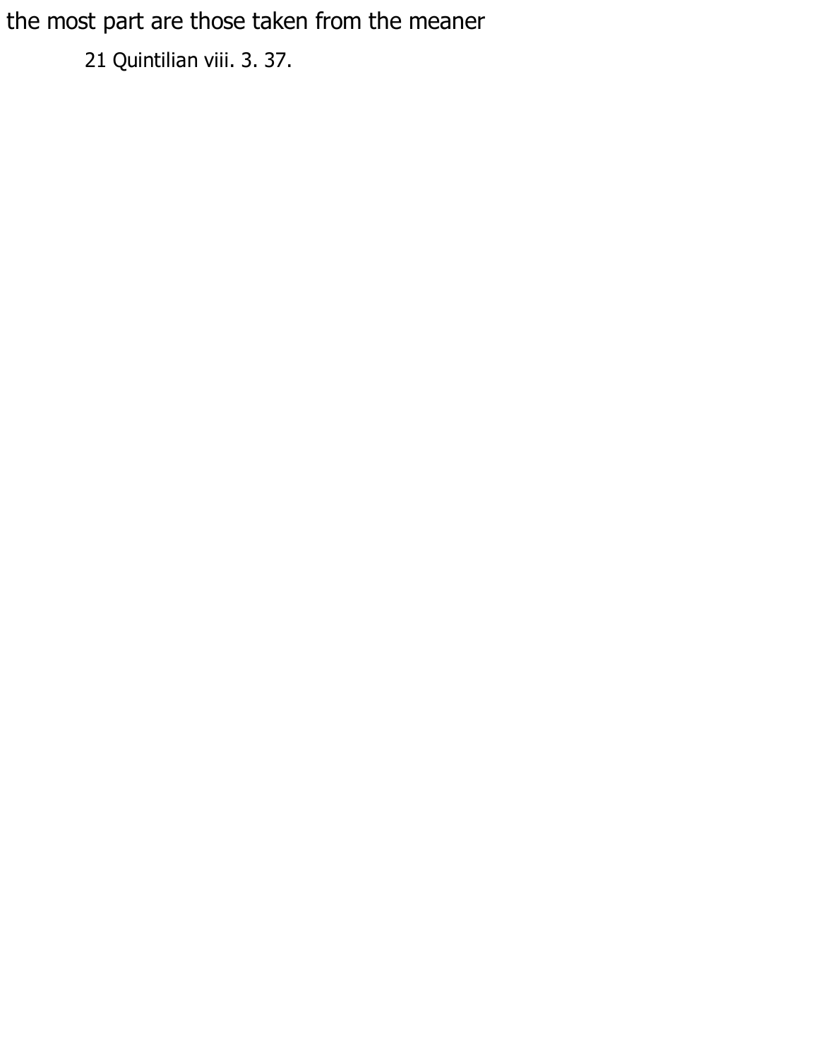the most part are those taken from the meaner

21 Quintilian viii. 3. 37.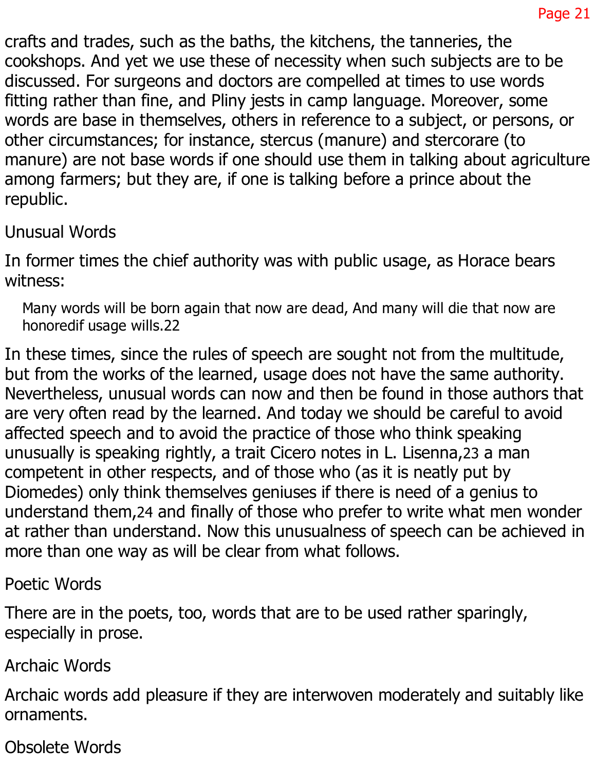crafts and trades, such as the baths, the kitchens, the tanneries, the cookshops. And yet we use these of necessity when such subjects are to be discussed. For surgeons and doctors are compelled at times to use words fitting rather than fine, and Pliny jests in camp language. Moreover, some words are base in themselves, others in reference to a subject, or persons, or other circumstances; for instance, stercus (manure) and stercorare (to manure) are not base words if one should use them in talking about agriculture among farmers; but they are, if one is talking before a prince about the republic.

## Unusual Words

In former times the chief authority was with public usage, as Horace bears witness:

> Many words will be born again that now are dead, And many will die that now are honoredif usage wills.[22]

In these times, since the rules of speech are sought not from the multitude, but from the works of the learned, usage does not have the same authority. Nevertheless, unusual words can now and then be found in those authors that are very often read by the learned. And today we should be careful to avoid affected speech and to avoid the practice of those who think speaking unusually is speaking rightly, a trait Cicero notes in L. Lisenna,[23] a man competent in other respects, and of those who (as it is neatly put by Diomedes) only think themselves geniuses if there is need of a genius to understand them,[24] and finally of those who prefer to write what men wonder at rather than understand. Now this unusualness of speech can be achieved in more than one way as will be clear from what follows.

## Poetic Words

There are in the poets, too, words that are to be used rather sparingly, especially in prose.

## Archaic Words

Archaic words add pleasure if they are interwoven moderately and suitably like ornaments.

## Obsolete Words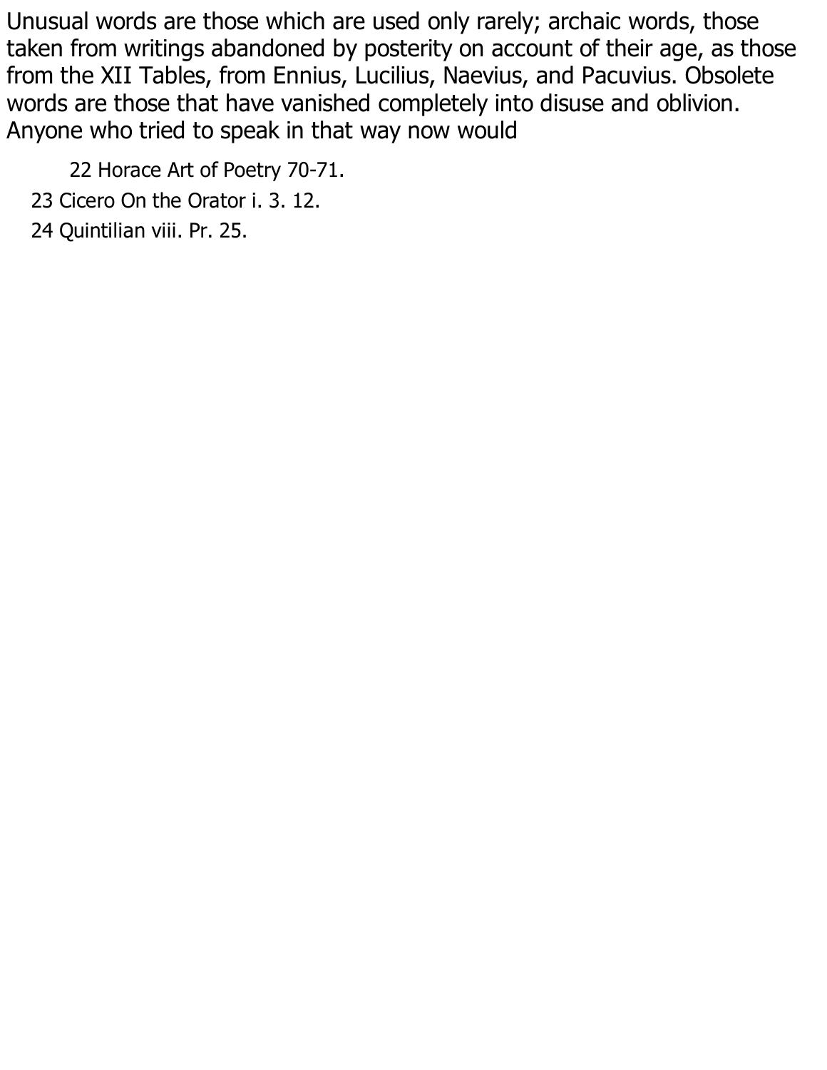Unusual words are those which are used only rarely; archaic words, those taken from writings abandoned by posterity on account of their age, as those from the XII Tables, from Ennius, Lucilius, Naevius, and Pacuvius. Obsolete words are those that have vanished completely into disuse and oblivion. Anyone who tried to speak in that way now would

22 Horace Art of Poetry 70-71.

23 Cicero On the Orator i. 3. 12.

24 Quintilian viii. Pr. 25.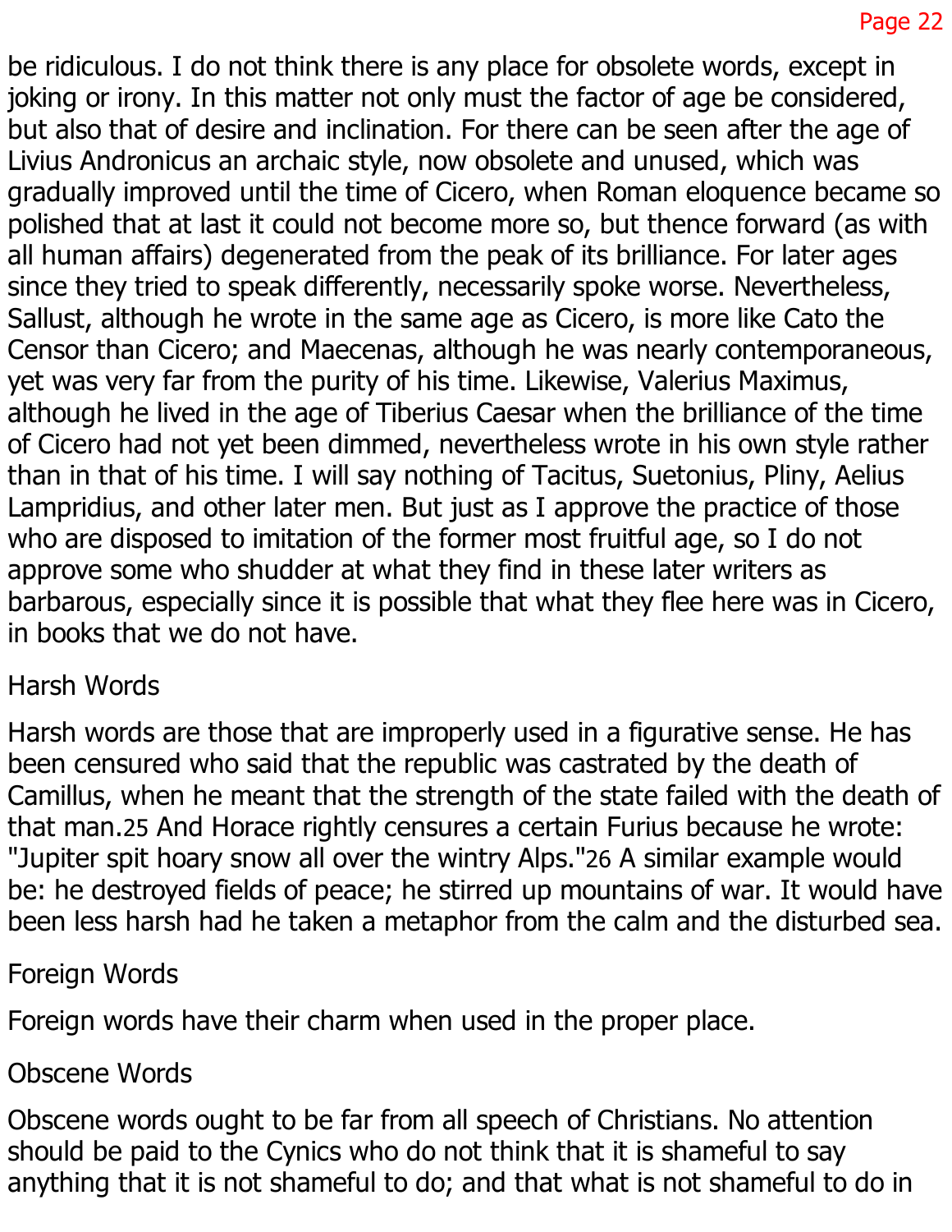be ridiculous. I do not think there is any place for obsolete words, except in joking or irony. In this matter not only must the factor of age be considered, but also that of desire and inclination. For there can be seen after the age of Livius Andronicus an archaic style, now obsolete and unused, which was gradually improved until the time of Cicero, when Roman eloquence became so polished that at last it could not become more so, but thence forward (as with all human affairs) degenerated from the peak of its brilliance. For later ages since they tried to speak differently, necessarily spoke worse. Nevertheless, Sallust, although he wrote in the same age as Cicero, is more like Cato the Censor than Cicero; and Maecenas, although he was nearly contemporaneous, yet was very far from the purity of his time. Likewise, Valerius Maximus, although he lived in the age of Tiberius Caesar when the brilliance of the time of Cicero had not yet been dimmed, nevertheless wrote in his own style rather than in that of his time. I will say nothing of Tacitus, Suetonius, Pliny, Aelius Lampridius, and other later men. But just as I approve the practice of those who are disposed to imitation of the former most fruitful age, so I do not approve some who shudder at what they find in these later writers as barbarous, especially since it is possible that what they flee here was in Cicero, in books that we do not have.

## Harsh Words

Harsh words are those that are improperly used in a figurative sense. He has been censured who said that the republic was castrated by the death of Camillus, when he meant that the strength of the state failed with the death of that man.[25] And Horace rightly censures a certain Furius because he wrote: "Jupiter spit hoary snow all over the wintry Alps."[26] A similar example would be: he destroyed fields of peace; he stirred up mountains of war. It would have been less harsh had he taken a metaphor from the calm and the disturbed sea.

## Foreign Words

Foreign words have their charm when used in the proper place.

## Obscene Words

Obscene words ought to be far from all speech of Christians. No attention should be paid to the Cynics who do not think that it is shameful to say anything that it is not shameful to do; and that what is not shameful to do in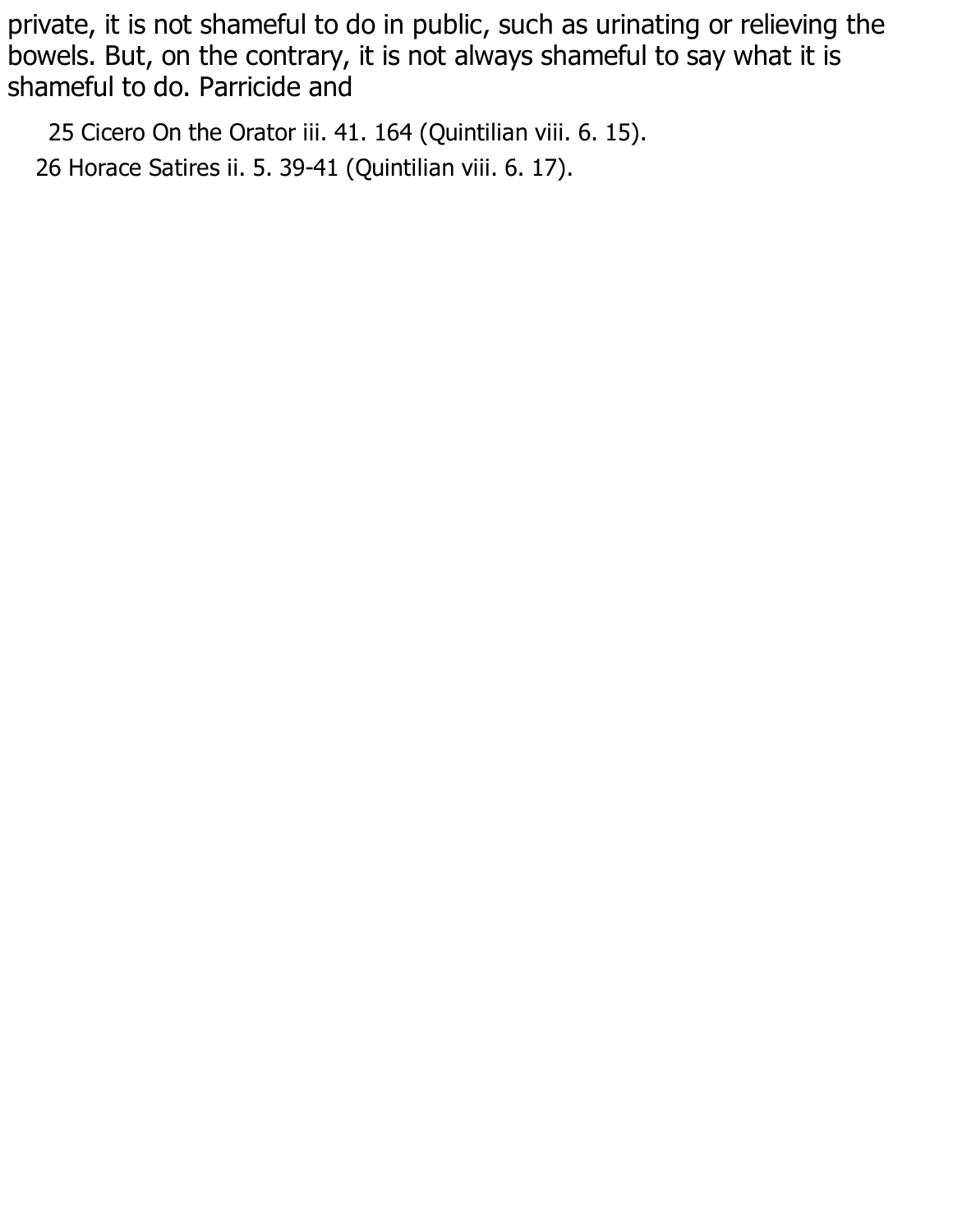private, it is not shameful to do in public, such as urinating or relieving the bowels. But, on the contrary, it is not always shameful to say what it is shameful to do. Parricide and

25 Cicero On the Orator iii. 41. 164 (Quintilian viii. 6. 15).

26 Horace Satires ii. 5. 39-41 (Quintilian viii. 6. 17).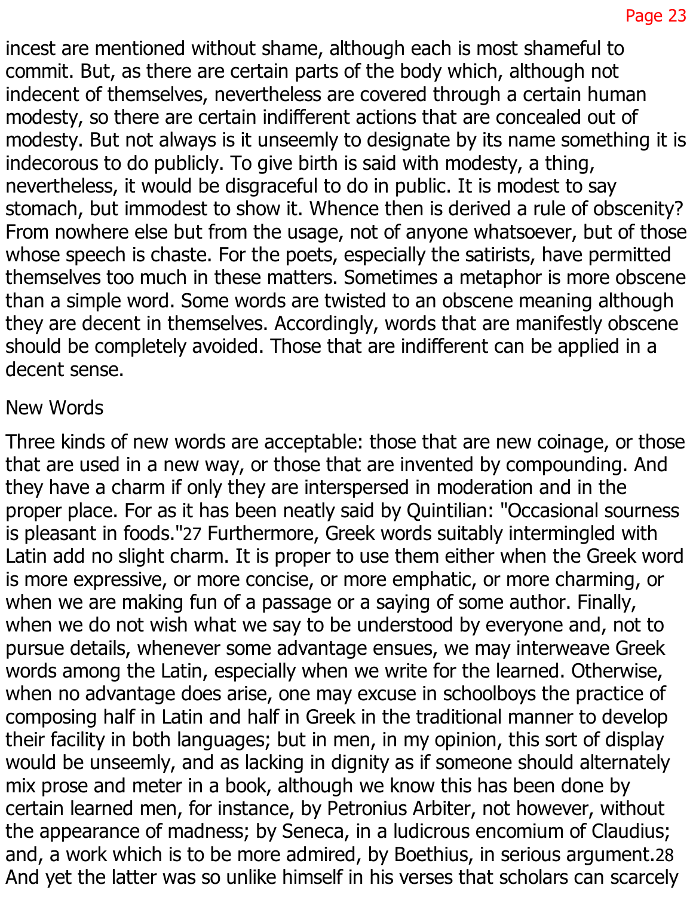incest are mentioned without shame, although each is most shameful to commit. But, as there are certain parts of the body which, although not indecent of themselves, nevertheless are covered through a certain human modesty, so there are certain indifferent actions that are concealed out of modesty. But not always is it unseemly to designate by its name something it is indecorous to do publicly. To give birth is said with modesty, a thing, nevertheless, it would be disgraceful to do in public. It is modest to say stomach, but immodest to show it. Whence then is derived a rule of obscenity? From nowhere else but from the usage, not of anyone whatsoever, but of those whose speech is chaste. For the poets, especially the satirists, have permitted themselves too much in these matters. Sometimes a metaphor is more obscene than a simple word. Some words are twisted to an obscene meaning although they are decent in themselves. Accordingly, words that are manifestly obscene should be completely avoided. Those that are indifferent can be applied in a decent sense.

## New Words

Three kinds of new words are acceptable: those that are new coinage, or those that are used in a new way, or those that are invented by compounding. And they have a charm if only they are interspersed in moderation and in the proper place. For as it has been neatly said by Quintilian: "Occasional sourness is pleasant in foods."[27] Furthermore, Greek words suitably intermingled with Latin add no slight charm. It is proper to use them either when the Greek word is more expressive, or more concise, or more emphatic, or more charming, or when we are making fun of a passage or a saying of some author. Finally, when we do not wish what we say to be understood by everyone and, not to pursue details, whenever some advantage ensues, we may interweave Greek words among the Latin, especially when we write for the learned. Otherwise, when no advantage does arise, one may excuse in schoolboys the practice of composing half in Latin and half in Greek in the traditional manner to develop their facility in both languages; but in men, in my opinion, this sort of display would be unseemly, and as lacking in dignity as if someone should alternately mix prose and meter in a book, although we know this has been done by certain learned men, for instance, by Petronius Arbiter, not however, without the appearance of madness; by Seneca, in a ludicrous encomium of Claudius; and, a work which is to be more admired, by Boethius, in serious argument.[28] And yet the latter was so unlike himself in his verses that scholars can scarcely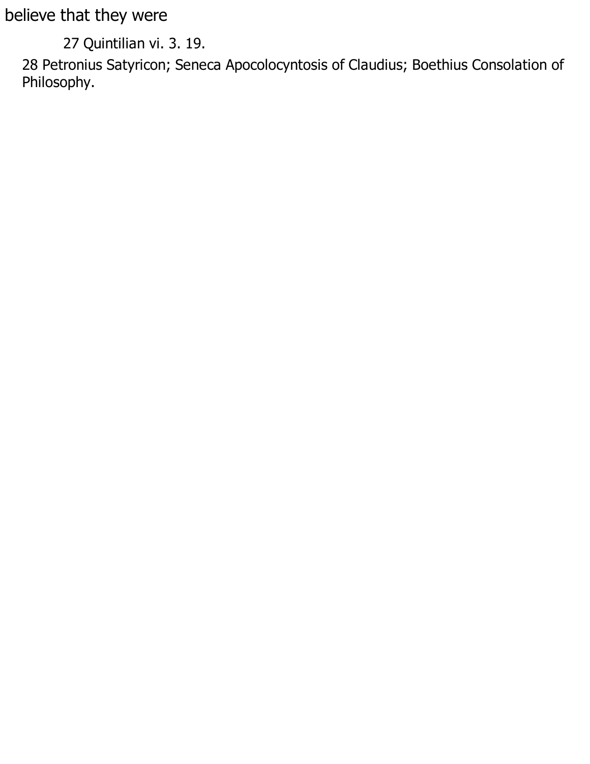believe that they were

27 Quintilian vi. 3. 19.

28 Petronius Satyricon; Seneca Apocolocyntosis of Claudius; Boethius Consolation of Philosophy.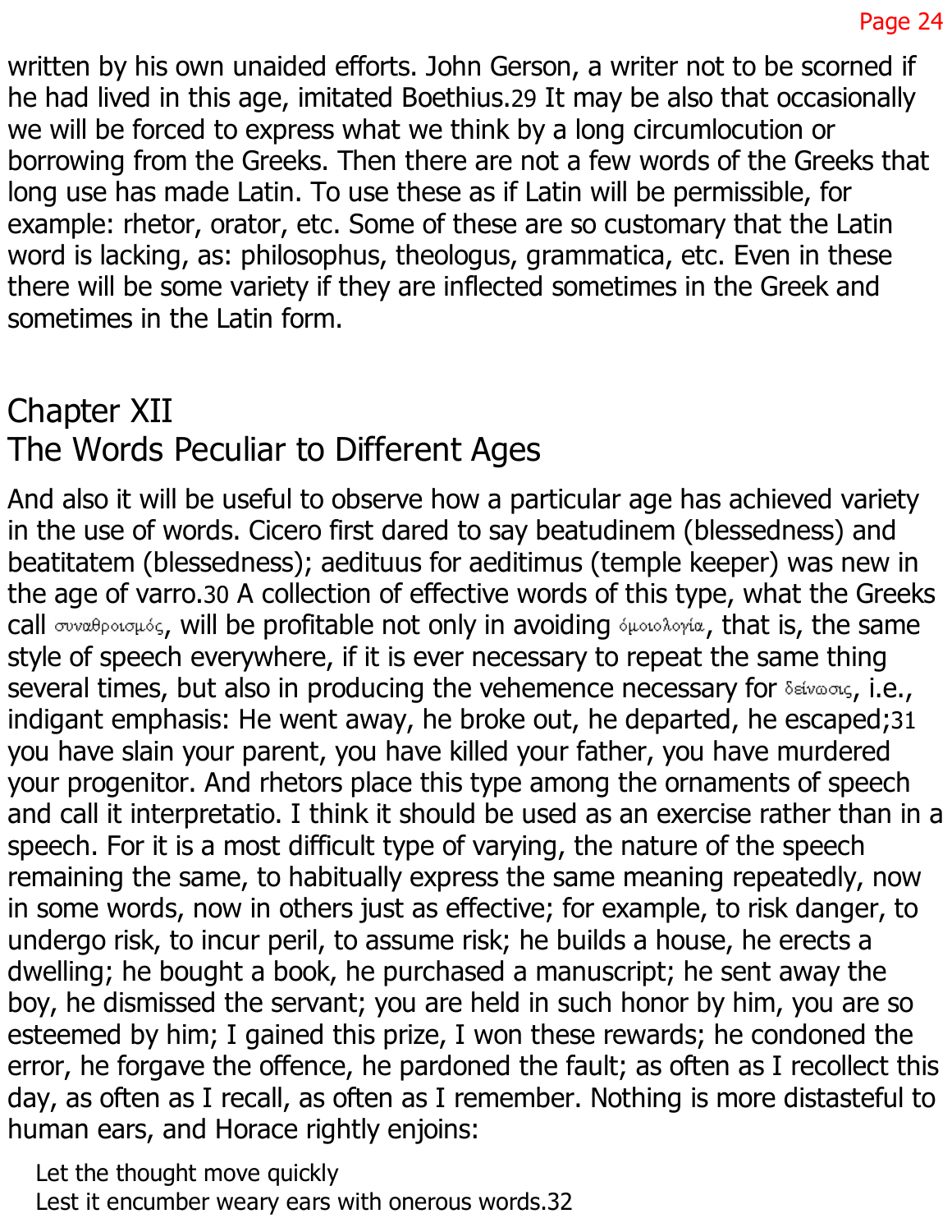written by his own unaided efforts. John Gerson, a writer not to be scorned if he had lived in this age, imitated Boethius.[29] It may be also that occasionally we will be forced to express what we think by a long circumlocution or borrowing from the Greeks. Then there are not a few words of the Greeks that long use has made Latin. To use these as if Latin will be permissible, for example: rhetor, orator, etc. Some of these are so customary that the Latin word is lacking, as: philosophus, theologus, grammatica, etc. Even in these there will be some variety if they are inflected sometimes in the Greek and sometimes in the Latin form.

## Chapter XII
## The Words Peculiar to Different Ages

And also it will be useful to observe how a particular age has achieved variety in the use of words. Cicero first dared to say beatudinem (blessedness) and beatitatem (blessedness); aedituus for aeditimus (temple keeper) was new in the age of varro.[30] A collection of effective words of this type, what the Greeks call συναθροισμός, will be profitable not only in avoiding ὁμοιολογία, that is, the same style of speech everywhere, if it is ever necessary to repeat the same thing several times, but also in producing the vehemence necessary for δείνωσις, i.e., indigant emphasis: He went away, he broke out, he departed, he escaped;[31] you have slain your parent, you have killed your father, you have murdered your progenitor. And rhetors place this type among the ornaments of speech and call it interpretatio. I think it should be used as an exercise rather than in a speech. For it is a most difficult type of varying, the nature of the speech remaining the same, to habitually express the same meaning repeatedly, now in some words, now in others just as effective; for example, to risk danger, to undergo risk, to incur peril, to assume risk; he builds a house, he erects a dwelling; he bought a book, he purchased a manuscript; he sent away the boy, he dismissed the servant; you are held in such honor by him, you are so esteemed by him; I gained this prize, I won these rewards; he condoned the error, he forgave the offence, he pardoned the fault; as often as I recollect this day, as often as I recall, as often as I remember. Nothing is more distasteful to human ears, and Horace rightly enjoins:

> Let the thought move quickly
> Lest it encumber weary ears with onerous words.[32]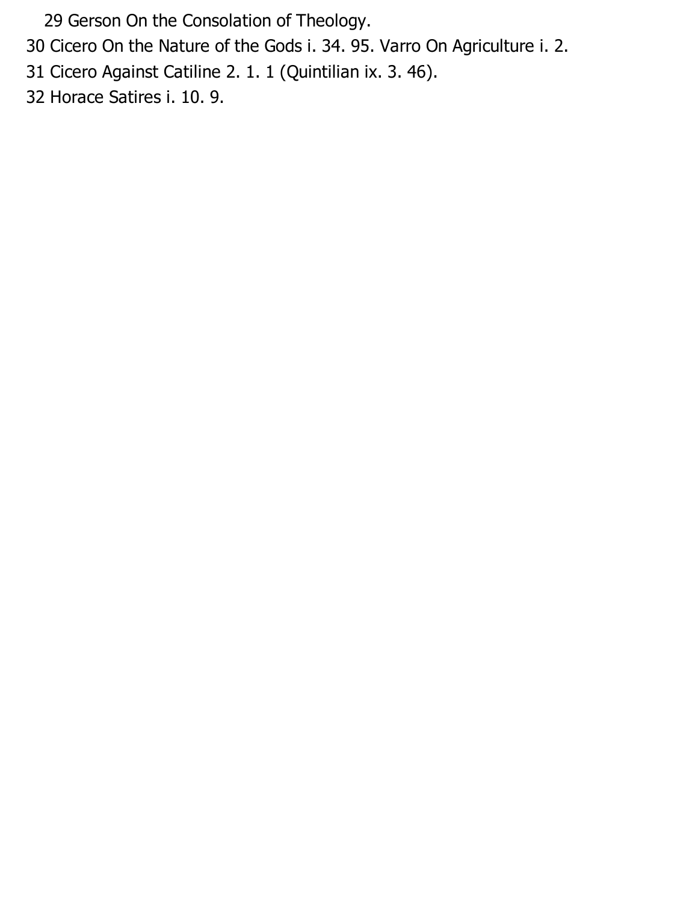29 Gerson On the Consolation of Theology.

30 Cicero On the Nature of the Gods i. 34. 95. Varro On Agriculture i. 2.

31 Cicero Against Catiline 2. 1. 1 (Quintilian ix. 3. 46).

32 Horace Satires i. 10. 9.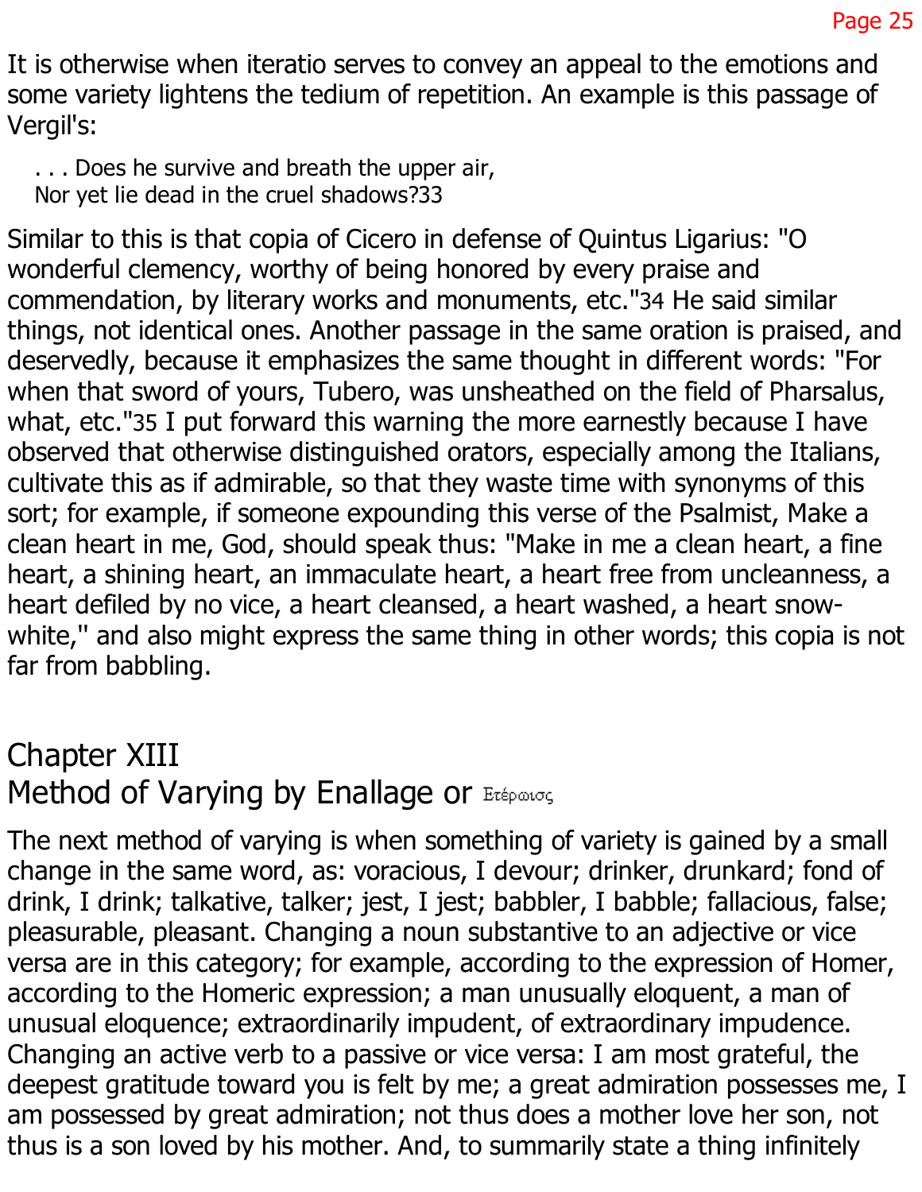It is otherwise when iteratio serves to convey an appeal to the emotions and some variety lightens the tedium of repetition. An example is this passage of Vergil's:

> . . . Does he survive and breath the upper air,
> Nor yet lie dead in the cruel shadows?33

Similar to this is that copia of Cicero in defense of Quintus Ligarius: "O wonderful clemency, worthy of being honored by every praise and commendation, by literary works and monuments, etc."34 He said similar things, not identical ones. Another passage in the same oration is praised, and deservedly, because it emphasizes the same thought in different words: "For when that sword of yours, Tubero, was unsheathed on the field of Pharsalus, what, etc."35 I put forward this warning the more earnestly because I have observed that otherwise distinguished orators, especially among the Italians, cultivate this as if admirable, so that they waste time with synonyms of this sort; for example, if someone expounding this verse of the Psalmist, Make a clean heart in me, God, should speak thus: "Make in me a clean heart, a fine heart, a shining heart, an immaculate heart, a heart free from uncleanness, a heart defiled by no vice, a heart cleansed, a heart washed, a heart snow-white,'' and also might express the same thing in other words; this copia is not far from babbling.

## Chapter XIII
## Method of Varying by Enallage or Ετέρωισς

The next method of varying is when something of variety is gained by a small change in the same word, as: voracious, I devour; drinker, drunkard; fond of drink, I drink; talkative, talker; jest, I jest; babbler, I babble; fallacious, false; pleasurable, pleasant. Changing a noun substantive to an adjective or vice versa are in this category; for example, according to the expression of Homer, according to the Homeric expression; a man unusually eloquent, a man of unusual eloquence; extraordinarily impudent, of extraordinary impudence. Changing an active verb to a passive or vice versa: I am most grateful, the deepest gratitude toward you is felt by me; a great admiration possesses me, I am possessed by great admiration; not thus does a mother love her son, not thus is a son loved by his mother. And, to summarily state a thing infinitely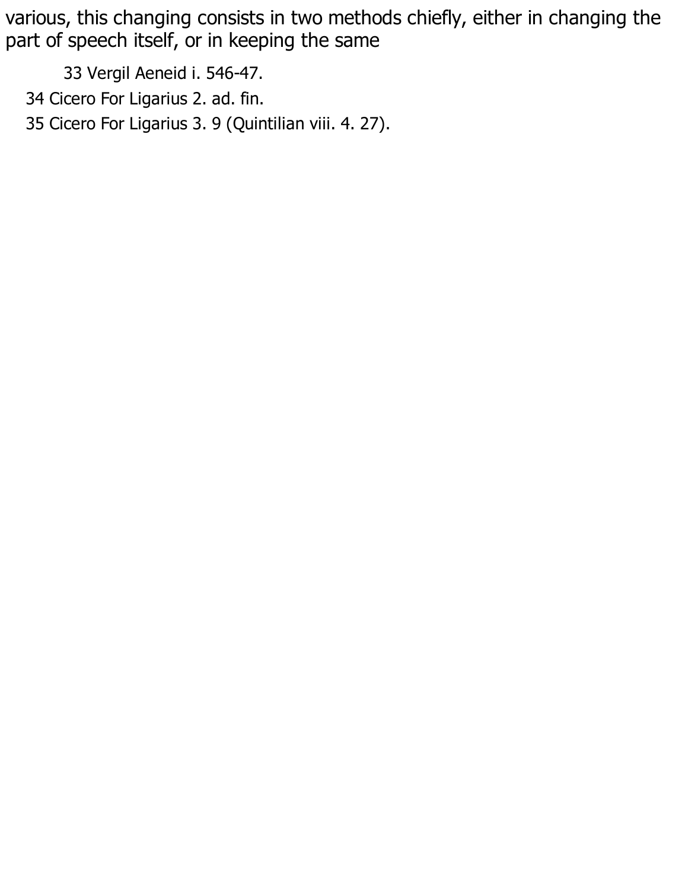various, this changing consists in two methods chiefly, either in changing the part of speech itself, or in keeping the same

33 Vergil Aeneid i. 546-47.

34 Cicero For Ligarius 2. ad. fin.

35 Cicero For Ligarius 3. 9 (Quintilian viii. 4. 27).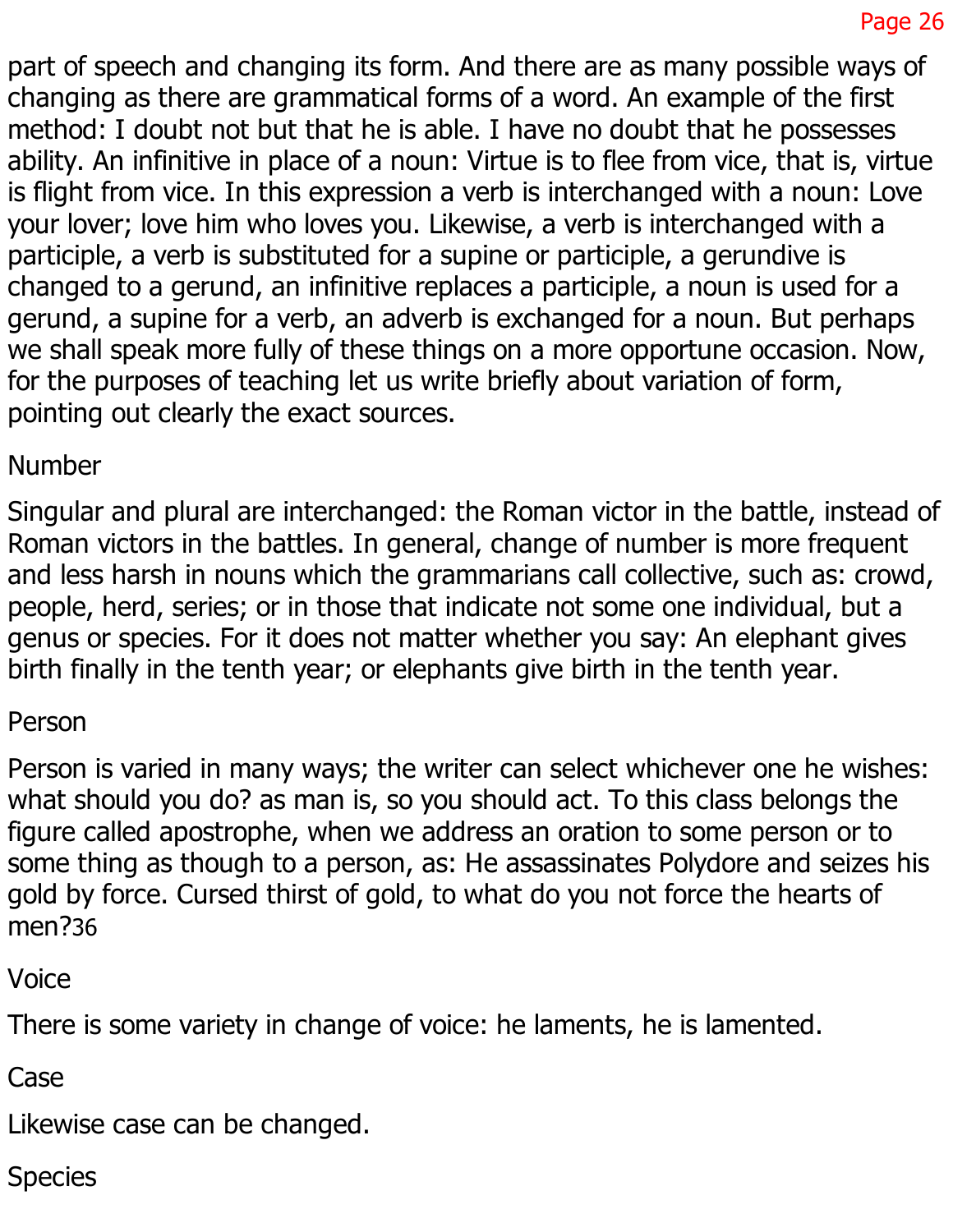part of speech and changing its form. And there are as many possible ways of changing as there are grammatical forms of a word. An example of the first method: I doubt not but that he is able. I have no doubt that he possesses ability. An infinitive in place of a noun: Virtue is to flee from vice, that is, virtue is flight from vice. In this expression a verb is interchanged with a noun: Love your lover; love him who loves you. Likewise, a verb is interchanged with a participle, a verb is substituted for a supine or participle, a gerundive is changed to a gerund, an infinitive replaces a participle, a noun is used for a gerund, a supine for a verb, an adverb is exchanged for a noun. But perhaps we shall speak more fully of these things on a more opportune occasion. Now, for the purposes of teaching let us write briefly about variation of form, pointing out clearly the exact sources.

## Number

Singular and plural are interchanged: the Roman victor in the battle, instead of Roman victors in the battles. In general, change of number is more frequent and less harsh in nouns which the grammarians call collective, such as: crowd, people, herd, series; or in those that indicate not some one individual, but a genus or species. For it does not matter whether you say: An elephant gives birth finally in the tenth year; or elephants give birth in the tenth year.

## Person

Person is varied in many ways; the writer can select whichever one he wishes: what should you do? as man is, so you should act. To this class belongs the figure called apostrophe, when we address an oration to some person or to some thing as though to a person, as: He assassinates Polydore and seizes his gold by force. Cursed thirst of gold, to what do you not force the hearts of men?[36]

## Voice

There is some variety in change of voice: he laments, he is lamented.

## Case

Likewise case can be changed.

## Species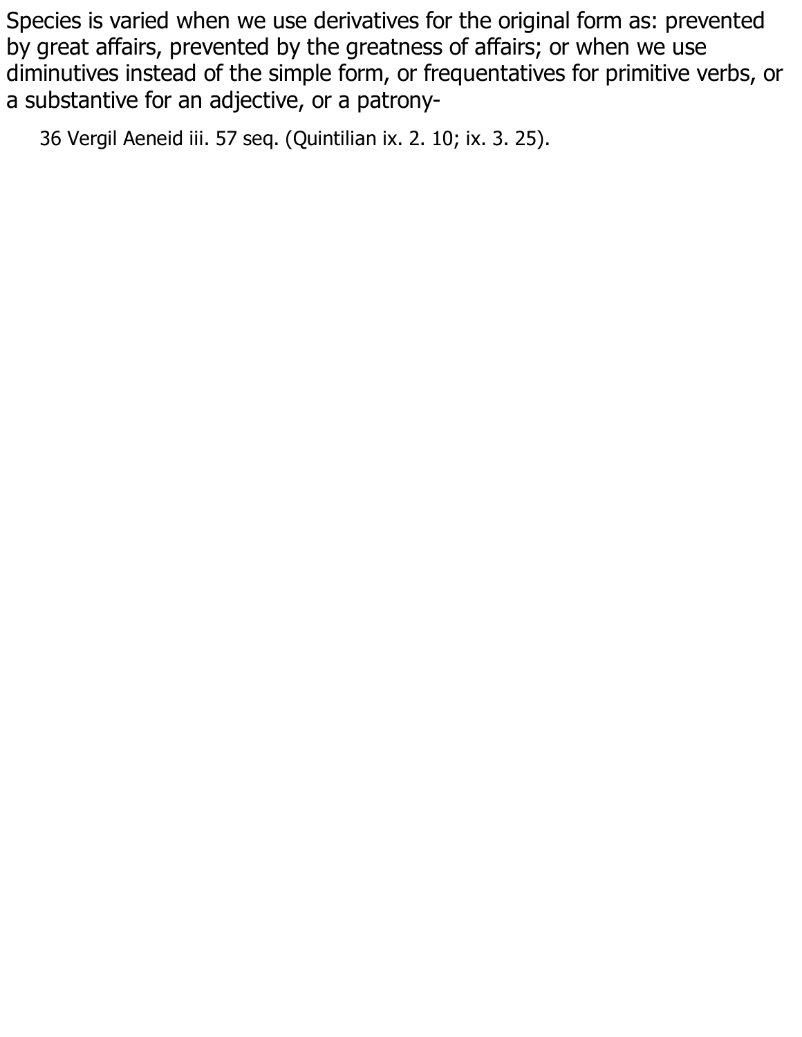Species is varied when we use derivatives for the original form as: prevented by great affairs, prevented by the greatness of affairs; or when we use diminutives instead of the simple form, or frequentatives for primitive verbs, or a substantive for an adjective, or a patrony-

36 Vergil Aeneid iii. 57 seq. (Quintilian ix. 2. 10; ix. 3. 25).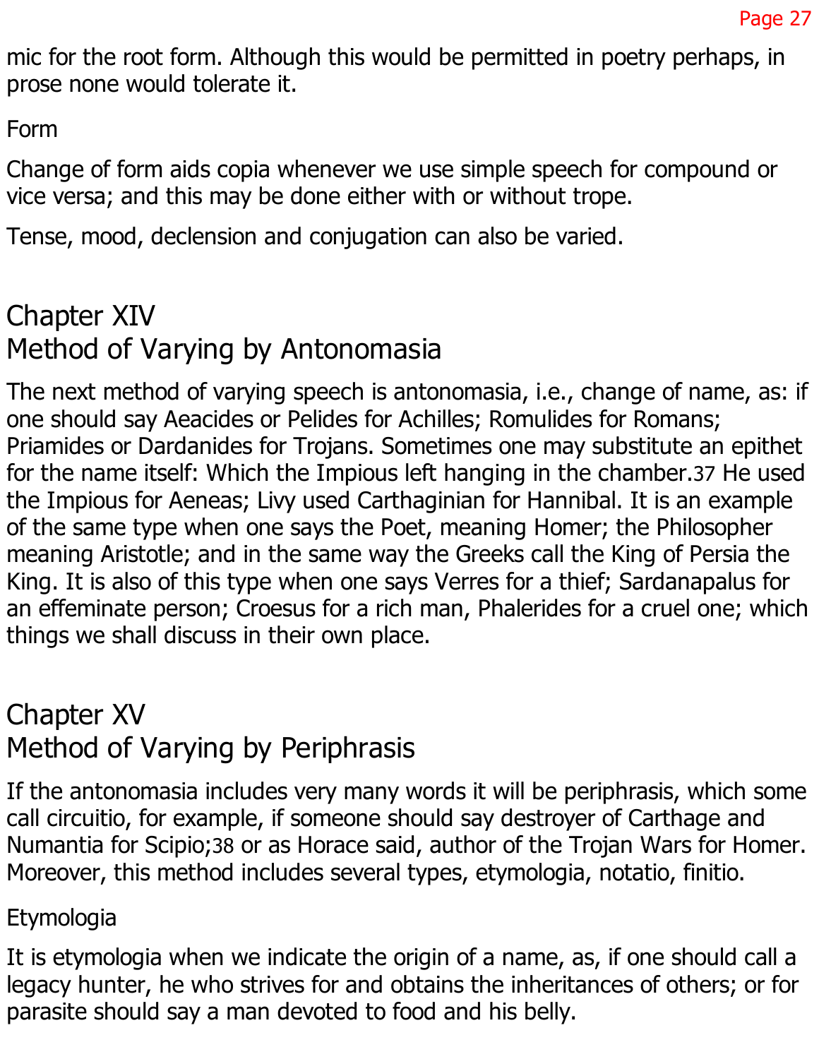mic for the root form. Although this would be permitted in poetry perhaps, in prose none would tolerate it.

### Form

Change of form aids copia whenever we use simple speech for compound or vice versa; and this may be done either with or without trope.

Tense, mood, declension and conjugation can also be varied.

## Chapter XIV
## Method of Varying by Antonomasia

The next method of varying speech is antonomasia, i.e., change of name, as: if one should say Aeacides or Pelides for Achilles; Romulides for Romans; Priamides or Dardanides for Trojans. Sometimes one may substitute an epithet for the name itself: Which the Impious left hanging in the chamber.[37] He used the Impious for Aeneas; Livy used Carthaginian for Hannibal. It is an example of the same type when one says the Poet, meaning Homer; the Philosopher meaning Aristotle; and in the same way the Greeks call the King of Persia the King. It is also of this type when one says Verres for a thief; Sardanapalus for an effeminate person; Croesus for a rich man, Phalerides for a cruel one; which things we shall discuss in their own place.

## Chapter XV
## Method of Varying by Periphrasis

If the antonomasia includes very many words it will be periphrasis, which some call circuitio, for example, if someone should say destroyer of Carthage and Numantia for Scipio;[38] or as Horace said, author of the Trojan Wars for Homer. Moreover, this method includes several types, etymologia, notatio, finitio.

### Etymologia

It is etymologia when we indicate the origin of a name, as, if one should call a legacy hunter, he who strives for and obtains the inheritances of others; or for parasite should say a man devoted to food and his belly.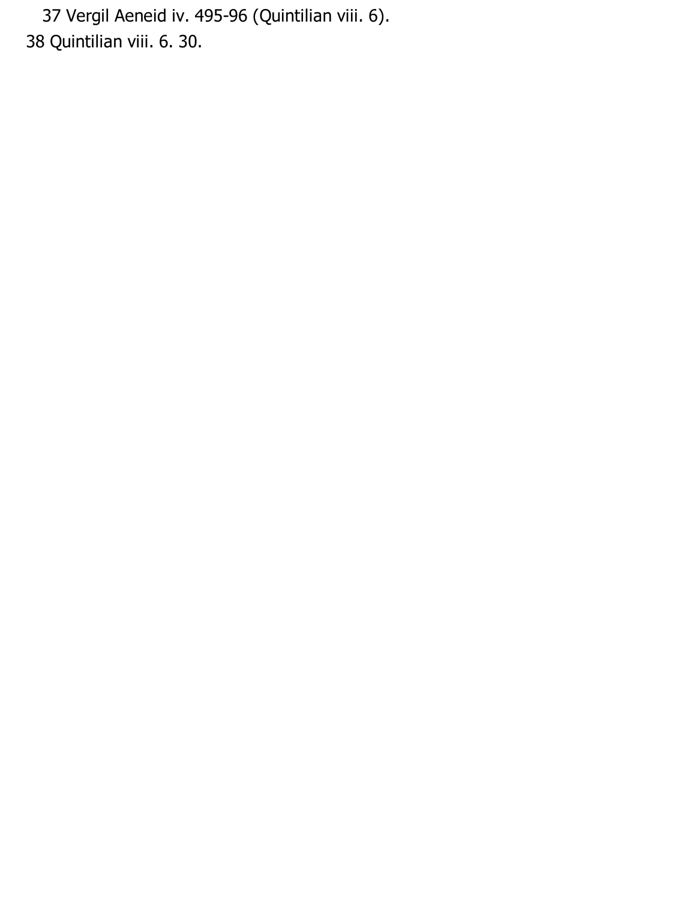37 Vergil Aeneid iv. 495-96 (Quintilian viii. 6).

38 Quintilian viii. 6. 30.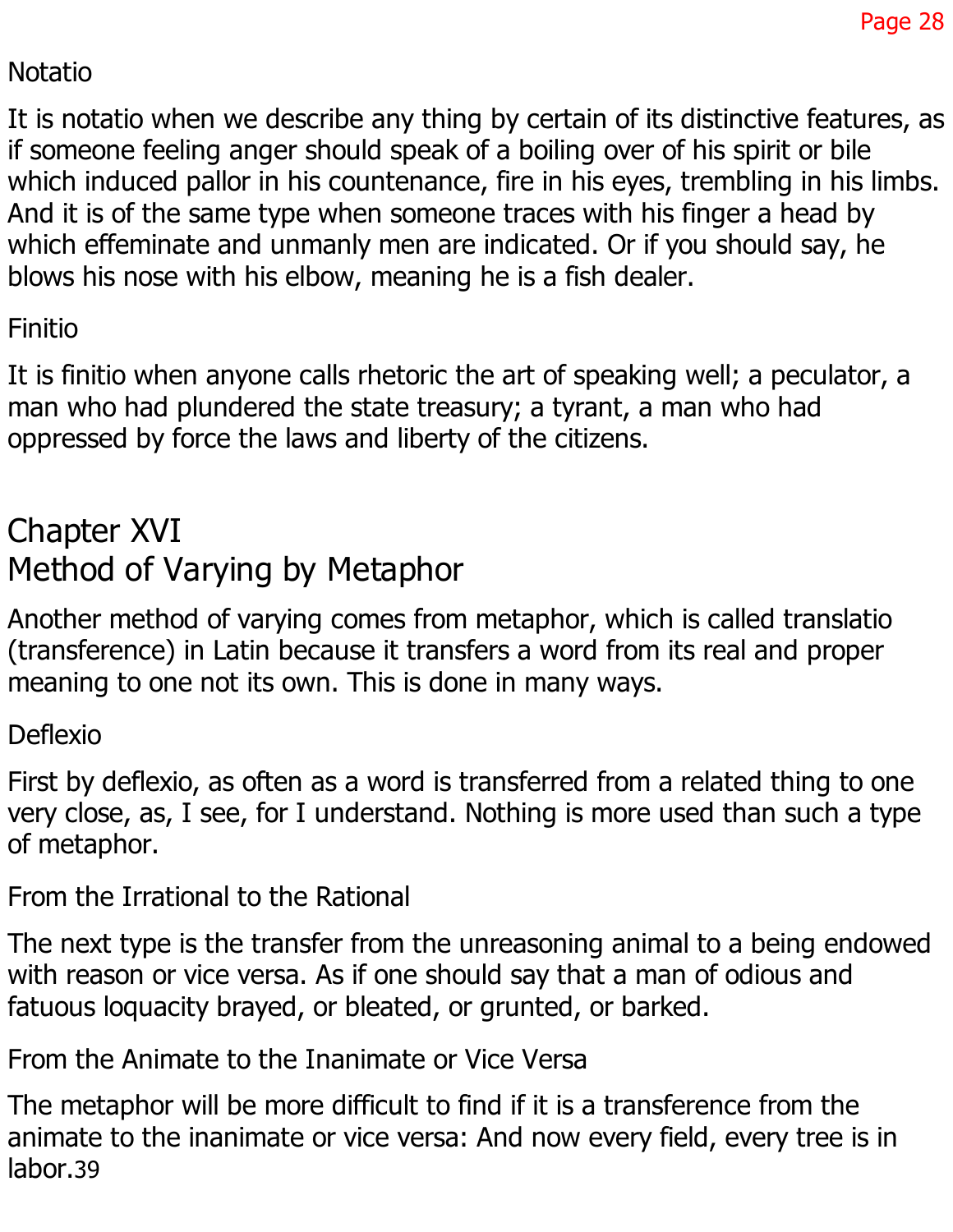### Notatio

It is notatio when we describe any thing by certain of its distinctive features, as if someone feeling anger should speak of a boiling over of his spirit or bile which induced pallor in his countenance, fire in his eyes, trembling in his limbs. And it is of the same type when someone traces with his finger a head by which effeminate and unmanly men are indicated. Or if you should say, he blows his nose with his elbow, meaning he is a fish dealer.

### Finitio

It is finitio when anyone calls rhetoric the art of speaking well; a peculator, a man who had plundered the state treasury; a tyrant, a man who had oppressed by force the laws and liberty of the citizens.

## Chapter XVI
## Method of Varying by Metaphor

Another method of varying comes from metaphor, which is called translatio (transference) in Latin because it transfers a word from its real and proper meaning to one not its own. This is done in many ways.

### Deflexio

First by deflexio, as often as a word is transferred from a related thing to one very close, as, I see, for I understand. Nothing is more used than such a type of metaphor.

### From the Irrational to the Rational

The next type is the transfer from the unreasoning animal to a being endowed with reason or vice versa. As if one should say that a man of odious and fatuous loquacity brayed, or bleated, or grunted, or barked.

### From the Animate to the Inanimate or Vice Versa

The metaphor will be more difficult to find if it is a transference from the animate to the inanimate or vice versa: And now every field, every tree is in labor.[39]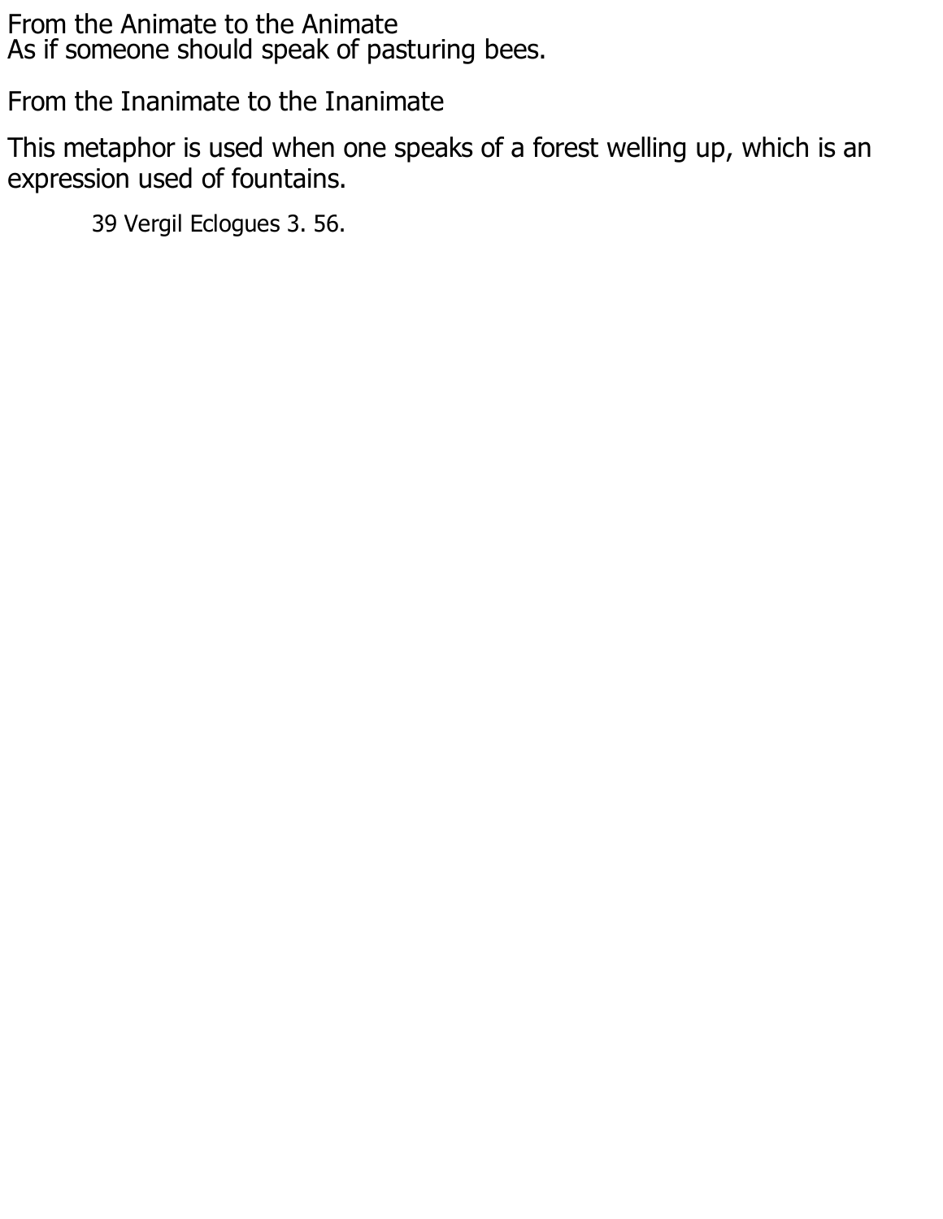From the Animate to the Animate
As if someone should speak of pasturing bees.

From the Inanimate to the Inanimate

This metaphor is used when one speaks of a forest welling up, which is an expression used of fountains.

39 Vergil Eclogues 3. 56.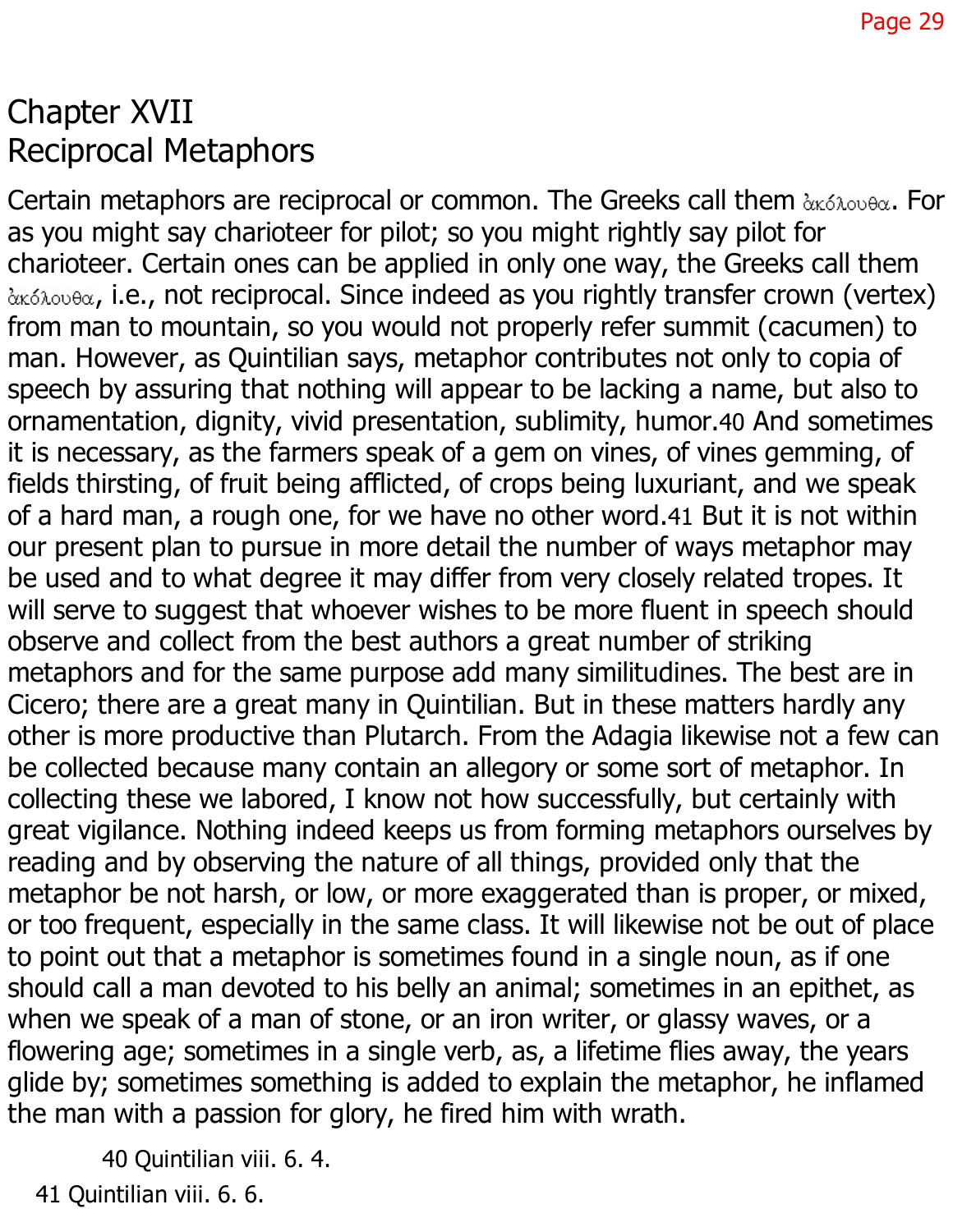# Chapter XVII
# Reciprocal Metaphors

Certain metaphors are reciprocal or common. The Greeks call them ἀκόλουθα. For as you might say charioteer for pilot; so you might rightly say pilot for charioteer. Certain ones can be applied in only one way, the Greeks call them ἀκόλουθα, i.e., not reciprocal. Since indeed as you rightly transfer crown (vertex) from man to mountain, so you would not properly refer summit (cacumen) to man. However, as Quintilian says, metaphor contributes not only to copia of speech by assuring that nothing will appear to be lacking a name, but also to ornamentation, dignity, vivid presentation, sublimity, humor.[40] And sometimes it is necessary, as the farmers speak of a gem on vines, of vines gemming, of fields thirsting, of fruit being afflicted, of crops being luxuriant, and we speak of a hard man, a rough one, for we have no other word.[41] But it is not within our present plan to pursue in more detail the number of ways metaphor may be used and to what degree it may differ from very closely related tropes. It will serve to suggest that whoever wishes to be more fluent in speech should observe and collect from the best authors a great number of striking metaphors and for the same purpose add many similitudines. The best are in Cicero; there are a great many in Quintilian. But in these matters hardly any other is more productive than Plutarch. From the Adagia likewise not a few can be collected because many contain an allegory or some sort of metaphor. In collecting these we labored, I know not how successfully, but certainly with great vigilance. Nothing indeed keeps us from forming metaphors ourselves by reading and by observing the nature of all things, provided only that the metaphor be not harsh, or low, or more exaggerated than is proper, or mixed, or too frequent, especially in the same class. It will likewise not be out of place to point out that a metaphor is sometimes found in a single noun, as if one should call a man devoted to his belly an animal; sometimes in an epithet, as when we speak of a man of stone, or an iron writer, or glassy waves, or a flowering age; sometimes in a single verb, as, a lifetime flies away, the years glide by; sometimes something is added to explain the metaphor, he inflamed the man with a passion for glory, he fired him with wrath.

40 Quintilian viii. 6. 4.

41 Quintilian viii. 6. 6.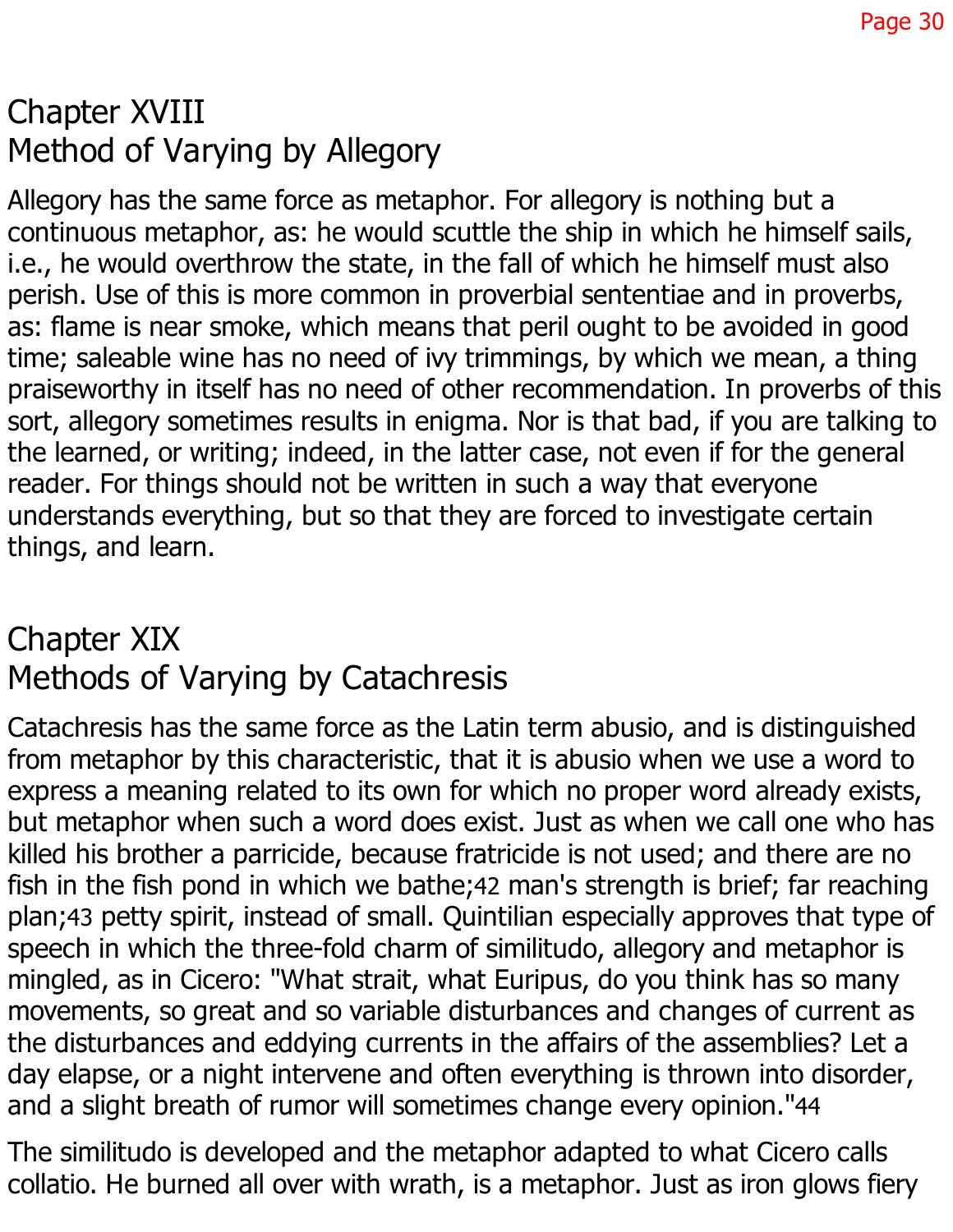## Chapter XVIII
## Method of Varying by Allegory

Allegory has the same force as metaphor. For allegory is nothing but a continuous metaphor, as: he would scuttle the ship in which he himself sails, i.e., he would overthrow the state, in the fall of which he himself must also perish. Use of this is more common in proverbial sententiae and in proverbs, as: flame is near smoke, which means that peril ought to be avoided in good time; saleable wine has no need of ivy trimmings, by which we mean, a thing praiseworthy in itself has no need of other recommendation. In proverbs of this sort, allegory sometimes results in enigma. Nor is that bad, if you are talking to the learned, or writing; indeed, in the latter case, not even if for the general reader. For things should not be written in such a way that everyone understands everything, but so that they are forced to investigate certain things, and learn.

## Chapter XIX
## Methods of Varying by Catachresis

Catachresis has the same force as the Latin term abusio, and is distinguished from metaphor by this characteristic, that it is abusio when we use a word to express a meaning related to its own for which no proper word already exists, but metaphor when such a word does exist. Just as when we call one who has killed his brother a parricide, because fratricide is not used; and there are no fish in the fish pond in which we bathe;[42] man's strength is brief; far reaching plan;[43] petty spirit, instead of small. Quintilian especially approves that type of speech in which the three-fold charm of similitudo, allegory and metaphor is mingled, as in Cicero: "What strait, what Euripus, do you think has so many movements, so great and so variable disturbances and changes of current as the disturbances and eddying currents in the affairs of the assemblies? Let a day elapse, or a night intervene and often everything is thrown into disorder, and a slight breath of rumor will sometimes change every opinion."[44]

The similitudo is developed and the metaphor adapted to what Cicero calls collatio. He burned all over with wrath, is a metaphor. Just as iron glows fiery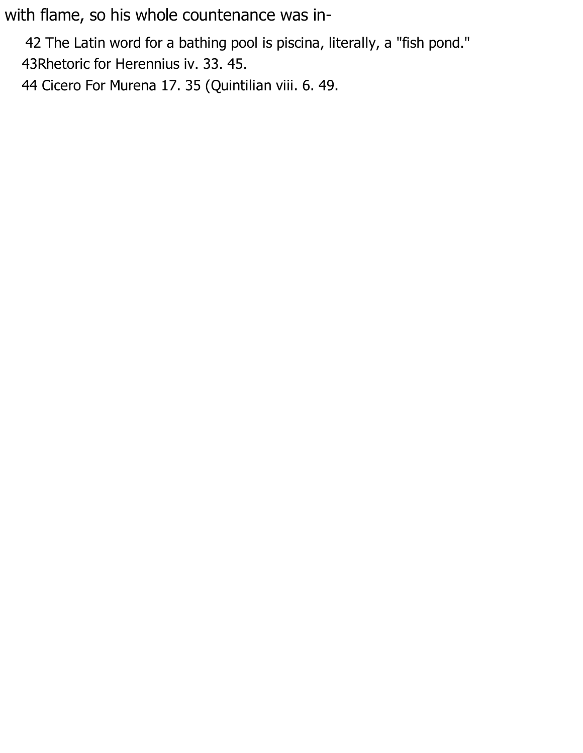with flame, so his whole countenance was in-

42 The Latin word for a bathing pool is piscina, literally, a "fish pond."

43Rhetoric for Herennius iv. 33. 45.

44 Cicero For Murena 17. 35 (Quintilian viii. 6. 49.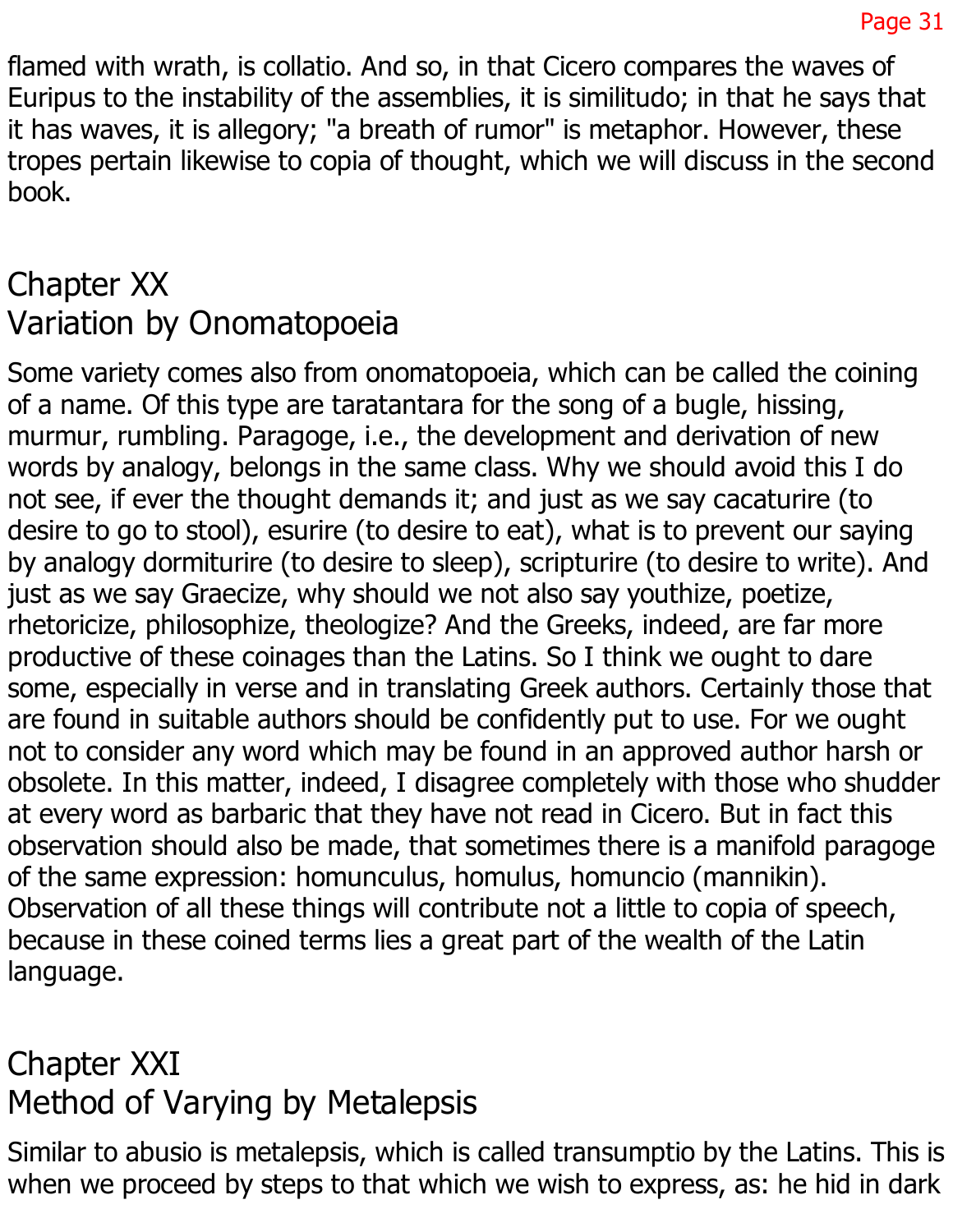flamed with wrath, is collatio. And so, in that Cicero compares the waves of Euripus to the instability of the assemblies, it is similitudo; in that he says that it has waves, it is allegory; "a breath of rumor" is metaphor. However, these tropes pertain likewise to copia of thought, which we will discuss in the second book.

## Chapter XX
## Variation by Onomatopoeia

Some variety comes also from onomatopoeia, which can be called the coining of a name. Of this type are taratantara for the song of a bugle, hissing, murmur, rumbling. Paragoge, i.e., the development and derivation of new words by analogy, belongs in the same class. Why we should avoid this I do not see, if ever the thought demands it; and just as we say cacaturire (to desire to go to stool), esurire (to desire to eat), what is to prevent our saying by analogy dormiturire (to desire to sleep), scripturire (to desire to write). And just as we say Graecize, why should we not also say youthize, poetize, rhetoricize, philosophize, theologize? And the Greeks, indeed, are far more productive of these coinages than the Latins. So I think we ought to dare some, especially in verse and in translating Greek authors. Certainly those that are found in suitable authors should be confidently put to use. For we ought not to consider any word which may be found in an approved author harsh or obsolete. In this matter, indeed, I disagree completely with those who shudder at every word as barbaric that they have not read in Cicero. But in fact this observation should also be made, that sometimes there is a manifold paragoge of the same expression: homunculus, homulus, homuncio (mannikin). Observation of all these things will contribute not a little to copia of speech, because in these coined terms lies a great part of the wealth of the Latin language.

## Chapter XXI
## Method of Varying by Metalepsis

Similar to abusio is metalepsis, which is called transumptio by the Latins. This is when we proceed by steps to that which we wish to express, as: he hid in dark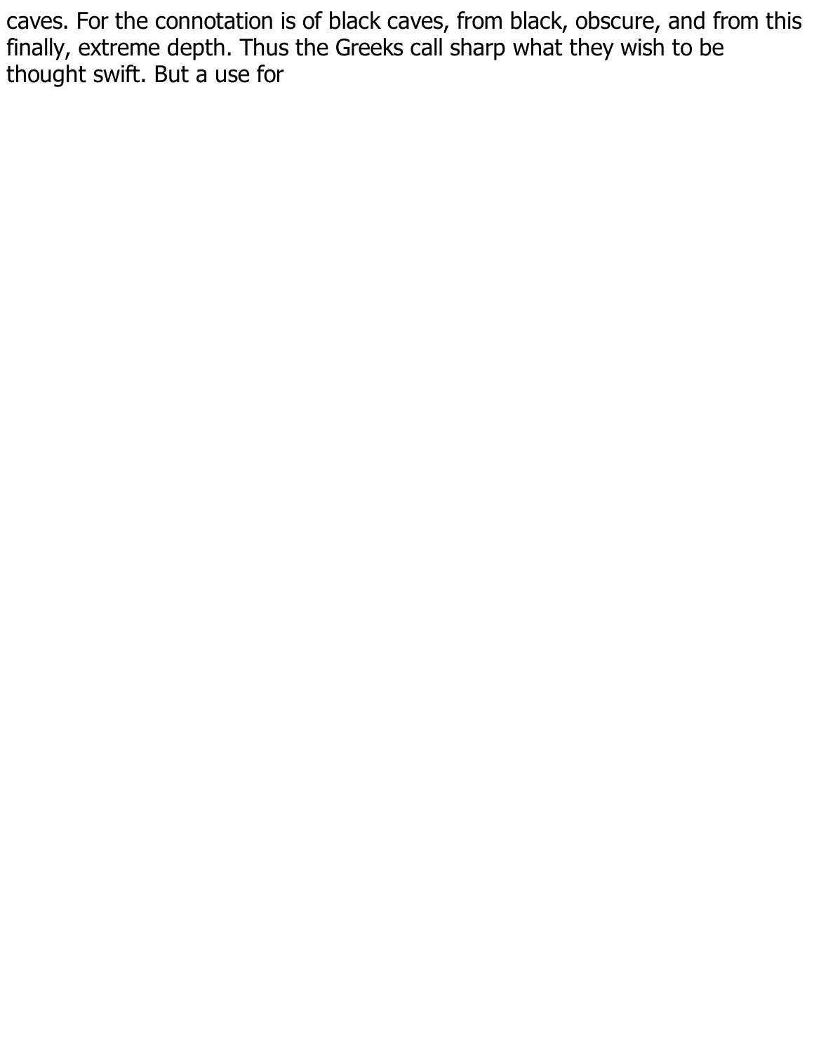caves. For the connotation is of black caves, from black, obscure, and from this finally, extreme depth. Thus the Greeks call sharp what they wish to be thought swift. But a use for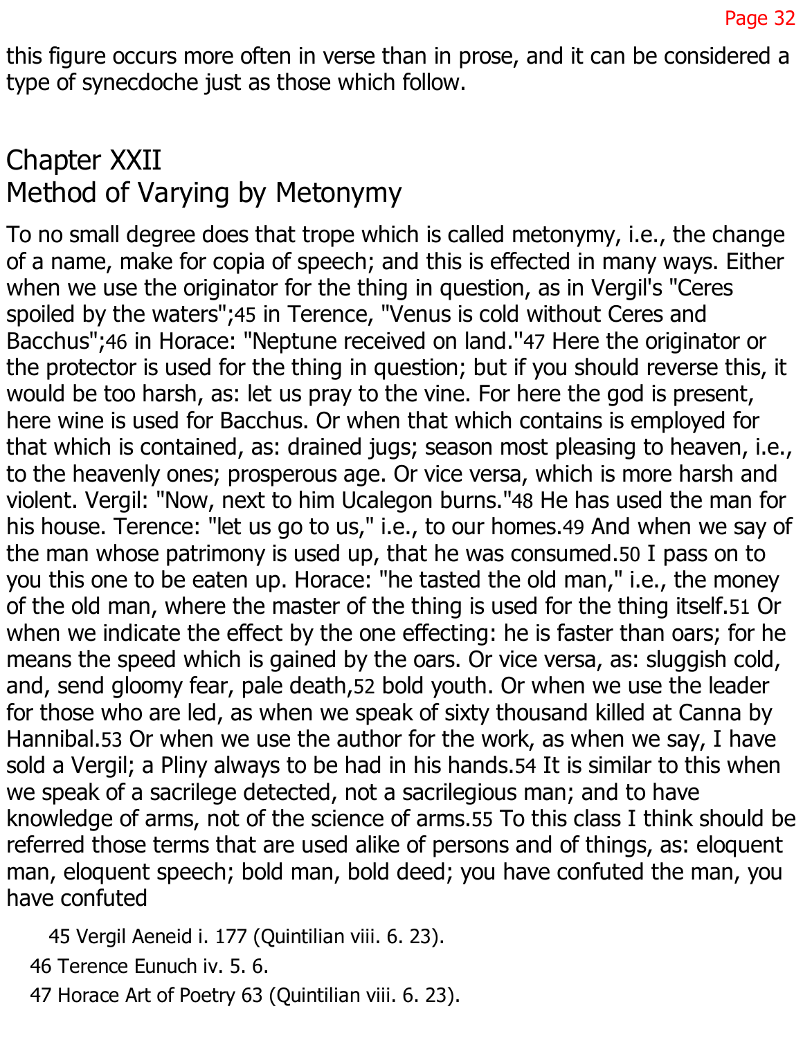this figure occurs more often in verse than in prose, and it can be considered a type of synecdoche just as those which follow.

## Chapter XXII
## Method of Varying by Metonymy

To no small degree does that trope which is called metonymy, i.e., the change of a name, make for copia of speech; and this is effected in many ways. Either when we use the originator for the thing in question, as in Vergil's "Ceres spoiled by the waters";[45] in Terence, "Venus is cold without Ceres and Bacchus";[46] in Horace: "Neptune received on land."[47] Here the originator or the protector is used for the thing in question; but if you should reverse this, it would be too harsh, as: let us pray to the vine. For here the god is present, here wine is used for Bacchus. Or when that which contains is employed for that which is contained, as: drained jugs; season most pleasing to heaven, i.e., to the heavenly ones; prosperous age. Or vice versa, which is more harsh and violent. Vergil: "Now, next to him Ucalegon burns."[48] He has used the man for his house. Terence: "let us go to us," i.e., to our homes.[49] And when we say of the man whose patrimony is used up, that he was consumed.[50] I pass on to you this one to be eaten up. Horace: "he tasted the old man," i.e., the money of the old man, where the master of the thing is used for the thing itself.[51] Or when we indicate the effect by the one effecting: he is faster than oars; for he means the speed which is gained by the oars. Or vice versa, as: sluggish cold, and, send gloomy fear, pale death,[52] bold youth. Or when we use the leader for those who are led, as when we speak of sixty thousand killed at Canna by Hannibal.[53] Or when we use the author for the work, as when we say, I have sold a Vergil; a Pliny always to be had in his hands.[54] It is similar to this when we speak of a sacrilege detected, not a sacrilegious man; and to have knowledge of arms, not of the science of arms.[55] To this class I think should be referred those terms that are used alike of persons and of things, as: eloquent man, eloquent speech; bold man, bold deed; you have confuted the man, you have confuted

45 Vergil Aeneid i. 177 (Quintilian viii. 6. 23).

46 Terence Eunuch iv. 5. 6.

47 Horace Art of Poetry 63 (Quintilian viii. 6. 23).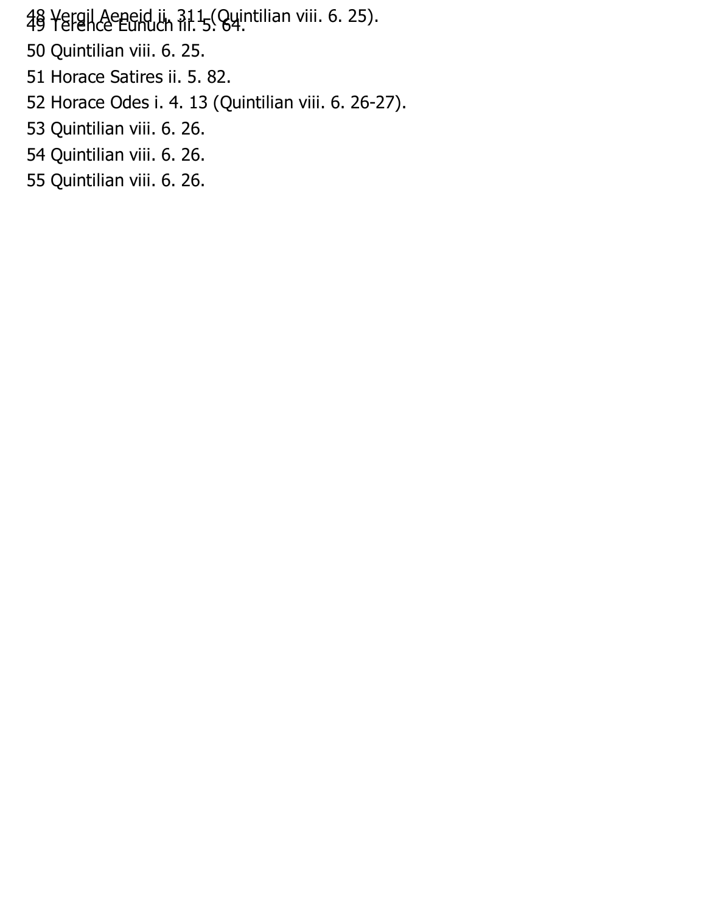48 Vergil Aeneid ii. 311 (Quintilian viii. 6. 25).

49 Terence Eunuch iii. 5. 64.

50 Quintilian viii. 6. 25.

51 Horace Satires ii. 5. 82.

52 Horace Odes i. 4. 13 (Quintilian viii. 6. 26-27).

53 Quintilian viii. 6. 26.

54 Quintilian viii. 6. 26.

55 Quintilian viii. 6. 26.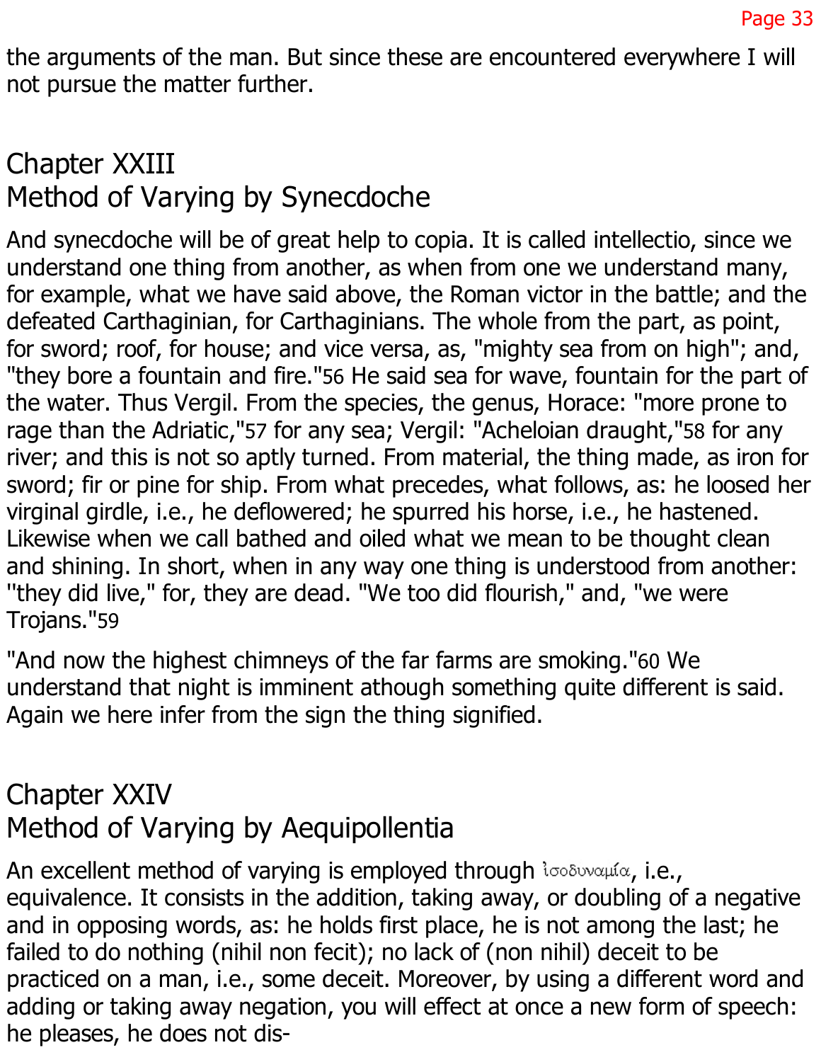the arguments of the man. But since these are encountered everywhere I will not pursue the matter further.

## Chapter XXIII
## Method of Varying by Synecdoche

And synecdoche will be of great help to copia. It is called intellectio, since we understand one thing from another, as when from one we understand many, for example, what we have said above, the Roman victor in the battle; and the defeated Carthaginian, for Carthaginians. The whole from the part, as point, for sword; roof, for house; and vice versa, as, "mighty sea from on high"; and, "they bore a fountain and fire."[56] He said sea for wave, fountain for the part of the water. Thus Vergil. From the species, the genus, Horace: "more prone to rage than the Adriatic,"[57] for any sea; Vergil: "Acheloian draught,"[58] for any river; and this is not so aptly turned. From material, the thing made, as iron for sword; fir or pine for ship. From what precedes, what follows, as: he loosed her virginal girdle, i.e., he deflowered; he spurred his horse, i.e., he hastened. Likewise when we call bathed and oiled what we mean to be thought clean and shining. In short, when in any way one thing is understood from another: "they did live," for, they are dead. "We too did flourish," and, "we were Trojans."[59]

"And now the highest chimneys of the far farms are smoking."[60] We understand that night is imminent athough something quite different is said. Again we here infer from the sign the thing signified.

## Chapter XXIV
## Method of Varying by Aequipollentia

An excellent method of varying is employed through ἰσοδυναμία, i.e., equivalence. It consists in the addition, taking away, or doubling of a negative and in opposing words, as: he holds first place, he is not among the last; he failed to do nothing (nihil non fecit); no lack of (non nihil) deceit to be practiced on a man, i.e., some deceit. Moreover, by using a different word and adding or taking away negation, you will effect at once a new form of speech: he pleases, he does not dis-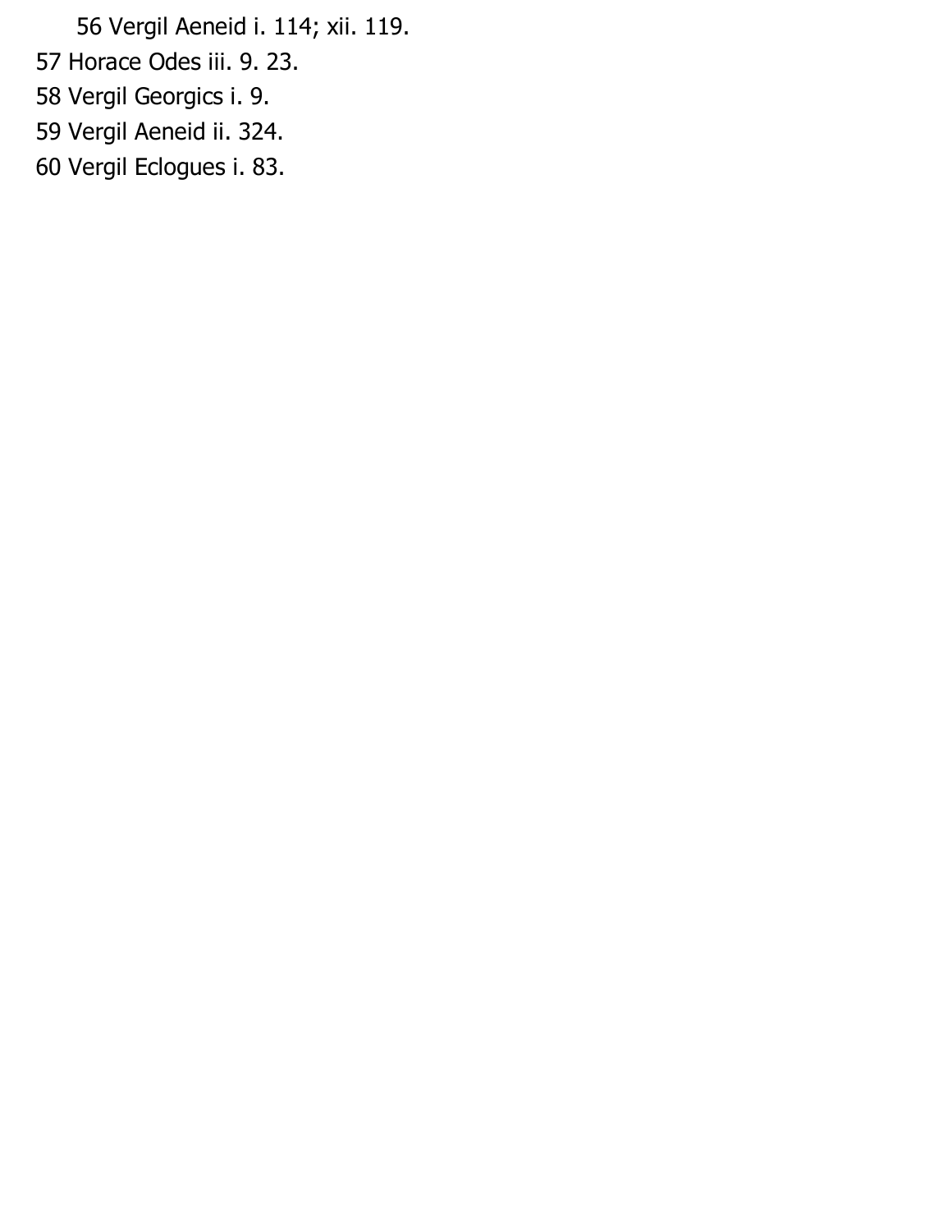56 Vergil Aeneid i. 114; xii. 119.

57 Horace Odes iii. 9. 23.

58 Vergil Georgics i. 9.

59 Vergil Aeneid ii. 324.

60 Vergil Eclogues i. 83.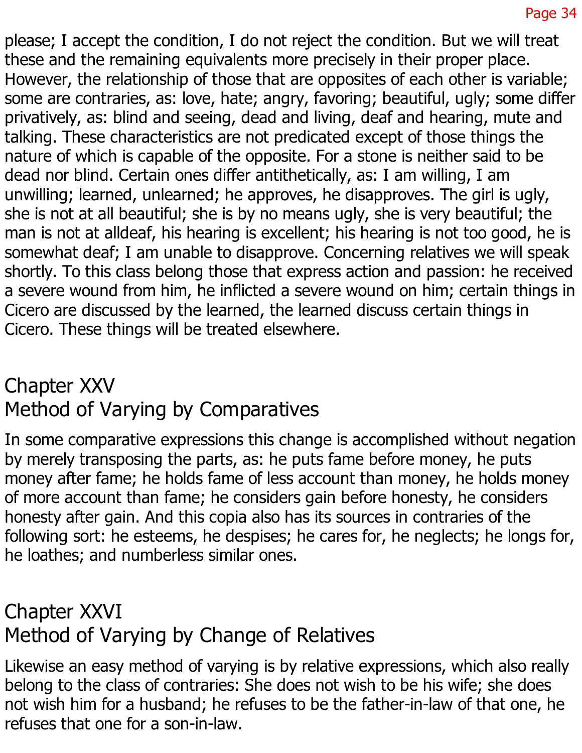please; I accept the condition, I do not reject the condition. But we will treat these and the remaining equivalents more precisely in their proper place. However, the relationship of those that are opposites of each other is variable; some are contraries, as: love, hate; angry, favoring; beautiful, ugly; some differ privatively, as: blind and seeing, dead and living, deaf and hearing, mute and talking. These characteristics are not predicated except of those things the nature of which is capable of the opposite. For a stone is neither said to be dead nor blind. Certain ones differ antithetically, as: I am willing, I am unwilling; learned, unlearned; he approves, he disapproves. The girl is ugly, she is not at all beautiful; she is by no means ugly, she is very beautiful; the man is not at alldeaf, his hearing is excellent; his hearing is not too good, he is somewhat deaf; I am unable to disapprove. Concerning relatives we will speak shortly. To this class belong those that express action and passion: he received a severe wound from him, he inflicted a severe wound on him; certain things in Cicero are discussed by the learned, the learned discuss certain things in Cicero. These things will be treated elsewhere.

## Chapter XXV
## Method of Varying by Comparatives

In some comparative expressions this change is accomplished without negation by merely transposing the parts, as: he puts fame before money, he puts money after fame; he holds fame of less account than money, he holds money of more account than fame; he considers gain before honesty, he considers honesty after gain. And this copia also has its sources in contraries of the following sort: he esteems, he despises; he cares for, he neglects; he longs for, he loathes; and numberless similar ones.

## Chapter XXVI
## Method of Varying by Change of Relatives

Likewise an easy method of varying is by relative expressions, which also really belong to the class of contraries: She does not wish to be his wife; she does not wish him for a husband; he refuses to be the father-in-law of that one, he refuses that one for a son-in-law.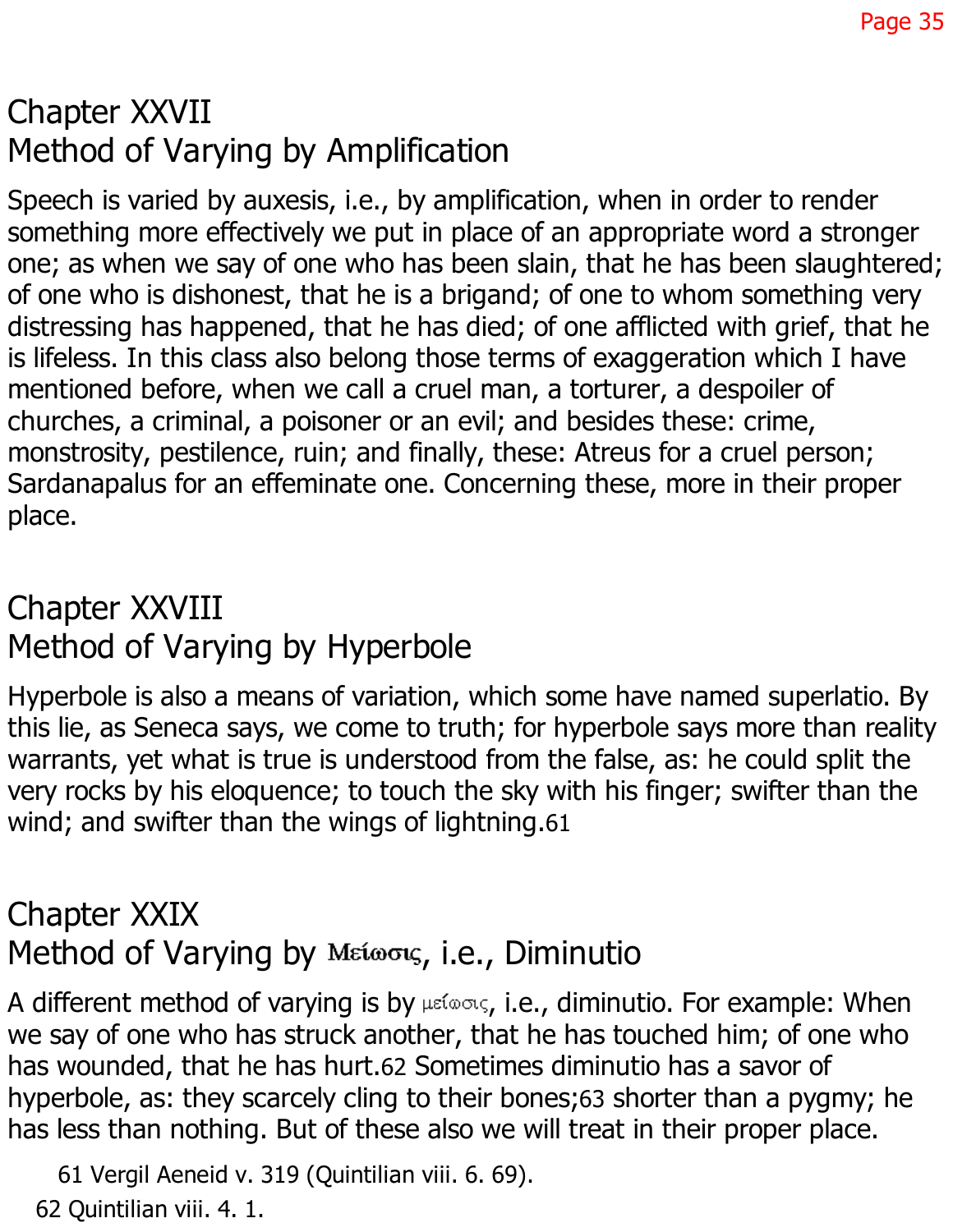## Chapter XXVII
## Method of Varying by Amplification

Speech is varied by auxesis, i.e., by amplification, when in order to render something more effectively we put in place of an appropriate word a stronger one; as when we say of one who has been slain, that he has been slaughtered; of one who is dishonest, that he is a brigand; of one to whom something very distressing has happened, that he has died; of one afflicted with grief, that he is lifeless. In this class also belong those terms of exaggeration which I have mentioned before, when we call a cruel man, a torturer, a despoiler of churches, a criminal, a poisoner or an evil; and besides these: crime, monstrosity, pestilence, ruin; and finally, these: Atreus for a cruel person; Sardanapalus for an effeminate one. Concerning these, more in their proper place.

## Chapter XXVIII
## Method of Varying by Hyperbole

Hyperbole is also a means of variation, which some have named superlatio. By this lie, as Seneca says, we come to truth; for hyperbole says more than reality warrants, yet what is true is understood from the false, as: he could split the very rocks by his eloquence; to touch the sky with his finger; swifter than the wind; and swifter than the wings of lightning.[61]

## Chapter XXIX
## Method of Varying by Μείωσις, i.e., Diminutio

A different method of varying is by μείωσις, i.e., diminutio. For example: When we say of one who has struck another, that he has touched him; of one who has wounded, that he has hurt.[62] Sometimes diminutio has a savor of hyperbole, as: they scarcely cling to their bones;[63] shorter than a pygmy; he has less than nothing. But of these also we will treat in their proper place.

61 Vergil Aeneid v. 319 (Quintilian viii. 6. 69).

62 Quintilian viii. 4. 1.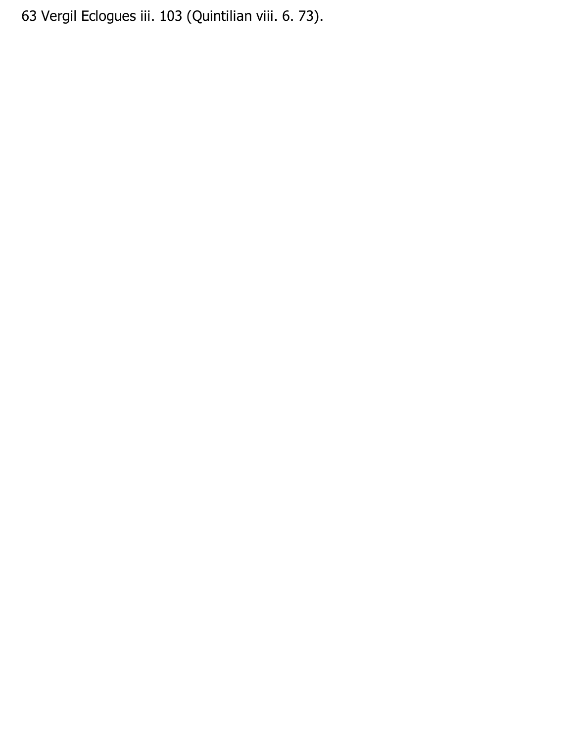63 Vergil Eclogues iii. 103 (Quintilian viii. 6. 73).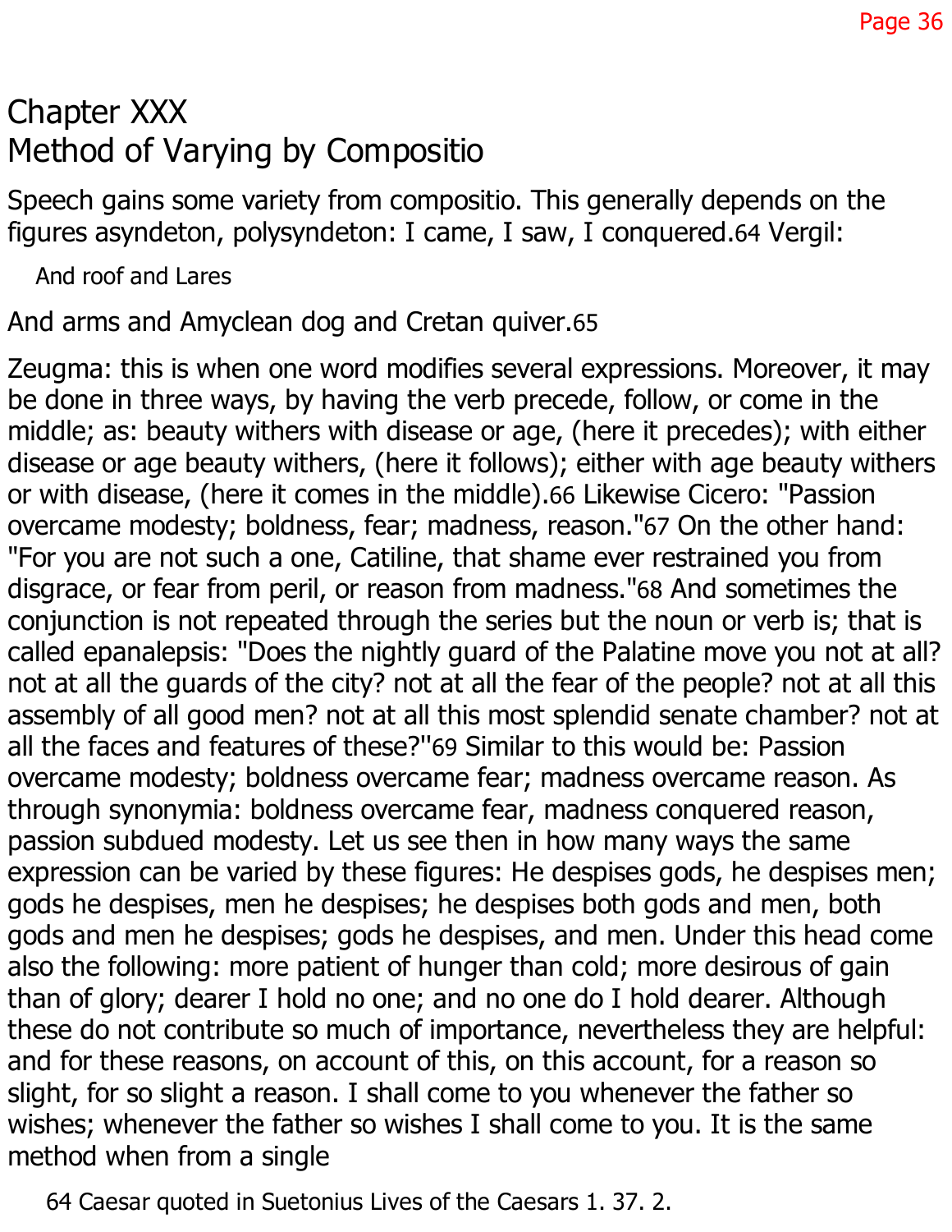# Chapter XXX
## Method of Varying by Compositio

Speech gains some variety from compositio. This generally depends on the figures asyndeton, polysyndeton: I came, I saw, I conquered.[64] Vergil:

> And roof and Lares

And arms and Amyclean dog and Cretan quiver.[65]

Zeugma: this is when one word modifies several expressions. Moreover, it may be done in three ways, by having the verb precede, follow, or come in the middle; as: beauty withers with disease or age, (here it precedes); with either disease or age beauty withers, (here it follows); either with age beauty withers or with disease, (here it comes in the middle).[66] Likewise Cicero: "Passion overcame modesty; boldness, fear; madness, reason."[67] On the other hand: "For you are not such a one, Catiline, that shame ever restrained you from disgrace, or fear from peril, or reason from madness."[68] And sometimes the conjunction is not repeated through the series but the noun or verb is; that is called epanalepsis: "Does the nightly guard of the Palatine move you not at all? not at all the guards of the city? not at all the fear of the people? not at all this assembly of all good men? not at all this most splendid senate chamber? not at all the faces and features of these?"[69] Similar to this would be: Passion overcame modesty; boldness overcame fear; madness overcame reason. As through synonymia: boldness overcame fear, madness conquered reason, passion subdued modesty. Let us see then in how many ways the same expression can be varied by these figures: He despises gods, he despises men; gods he despises, men he despises; he despises both gods and men, both gods and men he despises; gods he despises, and men. Under this head come also the following: more patient of hunger than cold; more desirous of gain than of glory; dearer I hold no one; and no one do I hold dearer. Although these do not contribute so much of importance, nevertheless they are helpful: and for these reasons, on account of this, on this account, for a reason so slight, for so slight a reason. I shall come to you whenever the father so wishes; whenever the father so wishes I shall come to you. It is the same method when from a single

64 Caesar quoted in Suetonius Lives of the Caesars 1. 37. 2.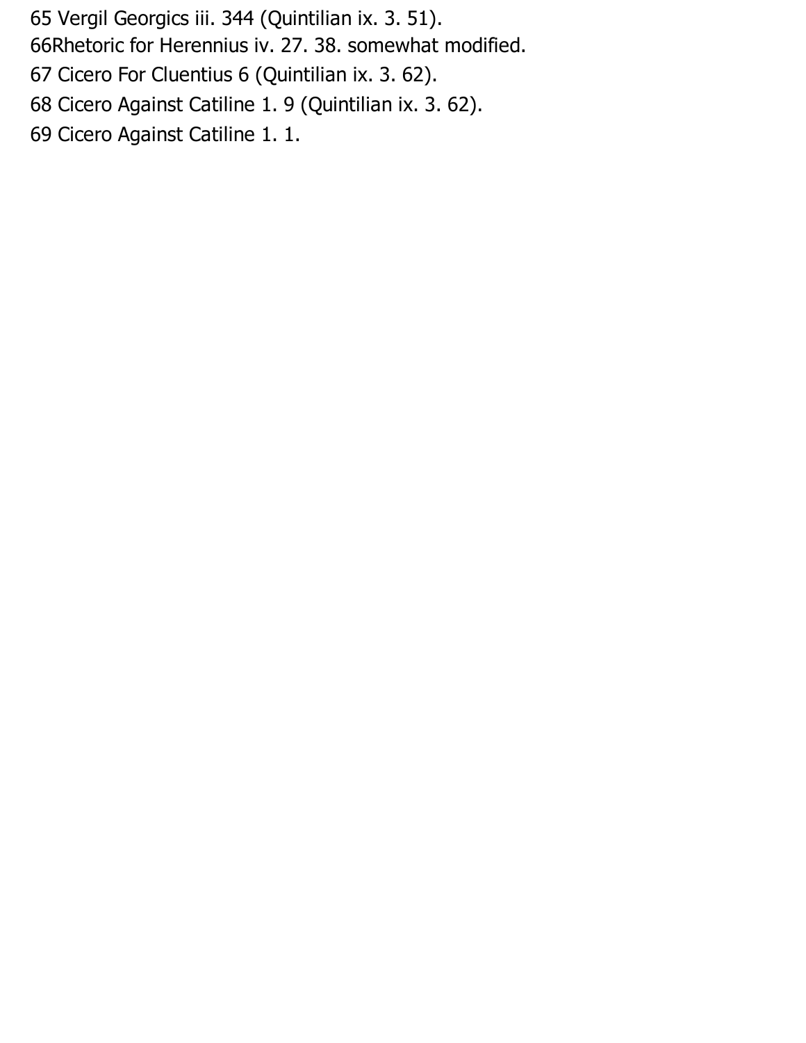65 Vergil Georgics iii. 344 (Quintilian ix. 3. 51).

66Rhetoric for Herennius iv. 27. 38. somewhat modified.

67 Cicero For Cluentius 6 (Quintilian ix. 3. 62).

68 Cicero Against Catiline 1. 9 (Quintilian ix. 3. 62).

69 Cicero Against Catiline 1. 1.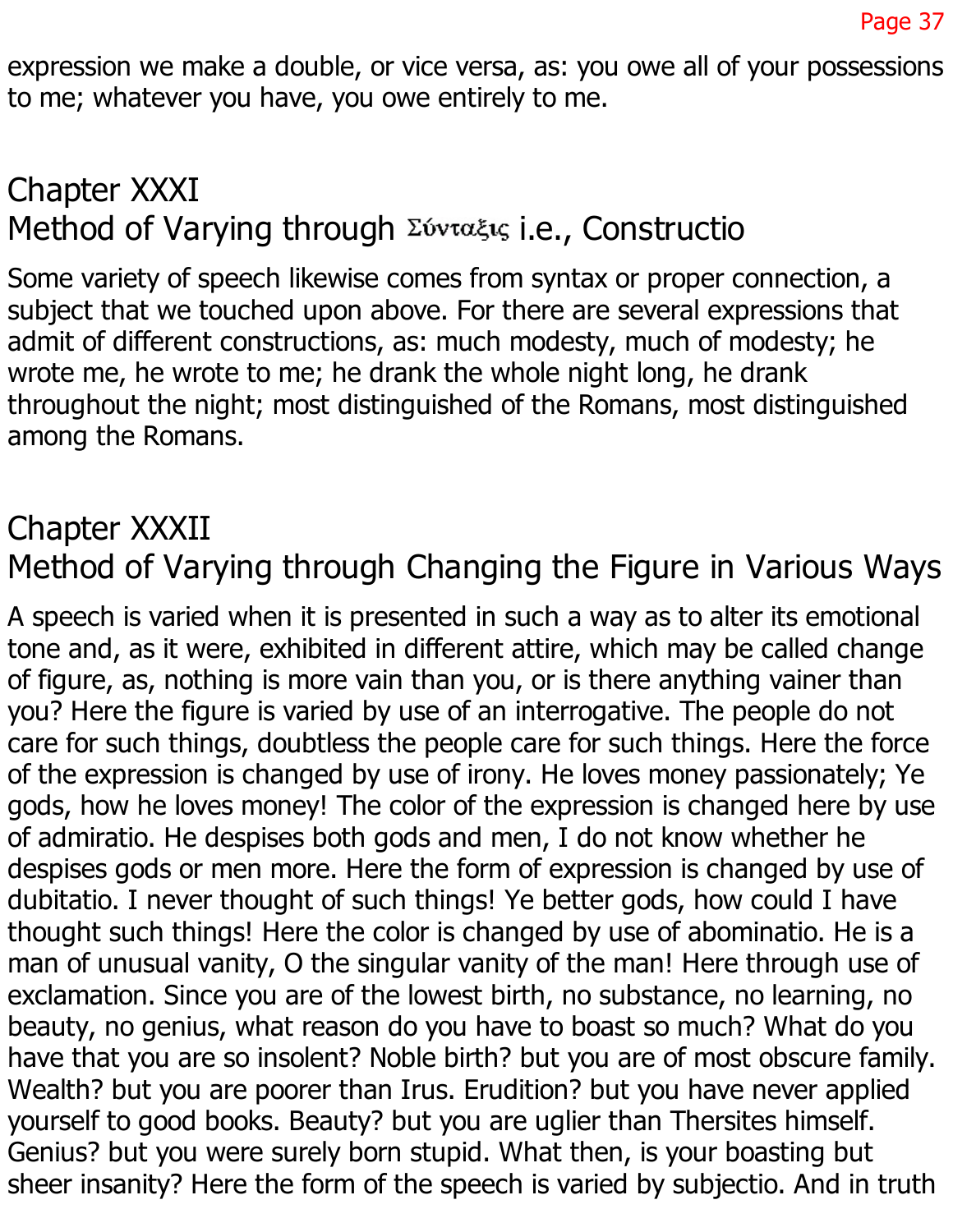expression we make a double, or vice versa, as: you owe all of your possessions to me; whatever you have, you owe entirely to me.

## Chapter XXXI
## Method of Varying through Σύνταξις i.e., Constructio

Some variety of speech likewise comes from syntax or proper connection, a subject that we touched upon above. For there are several expressions that admit of different constructions, as: much modesty, much of modesty; he wrote me, he wrote to me; he drank the whole night long, he drank throughout the night; most distinguished of the Romans, most distinguished among the Romans.

## Chapter XXXII
## Method of Varying through Changing the Figure in Various Ways

A speech is varied when it is presented in such a way as to alter its emotional tone and, as it were, exhibited in different attire, which may be called change of figure, as, nothing is more vain than you, or is there anything vainer than you? Here the figure is varied by use of an interrogative. The people do not care for such things, doubtless the people care for such things. Here the force of the expression is changed by use of irony. He loves money passionately; Ye gods, how he loves money! The color of the expression is changed here by use of admiratio. He despises both gods and men, I do not know whether he despises gods or men more. Here the form of expression is changed by use of dubitatio. I never thought of such things! Ye better gods, how could I have thought such things! Here the color is changed by use of abominatio. He is a man of unusual vanity, O the singular vanity of the man! Here through use of exclamation. Since you are of the lowest birth, no substance, no learning, no beauty, no genius, what reason do you have to boast so much? What do you have that you are so insolent? Noble birth? but you are of most obscure family. Wealth? but you are poorer than Irus. Erudition? but you have never applied yourself to good books. Beauty? but you are uglier than Thersites himself. Genius? but you were surely born stupid. What then, is your boasting but sheer insanity? Here the form of the speech is varied by subjectio. And in truth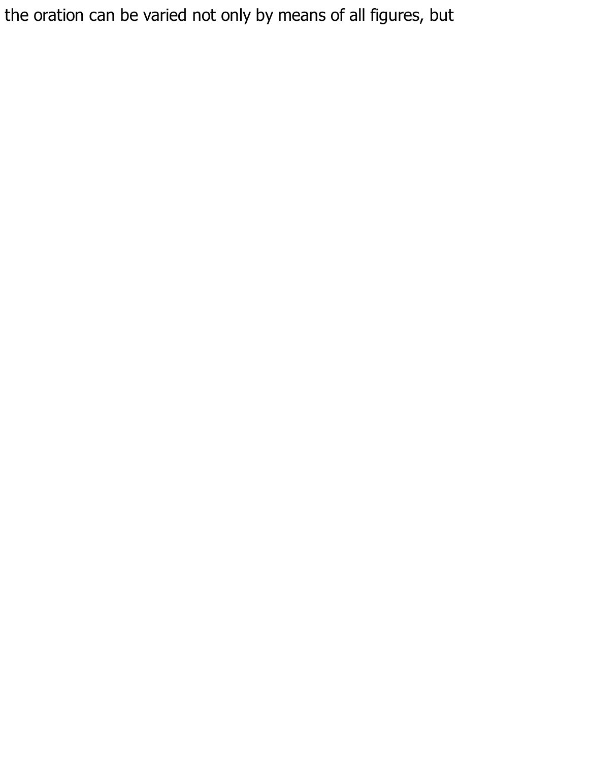the oration can be varied not only by means of all figures, but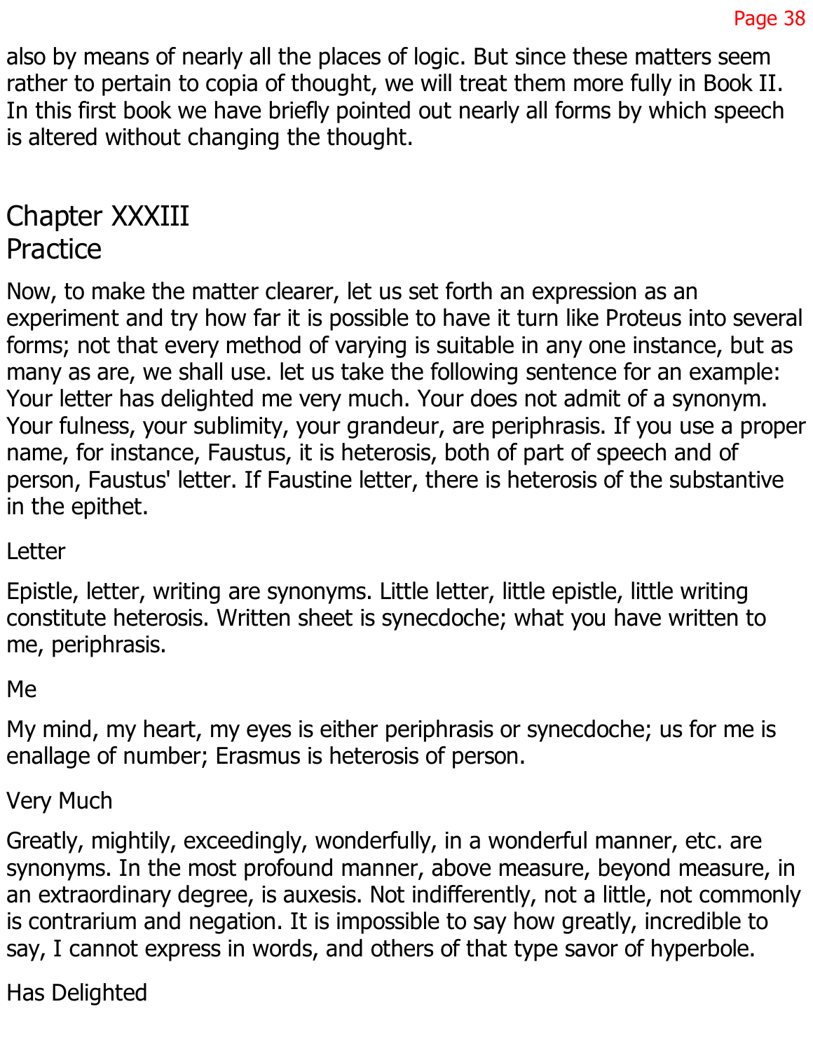also by means of nearly all the places of logic. But since these matters seem rather to pertain to copia of thought, we will treat them more fully in Book II. In this first book we have briefly pointed out nearly all forms by which speech is altered without changing the thought.

## Chapter XXXIII
## Practice

Now, to make the matter clearer, let us set forth an expression as an experiment and try how far it is possible to have it turn like Proteus into several forms; not that every method of varying is suitable in any one instance, but as many as are, we shall use. let us take the following sentence for an example: Your letter has delighted me very much. Your does not admit of a synonym. Your fulness, your sublimity, your grandeur, are periphrasis. If you use a proper name, for instance, Faustus, it is heterosis, both of part of speech and of person, Faustus' letter. If Faustine letter, there is heterosis of the substantive in the epithet.

Letter

Epistle, letter, writing are synonyms. Little letter, little epistle, little writing constitute heterosis. Written sheet is synecdoche; what you have written to me, periphrasis.

Me

My mind, my heart, my eyes is either periphrasis or synecdoche; us for me is enallage of number; Erasmus is heterosis of person.

Very Much

Greatly, mightily, exceedingly, wonderfully, in a wonderful manner, etc. are synonyms. In the most profound manner, above measure, beyond measure, in an extraordinary degree, is auxesis. Not indifferently, not a little, not commonly is contrarium and negation. It is impossible to say how greatly, incredible to say, I cannot express in words, and others of that type savor of hyperbole.

Has Delighted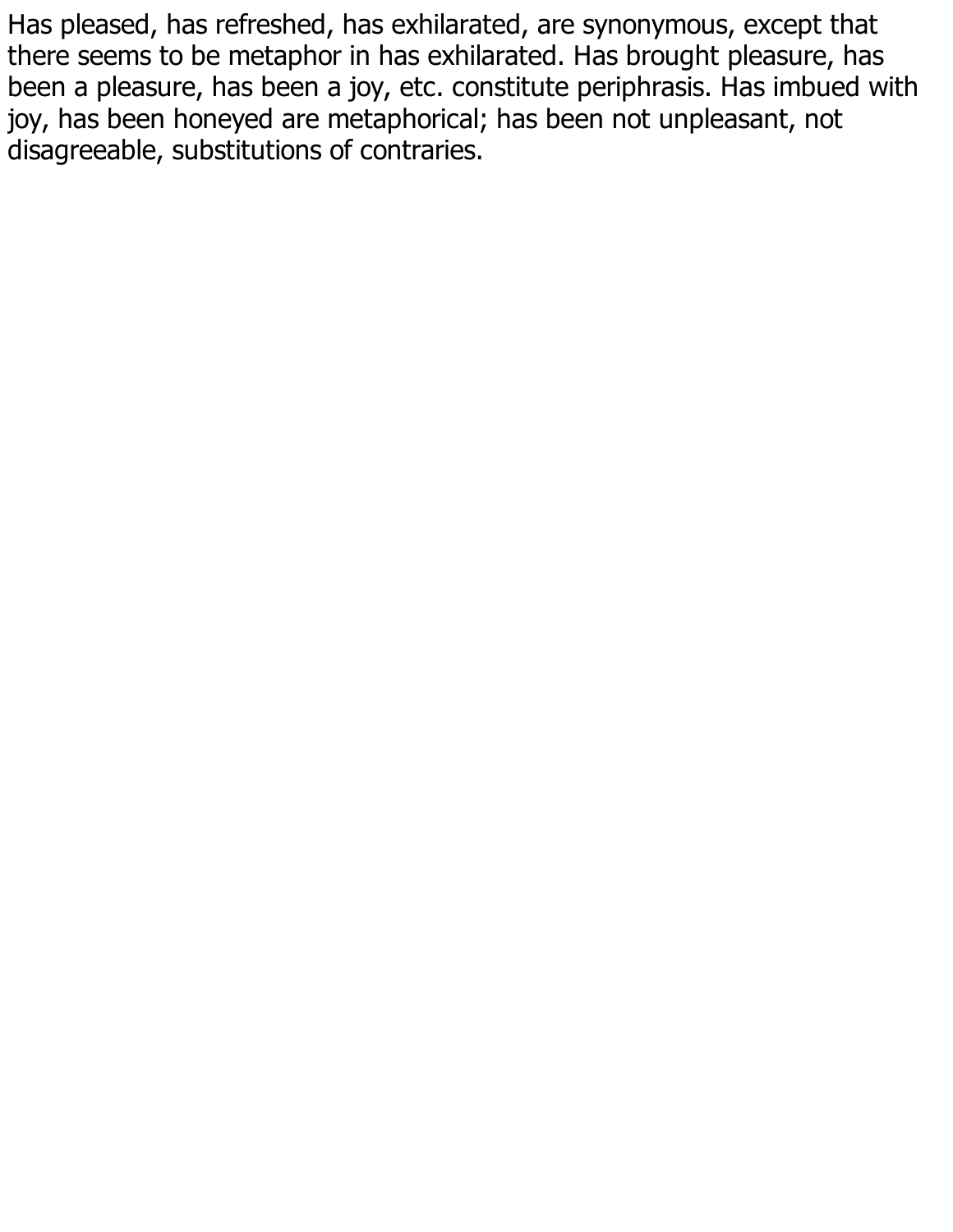Has pleased, has refreshed, has exhilarated, are synonymous, except that there seems to be metaphor in has exhilarated. Has brought pleasure, has been a pleasure, has been a joy, etc. constitute periphrasis. Has imbued with joy, has been honeyed are metaphorical; has been not unpleasant, not disagreeable, substitutions of contraries.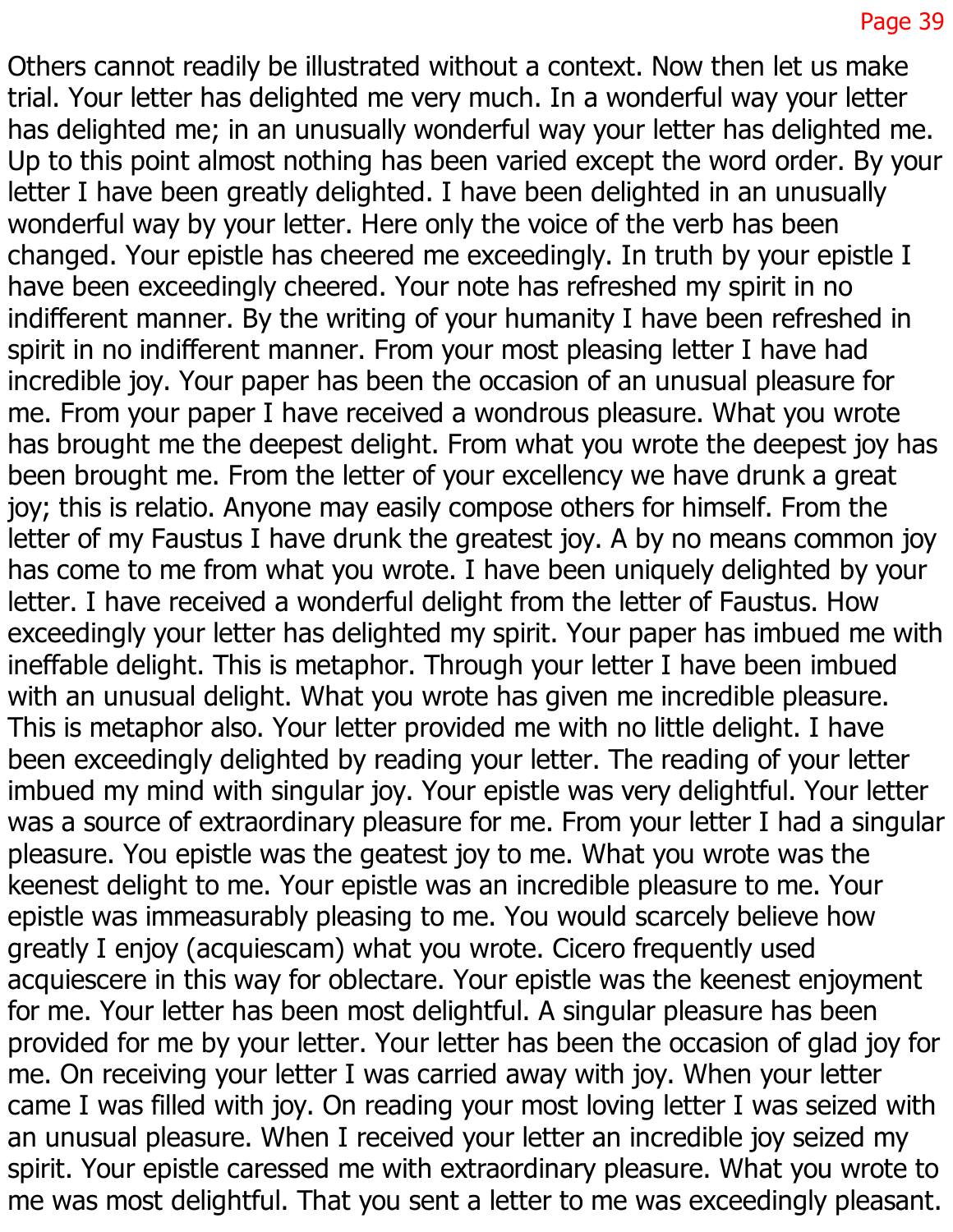Others cannot readily be illustrated without a context. Now then let us make trial. Your letter has delighted me very much. In a wonderful way your letter has delighted me; in an unusually wonderful way your letter has delighted me. Up to this point almost nothing has been varied except the word order. By your letter I have been greatly delighted. I have been delighted in an unusually wonderful way by your letter. Here only the voice of the verb has been changed. Your epistle has cheered me exceedingly. In truth by your epistle I have been exceedingly cheered. Your note has refreshed my spirit in no indifferent manner. By the writing of your humanity I have been refreshed in spirit in no indifferent manner. From your most pleasing letter I have had incredible joy. Your paper has been the occasion of an unusual pleasure for me. From your paper I have received a wondrous pleasure. What you wrote has brought me the deepest delight. From what you wrote the deepest joy has been brought me. From the letter of your excellency we have drunk a great joy; this is relatio. Anyone may easily compose others for himself. From the letter of my Faustus I have drunk the greatest joy. A by no means common joy has come to me from what you wrote. I have been uniquely delighted by your letter. I have received a wonderful delight from the letter of Faustus. How exceedingly your letter has delighted my spirit. Your paper has imbued me with ineffable delight. This is metaphor. Through your letter I have been imbued with an unusual delight. What you wrote has given me incredible pleasure. This is metaphor also. Your letter provided me with no little delight. I have been exceedingly delighted by reading your letter. The reading of your letter imbued my mind with singular joy. Your epistle was very delightful. Your letter was a source of extraordinary pleasure for me. From your letter I had a singular pleasure. You epistle was the geatest joy to me. What you wrote was the keenest delight to me. Your epistle was an incredible pleasure to me. Your epistle was immeasurably pleasing to me. You would scarcely believe how greatly I enjoy (acquiescam) what you wrote. Cicero frequently used acquiescere in this way for oblectare. Your epistle was the keenest enjoyment for me. Your letter has been most delightful. A singular pleasure has been provided for me by your letter. Your letter has been the occasion of glad joy for me. On receiving your letter I was carried away with joy. When your letter came I was filled with joy. On reading your most loving letter I was seized with an unusual pleasure. When I received your letter an incredible joy seized my spirit. Your epistle caressed me with extraordinary pleasure. What you wrote to me was most delightful. That you sent a letter to me was exceedingly pleasant.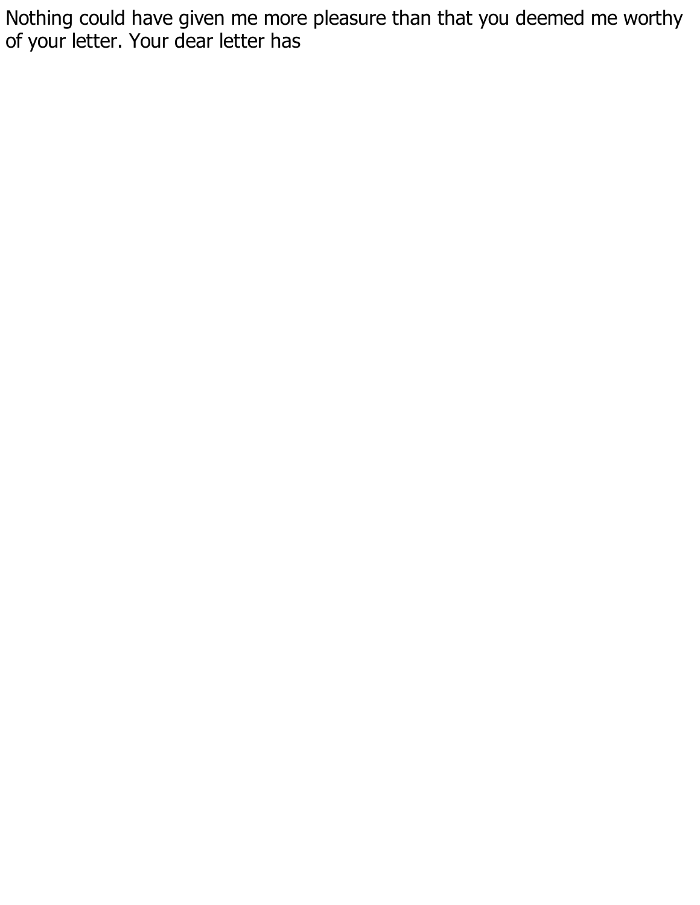Nothing could have given me more pleasure than that you deemed me worthy of your letter. Your dear letter has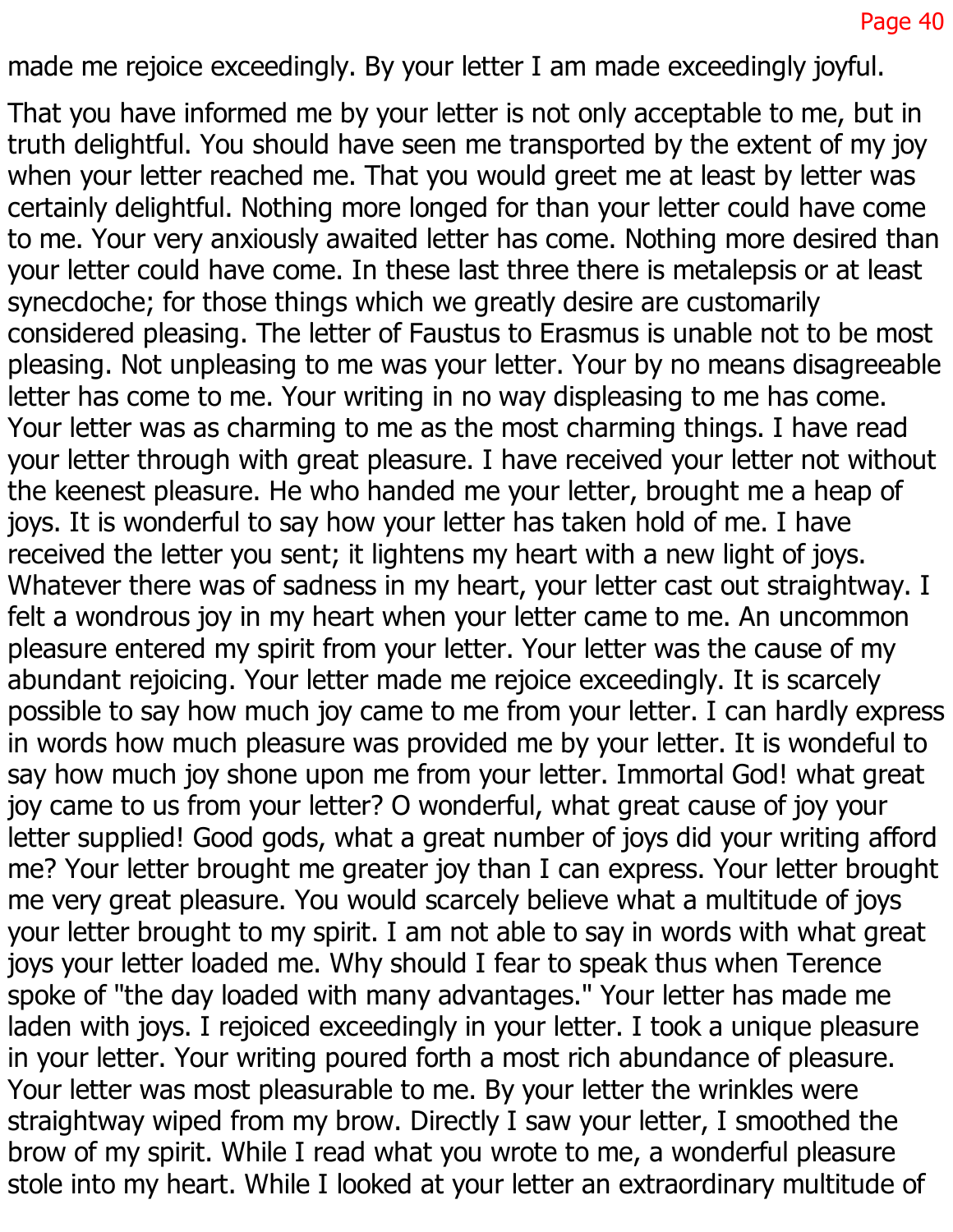made me rejoice exceedingly. By your letter I am made exceedingly joyful.

That you have informed me by your letter is not only acceptable to me, but in truth delightful. You should have seen me transported by the extent of my joy when your letter reached me. That you would greet me at least by letter was certainly delightful. Nothing more longed for than your letter could have come to me. Your very anxiously awaited letter has come. Nothing more desired than your letter could have come. In these last three there is metalepsis or at least synecdoche; for those things which we greatly desire are customarily considered pleasing. The letter of Faustus to Erasmus is unable not to be most pleasing. Not unpleasing to me was your letter. Your by no means disagreeable letter has come to me. Your writing in no way displeasing to me has come. Your letter was as charming to me as the most charming things. I have read your letter through with great pleasure. I have received your letter not without the keenest pleasure. He who handed me your letter, brought me a heap of joys. It is wonderful to say how your letter has taken hold of me. I have received the letter you sent; it lightens my heart with a new light of joys. Whatever there was of sadness in my heart, your letter cast out straightway. I felt a wondrous joy in my heart when your letter came to me. An uncommon pleasure entered my spirit from your letter. Your letter was the cause of my abundant rejoicing. Your letter made me rejoice exceedingly. It is scarcely possible to say how much joy came to me from your letter. I can hardly express in words how much pleasure was provided me by your letter. It is wondeful to say how much joy shone upon me from your letter. Immortal God! what great joy came to us from your letter? O wonderful, what great cause of joy your letter supplied! Good gods, what a great number of joys did your writing afford me? Your letter brought me greater joy than I can express. Your letter brought me very great pleasure. You would scarcely believe what a multitude of joys your letter brought to my spirit. I am not able to say in words with what great joys your letter loaded me. Why should I fear to speak thus when Terence spoke of "the day loaded with many advantages." Your letter has made me laden with joys. I rejoiced exceedingly in your letter. I took a unique pleasure in your letter. Your writing poured forth a most rich abundance of pleasure. Your letter was most pleasurable to me. By your letter the wrinkles were straightway wiped from my brow. Directly I saw your letter, I smoothed the brow of my spirit. While I read what you wrote to me, a wonderful pleasure stole into my heart. While I looked at your letter an extraordinary multitude of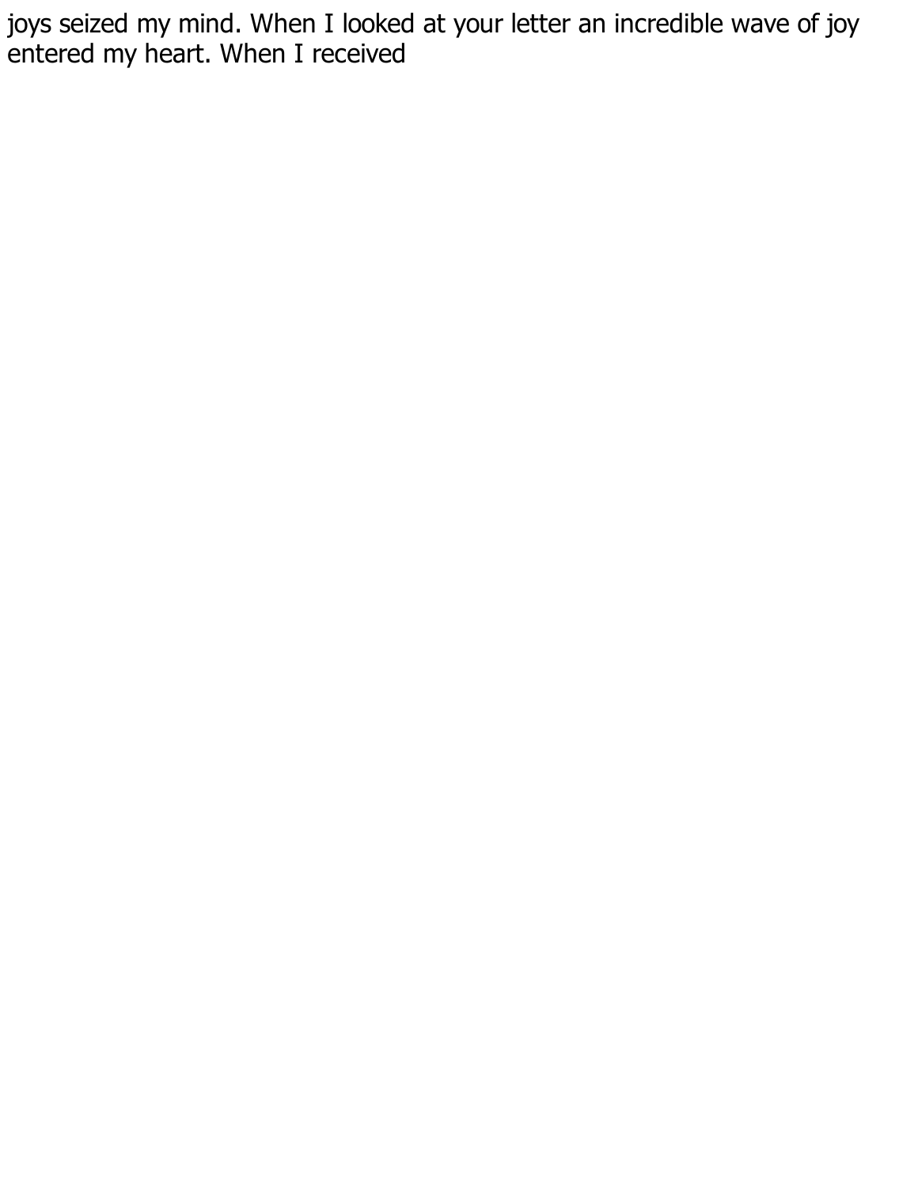joys seized my mind. When I looked at your letter an incredible wave of joy entered my heart. When I received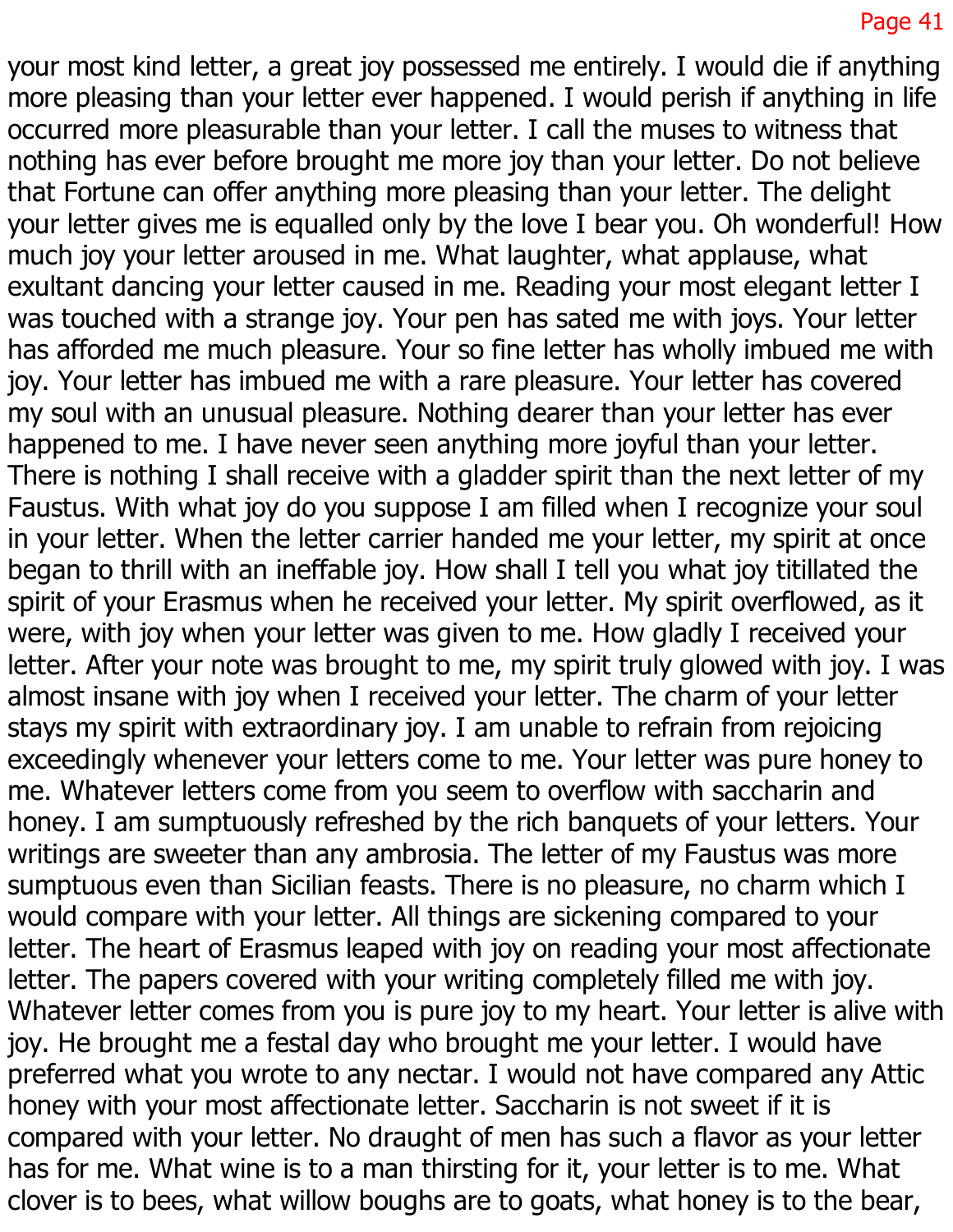your most kind letter, a great joy possessed me entirely. I would die if anything more pleasing than your letter ever happened. I would perish if anything in life occurred more pleasurable than your letter. I call the muses to witness that nothing has ever before brought me more joy than your letter. Do not believe that Fortune can offer anything more pleasing than your letter. The delight your letter gives me is equalled only by the love I bear you. Oh wonderful! How much joy your letter aroused in me. What laughter, what applause, what exultant dancing your letter caused in me. Reading your most elegant letter I was touched with a strange joy. Your pen has sated me with joys. Your letter has afforded me much pleasure. Your so fine letter has wholly imbued me with joy. Your letter has imbued me with a rare pleasure. Your letter has covered my soul with an unusual pleasure. Nothing dearer than your letter has ever happened to me. I have never seen anything more joyful than your letter. There is nothing I shall receive with a gladder spirit than the next letter of my Faustus. With what joy do you suppose I am filled when I recognize your soul in your letter. When the letter carrier handed me your letter, my spirit at once began to thrill with an ineffable joy. How shall I tell you what joy titillated the spirit of your Erasmus when he received your letter. My spirit overflowed, as it were, with joy when your letter was given to me. How gladly I received your letter. After your note was brought to me, my spirit truly glowed with joy. I was almost insane with joy when I received your letter. The charm of your letter stays my spirit with extraordinary joy. I am unable to refrain from rejoicing exceedingly whenever your letters come to me. Your letter was pure honey to me. Whatever letters come from you seem to overflow with saccharin and honey. I am sumptuously refreshed by the rich banquets of your letters. Your writings are sweeter than any ambrosia. The letter of my Faustus was more sumptuous even than Sicilian feasts. There is no pleasure, no charm which I would compare with your letter. All things are sickening compared to your letter. The heart of Erasmus leaped with joy on reading your most affectionate letter. The papers covered with your writing completely filled me with joy. Whatever letter comes from you is pure joy to my heart. Your letter is alive with joy. He brought me a festal day who brought me your letter. I would have preferred what you wrote to any nectar. I would not have compared any Attic honey with your most affectionate letter. Saccharin is not sweet if it is compared with your letter. No draught of men has such a flavor as your letter has for me. What wine is to a man thirsting for it, your letter is to me. What clover is to bees, what willow boughs are to goats, what honey is to the bear,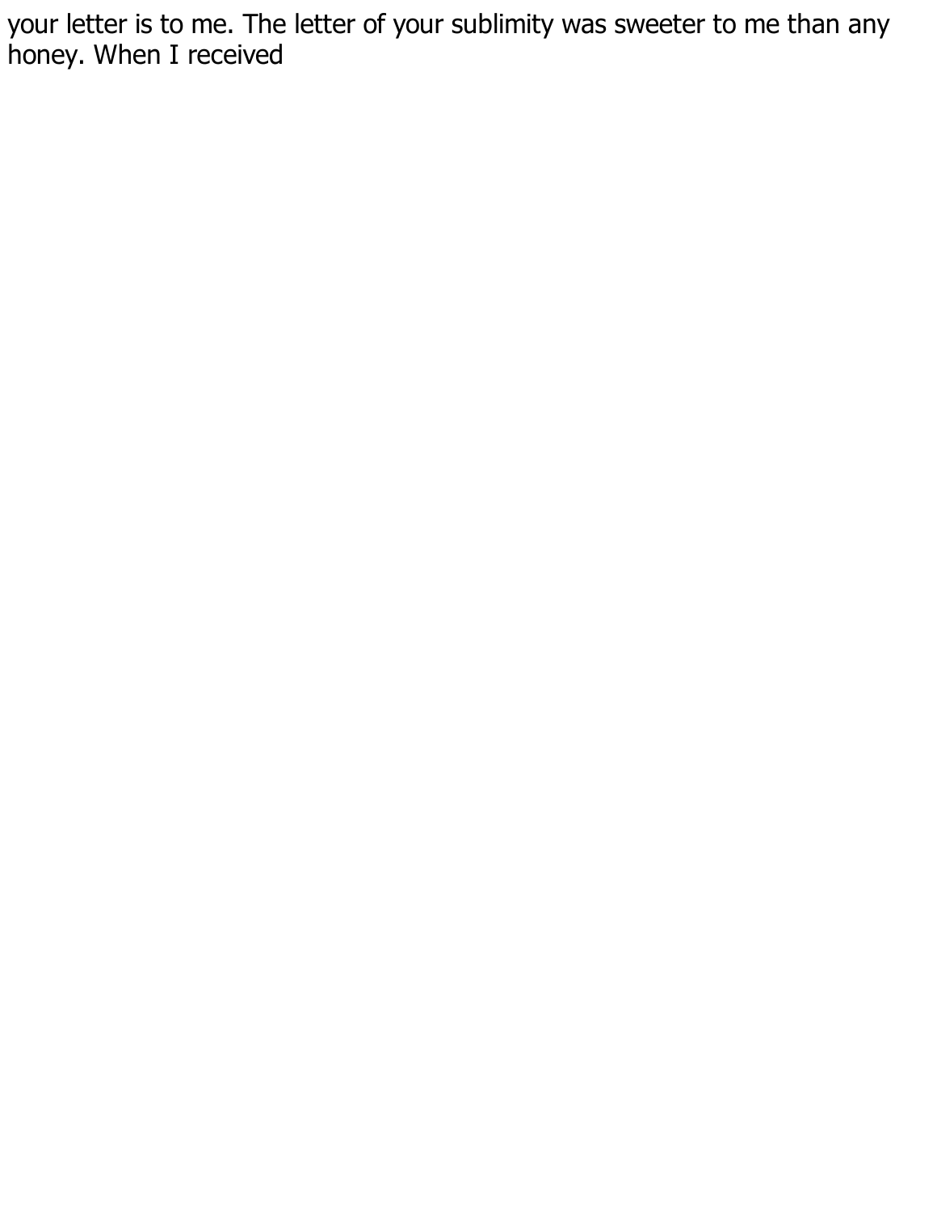your letter is to me. The letter of your sublimity was sweeter to me than any honey. When I received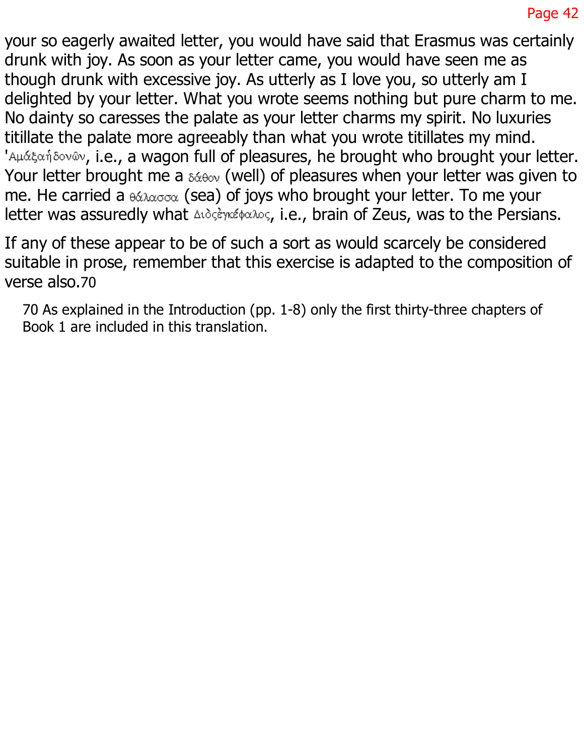your so eagerly awaited letter, you would have said that Erasmus was certainly drunk with joy. As soon as your letter came, you would have seen me as though drunk with excessive joy. As utterly as I love you, so utterly am I delighted by your letter. What you wrote seems nothing but pure charm to me. No dainty so caresses the palate as your letter charms my spirit. No luxuries titillate the palate more agreeably than what you wrote titillates my mind. 'Αμάξαἡδονῶν, i.e., a wagon full of pleasures, he brought who brought your letter. Your letter brought me a δάθον (well) of pleasures when your letter was given to me. He carried a θάλασσα (sea) of joys who brought your letter. To me your letter was assuredly what Διὸςἐγκέφαλος, i.e., brain of Zeus, was to the Persians.

If any of these appear to be of such a sort as would scarcely be considered suitable in prose, remember that this exercise is adapted to the composition of verse also.[70]

70 As explained in the Introduction (pp. 1-8) only the first thirty-three chapters of Book 1 are included in this translation.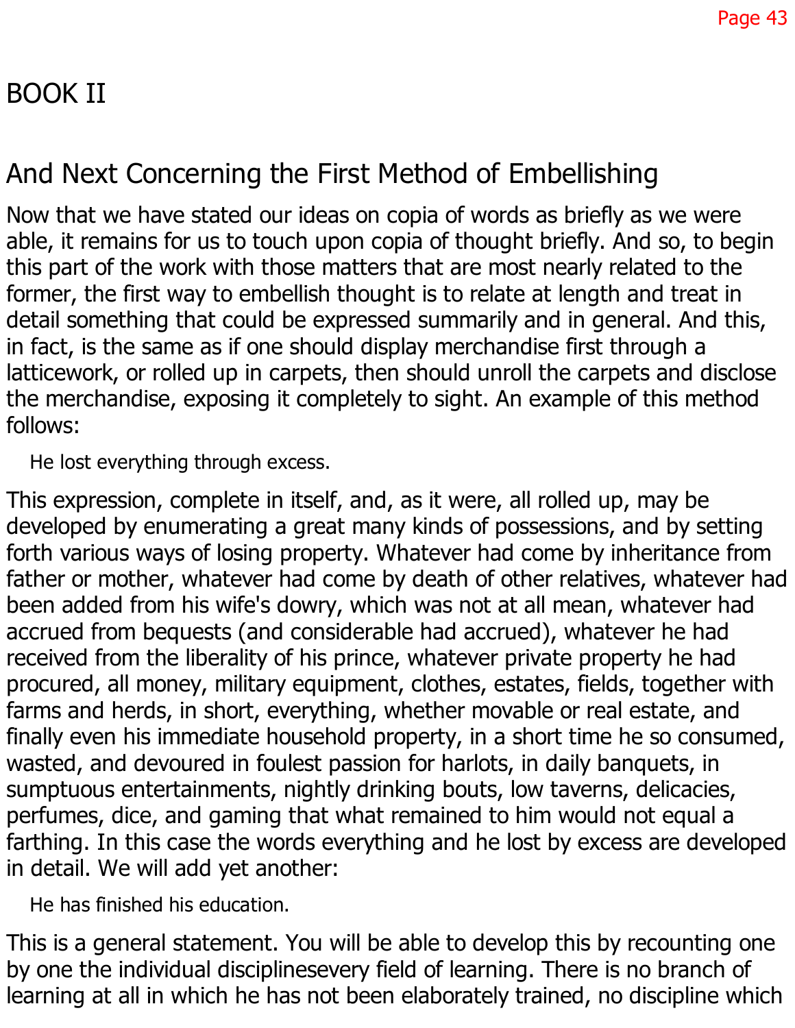# BOOK II

## And Next Concerning the First Method of Embellishing

Now that we have stated our ideas on copia of words as briefly as we were able, it remains for us to touch upon copia of thought briefly. And so, to begin this part of the work with those matters that are most nearly related to the former, the first way to embellish thought is to relate at length and treat in detail something that could be expressed summarily and in general. And this, in fact, is the same as if one should display merchandise first through a latticework, or rolled up in carpets, then should unroll the carpets and disclose the merchandise, exposing it completely to sight. An example of this method follows:

> He lost everything through excess.

This expression, complete in itself, and, as it were, all rolled up, may be developed by enumerating a great many kinds of possessions, and by setting forth various ways of losing property. Whatever had come by inheritance from father or mother, whatever had come by death of other relatives, whatever had been added from his wife's dowry, which was not at all mean, whatever had accrued from bequests (and considerable had accrued), whatever he had received from the liberality of his prince, whatever private property he had procured, all money, military equipment, clothes, estates, fields, together with farms and herds, in short, everything, whether movable or real estate, and finally even his immediate household property, in a short time he so consumed, wasted, and devoured in foulest passion for harlots, in daily banquets, in sumptuous entertainments, nightly drinking bouts, low taverns, delicacies, perfumes, dice, and gaming that what remained to him would not equal a farthing. In this case the words everything and he lost by excess are developed in detail. We will add yet another:

> He has finished his education.

This is a general statement. You will be able to develop this by recounting one by one the individual disciplinesevery field of learning. There is no branch of learning at all in which he has not been elaborately trained, no discipline which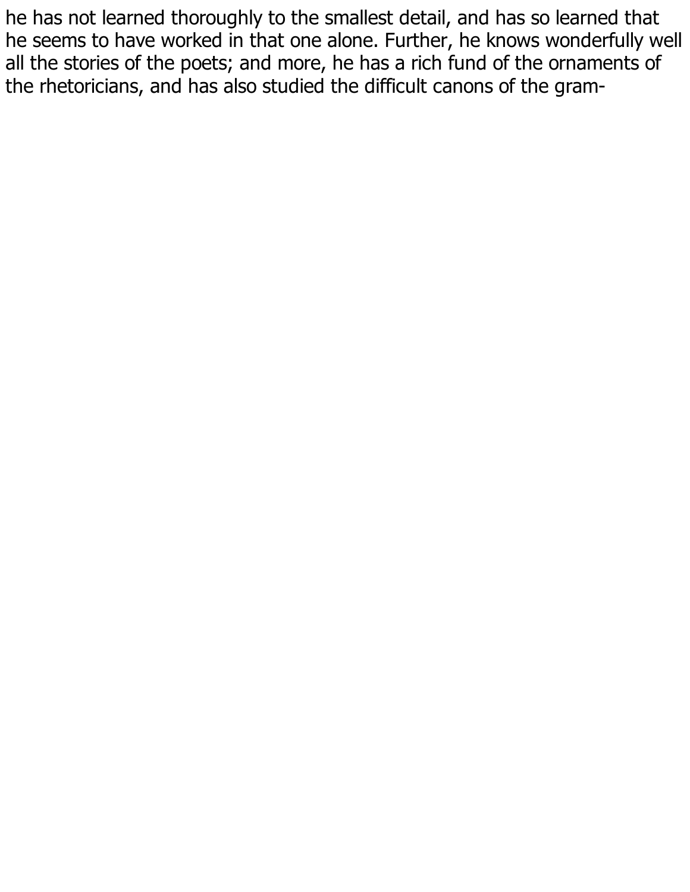he has not learned thoroughly to the smallest detail, and has so learned that he seems to have worked in that one alone. Further, he knows wonderfully well all the stories of the poets; and more, he has a rich fund of the ornaments of the rhetoricians, and has also studied the difficult canons of the gram-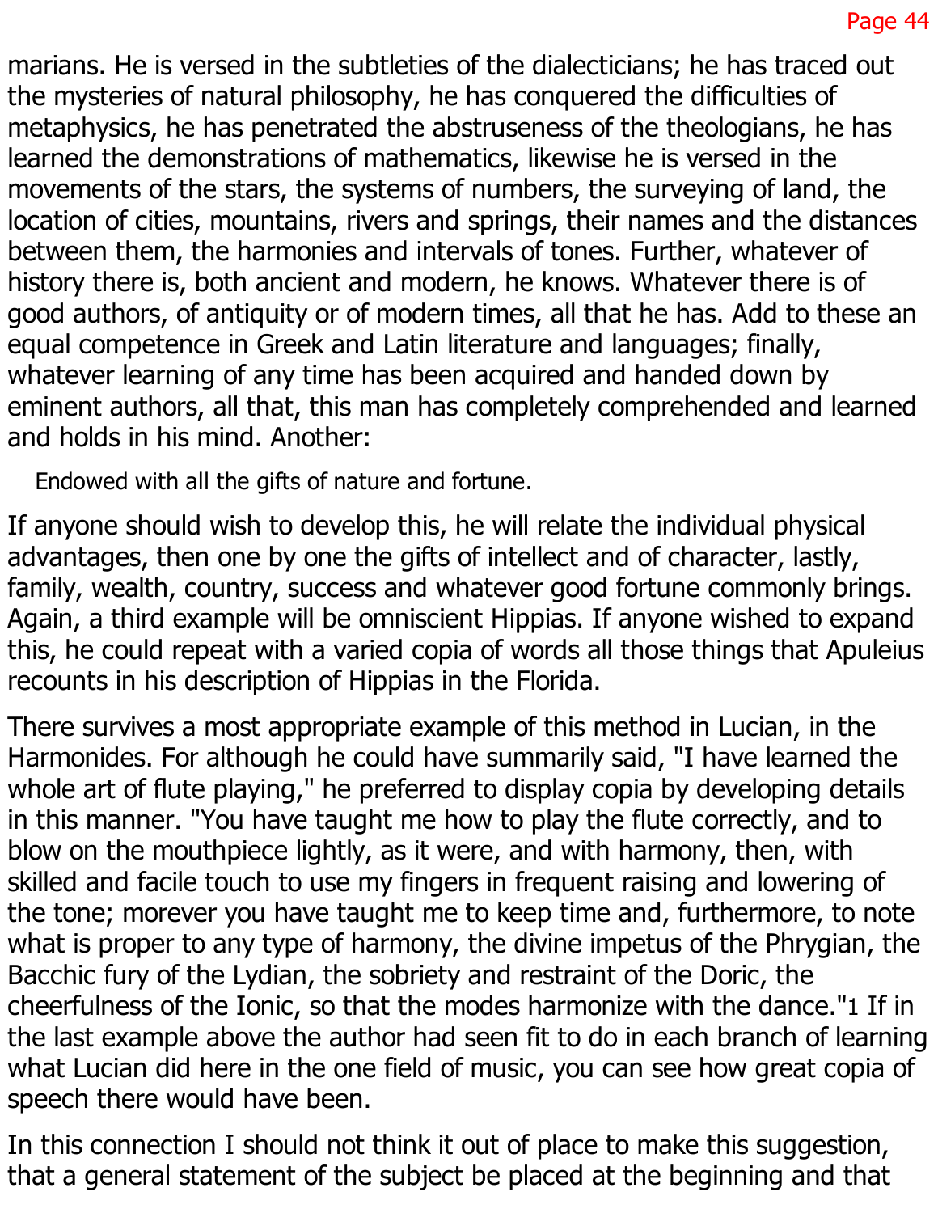marians. He is versed in the subtleties of the dialecticians; he has traced out the mysteries of natural philosophy, he has conquered the difficulties of metaphysics, he has penetrated the abstruseness of the theologians, he has learned the demonstrations of mathematics, likewise he is versed in the movements of the stars, the systems of numbers, the surveying of land, the location of cities, mountains, rivers and springs, their names and the distances between them, the harmonies and intervals of tones. Further, whatever of history there is, both ancient and modern, he knows. Whatever there is of good authors, of antiquity or of modern times, all that he has. Add to these an equal competence in Greek and Latin literature and languages; finally, whatever learning of any time has been acquired and handed down by eminent authors, all that, this man has completely comprehended and learned and holds in his mind. Another:

> Endowed with all the gifts of nature and fortune.

If anyone should wish to develop this, he will relate the individual physical advantages, then one by one the gifts of intellect and of character, lastly, family, wealth, country, success and whatever good fortune commonly brings. Again, a third example will be omniscient Hippias. If anyone wished to expand this, he could repeat with a varied copia of words all those things that Apuleius recounts in his description of Hippias in the Florida.

There survives a most appropriate example of this method in Lucian, in the Harmonides. For although he could have summarily said, "I have learned the whole art of flute playing," he preferred to display copia by developing details in this manner. "You have taught me how to play the flute correctly, and to blow on the mouthpiece lightly, as it were, and with harmony, then, with skilled and facile touch to use my fingers in frequent raising and lowering of the tone; morever you have taught me to keep time and, furthermore, to note what is proper to any type of harmony, the divine impetus of the Phrygian, the Bacchic fury of the Lydian, the sobriety and restraint of the Doric, the cheerfulness of the Ionic, so that the modes harmonize with the dance."[1] If in the last example above the author had seen fit to do in each branch of learning what Lucian did here in the one field of music, you can see how great copia of speech there would have been.

In this connection I should not think it out of place to make this suggestion, that a general statement of the subject be placed at the beginning and that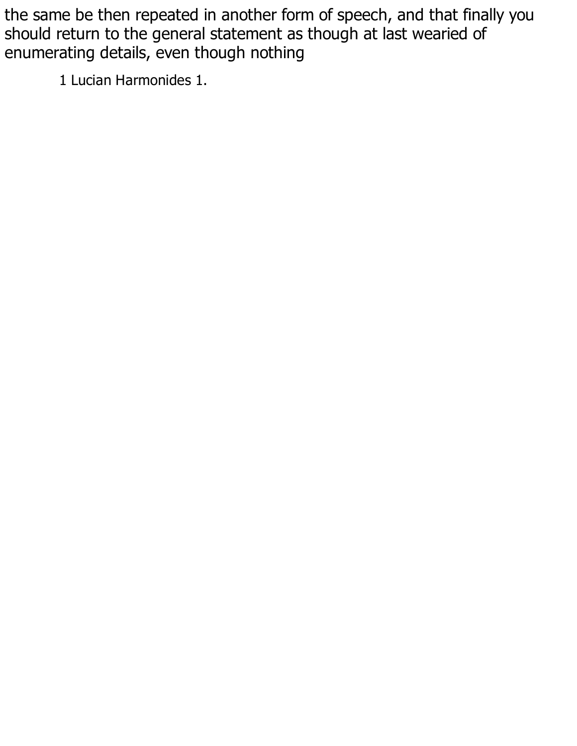the same be then repeated in another form of speech, and that finally you should return to the general statement as though at last wearied of enumerating details, even though nothing

1 Lucian Harmonides 1.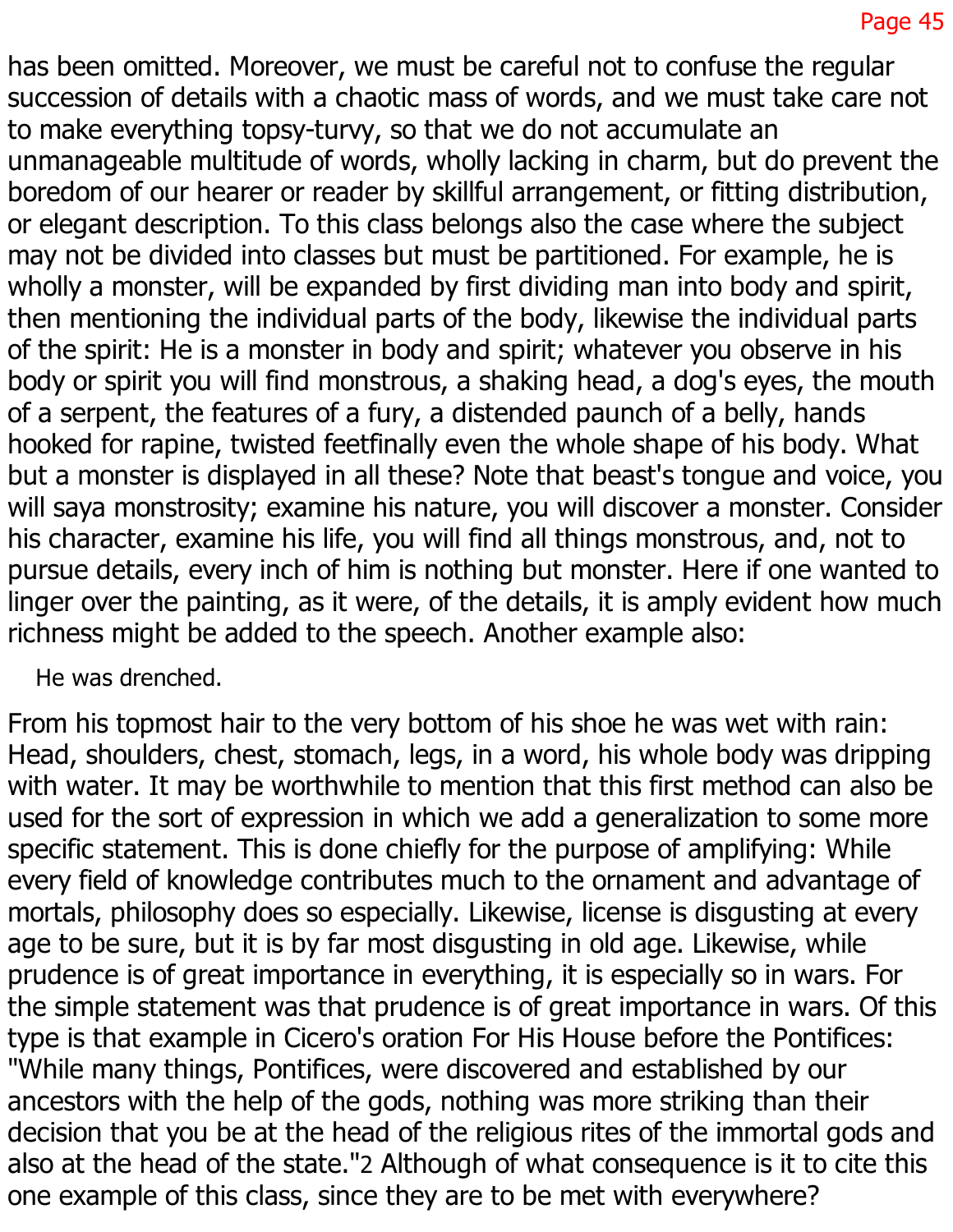has been omitted. Moreover, we must be careful not to confuse the regular succession of details with a chaotic mass of words, and we must take care not to make everything topsy-turvy, so that we do not accumulate an unmanageable multitude of words, wholly lacking in charm, but do prevent the boredom of our hearer or reader by skillful arrangement, or fitting distribution, or elegant description. To this class belongs also the case where the subject may not be divided into classes but must be partitioned. For example, he is wholly a monster, will be expanded by first dividing man into body and spirit, then mentioning the individual parts of the body, likewise the individual parts of the spirit: He is a monster in body and spirit; whatever you observe in his body or spirit you will find monstrous, a shaking head, a dog's eyes, the mouth of a serpent, the features of a fury, a distended paunch of a belly, hands hooked for rapine, twisted feetfinally even the whole shape of his body. What but a monster is displayed in all these? Note that beast's tongue and voice, you will saya monstrosity; examine his nature, you will discover a monster. Consider his character, examine his life, you will find all things monstrous, and, not to pursue details, every inch of him is nothing but monster. Here if one wanted to linger over the painting, as it were, of the details, it is amply evident how much richness might be added to the speech. Another example also:

> He was drenched.

From his topmost hair to the very bottom of his shoe he was wet with rain: Head, shoulders, chest, stomach, legs, in a word, his whole body was dripping with water. It may be worthwhile to mention that this first method can also be used for the sort of expression in which we add a generalization to some more specific statement. This is done chiefly for the purpose of amplifying: While every field of knowledge contributes much to the ornament and advantage of mortals, philosophy does so especially. Likewise, license is disgusting at every age to be sure, but it is by far most disgusting in old age. Likewise, while prudence is of great importance in everything, it is especially so in wars. For the simple statement was that prudence is of great importance in wars. Of this type is that example in Cicero's oration For His House before the Pontifices: "While many things, Pontifices, were discovered and established by our ancestors with the help of the gods, nothing was more striking than their decision that you be at the head of the religious rites of the immortal gods and also at the head of the state."[2] Although of what consequence is it to cite this one example of this class, since they are to be met with everywhere?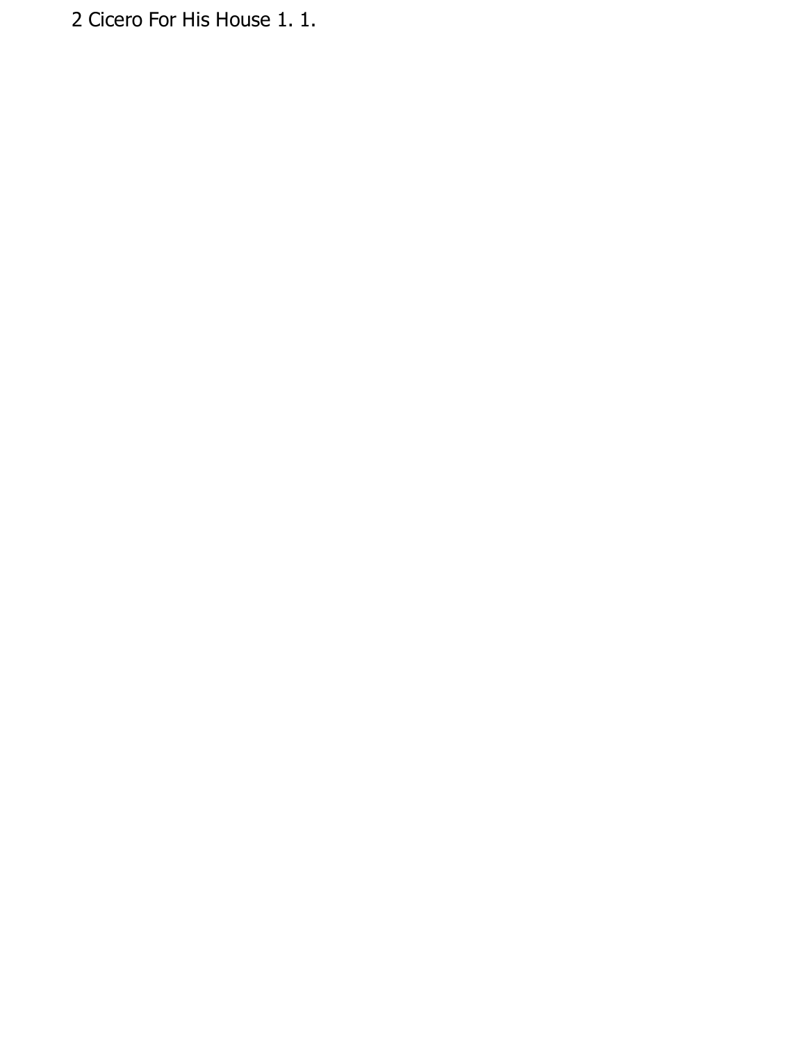2 Cicero For His House 1. 1.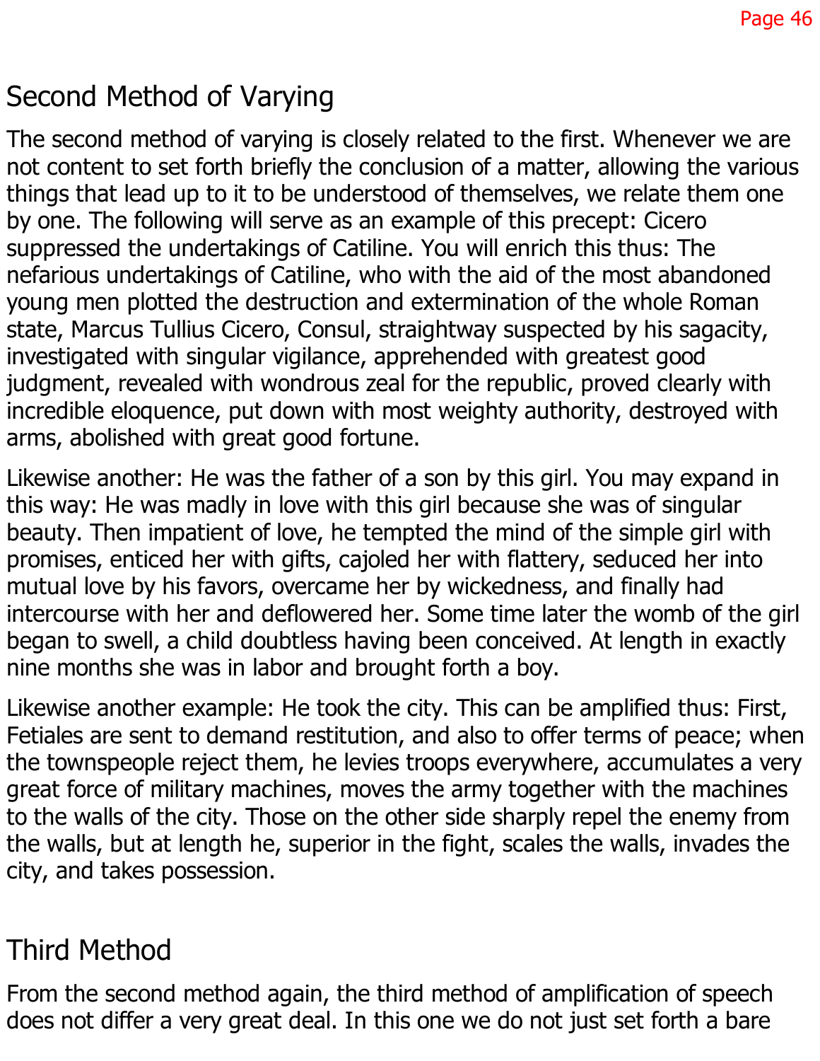## Second Method of Varying

The second method of varying is closely related to the first. Whenever we are not content to set forth briefly the conclusion of a matter, allowing the various things that lead up to it to be understood of themselves, we relate them one by one. The following will serve as an example of this precept: Cicero suppressed the undertakings of Catiline. You will enrich this thus: The nefarious undertakings of Catiline, who with the aid of the most abandoned young men plotted the destruction and extermination of the whole Roman state, Marcus Tullius Cicero, Consul, straightway suspected by his sagacity, investigated with singular vigilance, apprehended with greatest good judgment, revealed with wondrous zeal for the republic, proved clearly with incredible eloquence, put down with most weighty authority, destroyed with arms, abolished with great good fortune.

Likewise another: He was the father of a son by this girl. You may expand in this way: He was madly in love with this girl because she was of singular beauty. Then impatient of love, he tempted the mind of the simple girl with promises, enticed her with gifts, cajoled her with flattery, seduced her into mutual love by his favors, overcame her by wickedness, and finally had intercourse with her and deflowered her. Some time later the womb of the girl began to swell, a child doubtless having been conceived. At length in exactly nine months she was in labor and brought forth a boy.

Likewise another example: He took the city. This can be amplified thus: First, Fetiales are sent to demand restitution, and also to offer terms of peace; when the townspeople reject them, he levies troops everywhere, accumulates a very great force of military machines, moves the army together with the machines to the walls of the city. Those on the other side sharply repel the enemy from the walls, but at length he, superior in the fight, scales the walls, invades the city, and takes possession.

## Third Method

From the second method again, the third method of amplification of speech does not differ a very great deal. In this one we do not just set forth a bare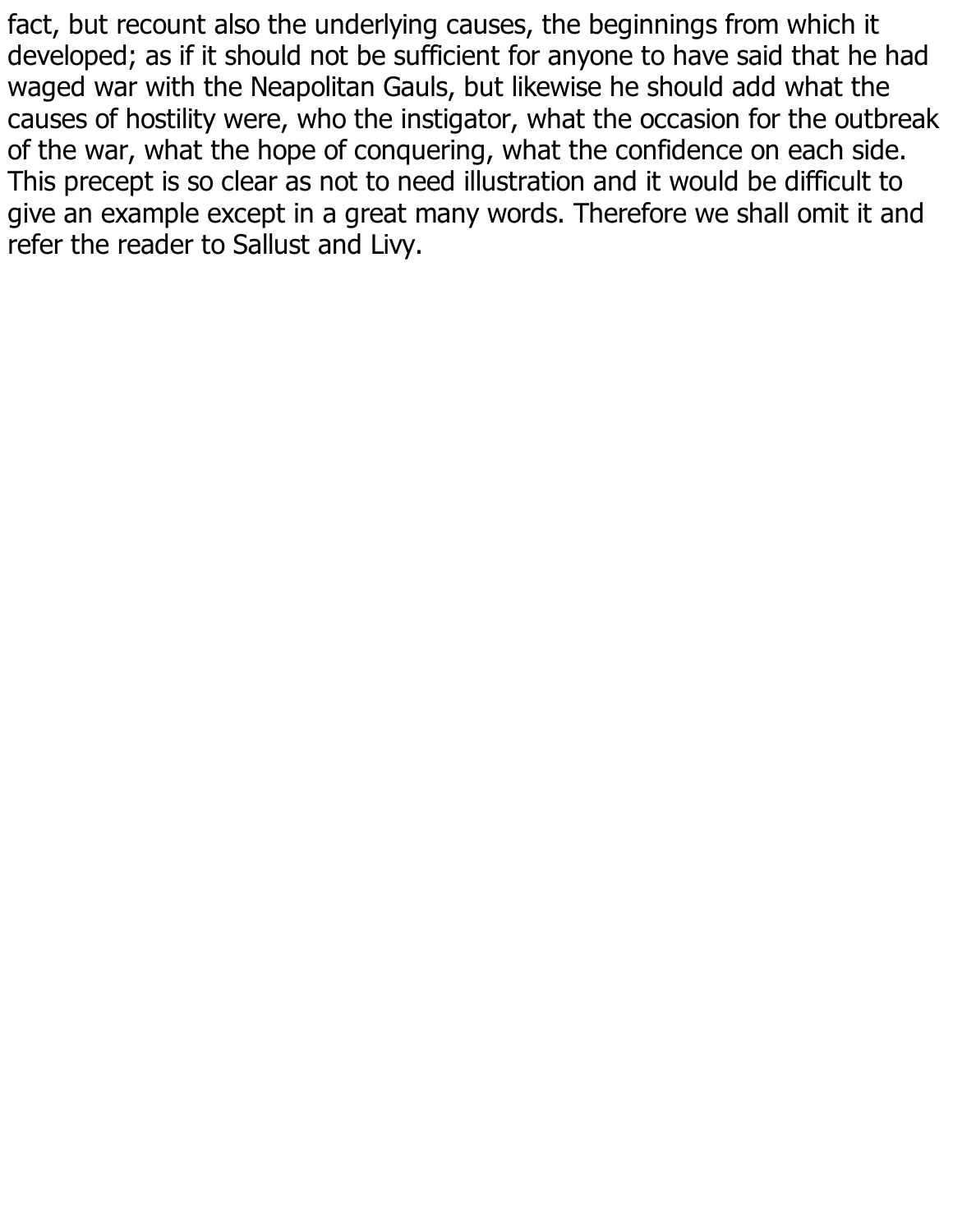fact, but recount also the underlying causes, the beginnings from which it developed; as if it should not be sufficient for anyone to have said that he had waged war with the Neapolitan Gauls, but likewise he should add what the causes of hostility were, who the instigator, what the occasion for the outbreak of the war, what the hope of conquering, what the confidence on each side. This precept is so clear as not to need illustration and it would be difficult to give an example except in a great many words. Therefore we shall omit it and refer the reader to Sallust and Livy.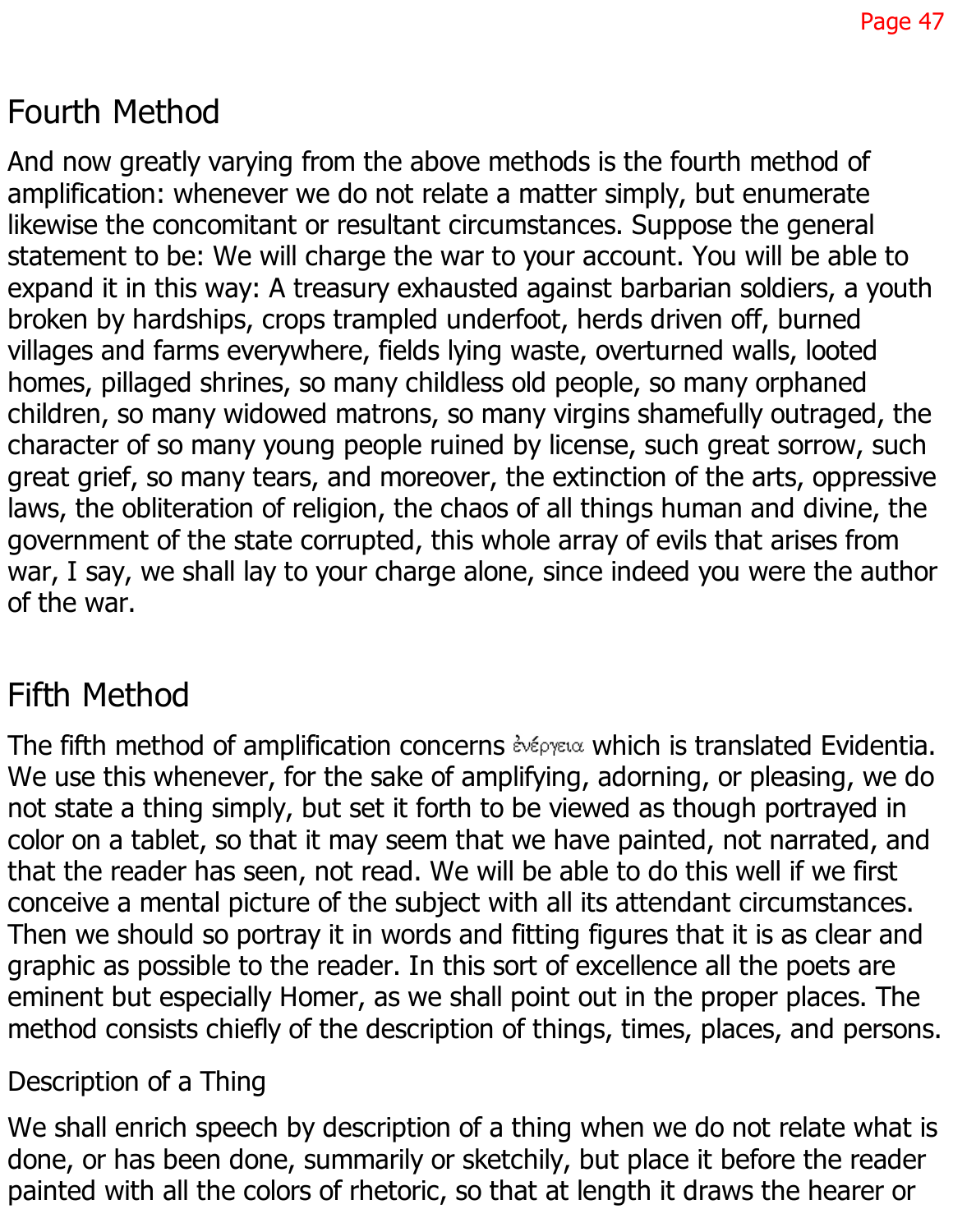## Fourth Method

And now greatly varying from the above methods is the fourth method of amplification: whenever we do not relate a matter simply, but enumerate likewise the concomitant or resultant circumstances. Suppose the general statement to be: We will charge the war to your account. You will be able to expand it in this way: A treasury exhausted against barbarian soldiers, a youth broken by hardships, crops trampled underfoot, herds driven off, burned villages and farms everywhere, fields lying waste, overturned walls, looted homes, pillaged shrines, so many childless old people, so many orphaned children, so many widowed matrons, so many virgins shamefully outraged, the character of so many young people ruined by license, such great sorrow, such great grief, so many tears, and moreover, the extinction of the arts, oppressive laws, the obliteration of religion, the chaos of all things human and divine, the government of the state corrupted, this whole array of evils that arises from war, I say, we shall lay to your charge alone, since indeed you were the author of the war.

## Fifth Method

The fifth method of amplification concerns ἐνέργεια which is translated Evidentia. We use this whenever, for the sake of amplifying, adorning, or pleasing, we do not state a thing simply, but set it forth to be viewed as though portrayed in color on a tablet, so that it may seem that we have painted, not narrated, and that the reader has seen, not read. We will be able to do this well if we first conceive a mental picture of the subject with all its attendant circumstances. Then we should so portray it in words and fitting figures that it is as clear and graphic as possible to the reader. In this sort of excellence all the poets are eminent but especially Homer, as we shall point out in the proper places. The method consists chiefly of the description of things, times, places, and persons.

### Description of a Thing

We shall enrich speech by description of a thing when we do not relate what is done, or has been done, summarily or sketchily, but place it before the reader painted with all the colors of rhetoric, so that at length it draws the hearer or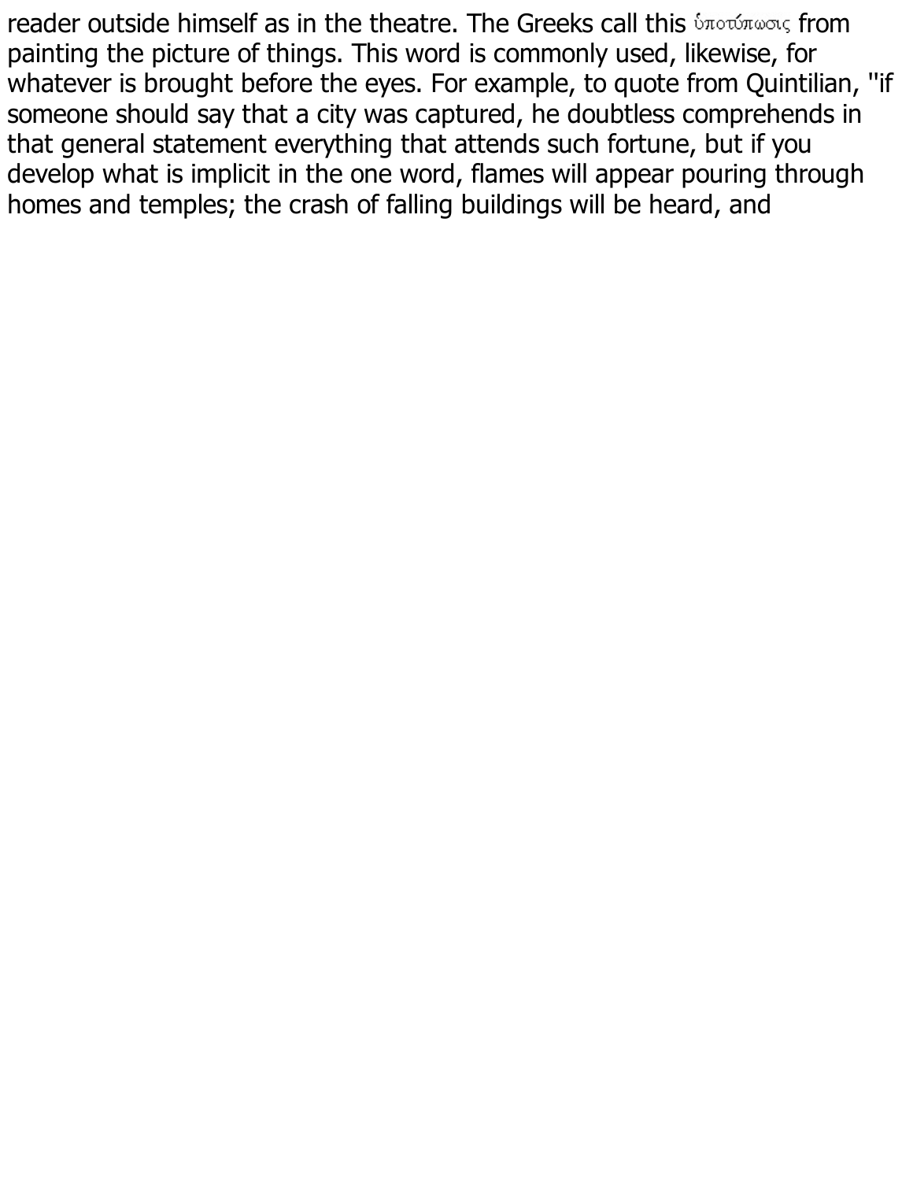reader outside himself as in the theatre. The Greeks call this ὑποτύπωσις from painting the picture of things. This word is commonly used, likewise, for whatever is brought before the eyes. For example, to quote from Quintilian, "if someone should say that a city was captured, he doubtless comprehends in that general statement everything that attends such fortune, but if you develop what is implicit in the one word, flames will appear pouring through homes and temples; the crash of falling buildings will be heard, and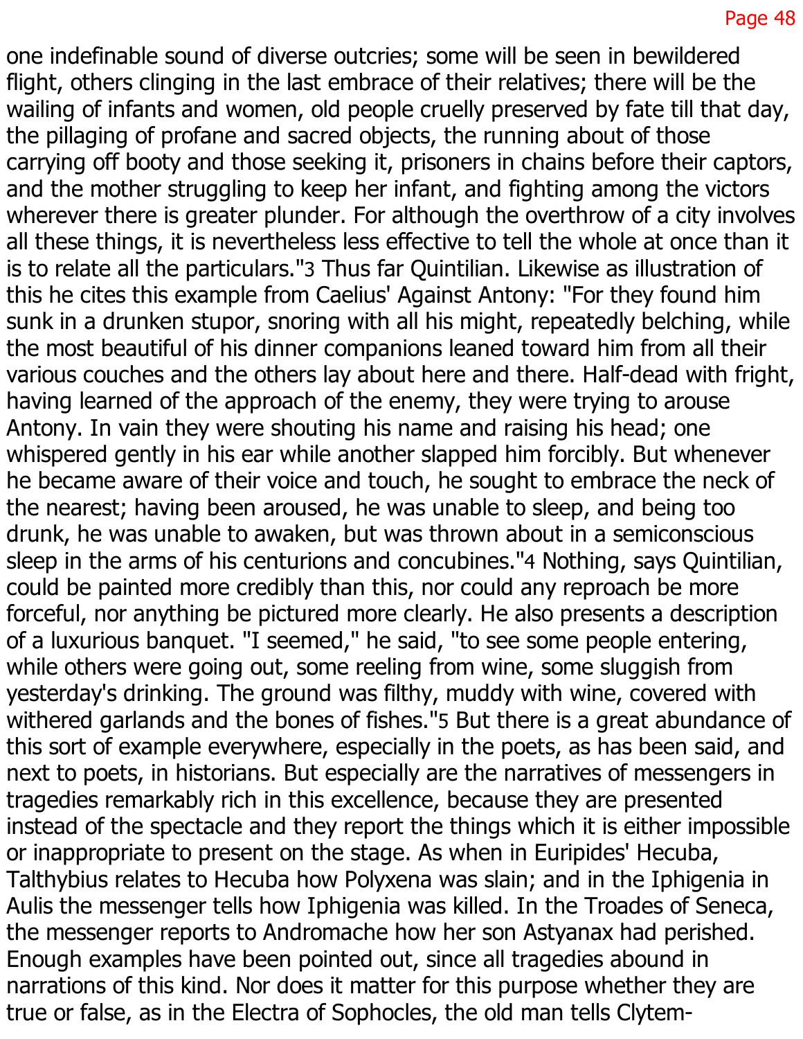one indefinable sound of diverse outcries; some will be seen in bewildered flight, others clinging in the last embrace of their relatives; there will be the wailing of infants and women, old people cruelly preserved by fate till that day, the pillaging of profane and sacred objects, the running about of those carrying off booty and those seeking it, prisoners in chains before their captors, and the mother struggling to keep her infant, and fighting among the victors wherever there is greater plunder. For although the overthrow of a city involves all these things, it is nevertheless less effective to tell the whole at once than it is to relate all the particulars."[3] Thus far Quintilian. Likewise as illustration of this he cites this example from Caelius' Against Antony: "For they found him sunk in a drunken stupor, snoring with all his might, repeatedly belching, while the most beautiful of his dinner companions leaned toward him from all their various couches and the others lay about here and there. Half-dead with fright, having learned of the approach of the enemy, they were trying to arouse Antony. In vain they were shouting his name and raising his head; one whispered gently in his ear while another slapped him forcibly. But whenever he became aware of their voice and touch, he sought to embrace the neck of the nearest; having been aroused, he was unable to sleep, and being too drunk, he was unable to awaken, but was thrown about in a semiconscious sleep in the arms of his centurions and concubines."[4] Nothing, says Quintilian, could be painted more credibly than this, nor could any reproach be more forceful, nor anything be pictured more clearly. He also presents a description of a luxurious banquet. "I seemed," he said, "to see some people entering, while others were going out, some reeling from wine, some sluggish from yesterday's drinking. The ground was filthy, muddy with wine, covered with withered garlands and the bones of fishes."[5] But there is a great abundance of this sort of example everywhere, especially in the poets, as has been said, and next to poets, in historians. But especially are the narratives of messengers in tragedies remarkably rich in this excellence, because they are presented instead of the spectacle and they report the things which it is either impossible or inappropriate to present on the stage. As when in Euripides' Hecuba, Talthybius relates to Hecuba how Polyxena was slain; and in the Iphigenia in Aulis the messenger tells how Iphigenia was killed. In the Troades of Seneca, the messenger reports to Andromache how her son Astyanax had perished. Enough examples have been pointed out, since all tragedies abound in narrations of this kind. Nor does it matter for this purpose whether they are true or false, as in the Electra of Sophocles, the old man tells Clytem-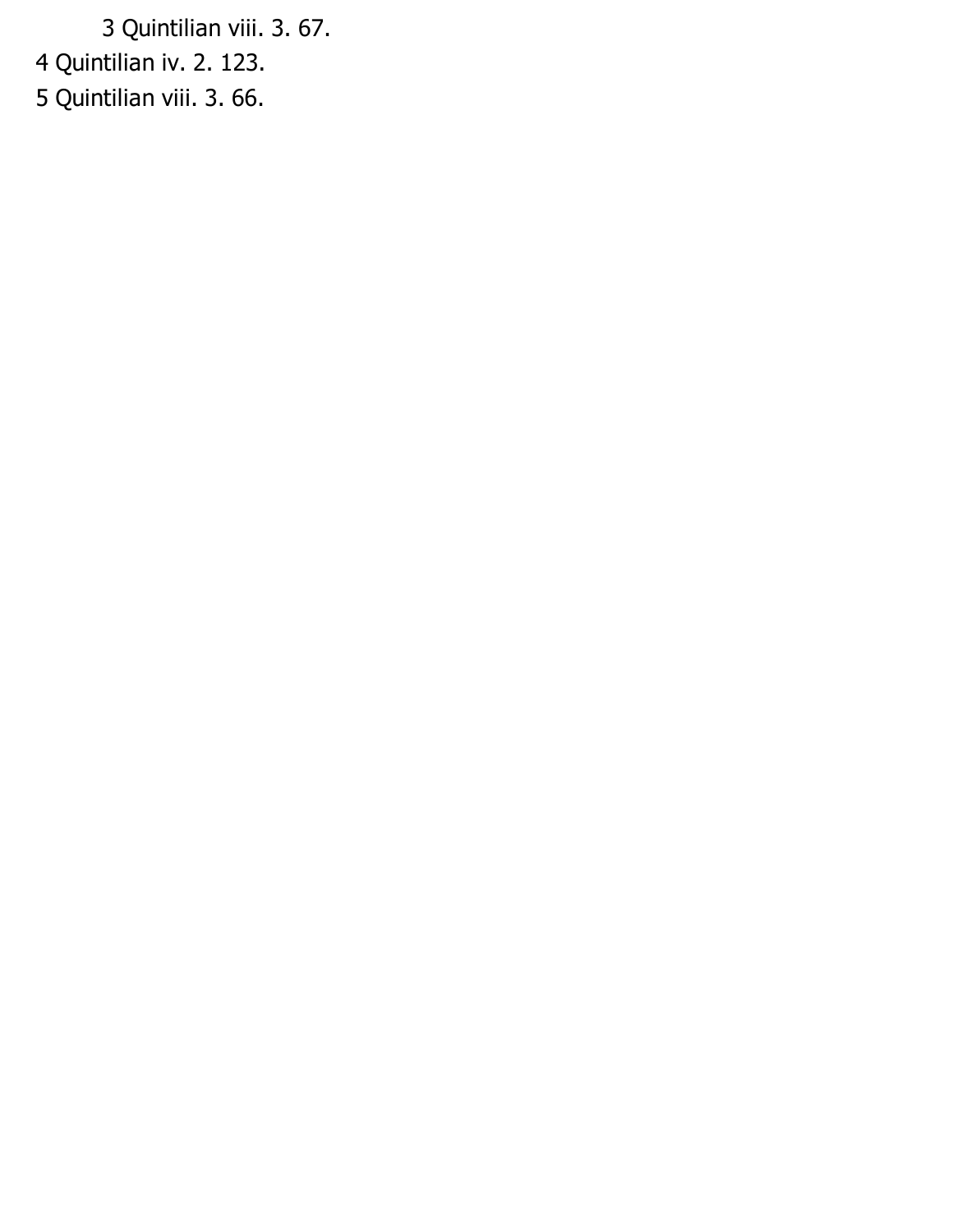3 Quintilian viii. 3. 67.

4 Quintilian iv. 2. 123.

5 Quintilian viii. 3. 66.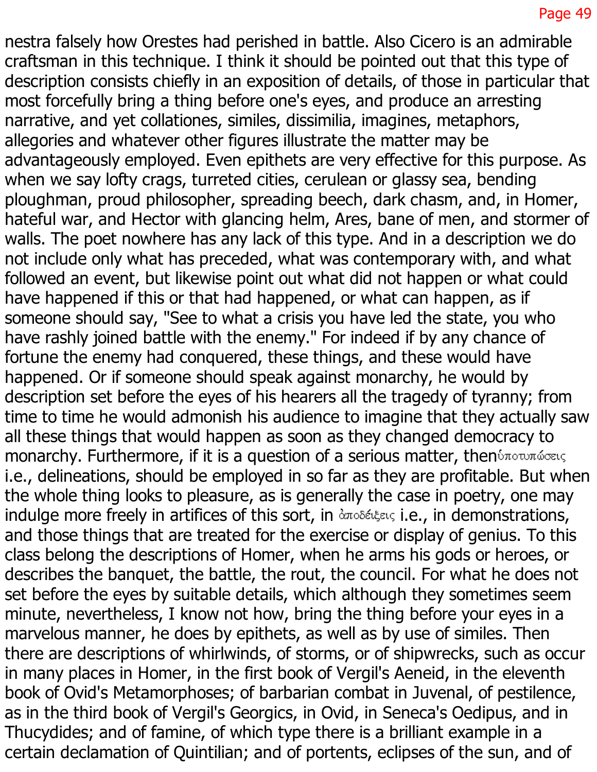nestra falsely how Orestes had perished in battle. Also Cicero is an admirable craftsman in this technique. I think it should be pointed out that this type of description consists chiefly in an exposition of details, of those in particular that most forcefully bring a thing before one's eyes, and produce an arresting narrative, and yet collationes, similes, dissimilia, imagines, metaphors, allegories and whatever other figures illustrate the matter may be advantageously employed. Even epithets are very effective for this purpose. As when we say lofty crags, turreted cities, cerulean or glassy sea, bending ploughman, proud philosopher, spreading beech, dark chasm, and, in Homer, hateful war, and Hector with glancing helm, Ares, bane of men, and stormer of walls. The poet nowhere has any lack of this type. And in a description we do not include only what has preceded, what was contemporary with, and what followed an event, but likewise point out what did not happen or what could have happened if this or that had happened, or what can happen, as if someone should say, "See to what a crisis you have led the state, you who have rashly joined battle with the enemy." For indeed if by any chance of fortune the enemy had conquered, these things, and these would have happened. Or if someone should speak against monarchy, he would by description set before the eyes of his hearers all the tragedy of tyranny; from time to time he would admonish his audience to imagine that they actually saw all these things that would happen as soon as they changed democracy to monarchy. Furthermore, if it is a question of a serious matter, then ὑποτυπώσεις i.e., delineations, should be employed in so far as they are profitable. But when the whole thing looks to pleasure, as is generally the case in poetry, one may indulge more freely in artifices of this sort, in ἀποδέιξεις i.e., in demonstrations, and those things that are treated for the exercise or display of genius. To this class belong the descriptions of Homer, when he arms his gods or heroes, or describes the banquet, the battle, the rout, the council. For what he does not set before the eyes by suitable details, which although they sometimes seem minute, nevertheless, I know not how, bring the thing before your eyes in a marvelous manner, he does by epithets, as well as by use of similes. Then there are descriptions of whirlwinds, of storms, or of shipwrecks, such as occur in many places in Homer, in the first book of Vergil's Aeneid, in the eleventh book of Ovid's Metamorphoses; of barbarian combat in Juvenal, of pestilence, as in the third book of Vergil's Georgics, in Ovid, in Seneca's Oedipus, and in Thucydides; and of famine, of which type there is a brilliant example in a certain declamation of Quintilian; and of portents, eclipses of the sun, and of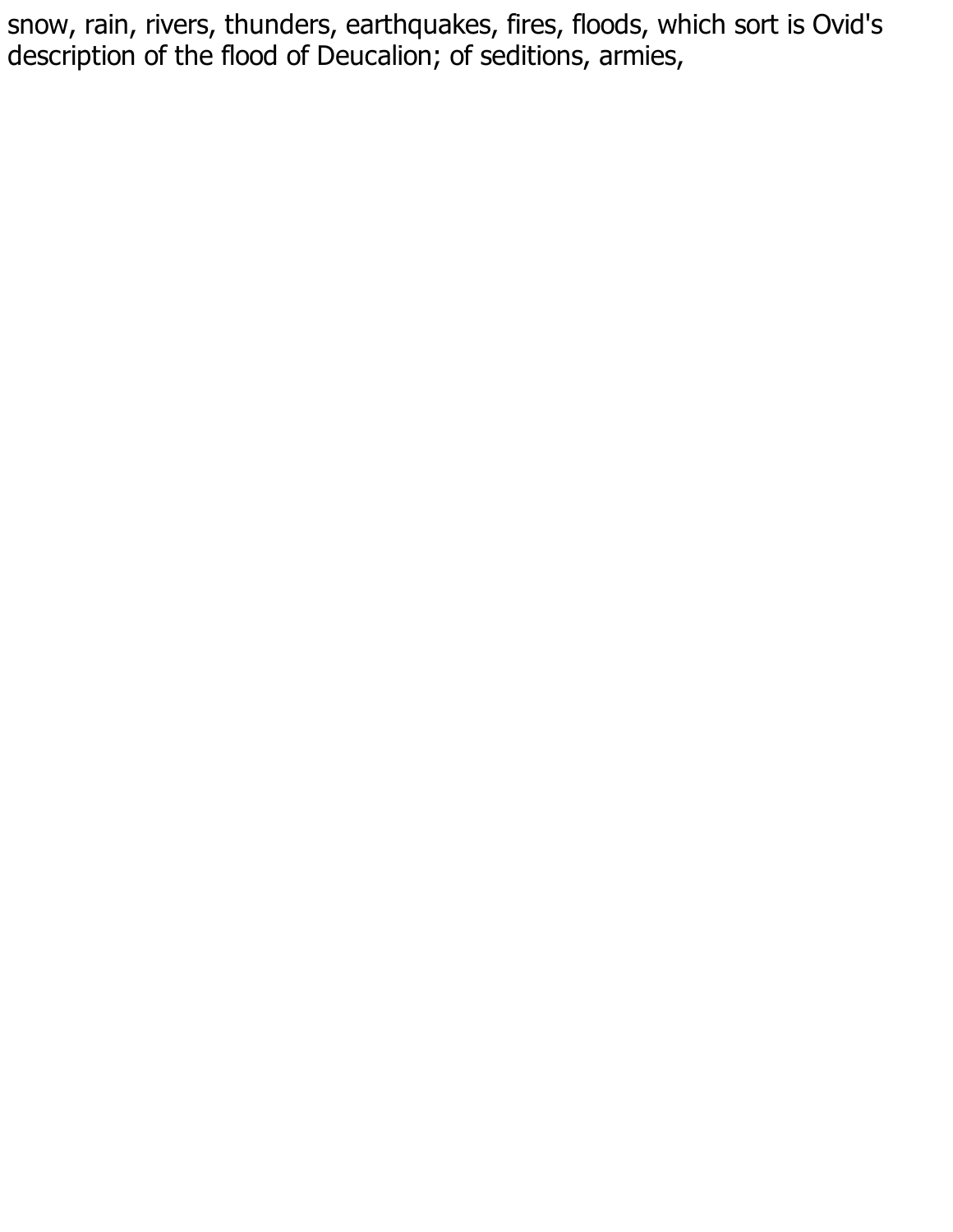snow, rain, rivers, thunders, earthquakes, fires, floods, which sort is Ovid's description of the flood of Deucalion; of seditions, armies,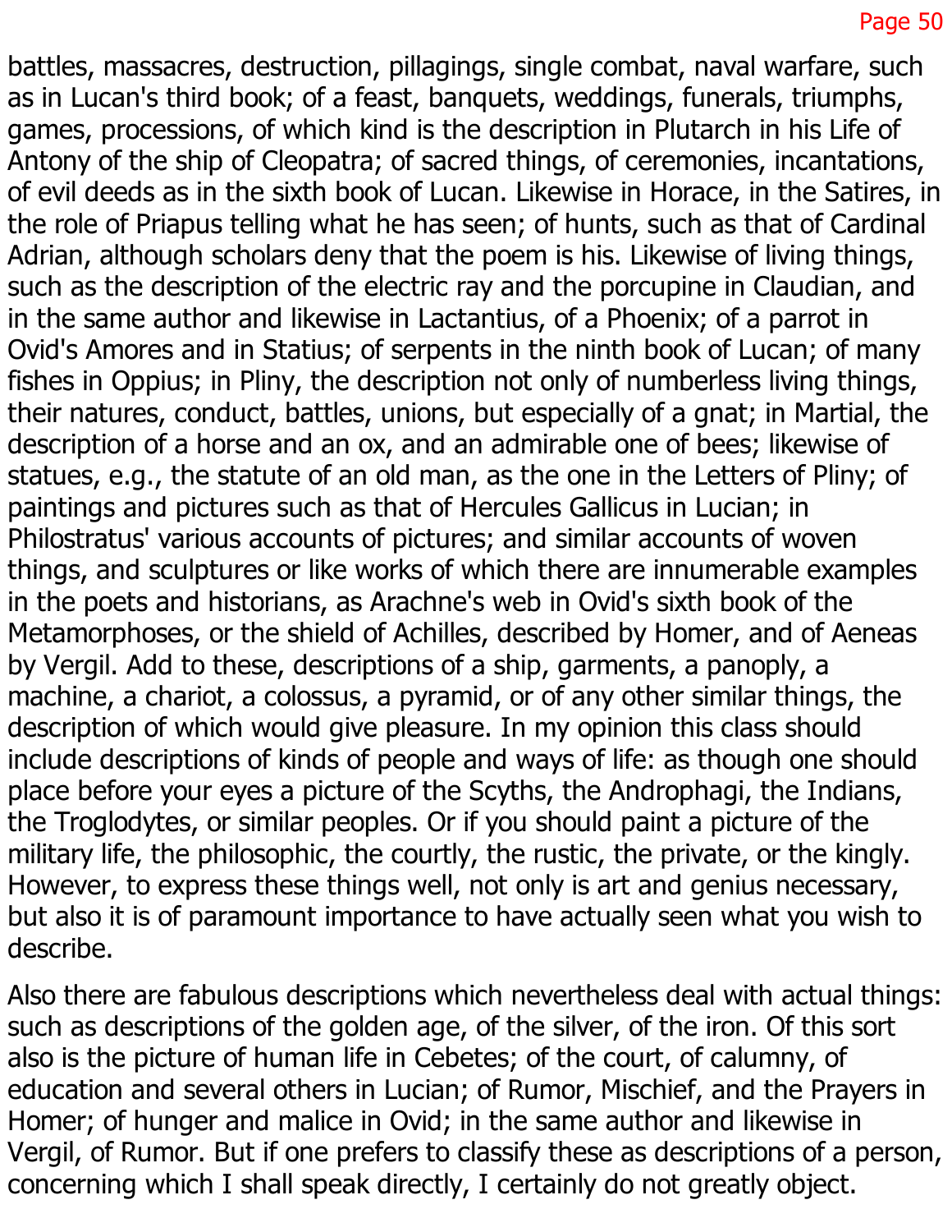battles, massacres, destruction, pillagings, single combat, naval warfare, such as in Lucan's third book; of a feast, banquets, weddings, funerals, triumphs, games, processions, of which kind is the description in Plutarch in his Life of Antony of the ship of Cleopatra; of sacred things, of ceremonies, incantations, of evil deeds as in the sixth book of Lucan. Likewise in Horace, in the Satires, in the role of Priapus telling what he has seen; of hunts, such as that of Cardinal Adrian, although scholars deny that the poem is his. Likewise of living things, such as the description of the electric ray and the porcupine in Claudian, and in the same author and likewise in Lactantius, of a Phoenix; of a parrot in Ovid's Amores and in Statius; of serpents in the ninth book of Lucan; of many fishes in Oppius; in Pliny, the description not only of numberless living things, their natures, conduct, battles, unions, but especially of a gnat; in Martial, the description of a horse and an ox, and an admirable one of bees; likewise of statues, e.g., the statute of an old man, as the one in the Letters of Pliny; of paintings and pictures such as that of Hercules Gallicus in Lucian; in Philostratus' various accounts of pictures; and similar accounts of woven things, and sculptures or like works of which there are innumerable examples in the poets and historians, as Arachne's web in Ovid's sixth book of the Metamorphoses, or the shield of Achilles, described by Homer, and of Aeneas by Vergil. Add to these, descriptions of a ship, garments, a panoply, a machine, a chariot, a colossus, a pyramid, or of any other similar things, the description of which would give pleasure. In my opinion this class should include descriptions of kinds of people and ways of life: as though one should place before your eyes a picture of the Scyths, the Androphagi, the Indians, the Troglodytes, or similar peoples. Or if you should paint a picture of the military life, the philosophic, the courtly, the rustic, the private, or the kingly. However, to express these things well, not only is art and genius necessary, but also it is of paramount importance to have actually seen what you wish to describe.

Also there are fabulous descriptions which nevertheless deal with actual things: such as descriptions of the golden age, of the silver, of the iron. Of this sort also is the picture of human life in Cebetes; of the court, of calumny, of education and several others in Lucian; of Rumor, Mischief, and the Prayers in Homer; of hunger and malice in Ovid; in the same author and likewise in Vergil, of Rumor. But if one prefers to classify these as descriptions of a person, concerning which I shall speak directly, I certainly do not greatly object.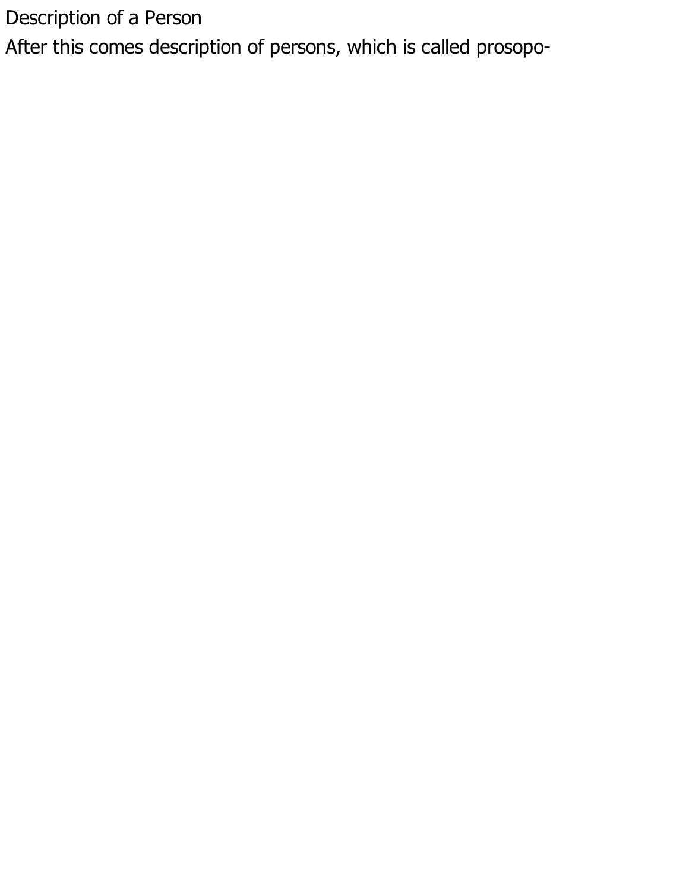## Description of a Person

After this comes description of persons, which is called prosopo-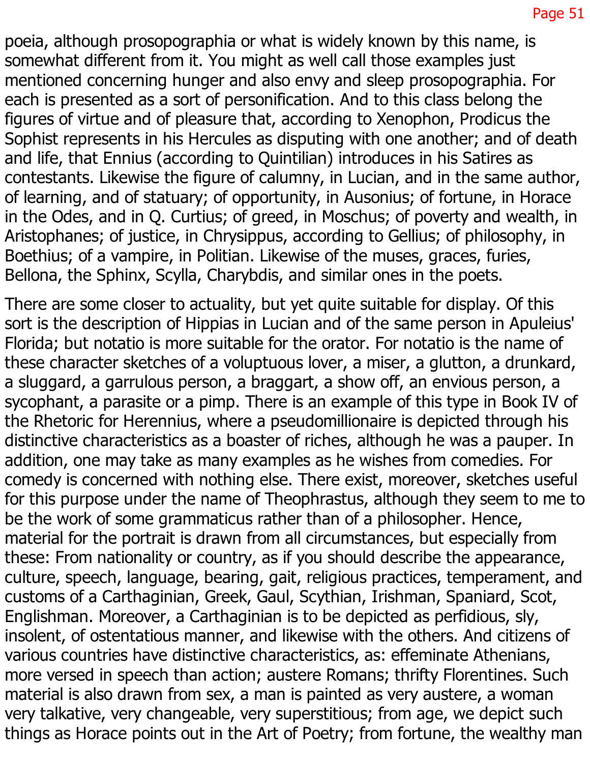poeia, although prosopographia or what is widely known by this name, is somewhat different from it. You might as well call those examples just mentioned concerning hunger and also envy and sleep prosopographia. For each is presented as a sort of personification. And to this class belong the figures of virtue and of pleasure that, according to Xenophon, Prodicus the Sophist represents in his Hercules as disputing with one another; and of death and life, that Ennius (according to Quintilian) introduces in his Satires as contestants. Likewise the figure of calumny, in Lucian, and in the same author, of learning, and of statuary; of opportunity, in Ausonius; of fortune, in Horace in the Odes, and in Q. Curtius; of greed, in Moschus; of poverty and wealth, in Aristophanes; of justice, in Chrysippus, according to Gellius; of philosophy, in Boethius; of a vampire, in Politian. Likewise of the muses, graces, furies, Bellona, the Sphinx, Scylla, Charybdis, and similar ones in the poets.

There are some closer to actuality, but yet quite suitable for display. Of this sort is the description of Hippias in Lucian and of the same person in Apuleius' Florida; but notatio is more suitable for the orator. For notatio is the name of these character sketches of a voluptuous lover, a miser, a glutton, a drunkard, a sluggard, a garrulous person, a braggart, a show off, an envious person, a sycophant, a parasite or a pimp. There is an example of this type in Book IV of the Rhetoric for Herennius, where a pseudomillionaire is depicted through his distinctive characteristics as a boaster of riches, although he was a pauper. In addition, one may take as many examples as he wishes from comedies. For comedy is concerned with nothing else. There exist, moreover, sketches useful for this purpose under the name of Theophrastus, although they seem to me to be the work of some grammaticus rather than of a philosopher. Hence, material for the portrait is drawn from all circumstances, but especially from these: From nationality or country, as if you should describe the appearance, culture, speech, language, bearing, gait, religious practices, temperament, and customs of a Carthaginian, Greek, Gaul, Scythian, Irishman, Spaniard, Scot, Englishman. Moreover, a Carthaginian is to be depicted as perfidious, sly, insolent, of ostentatious manner, and likewise with the others. And citizens of various countries have distinctive characteristics, as: effeminate Athenians, more versed in speech than action; austere Romans; thrifty Florentines. Such material is also drawn from sex, a man is painted as very austere, a woman very talkative, very changeable, very superstitious; from age, we depict such things as Horace points out in the Art of Poetry; from fortune, the wealthy man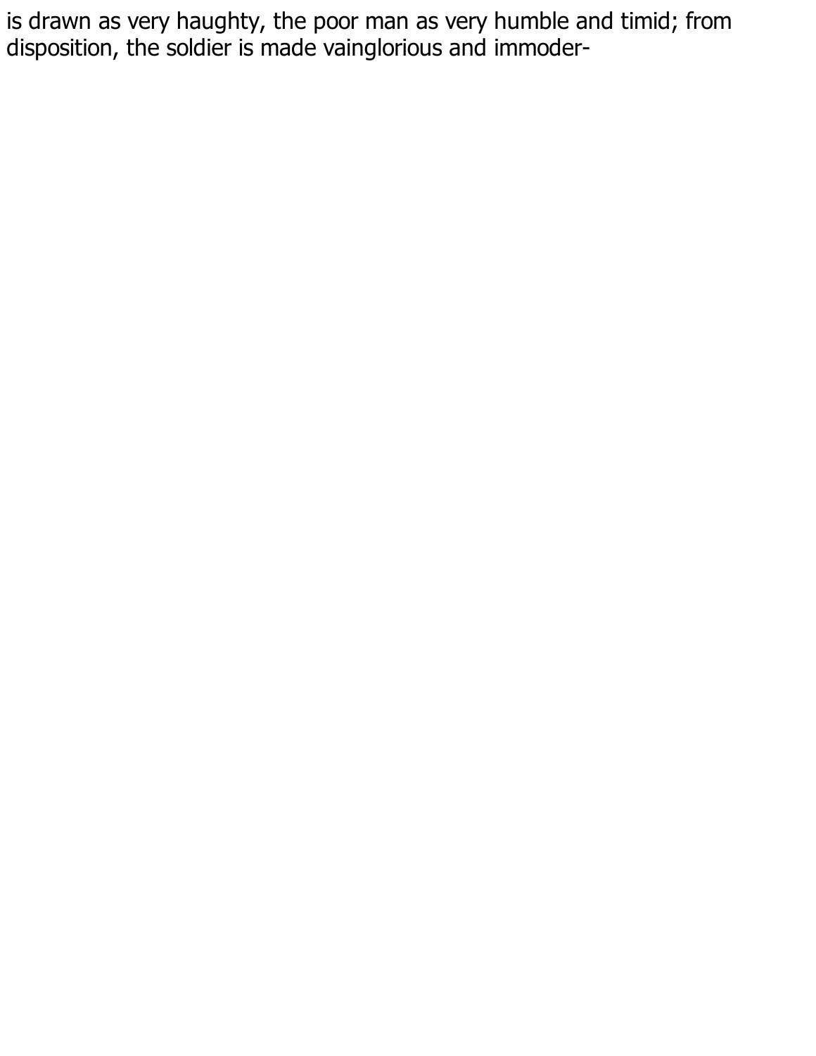is drawn as very haughty, the poor man as very humble and timid; from disposition, the soldier is made vainglorious and immoder-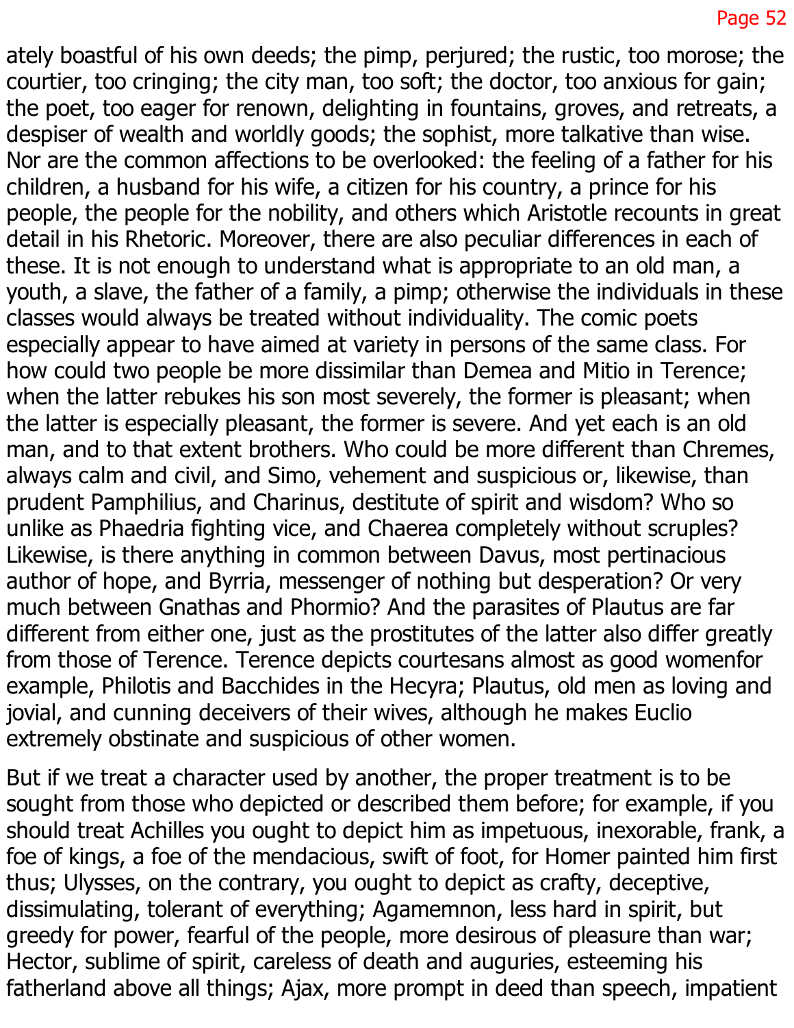ately boastful of his own deeds; the pimp, perjured; the rustic, too morose; the courtier, too cringing; the city man, too soft; the doctor, too anxious for gain; the poet, too eager for renown, delighting in fountains, groves, and retreats, a despiser of wealth and worldly goods; the sophist, more talkative than wise. Nor are the common affections to be overlooked: the feeling of a father for his children, a husband for his wife, a citizen for his country, a prince for his people, the people for the nobility, and others which Aristotle recounts in great detail in his Rhetoric. Moreover, there are also peculiar differences in each of these. It is not enough to understand what is appropriate to an old man, a youth, a slave, the father of a family, a pimp; otherwise the individuals in these classes would always be treated without individuality. The comic poets especially appear to have aimed at variety in persons of the same class. For how could two people be more dissimilar than Demea and Mitio in Terence; when the latter rebukes his son most severely, the former is pleasant; when the latter is especially pleasant, the former is severe. And yet each is an old man, and to that extent brothers. Who could be more different than Chremes, always calm and civil, and Simo, vehement and suspicious or, likewise, than prudent Pamphilius, and Charinus, destitute of spirit and wisdom? Who so unlike as Phaedria fighting vice, and Chaerea completely without scruples? Likewise, is there anything in common between Davus, most pertinacious author of hope, and Byrria, messenger of nothing but desperation? Or very much between Gnathas and Phormio? And the parasites of Plautus are far different from either one, just as the prostitutes of the latter also differ greatly from those of Terence. Terence depicts courtesans almost as good womenfor example, Philotis and Bacchides in the Hecyra; Plautus, old men as loving and jovial, and cunning deceivers of their wives, although he makes Euclio extremely obstinate and suspicious of other women.

But if we treat a character used by another, the proper treatment is to be sought from those who depicted or described them before; for example, if you should treat Achilles you ought to depict him as impetuous, inexorable, frank, a foe of kings, a foe of the mendacious, swift of foot, for Homer painted him first thus; Ulysses, on the contrary, you ought to depict as crafty, deceptive, dissimulating, tolerant of everything; Agamemnon, less hard in spirit, but greedy for power, fearful of the people, more desirous of pleasure than war; Hector, sublime of spirit, careless of death and auguries, esteeming his fatherland above all things; Ajax, more prompt in deed than speech, impatient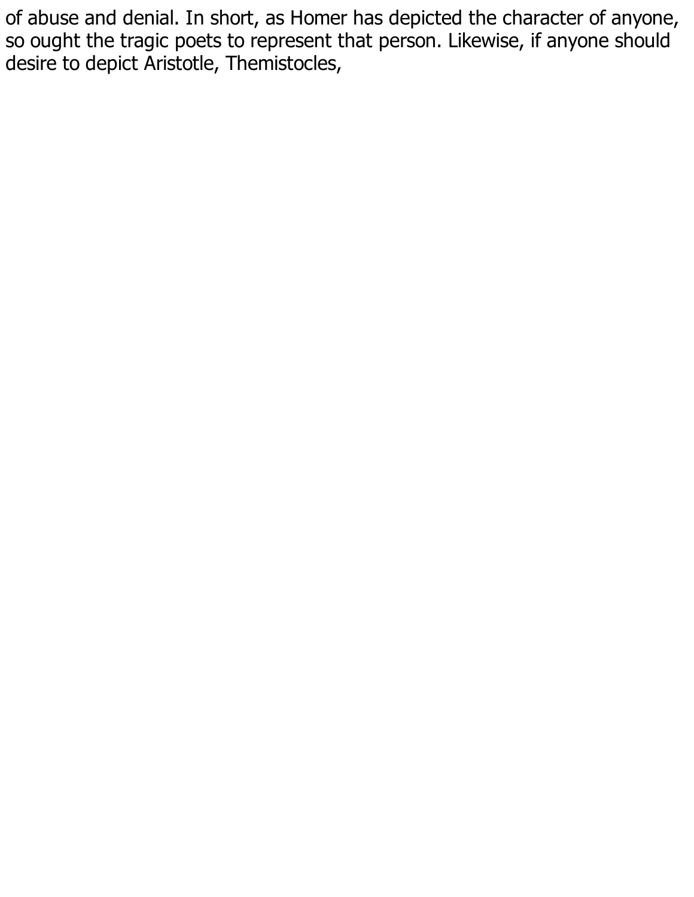of abuse and denial. In short, as Homer has depicted the character of anyone, so ought the tragic poets to represent that person. Likewise, if anyone should desire to depict Aristotle, Themistocles,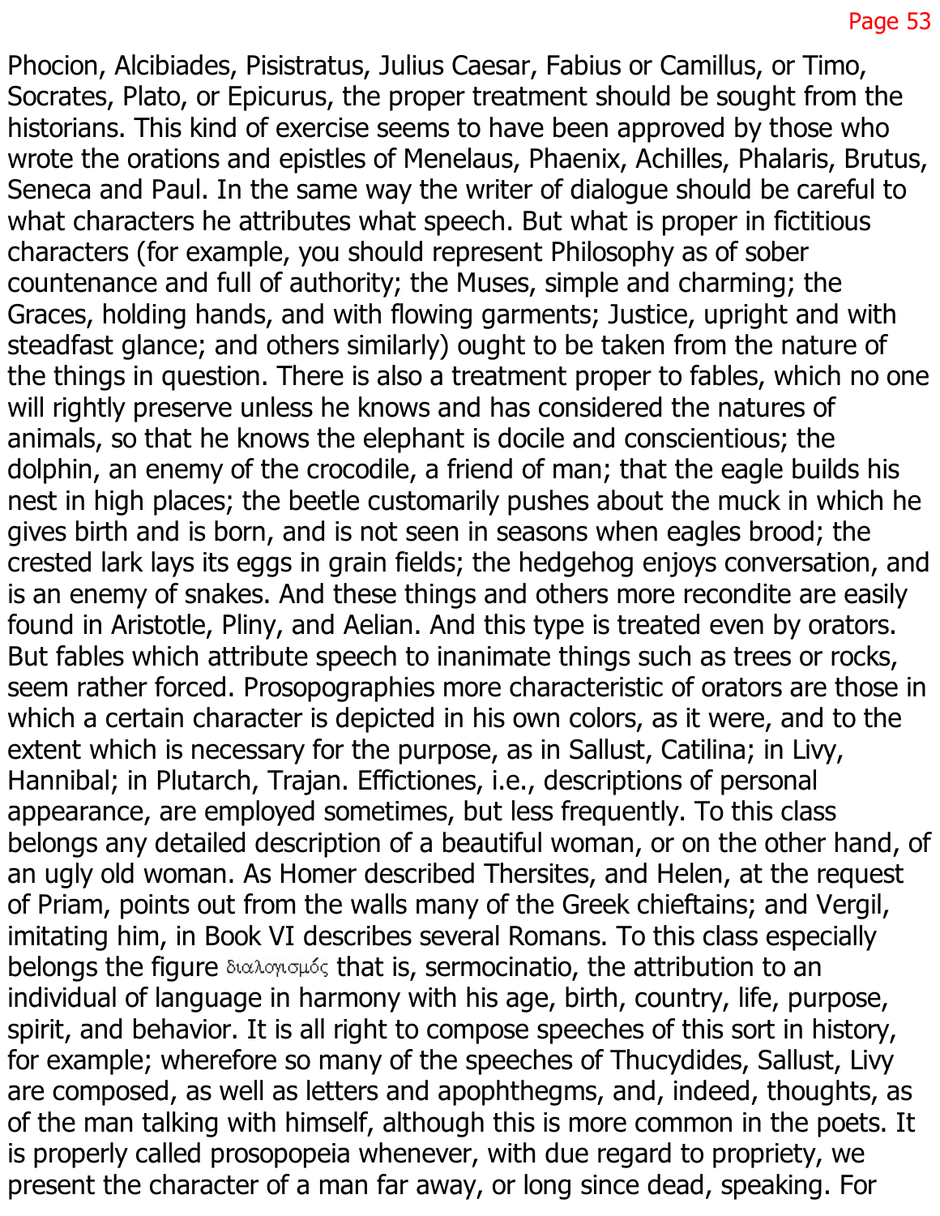Phocion, Alcibiades, Pisistratus, Julius Caesar, Fabius or Camillus, or Timo, Socrates, Plato, or Epicurus, the proper treatment should be sought from the historians. This kind of exercise seems to have been approved by those who wrote the orations and epistles of Menelaus, Phaenix, Achilles, Phalaris, Brutus, Seneca and Paul. In the same way the writer of dialogue should be careful to what characters he attributes what speech. But what is proper in fictitious characters (for example, you should represent Philosophy as of sober countenance and full of authority; the Muses, simple and charming; the Graces, holding hands, and with flowing garments; Justice, upright and with steadfast glance; and others similarly) ought to be taken from the nature of the things in question. There is also a treatment proper to fables, which no one will rightly preserve unless he knows and has considered the natures of animals, so that he knows the elephant is docile and conscientious; the dolphin, an enemy of the crocodile, a friend of man; that the eagle builds his nest in high places; the beetle customarily pushes about the muck in which he gives birth and is born, and is not seen in seasons when eagles brood; the crested lark lays its eggs in grain fields; the hedgehog enjoys conversation, and is an enemy of snakes. And these things and others more recondite are easily found in Aristotle, Pliny, and Aelian. And this type is treated even by orators. But fables which attribute speech to inanimate things such as trees or rocks, seem rather forced. Prosopographies more characteristic of orators are those in which a certain character is depicted in his own colors, as it were, and to the extent which is necessary for the purpose, as in Sallust, Catilina; in Livy, Hannibal; in Plutarch, Trajan. Effictiones, i.e., descriptions of personal appearance, are employed sometimes, but less frequently. To this class belongs any detailed description of a beautiful woman, or on the other hand, of an ugly old woman. As Homer described Thersites, and Helen, at the request of Priam, points out from the walls many of the Greek chieftains; and Vergil, imitating him, in Book VI describes several Romans. To this class especially belongs the figure διαλογισμός that is, sermocinatio, the attribution to an individual of language in harmony with his age, birth, country, life, purpose, spirit, and behavior. It is all right to compose speeches of this sort in history, for example; wherefore so many of the speeches of Thucydides, Sallust, Livy are composed, as well as letters and apophthegms, and, indeed, thoughts, as of the man talking with himself, although this is more common in the poets. It is properly called prosopopeia whenever, with due regard to propriety, we present the character of a man far away, or long since dead, speaking. For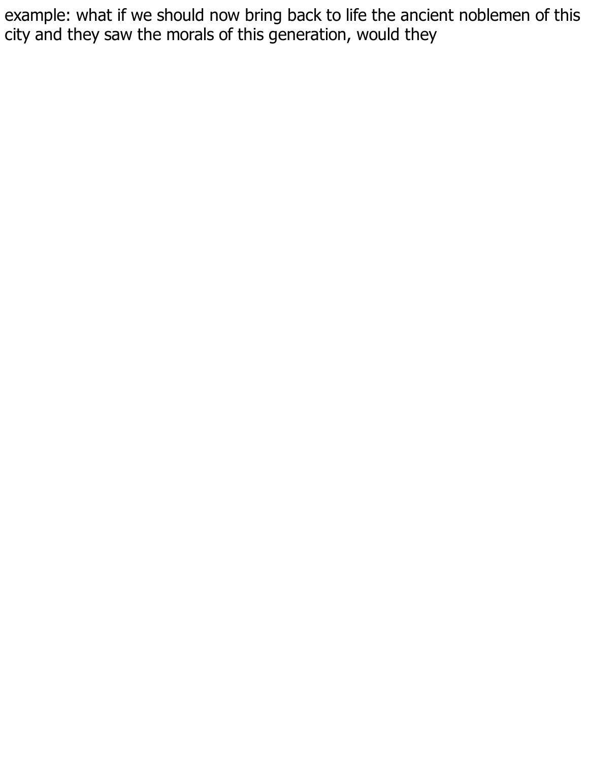example: what if we should now bring back to life the ancient noblemen of this city and they saw the morals of this generation, would they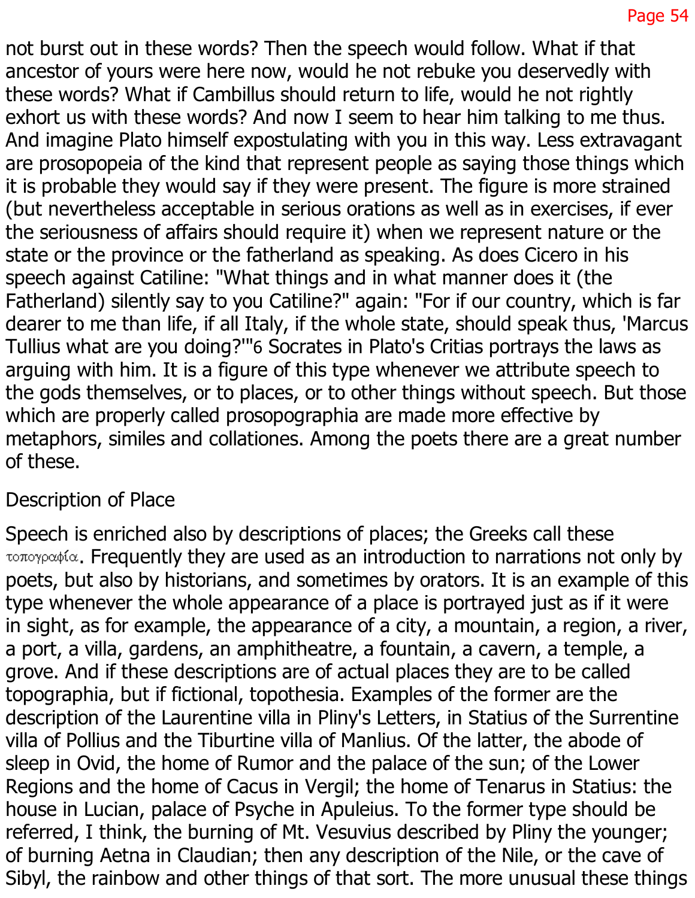not burst out in these words? Then the speech would follow. What if that ancestor of yours were here now, would he not rebuke you deservedly with these words? What if Cambillus should return to life, would he not rightly exhort us with these words? And now I seem to hear him talking to me thus. And imagine Plato himself expostulating with you in this way. Less extravagant are prosopopeia of the kind that represent people as saying those things which it is probable they would say if they were present. The figure is more strained (but nevertheless acceptable in serious orations as well as in exercises, if ever the seriousness of affairs should require it) when we represent nature or the state or the province or the fatherland as speaking. As does Cicero in his speech against Catiline: "What things and in what manner does it (the Fatherland) silently say to you Catiline?" again: "For if our country, which is far dearer to me than life, if all Italy, if the whole state, should speak thus, 'Marcus Tullius what are you doing?'"[6] Socrates in Plato's Critias portrays the laws as arguing with him. It is a figure of this type whenever we attribute speech to the gods themselves, or to places, or to other things without speech. But those which are properly called prosopographia are made more effective by metaphors, similes and collationes. Among the poets there are a great number of these.

## Description of Place

Speech is enriched also by descriptions of places; the Greeks call these τοπογραφία. Frequently they are used as an introduction to narrations not only by poets, but also by historians, and sometimes by orators. It is an example of this type whenever the whole appearance of a place is portrayed just as if it were in sight, as for example, the appearance of a city, a mountain, a region, a river, a port, a villa, gardens, an amphitheatre, a fountain, a cavern, a temple, a grove. And if these descriptions are of actual places they are to be called topographia, but if fictional, topothesia. Examples of the former are the description of the Laurentine villa in Pliny's Letters, in Statius of the Surrentine villa of Pollius and the Tiburtine villa of Manlius. Of the latter, the abode of sleep in Ovid, the home of Rumor and the palace of the sun; of the Lower Regions and the home of Cacus in Vergil; the home of Tenarus in Statius: the house in Lucian, palace of Psyche in Apuleius. To the former type should be referred, I think, the burning of Mt. Vesuvius described by Pliny the younger; of burning Aetna in Claudian; then any description of the Nile, or the cave of Sibyl, the rainbow and other things of that sort. The more unusual these things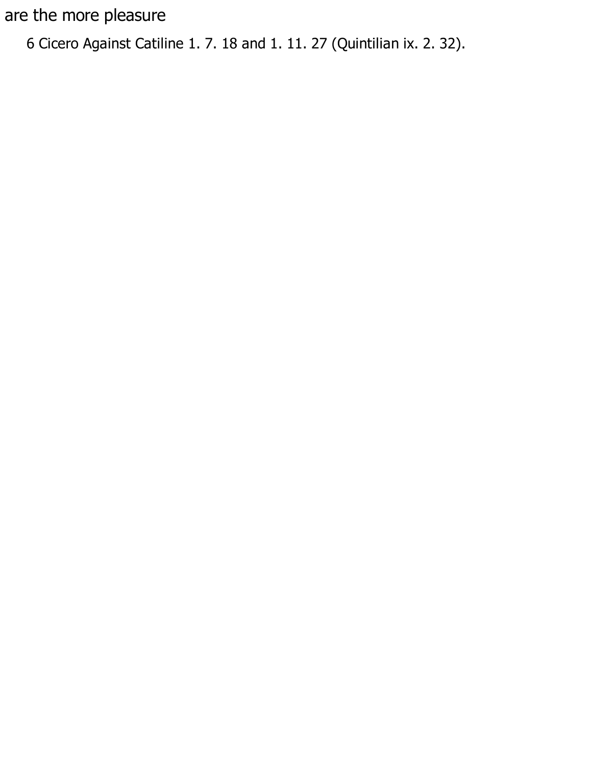are the more pleasure

6 Cicero Against Catiline 1. 7. 18 and 1. 11. 27 (Quintilian ix. 2. 32).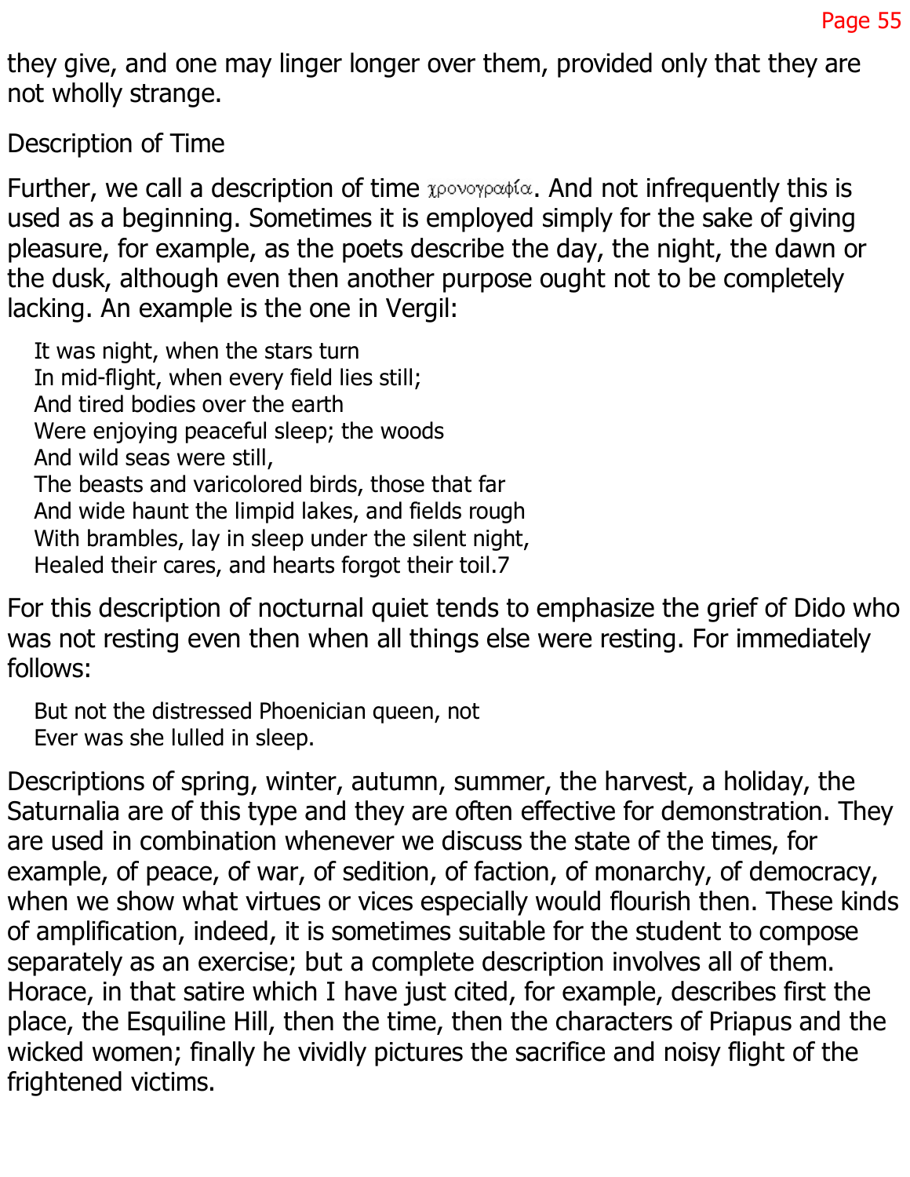they give, and one may linger longer over them, provided only that they are not wholly strange.

## Description of Time

Further, we call a description of time χρονογραφία. And not infrequently this is used as a beginning. Sometimes it is employed simply for the sake of giving pleasure, for example, as the poets describe the day, the night, the dawn or the dusk, although even then another purpose ought not to be completely lacking. An example is the one in Vergil:

> It was night, when the stars turn  
> In mid-flight, when every field lies still;  
> And tired bodies over the earth  
> Were enjoying peaceful sleep; the woods  
> And wild seas were still,  
> The beasts and varicolored birds, those that far  
> And wide haunt the limpid lakes, and fields rough  
> With brambles, lay in sleep under the silent night,  
> Healed their cares, and hearts forgot their toil.[7]

For this description of nocturnal quiet tends to emphasize the grief of Dido who was not resting even then when all things else were resting. For immediately follows:

> But not the distressed Phoenician queen, not  
> Ever was she lulled in sleep.

Descriptions of spring, winter, autumn, summer, the harvest, a holiday, the Saturnalia are of this type and they are often effective for demonstration. They are used in combination whenever we discuss the state of the times, for example, of peace, of war, of sedition, of faction, of monarchy, of democracy, when we show what virtues or vices especially would flourish then. These kinds of amplification, indeed, it is sometimes suitable for the student to compose separately as an exercise; but a complete description involves all of them. Horace, in that satire which I have just cited, for example, describes first the place, the Esquiline Hill, then the time, then the characters of Priapus and the wicked women; finally he vividly pictures the sacrifice and noisy flight of the frightened victims.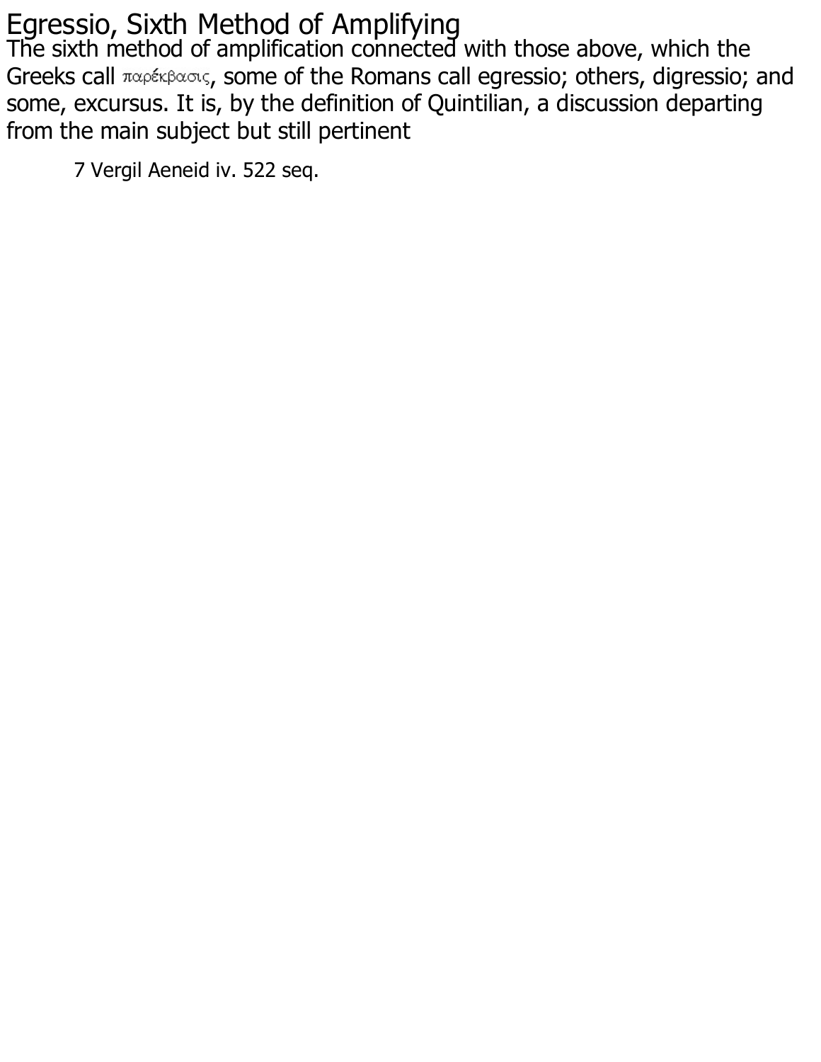## Egressio, Sixth Method of Amplifying

The sixth method of amplification connected with those above, which the Greeks call παρέκβασις, some of the Romans call egressio; others, digressio; and some, excursus. It is, by the definition of Quintilian, a discussion departing from the main subject but still pertinent

7 Vergil Aeneid iv. 522 seq.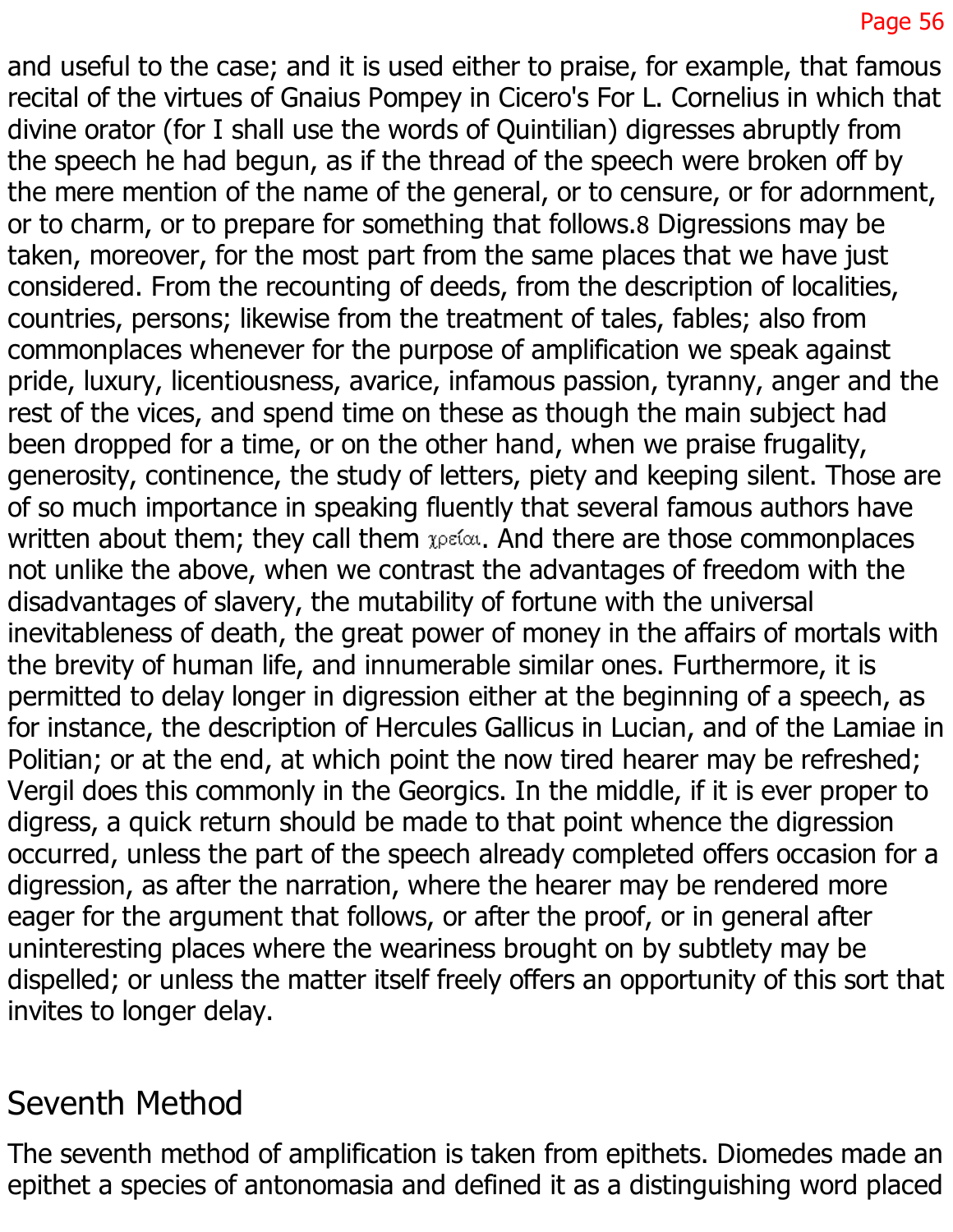and useful to the case; and it is used either to praise, for example, that famous recital of the virtues of Gnaius Pompey in Cicero's For L. Cornelius in which that divine orator (for I shall use the words of Quintilian) digresses abruptly from the speech he had begun, as if the thread of the speech were broken off by the mere mention of the name of the general, or to censure, or for adornment, or to charm, or to prepare for something that follows.8 Digressions may be taken, moreover, for the most part from the same places that we have just considered. From the recounting of deeds, from the description of localities, countries, persons; likewise from the treatment of tales, fables; also from commonplaces whenever for the purpose of amplification we speak against pride, luxury, licentiousness, avarice, infamous passion, tyranny, anger and the rest of the vices, and spend time on these as though the main subject had been dropped for a time, or on the other hand, when we praise frugality, generosity, continence, the study of letters, piety and keeping silent. Those are of so much importance in speaking fluently that several famous authors have written about them; they call them χρεῖαι. And there are those commonplaces not unlike the above, when we contrast the advantages of freedom with the disadvantages of slavery, the mutability of fortune with the universal inevitableness of death, the great power of money in the affairs of mortals with the brevity of human life, and innumerable similar ones. Furthermore, it is permitted to delay longer in digression either at the beginning of a speech, as for instance, the description of Hercules Gallicus in Lucian, and of the Lamiae in Politian; or at the end, at which point the now tired hearer may be refreshed; Vergil does this commonly in the Georgics. In the middle, if it is ever proper to digress, a quick return should be made to that point whence the digression occurred, unless the part of the speech already completed offers occasion for a digression, as after the narration, where the hearer may be rendered more eager for the argument that follows, or after the proof, or in general after uninteresting places where the weariness brought on by subtlety may be dispelled; or unless the matter itself freely offers an opportunity of this sort that invites to longer delay.

## Seventh Method

The seventh method of amplification is taken from epithets. Diomedes made an epithet a species of antonomasia and defined it as a distinguishing word placed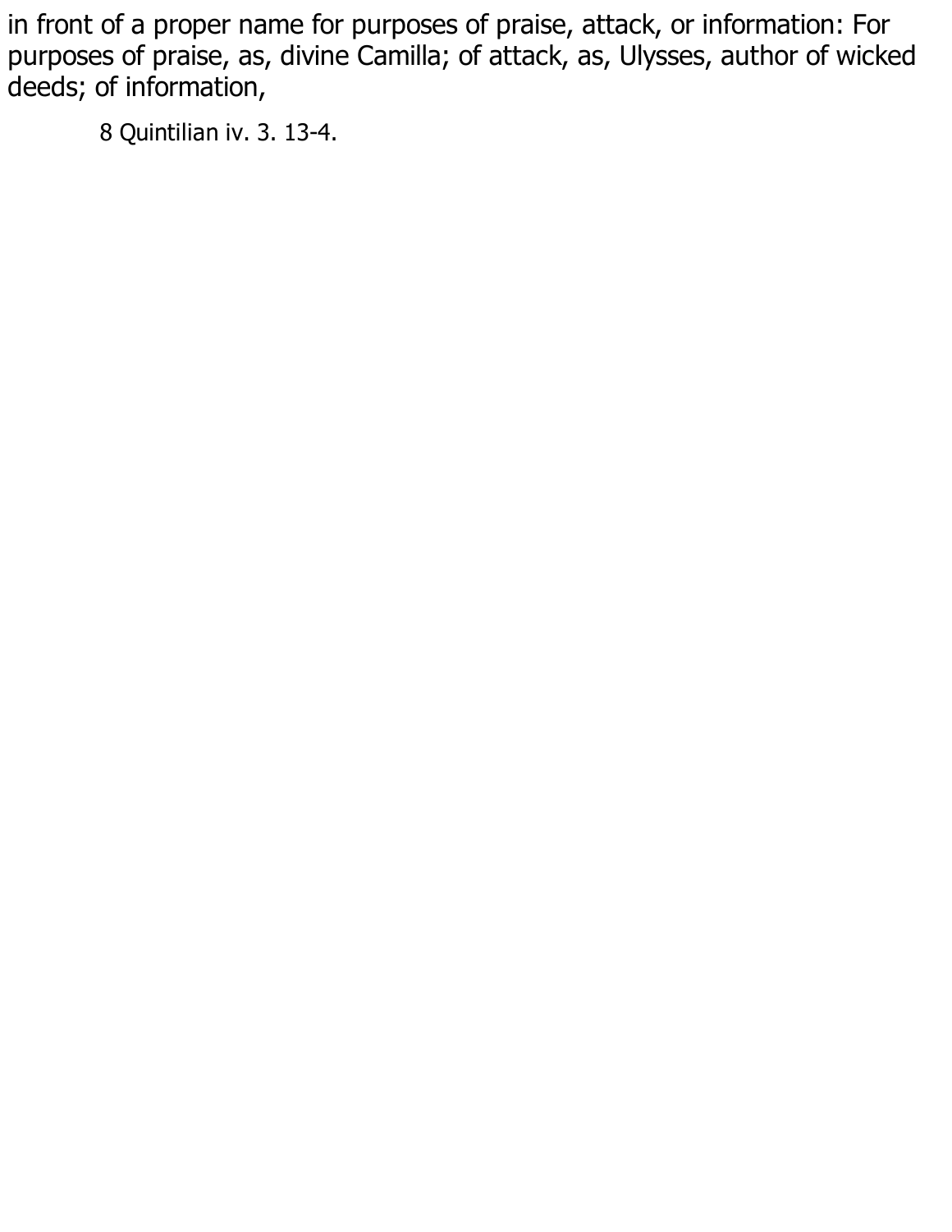in front of a proper name for purposes of praise, attack, or information: For purposes of praise, as, divine Camilla; of attack, as, Ulysses, author of wicked deeds; of information,

8 Quintilian iv. 3. 13-4.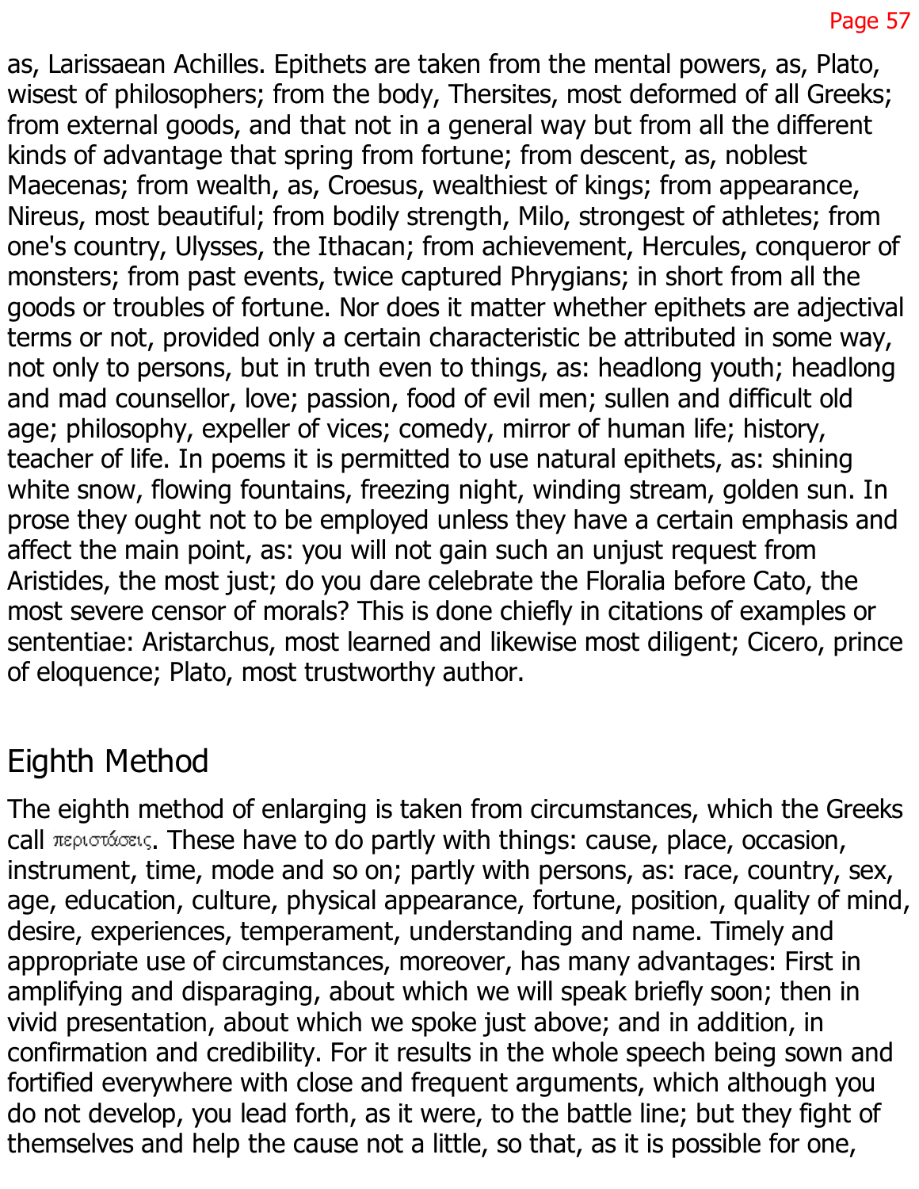as, Larissaean Achilles. Epithets are taken from the mental powers, as, Plato, wisest of philosophers; from the body, Thersites, most deformed of all Greeks; from external goods, and that not in a general way but from all the different kinds of advantage that spring from fortune; from descent, as, noblest Maecenas; from wealth, as, Croesus, wealthiest of kings; from appearance, Nireus, most beautiful; from bodily strength, Milo, strongest of athletes; from one's country, Ulysses, the Ithacan; from achievement, Hercules, conqueror of monsters; from past events, twice captured Phrygians; in short from all the goods or troubles of fortune. Nor does it matter whether epithets are adjectival terms or not, provided only a certain characteristic be attributed in some way, not only to persons, but in truth even to things, as: headlong youth; headlong and mad counsellor, love; passion, food of evil men; sullen and difficult old age; philosophy, expeller of vices; comedy, mirror of human life; history, teacher of life. In poems it is permitted to use natural epithets, as: shining white snow, flowing fountains, freezing night, winding stream, golden sun. In prose they ought not to be employed unless they have a certain emphasis and affect the main point, as: you will not gain such an unjust request from Aristides, the most just; do you dare celebrate the Floralia before Cato, the most severe censor of morals? This is done chiefly in citations of examples or sententiae: Aristarchus, most learned and likewise most diligent; Cicero, prince of eloquence; Plato, most trustworthy author.

## Eighth Method

The eighth method of enlarging is taken from circumstances, which the Greeks call περιστάσεις. These have to do partly with things: cause, place, occasion, instrument, time, mode and so on; partly with persons, as: race, country, sex, age, education, culture, physical appearance, fortune, position, quality of mind, desire, experiences, temperament, understanding and name. Timely and appropriate use of circumstances, moreover, has many advantages: First in amplifying and disparaging, about which we will speak briefly soon; then in vivid presentation, about which we spoke just above; and in addition, in confirmation and credibility. For it results in the whole speech being sown and fortified everywhere with close and frequent arguments, which although you do not develop, you lead forth, as it were, to the battle line; but they fight of themselves and help the cause not a little, so that, as it is possible for one,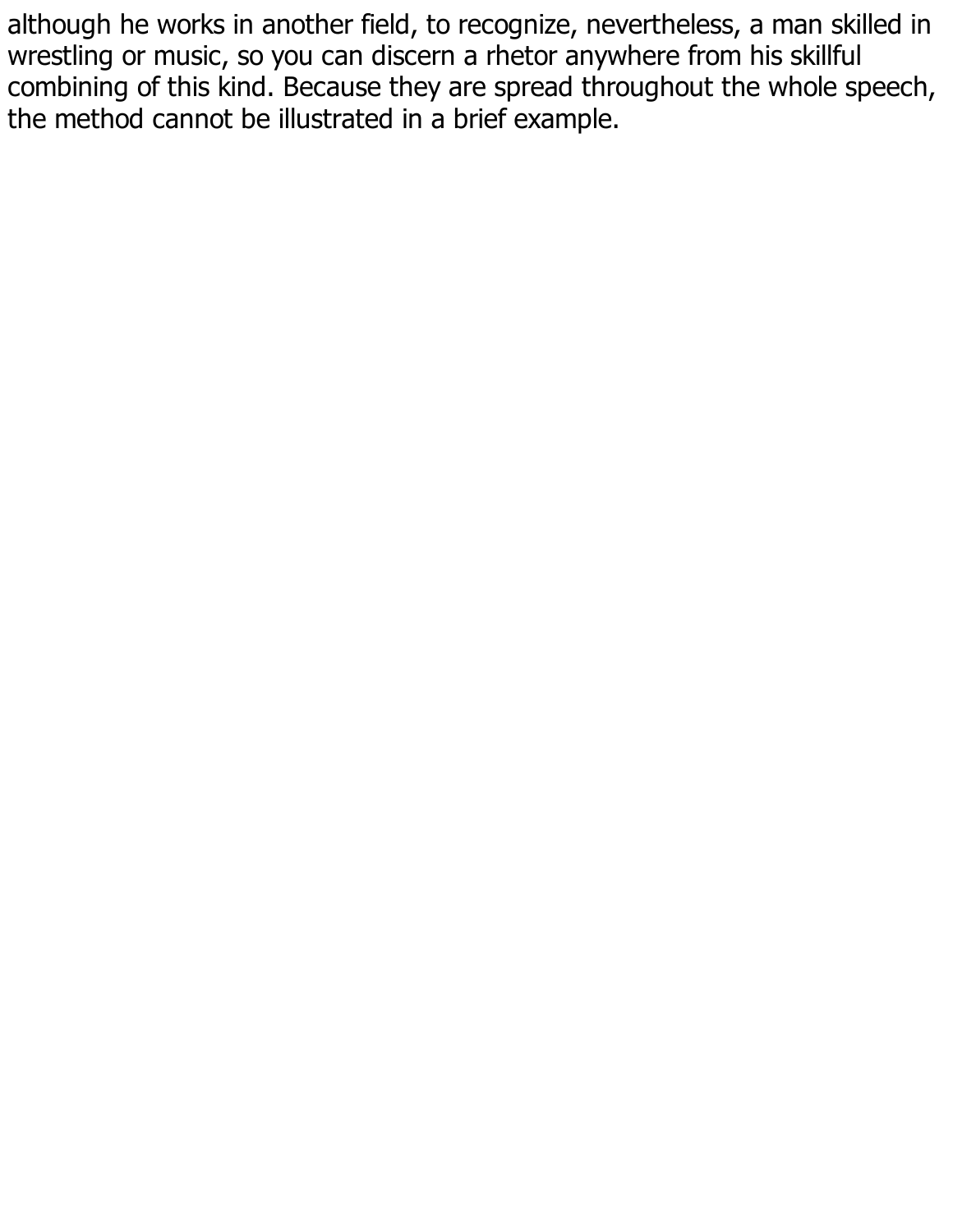although he works in another field, to recognize, nevertheless, a man skilled in wrestling or music, so you can discern a rhetor anywhere from his skillful combining of this kind. Because they are spread throughout the whole speech, the method cannot be illustrated in a brief example.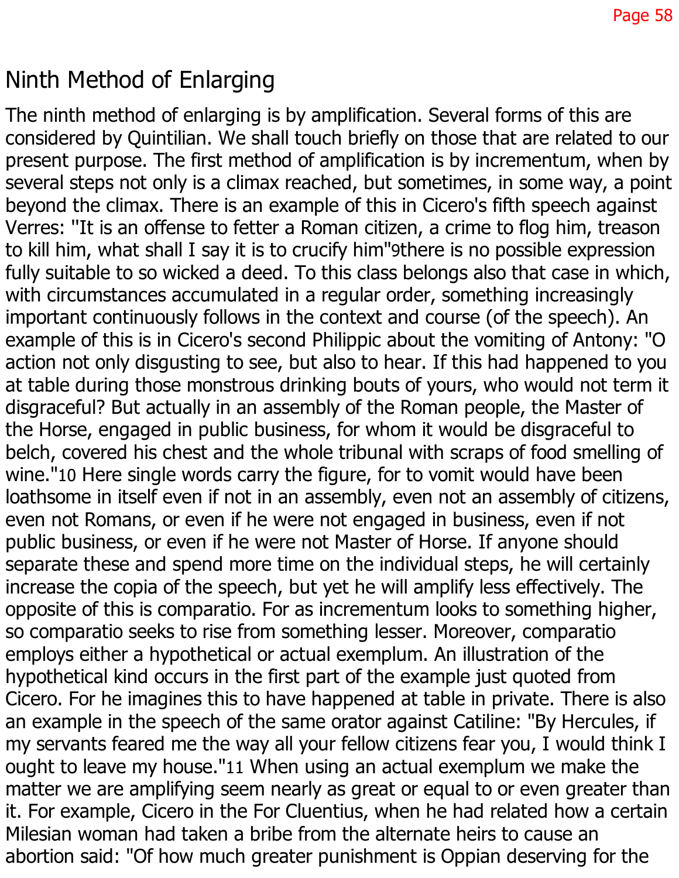## Ninth Method of Enlarging

The ninth method of enlarging is by amplification. Several forms of this are considered by Quintilian. We shall touch briefly on those that are related to our present purpose. The first method of amplification is by incrementum, when by several steps not only is a climax reached, but sometimes, in some way, a point beyond the climax. There is an example of this in Cicero's fifth speech against Verres: "It is an offense to fetter a Roman citizen, a crime to flog him, treason to kill him, what shall I say it is to crucify him"[9]there is no possible expression fully suitable to so wicked a deed. To this class belongs also that case in which, with circumstances accumulated in a regular order, something increasingly important continuously follows in the context and course (of the speech). An example of this is in Cicero's second Philippic about the vomiting of Antony: "O action not only disgusting to see, but also to hear. If this had happened to you at table during those monstrous drinking bouts of yours, who would not term it disgraceful? But actually in an assembly of the Roman people, the Master of the Horse, engaged in public business, for whom it would be disgraceful to belch, covered his chest and the whole tribunal with scraps of food smelling of wine."[10] Here single words carry the figure, for to vomit would have been loathsome in itself even if not in an assembly, even not an assembly of citizens, even not Romans, or even if he were not engaged in business, even if not public business, or even if he were not Master of Horse. If anyone should separate these and spend more time on the individual steps, he will certainly increase the copia of the speech, but yet he will amplify less effectively. The opposite of this is comparatio. For as incrementum looks to something higher, so comparatio seeks to rise from something lesser. Moreover, comparatio employs either a hypothetical or actual exemplum. An illustration of the hypothetical kind occurs in the first part of the example just quoted from Cicero. For he imagines this to have happened at table in private. There is also an example in the speech of the same orator against Catiline: "By Hercules, if my servants feared me the way all your fellow citizens fear you, I would think I ought to leave my house."[11] When using an actual exemplum we make the matter we are amplifying seem nearly as great or equal to or even greater than it. For example, Cicero in the For Cluentius, when he had related how a certain Milesian woman had taken a bribe from the alternate heirs to cause an abortion said: "Of how much greater punishment is Oppian deserving for the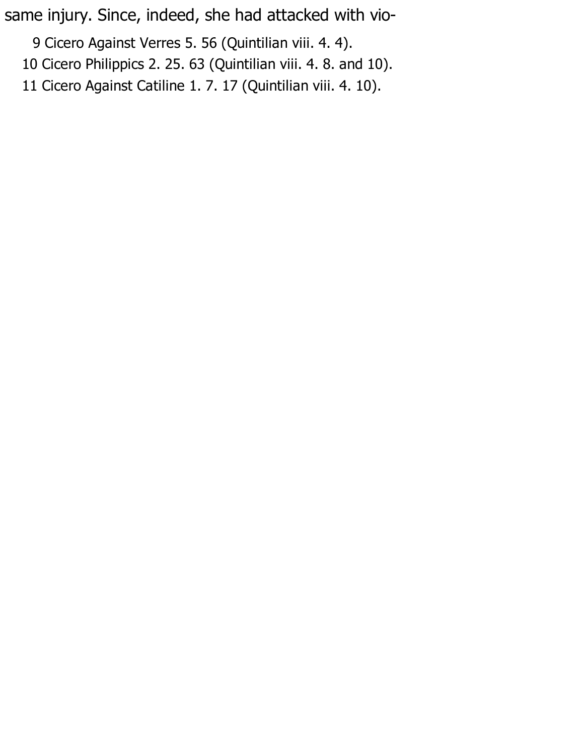same injury. Since, indeed, she had attacked with vio-

9 Cicero Against Verres 5. 56 (Quintilian viii. 4. 4).

10 Cicero Philippics 2. 25. 63 (Quintilian viii. 4. 8. and 10).

11 Cicero Against Catiline 1. 7. 17 (Quintilian viii. 4. 10).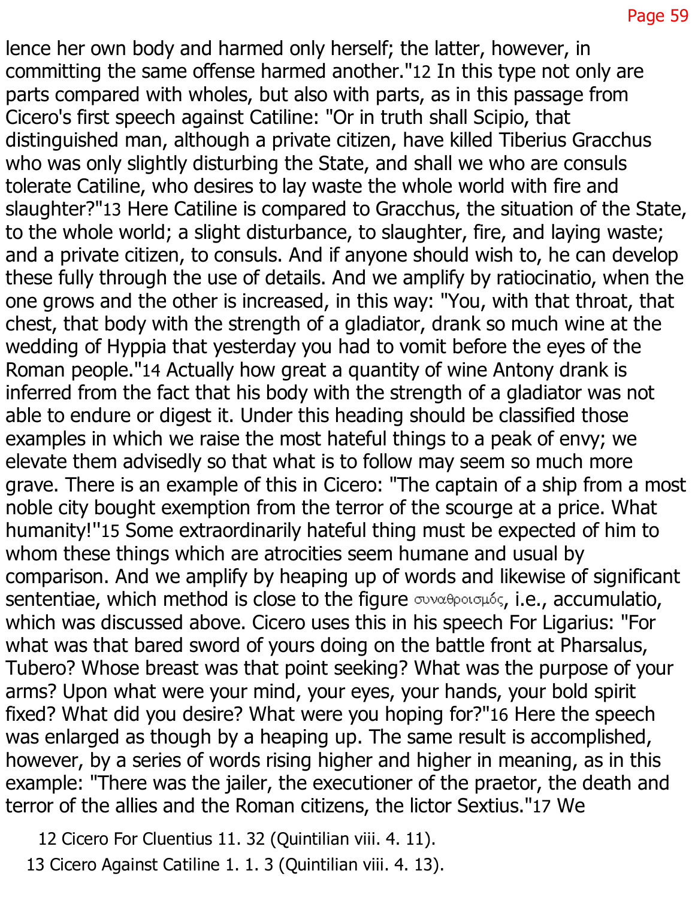lence her own body and harmed only herself; the latter, however, in committing the same offense harmed another."[12] In this type not only are parts compared with wholes, but also with parts, as in this passage from Cicero's first speech against Catiline: "Or in truth shall Scipio, that distinguished man, although a private citizen, have killed Tiberius Gracchus who was only slightly disturbing the State, and shall we who are consuls tolerate Catiline, who desires to lay waste the whole world with fire and slaughter?"[13] Here Catiline is compared to Gracchus, the situation of the State, to the whole world; a slight disturbance, to slaughter, fire, and laying waste; and a private citizen, to consuls. And if anyone should wish to, he can develop these fully through the use of details. And we amplify by ratiocinatio, when the one grows and the other is increased, in this way: "You, with that throat, that chest, that body with the strength of a gladiator, drank so much wine at the wedding of Hyppia that yesterday you had to vomit before the eyes of the Roman people."[14] Actually how great a quantity of wine Antony drank is inferred from the fact that his body with the strength of a gladiator was not able to endure or digest it. Under this heading should be classified those examples in which we raise the most hateful things to a peak of envy; we elevate them advisedly so that what is to follow may seem so much more grave. There is an example of this in Cicero: "The captain of a ship from a most noble city bought exemption from the terror of the scourge at a price. What humanity!"[15] Some extraordinarily hateful thing must be expected of him to whom these things which are atrocities seem humane and usual by comparison. And we amplify by heaping up of words and likewise of significant sententiae, which method is close to the figure συναθροισμός, i.e., accumulatio, which was discussed above. Cicero uses this in his speech For Ligarius: "For what was that bared sword of yours doing on the battle front at Pharsalus, Tubero? Whose breast was that point seeking? What was the purpose of your arms? Upon what were your mind, your eyes, your hands, your bold spirit fixed? What did you desire? What were you hoping for?"[16] Here the speech was enlarged as though by a heaping up. The same result is accomplished, however, by a series of words rising higher and higher in meaning, as in this example: "There was the jailer, the executioner of the praetor, the death and terror of the allies and the Roman citizens, the lictor Sextius."[17] We

12 Cicero For Cluentius 11. 32 (Quintilian viii. 4. 11).

13 Cicero Against Catiline 1. 1. 3 (Quintilian viii. 4. 13).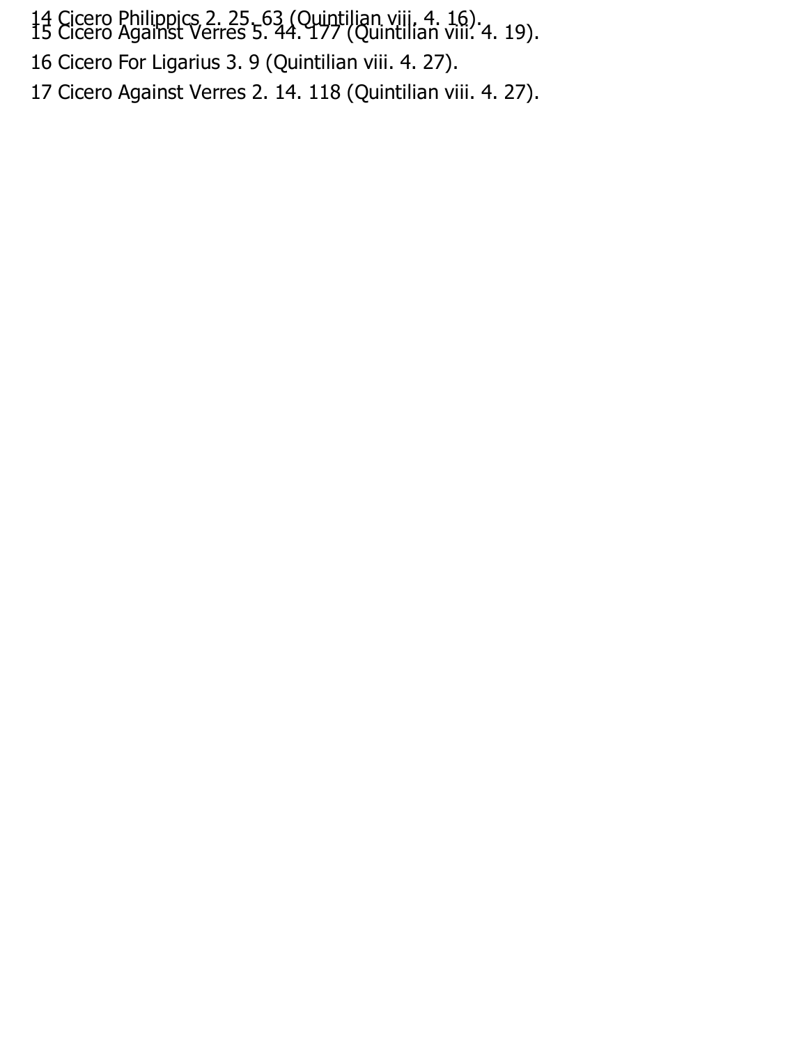14 Cicero Philippics 2. 25. 63 (Quintilian viii. 4. 16).

15 Cicero Against Verres 5. 44. 177 (Quintilian viii. 4. 19).

16 Cicero For Ligarius 3. 9 (Quintilian viii. 4. 27).

17 Cicero Against Verres 2. 14. 118 (Quintilian viii. 4. 27).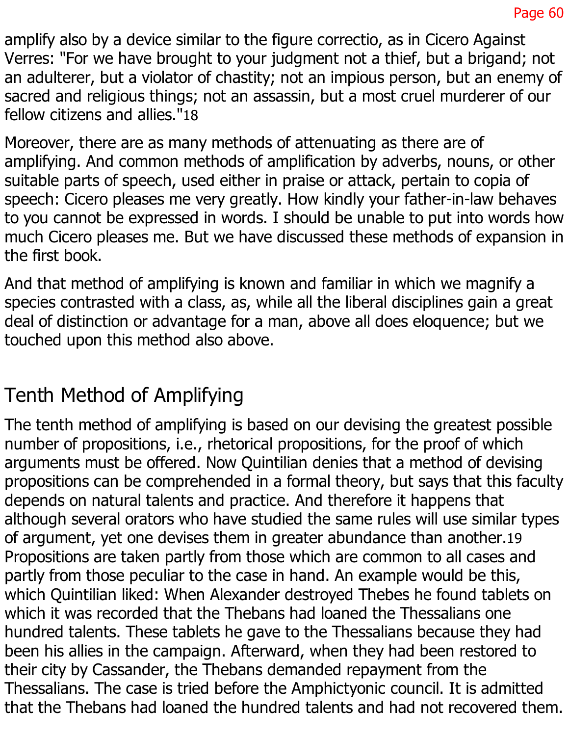amplify also by a device similar to the figure correctio, as in Cicero Against Verres: "For we have brought to your judgment not a thief, but a brigand; not an adulterer, but a violator of chastity; not an impious person, but an enemy of sacred and religious things; not an assassin, but a most cruel murderer of our fellow citizens and allies."[18]

Moreover, there are as many methods of attenuating as there are of amplifying. And common methods of amplification by adverbs, nouns, or other suitable parts of speech, used either in praise or attack, pertain to copia of speech: Cicero pleases me very greatly. How kindly your father-in-law behaves to you cannot be expressed in words. I should be unable to put into words how much Cicero pleases me. But we have discussed these methods of expansion in the first book.

And that method of amplifying is known and familiar in which we magnify a species contrasted with a class, as, while all the liberal disciplines gain a great deal of distinction or advantage for a man, above all does eloquence; but we touched upon this method also above.

## Tenth Method of Amplifying

The tenth method of amplifying is based on our devising the greatest possible number of propositions, i.e., rhetorical propositions, for the proof of which arguments must be offered. Now Quintilian denies that a method of devising propositions can be comprehended in a formal theory, but says that this faculty depends on natural talents and practice. And therefore it happens that although several orators who have studied the same rules will use similar types of argument, yet one devises them in greater abundance than another.[19] Propositions are taken partly from those which are common to all cases and partly from those peculiar to the case in hand. An example would be this, which Quintilian liked: When Alexander destroyed Thebes he found tablets on which it was recorded that the Thebans had loaned the Thessalians one hundred talents. These tablets he gave to the Thessalians because they had been his allies in the campaign. Afterward, when they had been restored to their city by Cassander, the Thebans demanded repayment from the Thessalians. The case is tried before the Amphictyonic council. It is admitted that the Thebans had loaned the hundred talents and had not recovered them.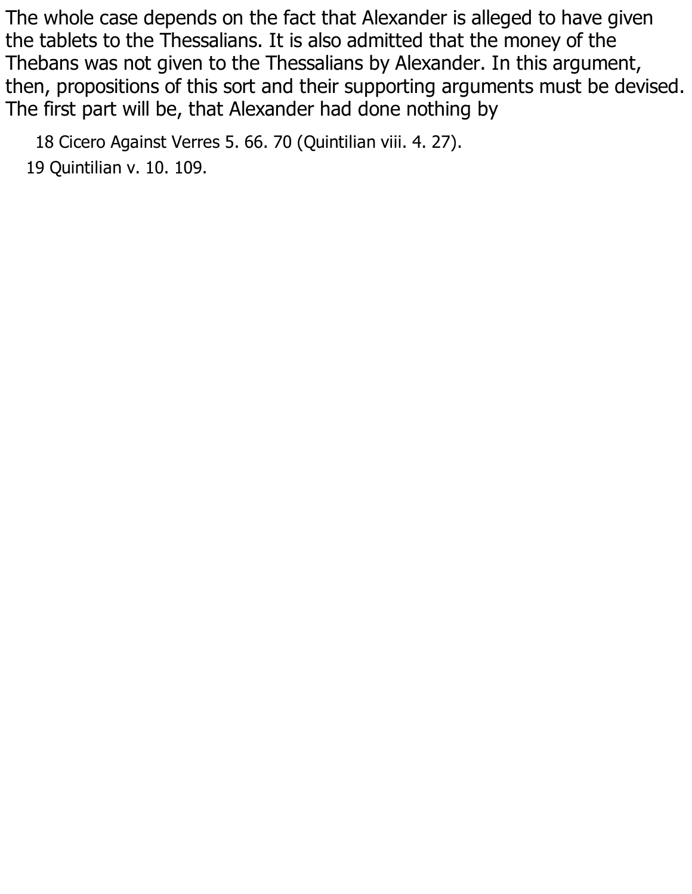The whole case depends on the fact that Alexander is alleged to have given the tablets to the Thessalians. It is also admitted that the money of the Thebans was not given to the Thessalians by Alexander. In this argument, then, propositions of this sort and their supporting arguments must be devised. The first part will be, that Alexander had done nothing by

18 Cicero Against Verres 5. 66. 70 (Quintilian viii. 4. 27).

19 Quintilian v. 10. 109.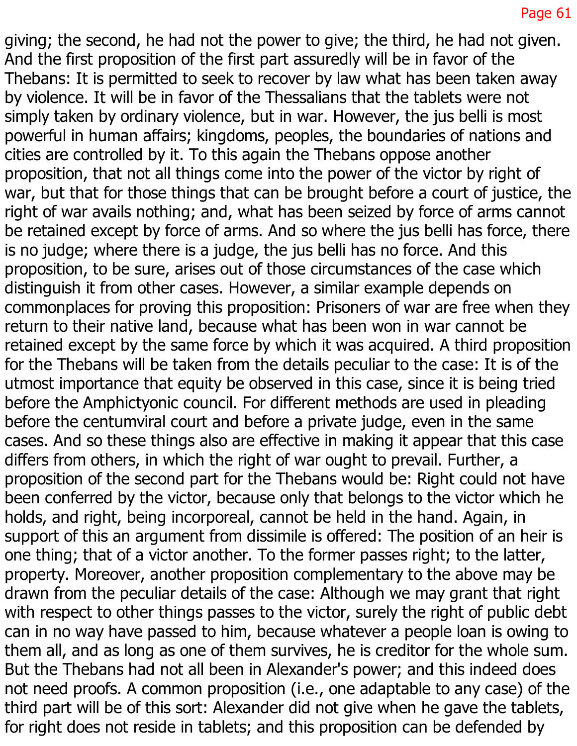giving; the second, he had not the power to give; the third, he had not given. And the first proposition of the first part assuredly will be in favor of the Thebans: It is permitted to seek to recover by law what has been taken away by violence. It will be in favor of the Thessalians that the tablets were not simply taken by ordinary violence, but in war. However, the jus belli is most powerful in human affairs; kingdoms, peoples, the boundaries of nations and cities are controlled by it. To this again the Thebans oppose another proposition, that not all things come into the power of the victor by right of war, but that for those things that can be brought before a court of justice, the right of war avails nothing; and, what has been seized by force of arms cannot be retained except by force of arms. And so where the jus belli has force, there is no judge; where there is a judge, the jus belli has no force. And this proposition, to be sure, arises out of those circumstances of the case which distinguish it from other cases. However, a similar example depends on commonplaces for proving this proposition: Prisoners of war are free when they return to their native land, because what has been won in war cannot be retained except by the same force by which it was acquired. A third proposition for the Thebans will be taken from the details peculiar to the case: It is of the utmost importance that equity be observed in this case, since it is being tried before the Amphictyonic council. For different methods are used in pleading before the centumviral court and before a private judge, even in the same cases. And so these things also are effective in making it appear that this case differs from others, in which the right of war ought to prevail. Further, a proposition of the second part for the Thebans would be: Right could not have been conferred by the victor, because only that belongs to the victor which he holds, and right, being incorporeal, cannot be held in the hand. Again, in support of this an argument from dissimile is offered: The position of an heir is one thing; that of a victor another. To the former passes right; to the latter, property. Moreover, another proposition complementary to the above may be drawn from the peculiar details of the case: Although we may grant that right with respect to other things passes to the victor, surely the right of public debt can in no way have passed to him, because whatever a people loan is owing to them all, and as long as one of them survives, he is creditor for the whole sum. But the Thebans had not all been in Alexander's power; and this indeed does not need proofs. A common proposition (i.e., one adaptable to any case) of the third part will be of this sort: Alexander did not give when he gave the tablets, for right does not reside in tablets; and this proposition can be defended by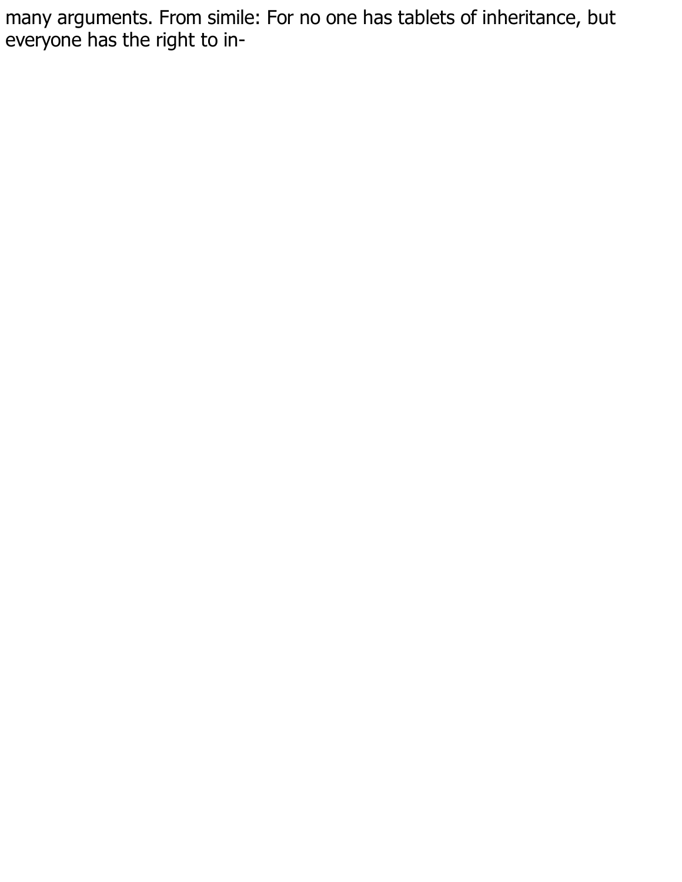many arguments. From simile: For no one has tablets of inheritance, but everyone has the right to in-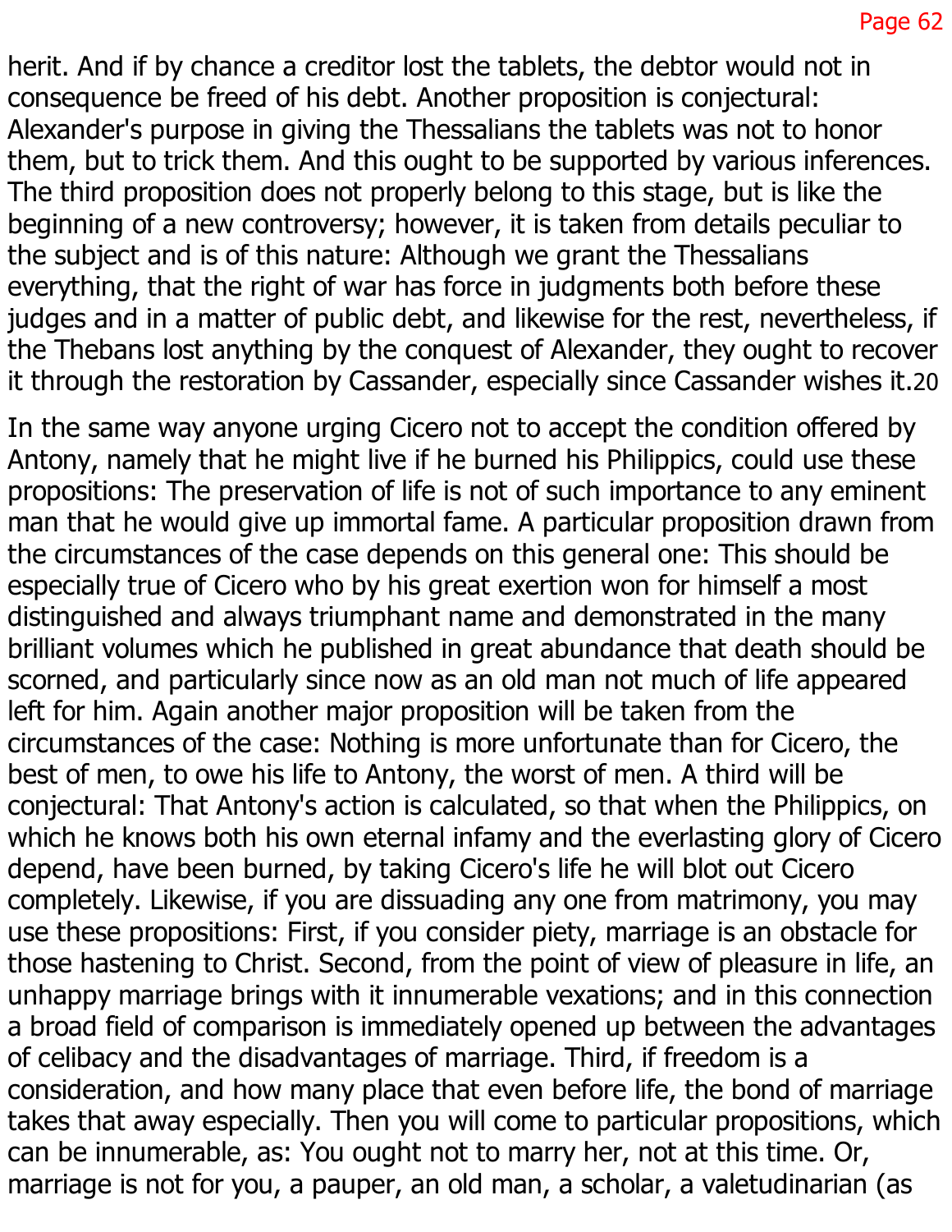herit. And if by chance a creditor lost the tablets, the debtor would not in consequence be freed of his debt. Another proposition is conjectural: Alexander's purpose in giving the Thessalians the tablets was not to honor them, but to trick them. And this ought to be supported by various inferences. The third proposition does not properly belong to this stage, but is like the beginning of a new controversy; however, it is taken from details peculiar to the subject and is of this nature: Although we grant the Thessalians everything, that the right of war has force in judgments both before these judges and in a matter of public debt, and likewise for the rest, nevertheless, if the Thebans lost anything by the conquest of Alexander, they ought to recover it through the restoration by Cassander, especially since Cassander wishes it.[20]

In the same way anyone urging Cicero not to accept the condition offered by Antony, namely that he might live if he burned his Philippics, could use these propositions: The preservation of life is not of such importance to any eminent man that he would give up immortal fame. A particular proposition drawn from the circumstances of the case depends on this general one: This should be especially true of Cicero who by his great exertion won for himself a most distinguished and always triumphant name and demonstrated in the many brilliant volumes which he published in great abundance that death should be scorned, and particularly since now as an old man not much of life appeared left for him. Again another major proposition will be taken from the circumstances of the case: Nothing is more unfortunate than for Cicero, the best of men, to owe his life to Antony, the worst of men. A third will be conjectural: That Antony's action is calculated, so that when the Philippics, on which he knows both his own eternal infamy and the everlasting glory of Cicero depend, have been burned, by taking Cicero's life he will blot out Cicero completely. Likewise, if you are dissuading any one from matrimony, you may use these propositions: First, if you consider piety, marriage is an obstacle for those hastening to Christ. Second, from the point of view of pleasure in life, an unhappy marriage brings with it innumerable vexations; and in this connection a broad field of comparison is immediately opened up between the advantages of celibacy and the disadvantages of marriage. Third, if freedom is a consideration, and how many place that even before life, the bond of marriage takes that away especially. Then you will come to particular propositions, which can be innumerable, as: You ought not to marry her, not at this time. Or, marriage is not for you, a pauper, an old man, a scholar, a valetudinarian (as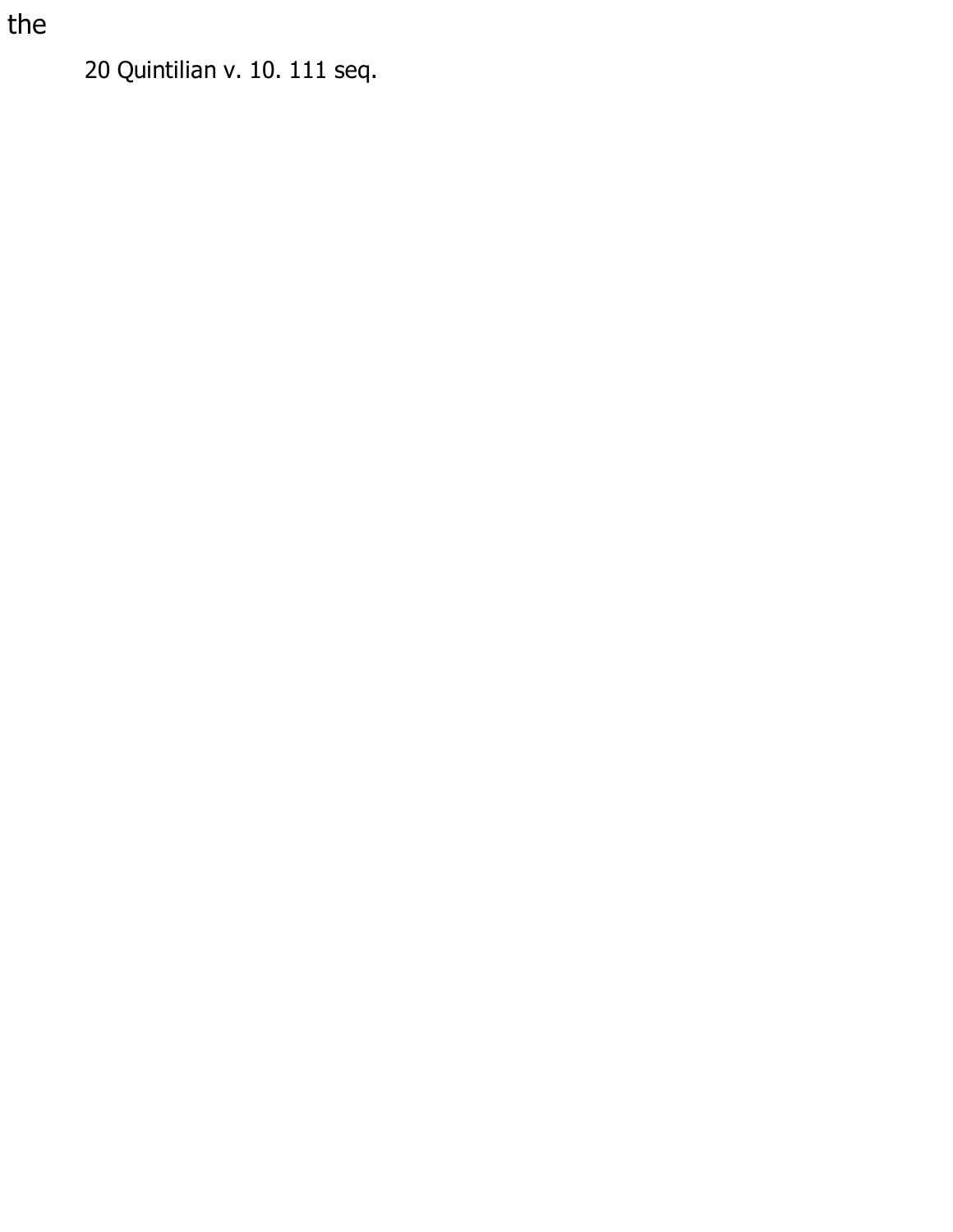the

20 Quintilian v. 10. 111 seq.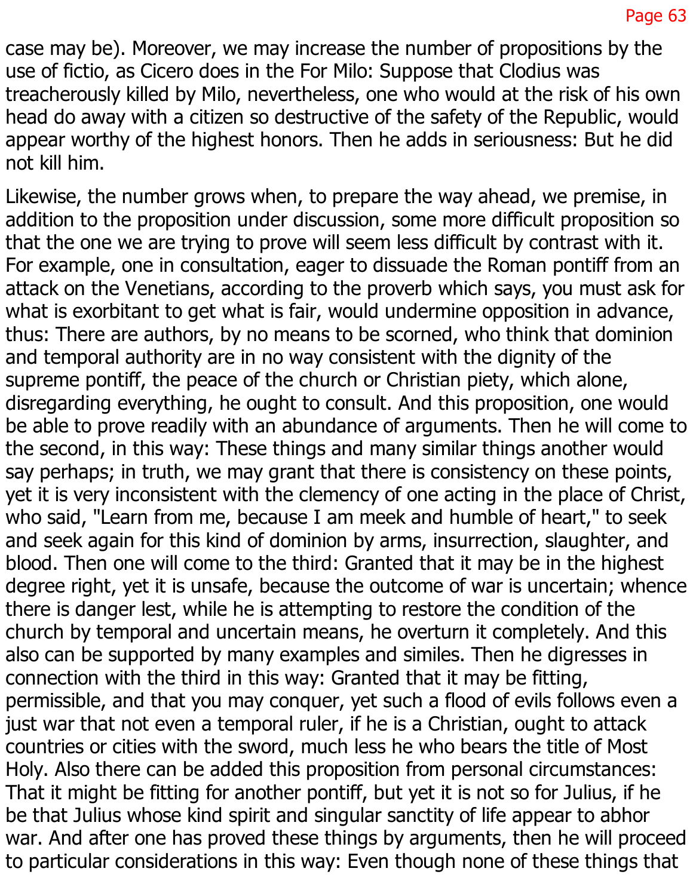case may be). Moreover, we may increase the number of propositions by the use of fictio, as Cicero does in the For Milo: Suppose that Clodius was treacherously killed by Milo, nevertheless, one who would at the risk of his own head do away with a citizen so destructive of the safety of the Republic, would appear worthy of the highest honors. Then he adds in seriousness: But he did not kill him.

Likewise, the number grows when, to prepare the way ahead, we premise, in addition to the proposition under discussion, some more difficult proposition so that the one we are trying to prove will seem less difficult by contrast with it. For example, one in consultation, eager to dissuade the Roman pontiff from an attack on the Venetians, according to the proverb which says, you must ask for what is exorbitant to get what is fair, would undermine opposition in advance, thus: There are authors, by no means to be scorned, who think that dominion and temporal authority are in no way consistent with the dignity of the supreme pontiff, the peace of the church or Christian piety, which alone, disregarding everything, he ought to consult. And this proposition, one would be able to prove readily with an abundance of arguments. Then he will come to the second, in this way: These things and many similar things another would say perhaps; in truth, we may grant that there is consistency on these points, yet it is very inconsistent with the clemency of one acting in the place of Christ, who said, "Learn from me, because I am meek and humble of heart," to seek and seek again for this kind of dominion by arms, insurrection, slaughter, and blood. Then one will come to the third: Granted that it may be in the highest degree right, yet it is unsafe, because the outcome of war is uncertain; whence there is danger lest, while he is attempting to restore the condition of the church by temporal and uncertain means, he overturn it completely. And this also can be supported by many examples and similes. Then he digresses in connection with the third in this way: Granted that it may be fitting, permissible, and that you may conquer, yet such a flood of evils follows even a just war that not even a temporal ruler, if he is a Christian, ought to attack countries or cities with the sword, much less he who bears the title of Most Holy. Also there can be added this proposition from personal circumstances: That it might be fitting for another pontiff, but yet it is not so for Julius, if he be that Julius whose kind spirit and singular sanctity of life appear to abhor war. And after one has proved these things by arguments, then he will proceed to particular considerations in this way: Even though none of these things that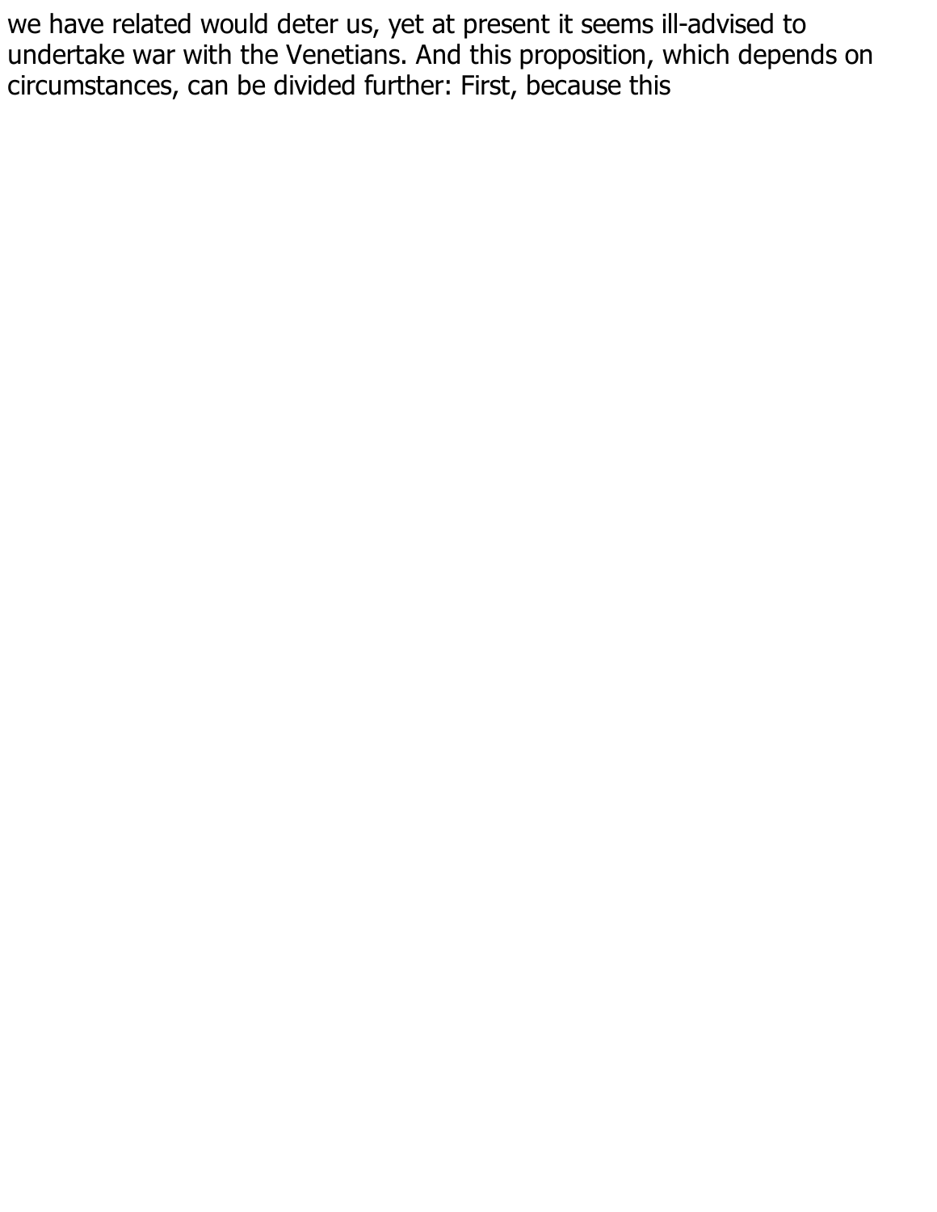we have related would deter us, yet at present it seems ill-advised to undertake war with the Venetians. And this proposition, which depends on circumstances, can be divided further: First, because this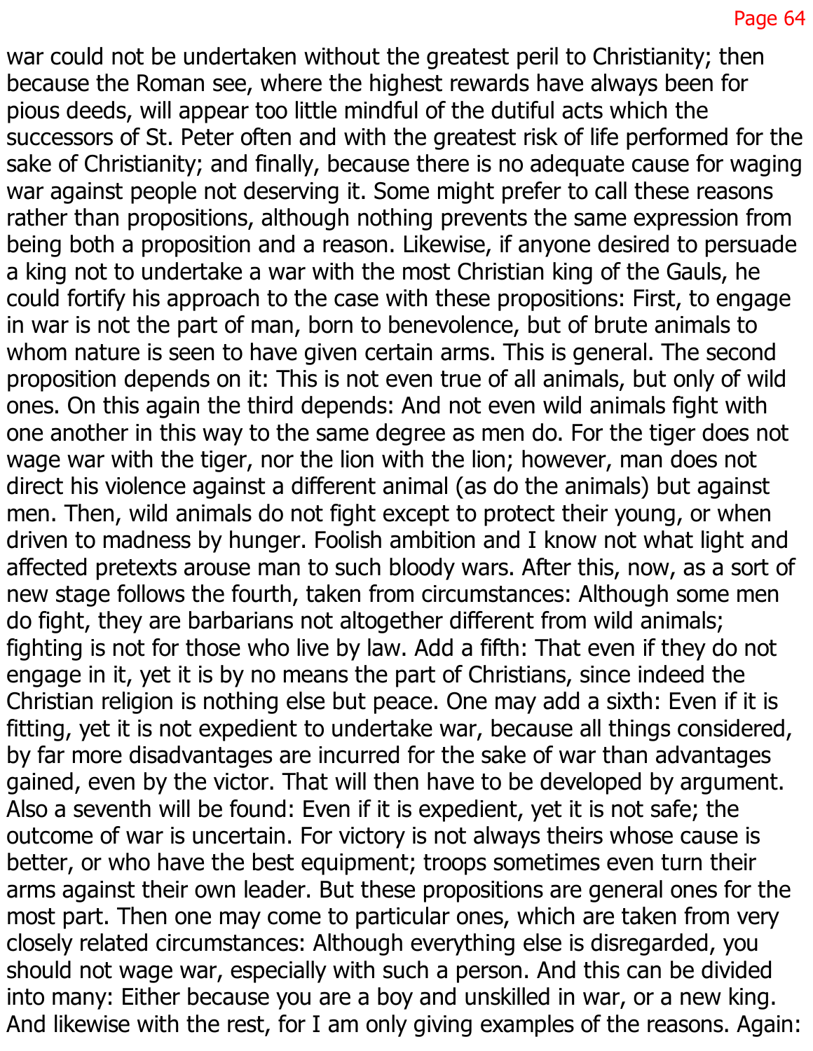war could not be undertaken without the greatest peril to Christianity; then because the Roman see, where the highest rewards have always been for pious deeds, will appear too little mindful of the dutiful acts which the successors of St. Peter often and with the greatest risk of life performed for the sake of Christianity; and finally, because there is no adequate cause for waging war against people not deserving it. Some might prefer to call these reasons rather than propositions, although nothing prevents the same expression from being both a proposition and a reason. Likewise, if anyone desired to persuade a king not to undertake a war with the most Christian king of the Gauls, he could fortify his approach to the case with these propositions: First, to engage in war is not the part of man, born to benevolence, but of brute animals to whom nature is seen to have given certain arms. This is general. The second proposition depends on it: This is not even true of all animals, but only of wild ones. On this again the third depends: And not even wild animals fight with one another in this way to the same degree as men do. For the tiger does not wage war with the tiger, nor the lion with the lion; however, man does not direct his violence against a different animal (as do the animals) but against men. Then, wild animals do not fight except to protect their young, or when driven to madness by hunger. Foolish ambition and I know not what light and affected pretexts arouse man to such bloody wars. After this, now, as a sort of new stage follows the fourth, taken from circumstances: Although some men do fight, they are barbarians not altogether different from wild animals; fighting is not for those who live by law. Add a fifth: That even if they do not engage in it, yet it is by no means the part of Christians, since indeed the Christian religion is nothing else but peace. One may add a sixth: Even if it is fitting, yet it is not expedient to undertake war, because all things considered, by far more disadvantages are incurred for the sake of war than advantages gained, even by the victor. That will then have to be developed by argument. Also a seventh will be found: Even if it is expedient, yet it is not safe; the outcome of war is uncertain. For victory is not always theirs whose cause is better, or who have the best equipment; troops sometimes even turn their arms against their own leader. But these propositions are general ones for the most part. Then one may come to particular ones, which are taken from very closely related circumstances: Although everything else is disregarded, you should not wage war, especially with such a person. And this can be divided into many: Either because you are a boy and unskilled in war, or a new king. And likewise with the rest, for I am only giving examples of the reasons. Again: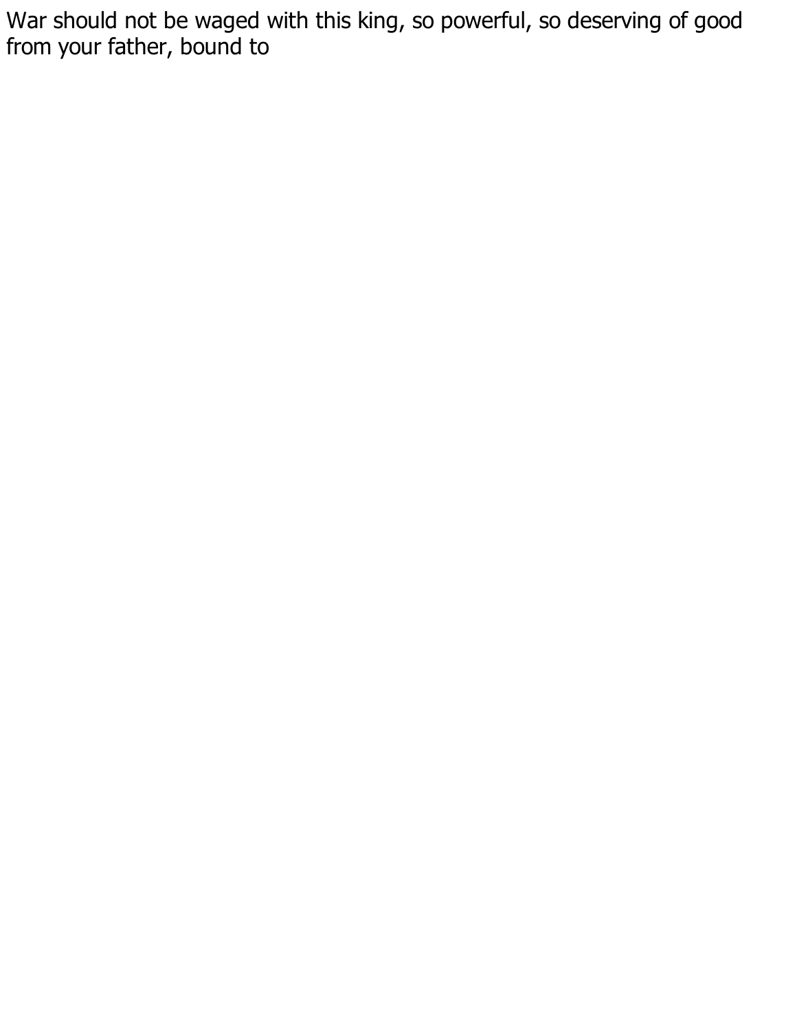War should not be waged with this king, so powerful, so deserving of good from your father, bound to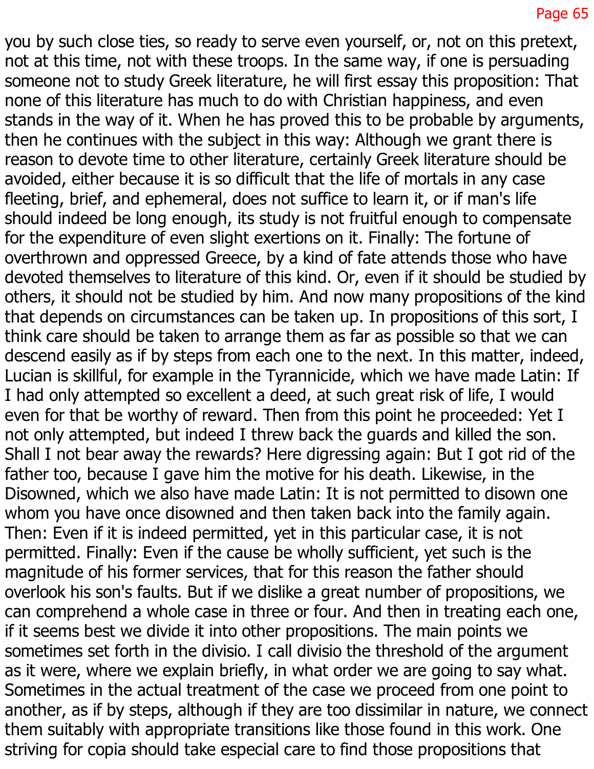you by such close ties, so ready to serve even yourself, or, not on this pretext, not at this time, not with these troops. In the same way, if one is persuading someone not to study Greek literature, he will first essay this proposition: That none of this literature has much to do with Christian happiness, and even stands in the way of it. When he has proved this to be probable by arguments, then he continues with the subject in this way: Although we grant there is reason to devote time to other literature, certainly Greek literature should be avoided, either because it is so difficult that the life of mortals in any case fleeting, brief, and ephemeral, does not suffice to learn it, or if man's life should indeed be long enough, its study is not fruitful enough to compensate for the expenditure of even slight exertions on it. Finally: The fortune of overthrown and oppressed Greece, by a kind of fate attends those who have devoted themselves to literature of this kind. Or, even if it should be studied by others, it should not be studied by him. And now many propositions of the kind that depends on circumstances can be taken up. In propositions of this sort, I think care should be taken to arrange them as far as possible so that we can descend easily as if by steps from each one to the next. In this matter, indeed, Lucian is skillful, for example in the Tyrannicide, which we have made Latin: If I had only attempted so excellent a deed, at such great risk of life, I would even for that be worthy of reward. Then from this point he proceeded: Yet I not only attempted, but indeed I threw back the guards and killed the son. Shall I not bear away the rewards? Here digressing again: But I got rid of the father too, because I gave him the motive for his death. Likewise, in the Disowned, which we also have made Latin: It is not permitted to disown one whom you have once disowned and then taken back into the family again. Then: Even if it is indeed permitted, yet in this particular case, it is not permitted. Finally: Even if the cause be wholly sufficient, yet such is the magnitude of his former services, that for this reason the father should overlook his son's faults. But if we dislike a great number of propositions, we can comprehend a whole case in three or four. And then in treating each one, if it seems best we divide it into other propositions. The main points we sometimes set forth in the divisio. I call divisio the threshold of the argument as it were, where we explain briefly, in what order we are going to say what. Sometimes in the actual treatment of the case we proceed from one point to another, as if by steps, although if they are too dissimilar in nature, we connect them suitably with appropriate transitions like those found in this work. One striving for copia should take especial care to find those propositions that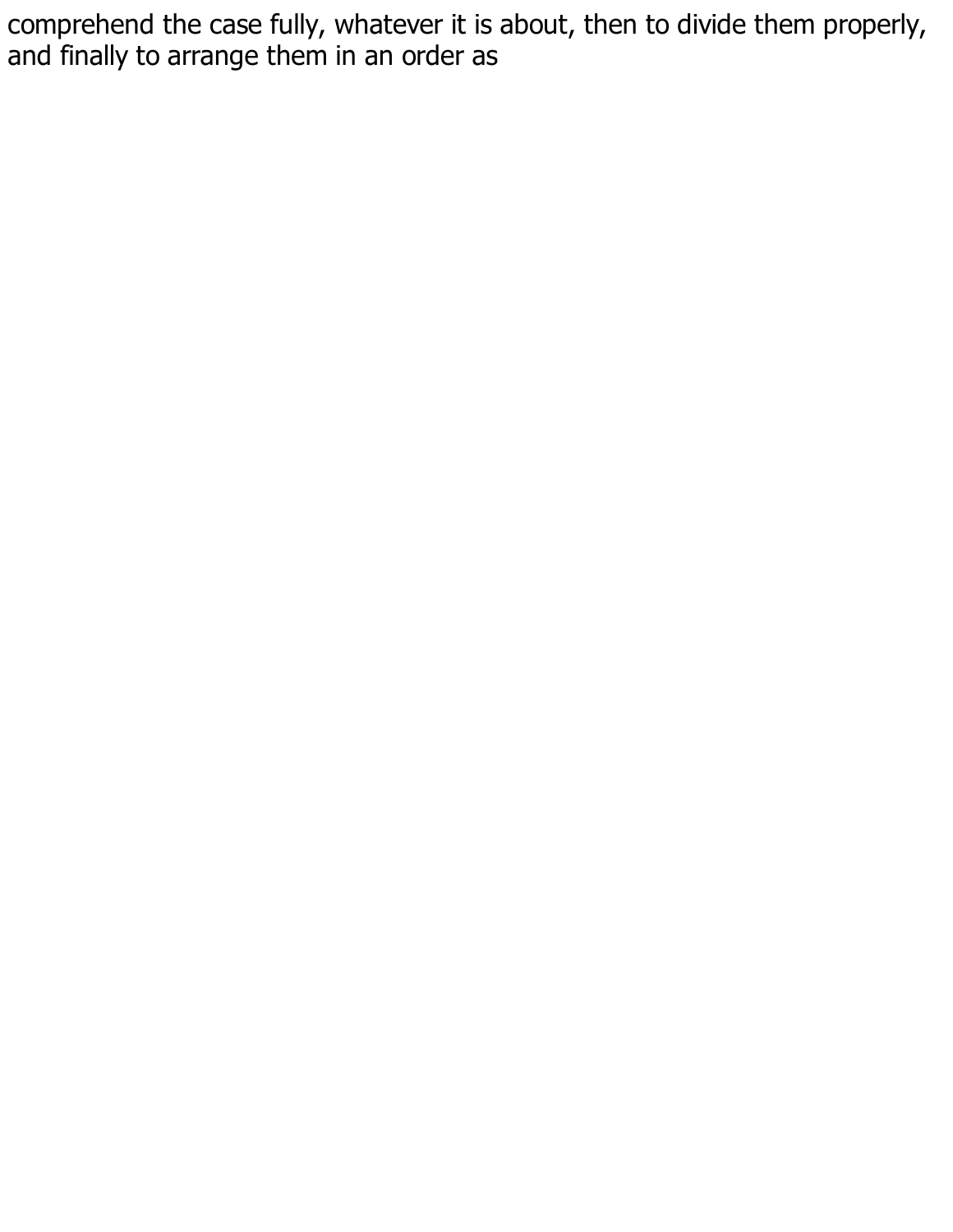comprehend the case fully, whatever it is about, then to divide them properly, and finally to arrange them in an order as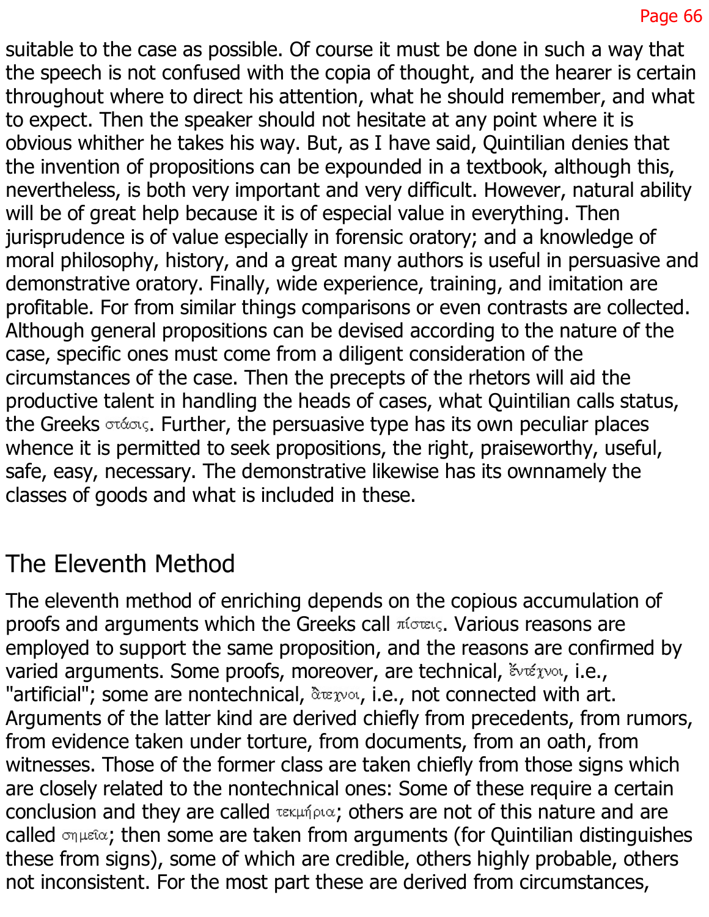suitable to the case as possible. Of course it must be done in such a way that the speech is not confused with the copia of thought, and the hearer is certain throughout where to direct his attention, what he should remember, and what to expect. Then the speaker should not hesitate at any point where it is obvious whither he takes his way. But, as I have said, Quintilian denies that the invention of propositions can be expounded in a textbook, although this, nevertheless, is both very important and very difficult. However, natural ability will be of great help because it is of especial value in everything. Then jurisprudence is of value especially in forensic oratory; and a knowledge of moral philosophy, history, and a great many authors is useful in persuasive and demonstrative oratory. Finally, wide experience, training, and imitation are profitable. For from similar things comparisons or even contrasts are collected. Although general propositions can be devised according to the nature of the case, specific ones must come from a diligent consideration of the circumstances of the case. Then the precepts of the rhetors will aid the productive talent in handling the heads of cases, what Quintilian calls status, the Greeks στάσις. Further, the persuasive type has its own peculiar places whence it is permitted to seek propositions, the right, praiseworthy, useful, safe, easy, necessary. The demonstrative likewise has its ownnamely the classes of goods and what is included in these.

## The Eleventh Method

The eleventh method of enriching depends on the copious accumulation of proofs and arguments which the Greeks call πίστεις. Various reasons are employed to support the same proposition, and the reasons are confirmed by varied arguments. Some proofs, moreover, are technical, ἔντεχνοι, i.e., "artificial"; some are nontechnical, ἄτεχνοι, i.e., not connected with art. Arguments of the latter kind are derived chiefly from precedents, from rumors, from evidence taken under torture, from documents, from an oath, from witnesses. Those of the former class are taken chiefly from those signs which are closely related to the nontechnical ones: Some of these require a certain conclusion and they are called τεκμήρια; others are not of this nature and are called σημεῖα; then some are taken from arguments (for Quintilian distinguishes these from signs), some of which are credible, others highly probable, others not inconsistent. For the most part these are derived from circumstances,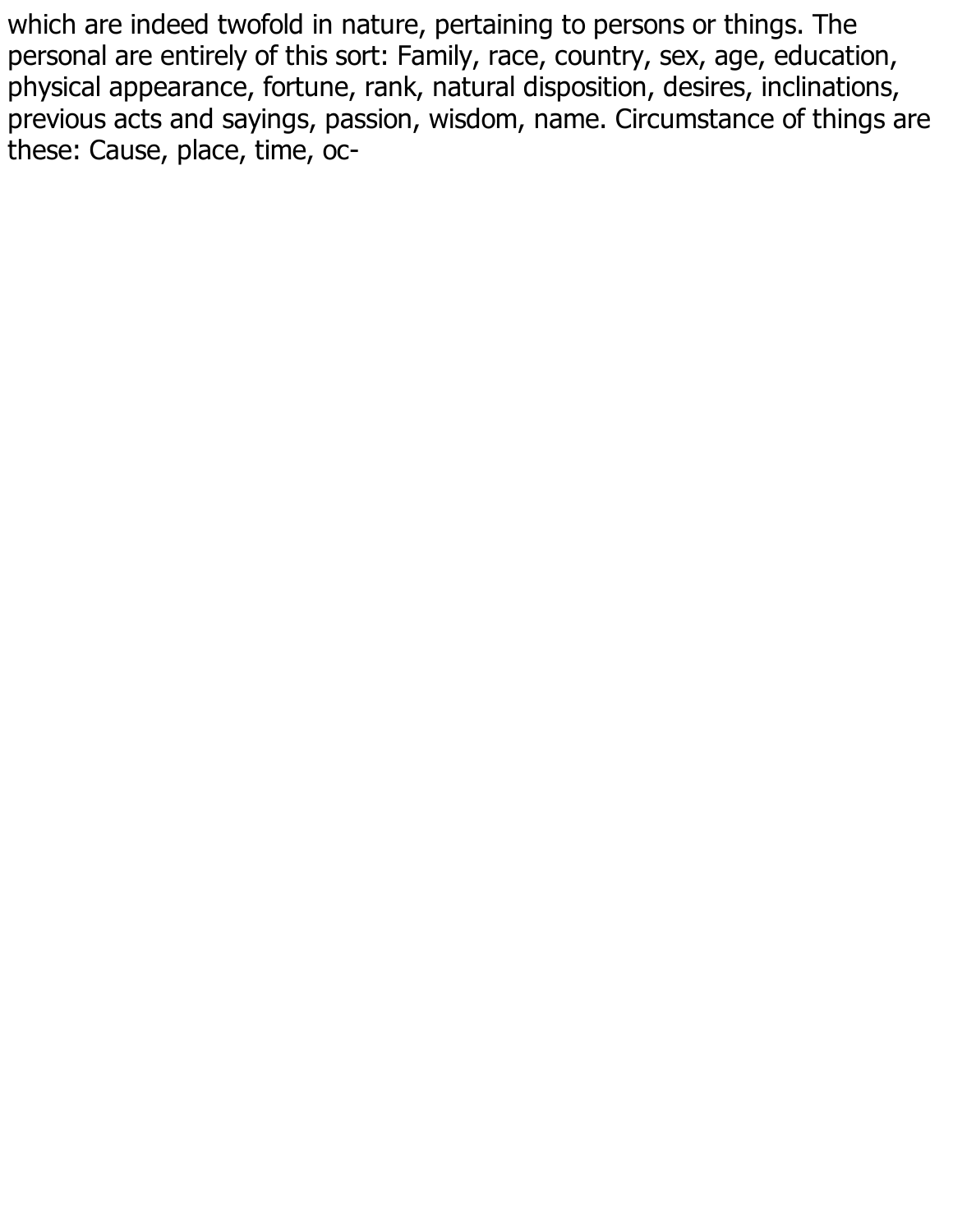which are indeed twofold in nature, pertaining to persons or things. The personal are entirely of this sort: Family, race, country, sex, age, education, physical appearance, fortune, rank, natural disposition, desires, inclinations, previous acts and sayings, passion, wisdom, name. Circumstance of things are these: Cause, place, time, oc-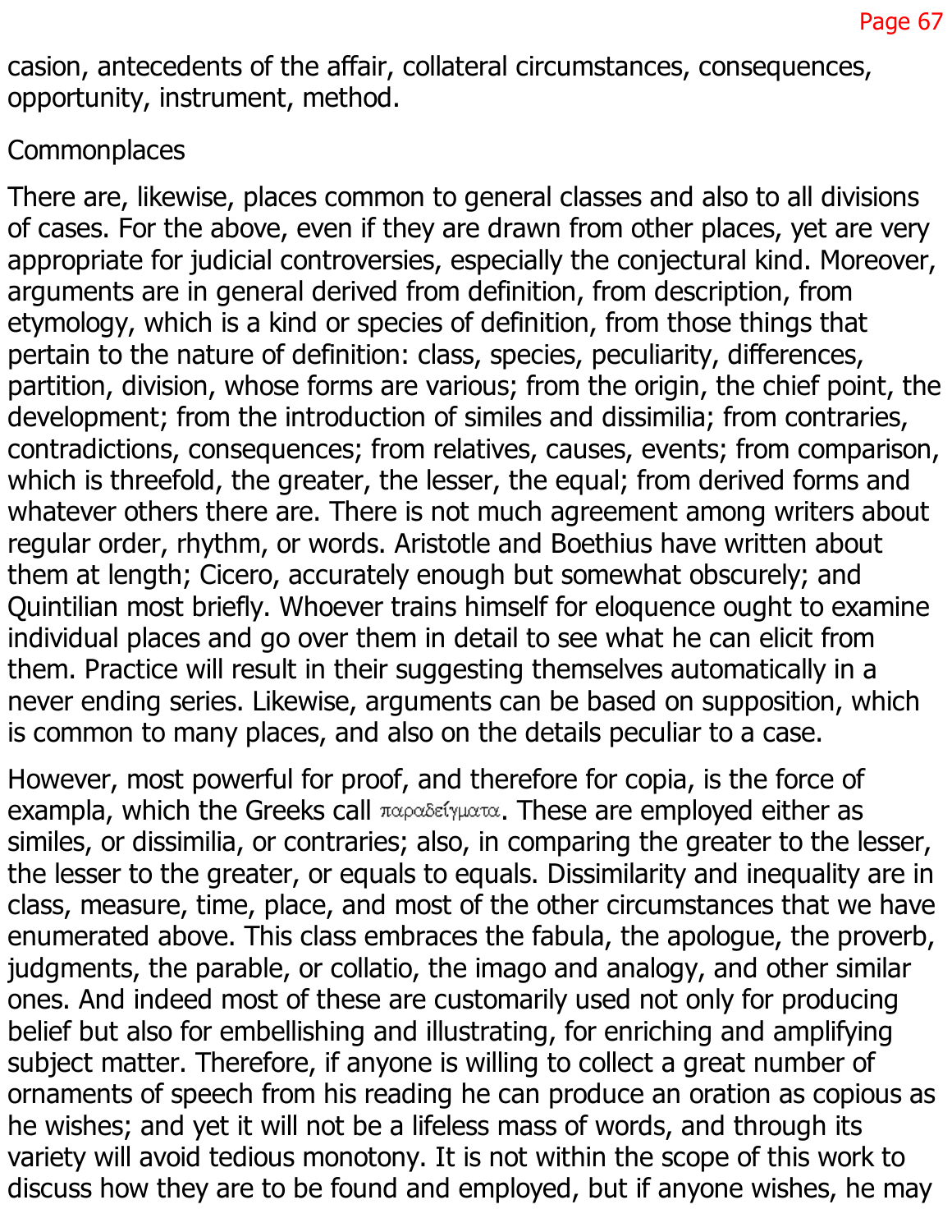casion, antecedents of the affair, collateral circumstances, consequences, opportunity, instrument, method.

## Commonplaces

There are, likewise, places common to general classes and also to all divisions of cases. For the above, even if they are drawn from other places, yet are very appropriate for judicial controversies, especially the conjectural kind. Moreover, arguments are in general derived from definition, from description, from etymology, which is a kind or species of definition, from those things that pertain to the nature of definition: class, species, peculiarity, differences, partition, division, whose forms are various; from the origin, the chief point, the development; from the introduction of similes and dissimilia; from contraries, contradictions, consequences; from relatives, causes, events; from comparison, which is threefold, the greater, the lesser, the equal; from derived forms and whatever others there are. There is not much agreement among writers about regular order, rhythm, or words. Aristotle and Boethius have written about them at length; Cicero, accurately enough but somewhat obscurely; and Quintilian most briefly. Whoever trains himself for eloquence ought to examine individual places and go over them in detail to see what he can elicit from them. Practice will result in their suggesting themselves automatically in a never ending series. Likewise, arguments can be based on supposition, which is common to many places, and also on the details peculiar to a case.

However, most powerful for proof, and therefore for copia, is the force of exampla, which the Greeks call παραδείγματα. These are employed either as similes, or dissimilia, or contraries; also, in comparing the greater to the lesser, the lesser to the greater, or equals to equals. Dissimilarity and inequality are in class, measure, time, place, and most of the other circumstances that we have enumerated above. This class embraces the fabula, the apologue, the proverb, judgments, the parable, or collatio, the imago and analogy, and other similar ones. And indeed most of these are customarily used not only for producing belief but also for embellishing and illustrating, for enriching and amplifying subject matter. Therefore, if anyone is willing to collect a great number of ornaments of speech from his reading he can produce an oration as copious as he wishes; and yet it will not be a lifeless mass of words, and through its variety will avoid tedious monotony. It is not within the scope of this work to discuss how they are to be found and employed, but if anyone wishes, he may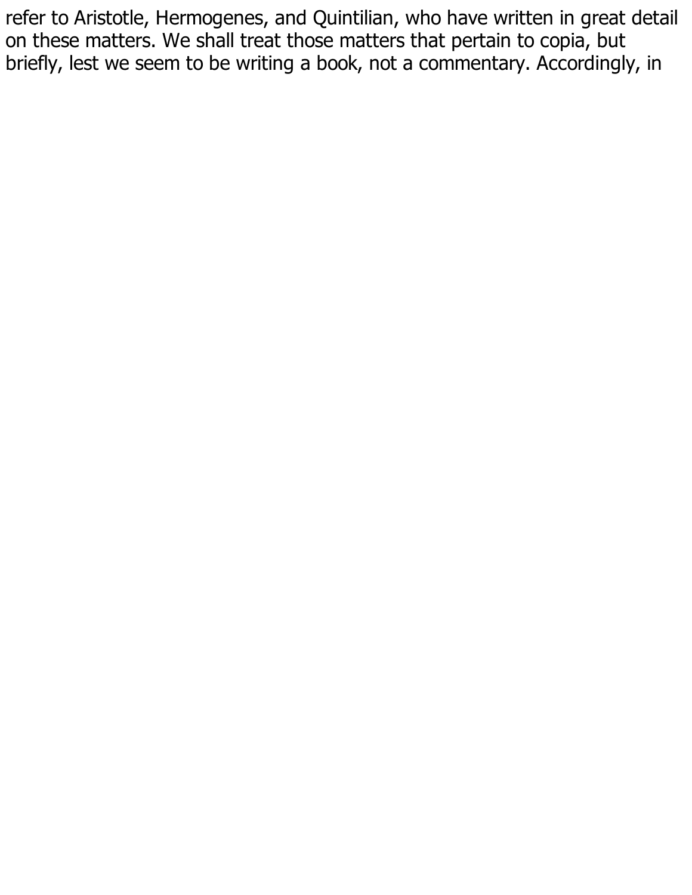refer to Aristotle, Hermogenes, and Quintilian, who have written in great detail on these matters. We shall treat those matters that pertain to copia, but briefly, lest we seem to be writing a book, not a commentary. Accordingly, in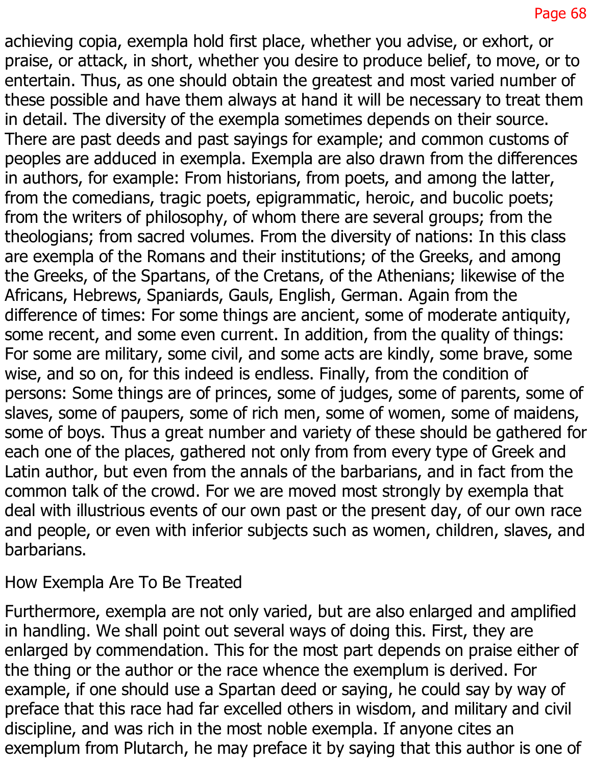achieving copia, exempla hold first place, whether you advise, or exhort, or praise, or attack, in short, whether you desire to produce belief, to move, or to entertain. Thus, as one should obtain the greatest and most varied number of these possible and have them always at hand it will be necessary to treat them in detail. The diversity of the exempla sometimes depends on their source. There are past deeds and past sayings for example; and common customs of peoples are adduced in exempla. Exempla are also drawn from the differences in authors, for example: From historians, from poets, and among the latter, from the comedians, tragic poets, epigrammatic, heroic, and bucolic poets; from the writers of philosophy, of whom there are several groups; from the theologians; from sacred volumes. From the diversity of nations: In this class are exempla of the Romans and their institutions; of the Greeks, and among the Greeks, of the Spartans, of the Cretans, of the Athenians; likewise of the Africans, Hebrews, Spaniards, Gauls, English, German. Again from the difference of times: For some things are ancient, some of moderate antiquity, some recent, and some even current. In addition, from the quality of things: For some are military, some civil, and some acts are kindly, some brave, some wise, and so on, for this indeed is endless. Finally, from the condition of persons: Some things are of princes, some of judges, some of parents, some of slaves, some of paupers, some of rich men, some of women, some of maidens, some of boys. Thus a great number and variety of these should be gathered for each one of the places, gathered not only from from every type of Greek and Latin author, but even from the annals of the barbarians, and in fact from the common talk of the crowd. For we are moved most strongly by exempla that deal with illustrious events of our own past or the present day, of our own race and people, or even with inferior subjects such as women, children, slaves, and barbarians.

## How Exempla Are To Be Treated

Furthermore, exempla are not only varied, but are also enlarged and amplified in handling. We shall point out several ways of doing this. First, they are enlarged by commendation. This for the most part depends on praise either of the thing or the author or the race whence the exemplum is derived. For example, if one should use a Spartan deed or saying, he could say by way of preface that this race had far excelled others in wisdom, and military and civil discipline, and was rich in the most noble exempla. If anyone cites an exemplum from Plutarch, he may preface it by saying that this author is one of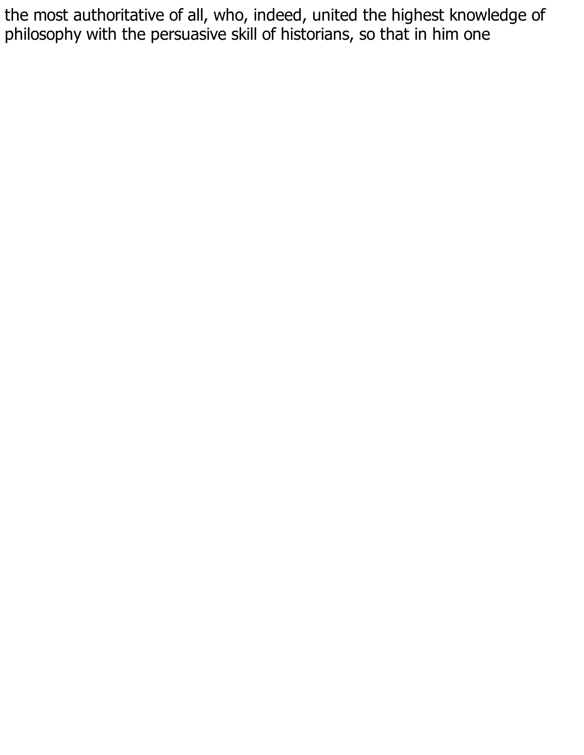the most authoritative of all, who, indeed, united the highest knowledge of philosophy with the persuasive skill of historians, so that in him one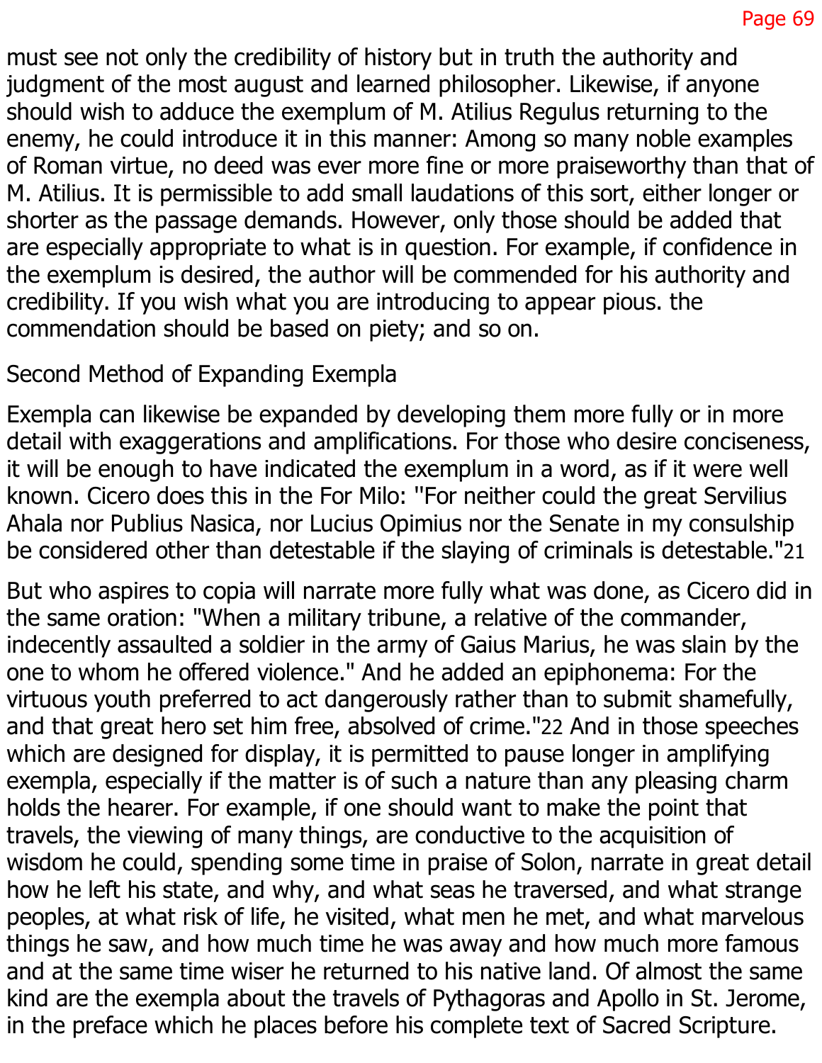must see not only the credibility of history but in truth the authority and judgment of the most august and learned philosopher. Likewise, if anyone should wish to adduce the exemplum of M. Atilius Regulus returning to the enemy, he could introduce it in this manner: Among so many noble examples of Roman virtue, no deed was ever more fine or more praiseworthy than that of M. Atilius. It is permissible to add small laudations of this sort, either longer or shorter as the passage demands. However, only those should be added that are especially appropriate to what is in question. For example, if confidence in the exemplum is desired, the author will be commended for his authority and credibility. If you wish what you are introducing to appear pious. the commendation should be based on piety; and so on.

## Second Method of Expanding Exempla

Exempla can likewise be expanded by developing them more fully or in more detail with exaggerations and amplifications. For those who desire conciseness, it will be enough to have indicated the exemplum in a word, as if it were well known. Cicero does this in the For Milo: "For neither could the great Servilius Ahala nor Publius Nasica, nor Lucius Opimius nor the Senate in my consulship be considered other than detestable if the slaying of criminals is detestable."[21]

But who aspires to copia will narrate more fully what was done, as Cicero did in the same oration: "When a military tribune, a relative of the commander, indecently assaulted a soldier in the army of Gaius Marius, he was slain by the one to whom he offered violence." And he added an epiphonema: For the virtuous youth preferred to act dangerously rather than to submit shamefully, and that great hero set him free, absolved of crime."[22] And in those speeches which are designed for display, it is permitted to pause longer in amplifying exempla, especially if the matter is of such a nature than any pleasing charm holds the hearer. For example, if one should want to make the point that travels, the viewing of many things, are conductive to the acquisition of wisdom he could, spending some time in praise of Solon, narrate in great detail how he left his state, and why, and what seas he traversed, and what strange peoples, at what risk of life, he visited, what men he met, and what marvelous things he saw, and how much time he was away and how much more famous and at the same time wiser he returned to his native land. Of almost the same kind are the exempla about the travels of Pythagoras and Apollo in St. Jerome, in the preface which he places before his complete text of Sacred Scripture.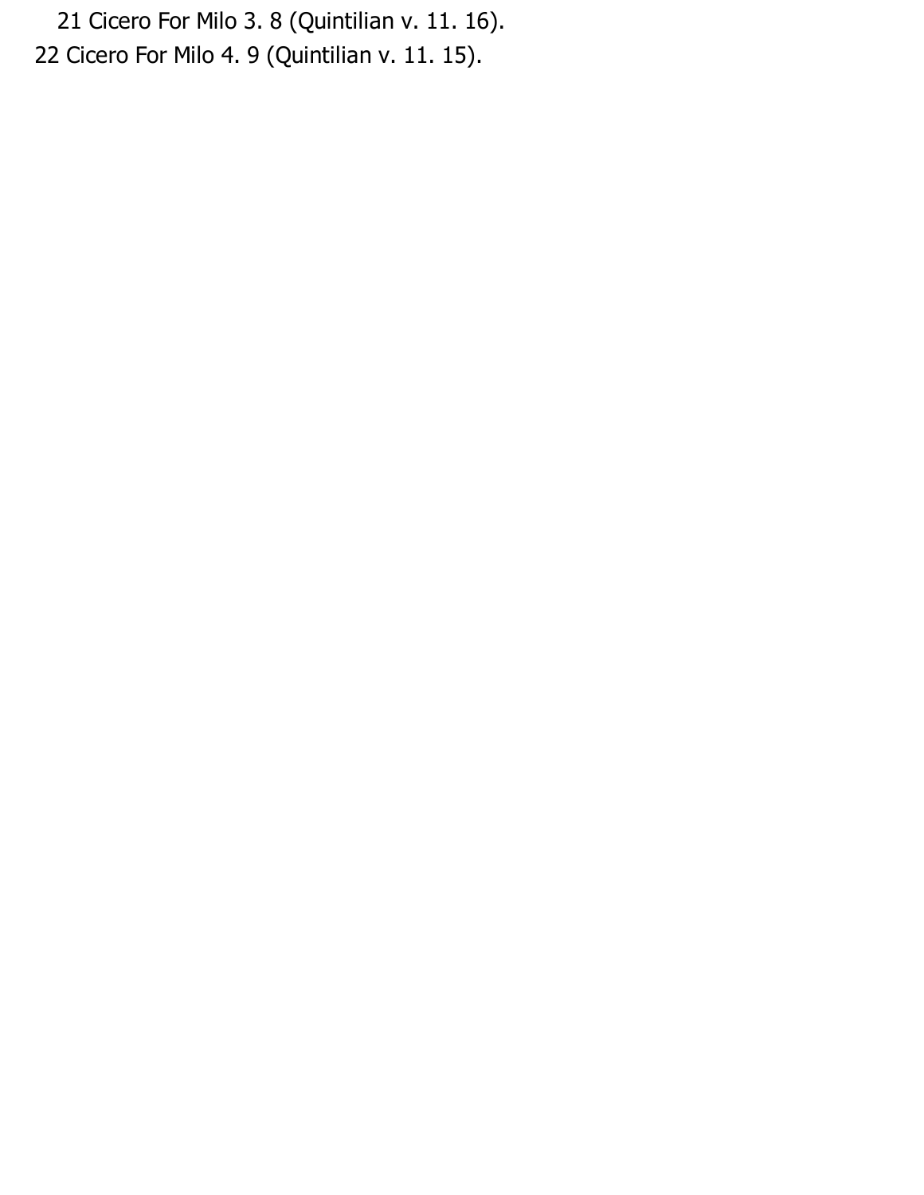21 Cicero For Milo 3. 8 (Quintilian v. 11. 16).

22 Cicero For Milo 4. 9 (Quintilian v. 11. 15).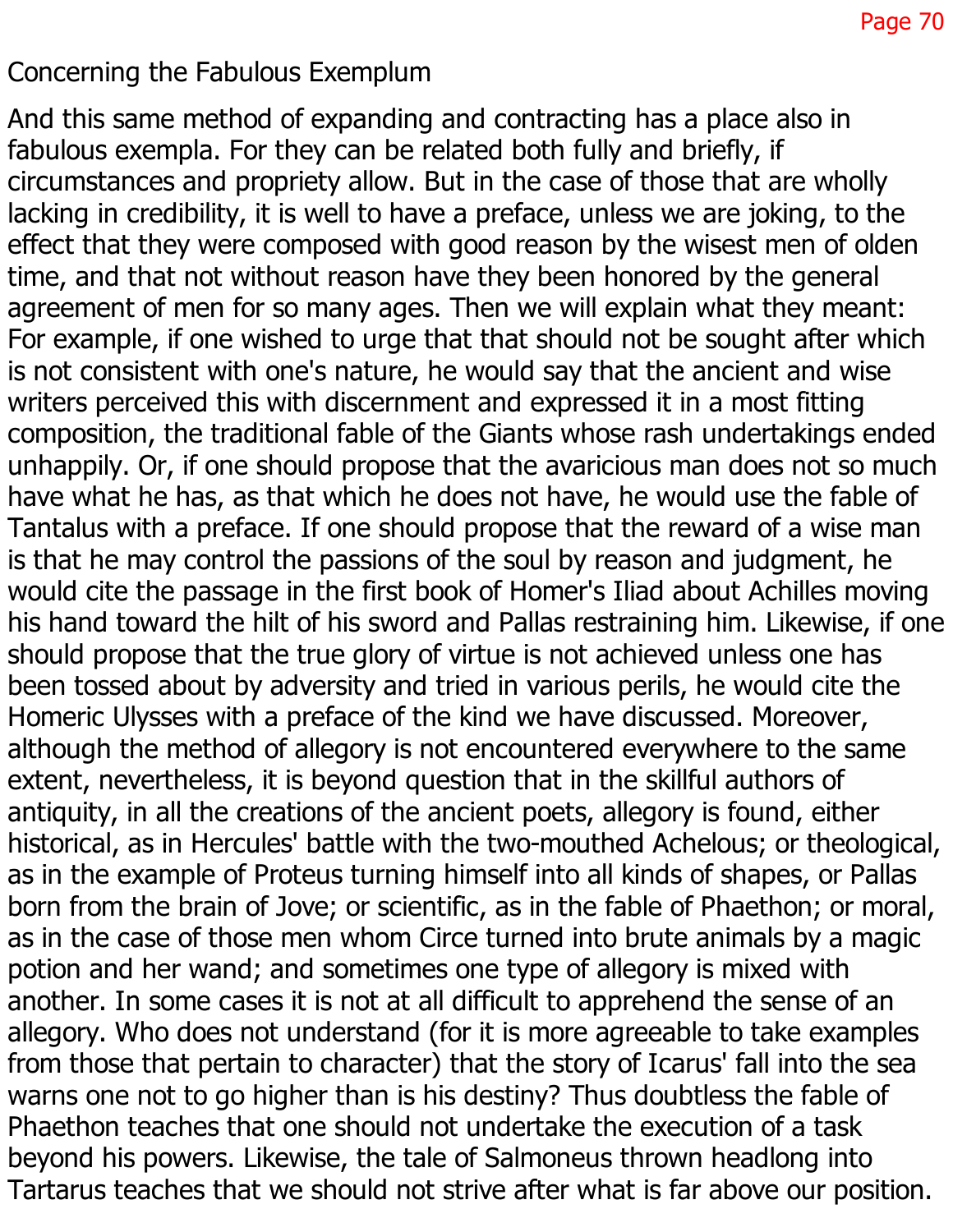## Concerning the Fabulous Exemplum

And this same method of expanding and contracting has a place also in fabulous exempla. For they can be related both fully and briefly, if circumstances and propriety allow. But in the case of those that are wholly lacking in credibility, it is well to have a preface, unless we are joking, to the effect that they were composed with good reason by the wisest men of olden time, and that not without reason have they been honored by the general agreement of men for so many ages. Then we will explain what they meant: For example, if one wished to urge that that should not be sought after which is not consistent with one's nature, he would say that the ancient and wise writers perceived this with discernment and expressed it in a most fitting composition, the traditional fable of the Giants whose rash undertakings ended unhappily. Or, if one should propose that the avaricious man does not so much have what he has, as that which he does not have, he would use the fable of Tantalus with a preface. If one should propose that the reward of a wise man is that he may control the passions of the soul by reason and judgment, he would cite the passage in the first book of Homer's Iliad about Achilles moving his hand toward the hilt of his sword and Pallas restraining him. Likewise, if one should propose that the true glory of virtue is not achieved unless one has been tossed about by adversity and tried in various perils, he would cite the Homeric Ulysses with a preface of the kind we have discussed. Moreover, although the method of allegory is not encountered everywhere to the same extent, nevertheless, it is beyond question that in the skillful authors of antiquity, in all the creations of the ancient poets, allegory is found, either historical, as in Hercules' battle with the two-mouthed Achelous; or theological, as in the example of Proteus turning himself into all kinds of shapes, or Pallas born from the brain of Jove; or scientific, as in the fable of Phaethon; or moral, as in the case of those men whom Circe turned into brute animals by a magic potion and her wand; and sometimes one type of allegory is mixed with another. In some cases it is not at all difficult to apprehend the sense of an allegory. Who does not understand (for it is more agreeable to take examples from those that pertain to character) that the story of Icarus' fall into the sea warns one not to go higher than is his destiny? Thus doubtless the fable of Phaethon teaches that one should not undertake the execution of a task beyond his powers. Likewise, the tale of Salmoneus thrown headlong into Tartarus teaches that we should not strive after what is far above our position.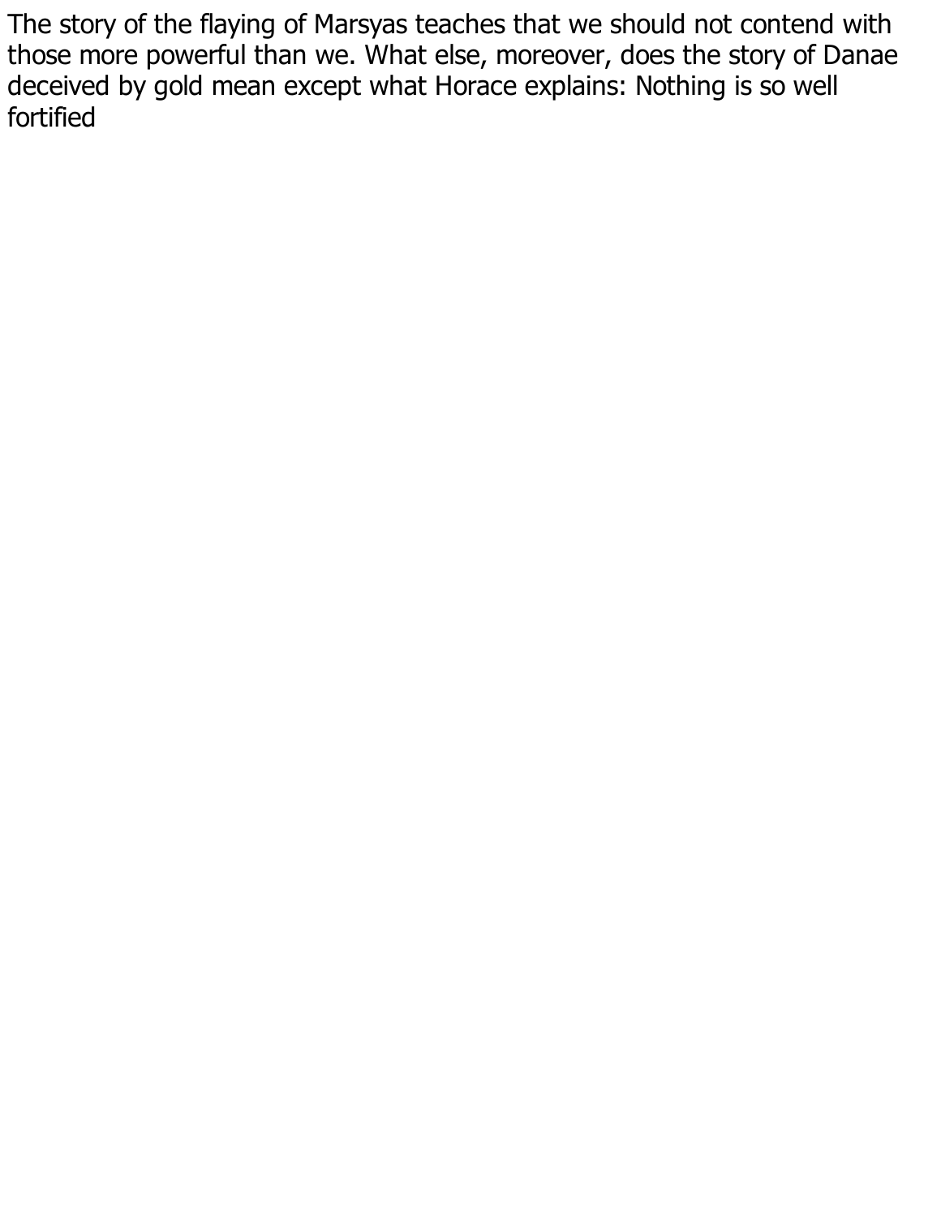The story of the flaying of Marsyas teaches that we should not contend with those more powerful than we. What else, moreover, does the story of Danae deceived by gold mean except what Horace explains: Nothing is so well fortified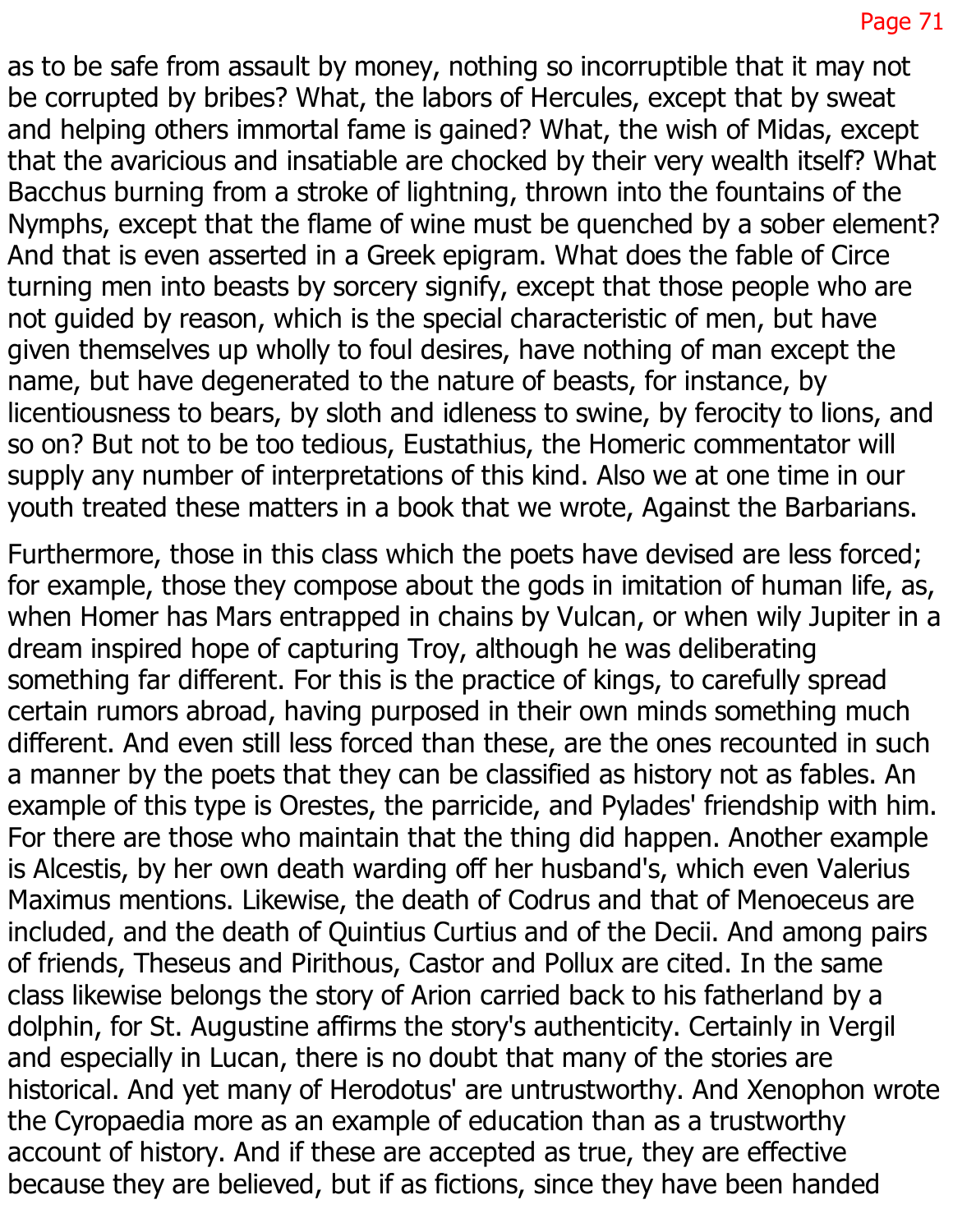as to be safe from assault by money, nothing so incorruptible that it may not be corrupted by bribes? What, the labors of Hercules, except that by sweat and helping others immortal fame is gained? What, the wish of Midas, except that the avaricious and insatiable are chocked by their very wealth itself? What Bacchus burning from a stroke of lightning, thrown into the fountains of the Nymphs, except that the flame of wine must be quenched by a sober element? And that is even asserted in a Greek epigram. What does the fable of Circe turning men into beasts by sorcery signify, except that those people who are not guided by reason, which is the special characteristic of men, but have given themselves up wholly to foul desires, have nothing of man except the name, but have degenerated to the nature of beasts, for instance, by licentiousness to bears, by sloth and idleness to swine, by ferocity to lions, and so on? But not to be too tedious, Eustathius, the Homeric commentator will supply any number of interpretations of this kind. Also we at one time in our youth treated these matters in a book that we wrote, Against the Barbarians.

Furthermore, those in this class which the poets have devised are less forced; for example, those they compose about the gods in imitation of human life, as, when Homer has Mars entrapped in chains by Vulcan, or when wily Jupiter in a dream inspired hope of capturing Troy, although he was deliberating something far different. For this is the practice of kings, to carefully spread certain rumors abroad, having purposed in their own minds something much different. And even still less forced than these, are the ones recounted in such a manner by the poets that they can be classified as history not as fables. An example of this type is Orestes, the parricide, and Pylades' friendship with him. For there are those who maintain that the thing did happen. Another example is Alcestis, by her own death warding off her husband's, which even Valerius Maximus mentions. Likewise, the death of Codrus and that of Menoeceus are included, and the death of Quintius Curtius and of the Decii. And among pairs of friends, Theseus and Pirithous, Castor and Pollux are cited. In the same class likewise belongs the story of Arion carried back to his fatherland by a dolphin, for St. Augustine affirms the story's authenticity. Certainly in Vergil and especially in Lucan, there is no doubt that many of the stories are historical. And yet many of Herodotus' are untrustworthy. And Xenophon wrote the Cyropaedia more as an example of education than as a trustworthy account of history. And if these are accepted as true, they are effective because they are believed, but if as fictions, since they have been handed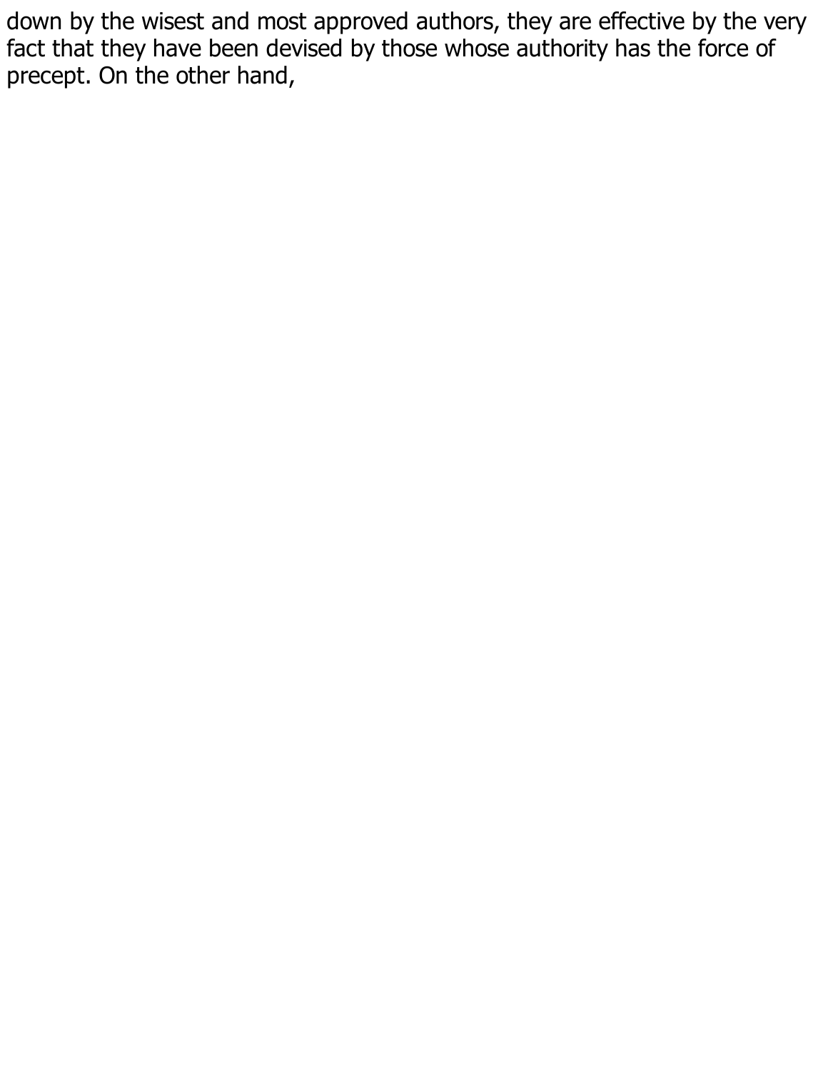down by the wisest and most approved authors, they are effective by the very fact that they have been devised by those whose authority has the force of precept. On the other hand,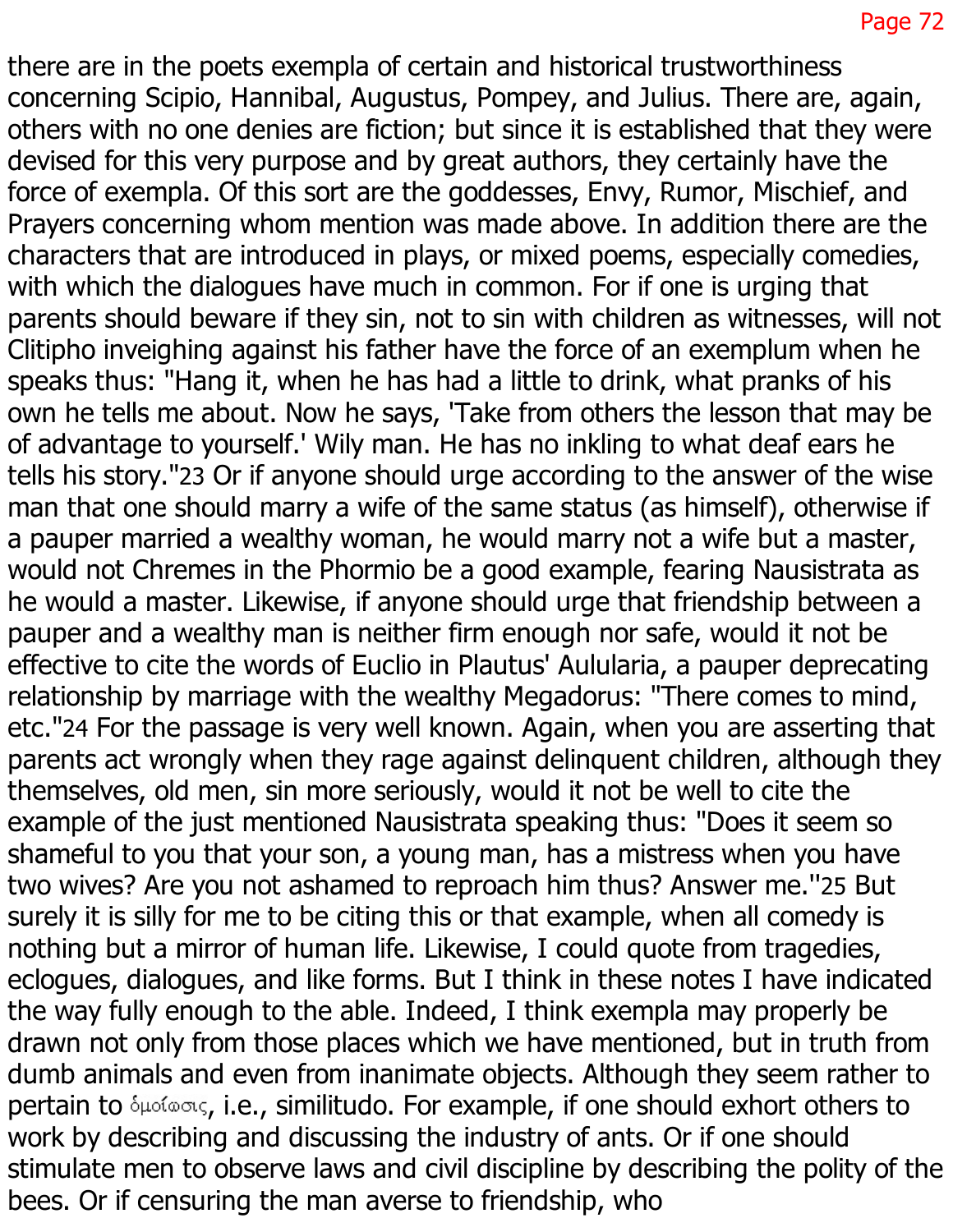there are in the poets exempla of certain and historical trustworthiness concerning Scipio, Hannibal, Augustus, Pompey, and Julius. There are, again, others with no one denies are fiction; but since it is established that they were devised for this very purpose and by great authors, they certainly have the force of exempla. Of this sort are the goddesses, Envy, Rumor, Mischief, and Prayers concerning whom mention was made above. In addition there are the characters that are introduced in plays, or mixed poems, especially comedies, with which the dialogues have much in common. For if one is urging that parents should beware if they sin, not to sin with children as witnesses, will not Clitipho inveighing against his father have the force of an exemplum when he speaks thus: "Hang it, when he has had a little to drink, what pranks of his own he tells me about. Now he says, 'Take from others the lesson that may be of advantage to yourself.' Wily man. He has no inkling to what deaf ears he tells his story."[23] Or if anyone should urge according to the answer of the wise man that one should marry a wife of the same status (as himself), otherwise if a pauper married a wealthy woman, he would marry not a wife but a master, would not Chremes in the Phormio be a good example, fearing Nausistrata as he would a master. Likewise, if anyone should urge that friendship between a pauper and a wealthy man is neither firm enough nor safe, would it not be effective to cite the words of Euclio in Plautus' Aulularia, a pauper deprecating relationship by marriage with the wealthy Megadorus: "There comes to mind, etc."[24] For the passage is very well known. Again, when you are asserting that parents act wrongly when they rage against delinquent children, although they themselves, old men, sin more seriously, would it not be well to cite the example of the just mentioned Nausistrata speaking thus: "Does it seem so shameful to you that your son, a young man, has a mistress when you have two wives? Are you not ashamed to reproach him thus? Answer me."[25] But surely it is silly for me to be citing this or that example, when all comedy is nothing but a mirror of human life. Likewise, I could quote from tragedies, eclogues, dialogues, and like forms. But I think in these notes I have indicated the way fully enough to the able. Indeed, I think exempla may properly be drawn not only from those places which we have mentioned, but in truth from dumb animals and even from inanimate objects. Although they seem rather to pertain to ὁμοίωσις, i.e., similitudo. For example, if one should exhort others to work by describing and discussing the industry of ants. Or if one should stimulate men to observe laws and civil discipline by describing the polity of the bees. Or if censuring the man averse to friendship, who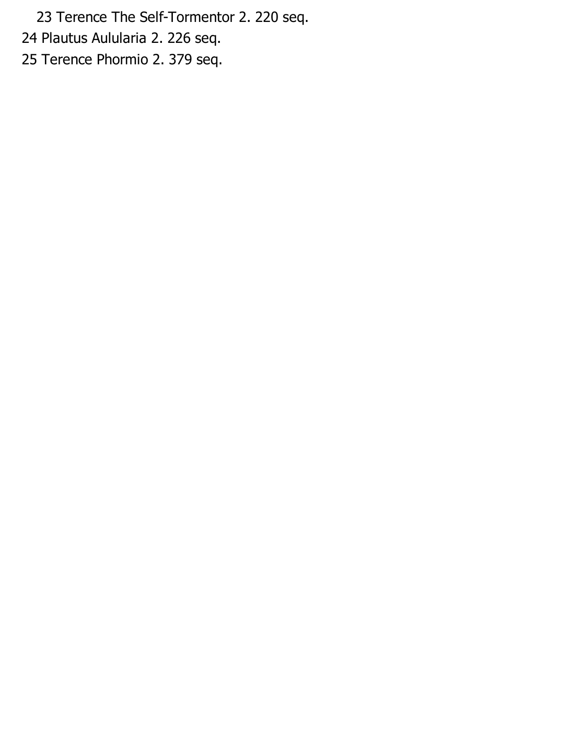23 Terence The Self-Tormentor 2. 220 seq.

24 Plautus Aulularia 2. 226 seq.

25 Terence Phormio 2. 379 seq.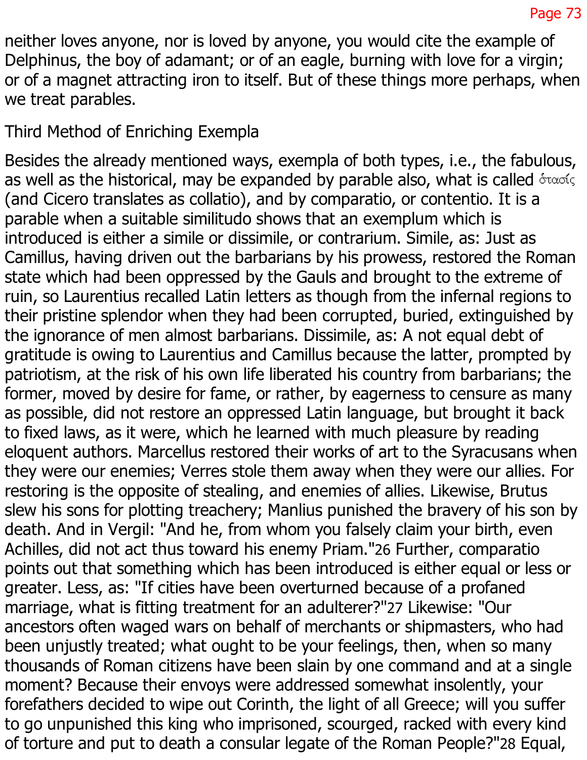neither loves anyone, nor is loved by anyone, you would cite the example of Delphinus, the boy of adamant; or of an eagle, burning with love for a virgin; or of a magnet attracting iron to itself. But of these things more perhaps, when we treat parables.

## Third Method of Enriching Exempla

Besides the already mentioned ways, exempla of both types, i.e., the fabulous, as well as the historical, may be expanded by parable also, what is called ὄτασίς (and Cicero translates as collatio), and by comparatio, or contentio. It is a parable when a suitable similitudo shows that an exemplum which is introduced is either a simile or dissimile, or contrarium. Simile, as: Just as Camillus, having driven out the barbarians by his prowess, restored the Roman state which had been oppressed by the Gauls and brought to the extreme of ruin, so Laurentius recalled Latin letters as though from the infernal regions to their pristine splendor when they had been corrupted, buried, extinguished by the ignorance of men almost barbarians. Dissimile, as: A not equal debt of gratitude is owing to Laurentius and Camillus because the latter, prompted by patriotism, at the risk of his own life liberated his country from barbarians; the former, moved by desire for fame, or rather, by eagerness to censure as many as possible, did not restore an oppressed Latin language, but brought it back to fixed laws, as it were, which he learned with much pleasure by reading eloquent authors. Marcellus restored their works of art to the Syracusans when they were our enemies; Verres stole them away when they were our allies. For restoring is the opposite of stealing, and enemies of allies. Likewise, Brutus slew his sons for plotting treachery; Manlius punished the bravery of his son by death. And in Vergil: "And he, from whom you falsely claim your birth, even Achilles, did not act thus toward his enemy Priam."[26] Further, comparatio points out that something which has been introduced is either equal or less or greater. Less, as: "If cities have been overturned because of a profaned marriage, what is fitting treatment for an adulterer?"[27] Likewise: "Our ancestors often waged wars on behalf of merchants or shipmasters, who had been unjustly treated; what ought to be your feelings, then, when so many thousands of Roman citizens have been slain by one command and at a single moment? Because their envoys were addressed somewhat insolently, your forefathers decided to wipe out Corinth, the light of all Greece; will you suffer to go unpunished this king who imprisoned, scourged, racked with every kind of torture and put to death a consular legate of the Roman People?"[28] Equal,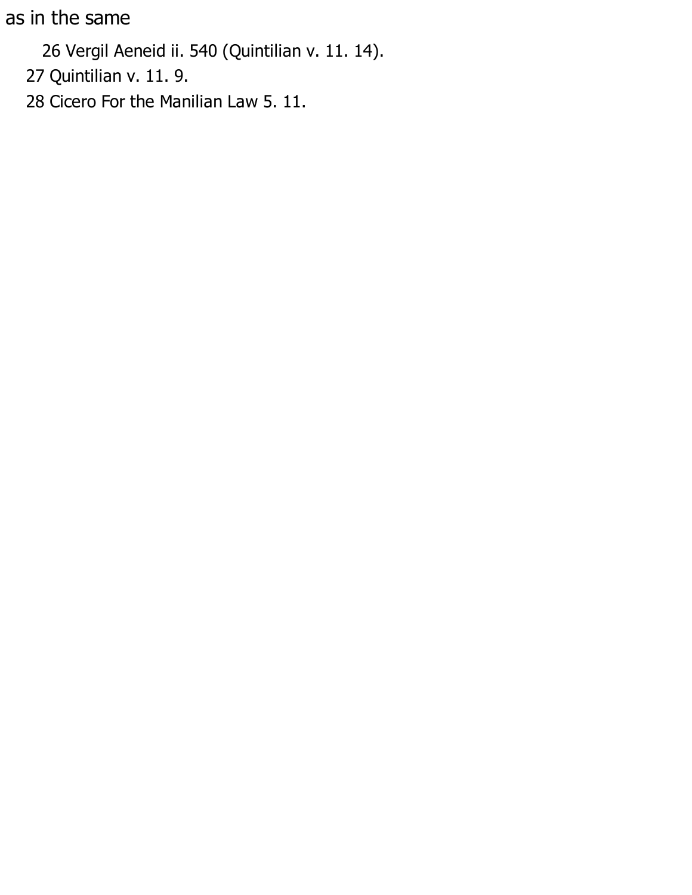as in the same

26 Vergil Aeneid ii. 540 (Quintilian v. 11. 14).

27 Quintilian v. 11. 9.

28 Cicero For the Manilian Law 5. 11.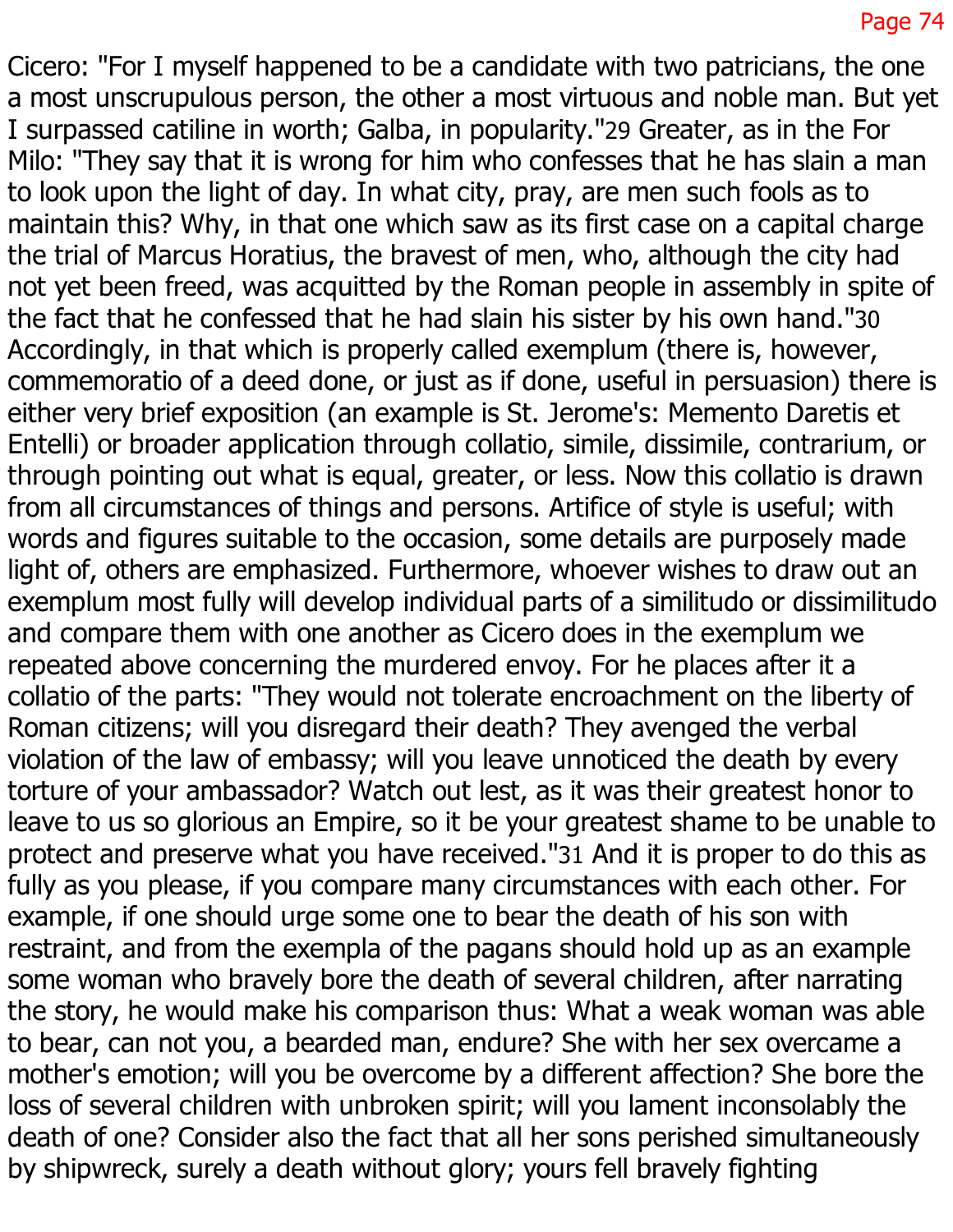Cicero: "For I myself happened to be a candidate with two patricians, the one a most unscrupulous person, the other a most virtuous and noble man. But yet I surpassed catiline in worth; Galba, in popularity."[29] Greater, as in the For Milo: "They say that it is wrong for him who confesses that he has slain a man to look upon the light of day. In what city, pray, are men such fools as to maintain this? Why, in that one which saw as its first case on a capital charge the trial of Marcus Horatius, the bravest of men, who, although the city had not yet been freed, was acquitted by the Roman people in assembly in spite of the fact that he confessed that he had slain his sister by his own hand."[30] Accordingly, in that which is properly called exemplum (there is, however, commemoratio of a deed done, or just as if done, useful in persuasion) there is either very brief exposition (an example is St. Jerome's: Memento Daretis et Entelli) or broader application through collatio, simile, dissimile, contrarium, or through pointing out what is equal, greater, or less. Now this collatio is drawn from all circumstances of things and persons. Artifice of style is useful; with words and figures suitable to the occasion, some details are purposely made light of, others are emphasized. Furthermore, whoever wishes to draw out an exemplum most fully will develop individual parts of a similitudo or dissimilitudo and compare them with one another as Cicero does in the exemplum we repeated above concerning the murdered envoy. For he places after it a collatio of the parts: "They would not tolerate encroachment on the liberty of Roman citizens; will you disregard their death? They avenged the verbal violation of the law of embassy; will you leave unnoticed the death by every torture of your ambassador? Watch out lest, as it was their greatest honor to leave to us so glorious an Empire, so it be your greatest shame to be unable to protect and preserve what you have received."[31] And it is proper to do this as fully as you please, if you compare many circumstances with each other. For example, if one should urge some one to bear the death of his son with restraint, and from the exempla of the pagans should hold up as an example some woman who bravely bore the death of several children, after narrating the story, he would make his comparison thus: What a weak woman was able to bear, can not you, a bearded man, endure? She with her sex overcame a mother's emotion; will you be overcome by a different affection? She bore the loss of several children with unbroken spirit; will you lament inconsolably the death of one? Consider also the fact that all her sons perished simultaneously by shipwreck, surely a death without glory; yours fell bravely fighting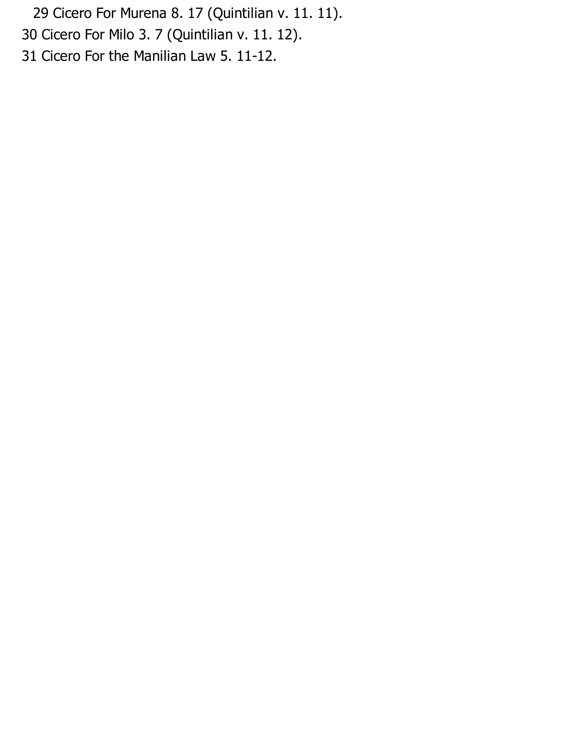29 Cicero For Murena 8. 17 (Quintilian v. 11. 11).

30 Cicero For Milo 3. 7 (Quintilian v. 11. 12).

31 Cicero For the Manilian Law 5. 11-12.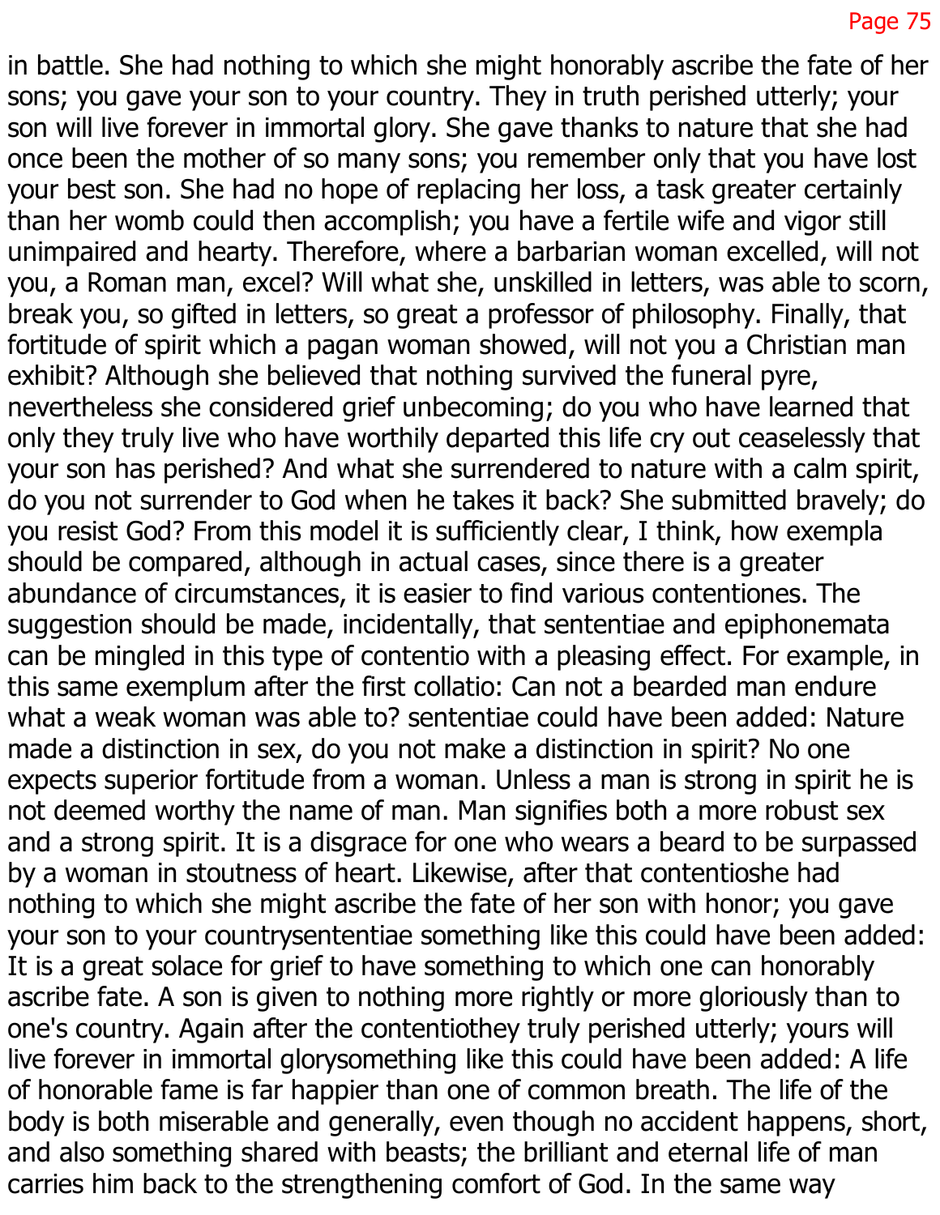in battle. She had nothing to which she might honorably ascribe the fate of her sons; you gave your son to your country. They in truth perished utterly; your son will live forever in immortal glory. She gave thanks to nature that she had once been the mother of so many sons; you remember only that you have lost your best son. She had no hope of replacing her loss, a task greater certainly than her womb could then accomplish; you have a fertile wife and vigor still unimpaired and hearty. Therefore, where a barbarian woman excelled, will not you, a Roman man, excel? Will what she, unskilled in letters, was able to scorn, break you, so gifted in letters, so great a professor of philosophy. Finally, that fortitude of spirit which a pagan woman showed, will not you a Christian man exhibit? Although she believed that nothing survived the funeral pyre, nevertheless she considered grief unbecoming; do you who have learned that only they truly live who have worthily departed this life cry out ceaselessly that your son has perished? And what she surrendered to nature with a calm spirit, do you not surrender to God when he takes it back? She submitted bravely; do you resist God? From this model it is sufficiently clear, I think, how exempla should be compared, although in actual cases, since there is a greater abundance of circumstances, it is easier to find various contentiones. The suggestion should be made, incidentally, that sententiae and epiphonemata can be mingled in this type of contentio with a pleasing effect. For example, in this same exemplum after the first collatio: Can not a bearded man endure what a weak woman was able to? sententiae could have been added: Nature made a distinction in sex, do you not make a distinction in spirit? No one expects superior fortitude from a woman. Unless a man is strong in spirit he is not deemed worthy the name of man. Man signifies both a more robust sex and a strong spirit. It is a disgrace for one who wears a beard to be surpassed by a woman in stoutness of heart. Likewise, after that contentioshe had nothing to which she might ascribe the fate of her son with honor; you gave your son to your countrysententiae something like this could have been added: It is a great solace for grief to have something to which one can honorably ascribe fate. A son is given to nothing more rightly or more gloriously than to one's country. Again after the contentiothey truly perished utterly; yours will live forever in immortal glorysomething like this could have been added: A life of honorable fame is far happier than one of common breath. The life of the body is both miserable and generally, even though no accident happens, short, and also something shared with beasts; the brilliant and eternal life of man carries him back to the strengthening comfort of God. In the same way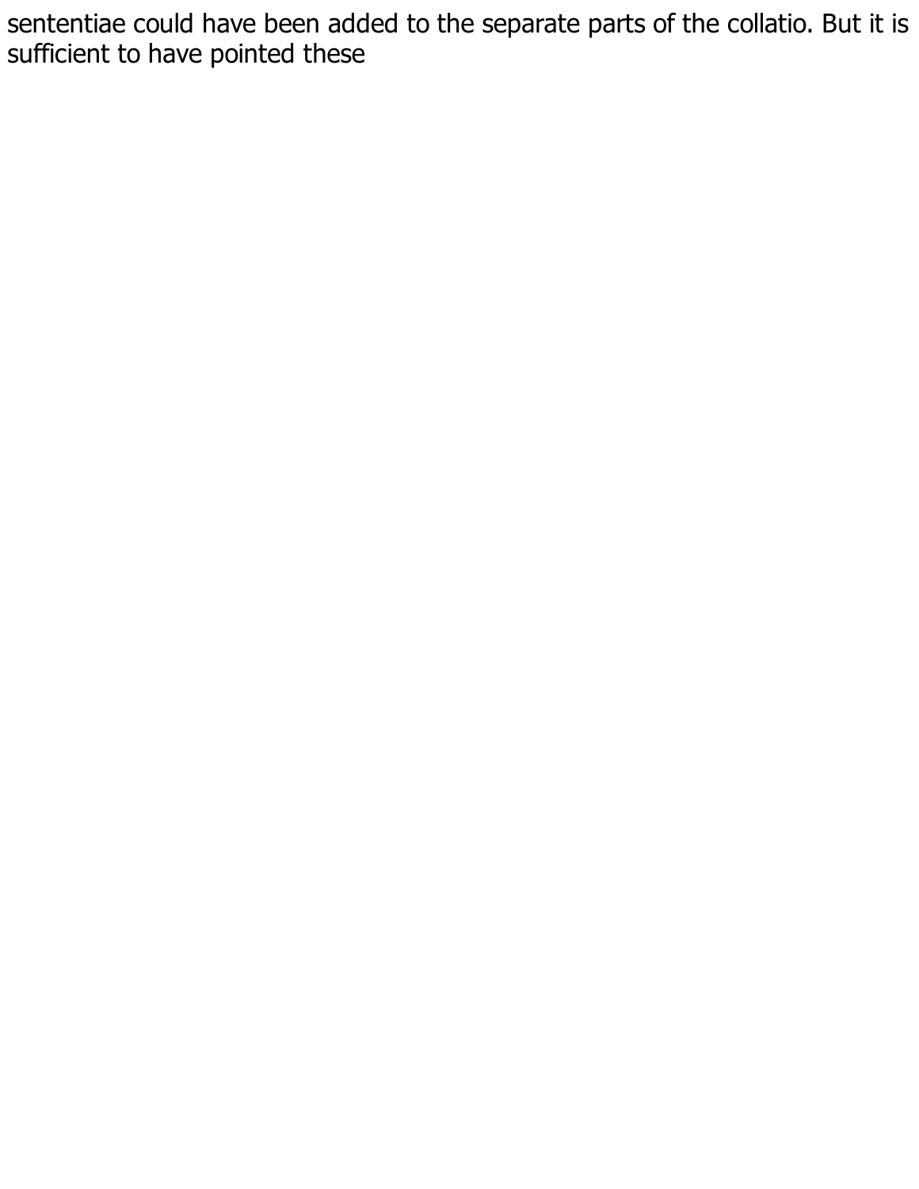sententiae could have been added to the separate parts of the collatio. But it is sufficient to have pointed these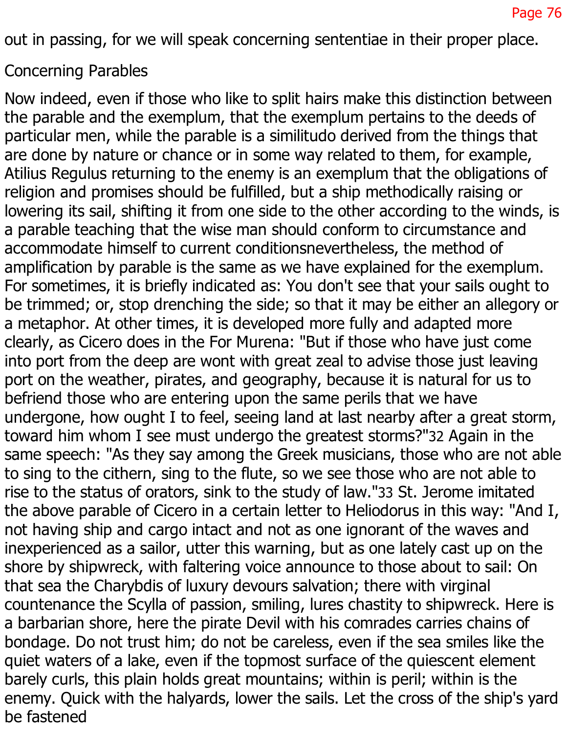out in passing, for we will speak concerning sententiae in their proper place.

## Concerning Parables

Now indeed, even if those who like to split hairs make this distinction between the parable and the exemplum, that the exemplum pertains to the deeds of particular men, while the parable is a similitudo derived from the things that are done by nature or chance or in some way related to them, for example, Atilius Regulus returning to the enemy is an exemplum that the obligations of religion and promises should be fulfilled, but a ship methodically raising or lowering its sail, shifting it from one side to the other according to the winds, is a parable teaching that the wise man should conform to circumstance and accommodate himself to current conditionsnevertheless, the method of amplification by parable is the same as we have explained for the exemplum. For sometimes, it is briefly indicated as: You don't see that your sails ought to be trimmed; or, stop drenching the side; so that it may be either an allegory or a metaphor. At other times, it is developed more fully and adapted more clearly, as Cicero does in the For Murena: "But if those who have just come into port from the deep are wont with great zeal to advise those just leaving port on the weather, pirates, and geography, because it is natural for us to befriend those who are entering upon the same perils that we have undergone, how ought I to feel, seeing land at last nearby after a great storm, toward him whom I see must undergo the greatest storms?"[32] Again in the same speech: "As they say among the Greek musicians, those who are not able to sing to the cithern, sing to the flute, so we see those who are not able to rise to the status of orators, sink to the study of law."[33] St. Jerome imitated the above parable of Cicero in a certain letter to Heliodorus in this way: "And I, not having ship and cargo intact and not as one ignorant of the waves and inexperienced as a sailor, utter this warning, but as one lately cast up on the shore by shipwreck, with faltering voice announce to those about to sail: On that sea the Charybdis of luxury devours salvation; there with virginal countenance the Scylla of passion, smiling, lures chastity to shipwreck. Here is a barbarian shore, here the pirate Devil with his comrades carries chains of bondage. Do not trust him; do not be careless, even if the sea smiles like the quiet waters of a lake, even if the topmost surface of the quiescent element barely curls, this plain holds great mountains; within is peril; within is the enemy. Quick with the halyards, lower the sails. Let the cross of the ship's yard be fastened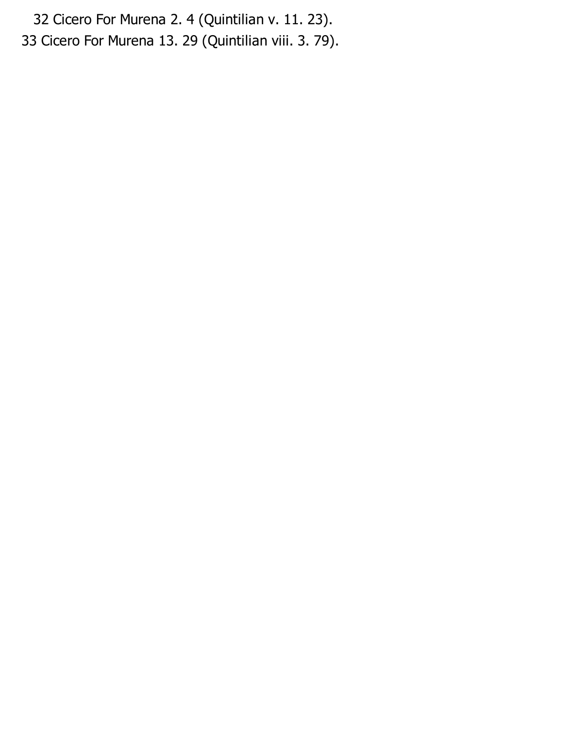32 Cicero For Murena 2. 4 (Quintilian v. 11. 23).

33 Cicero For Murena 13. 29 (Quintilian viii. 3. 79).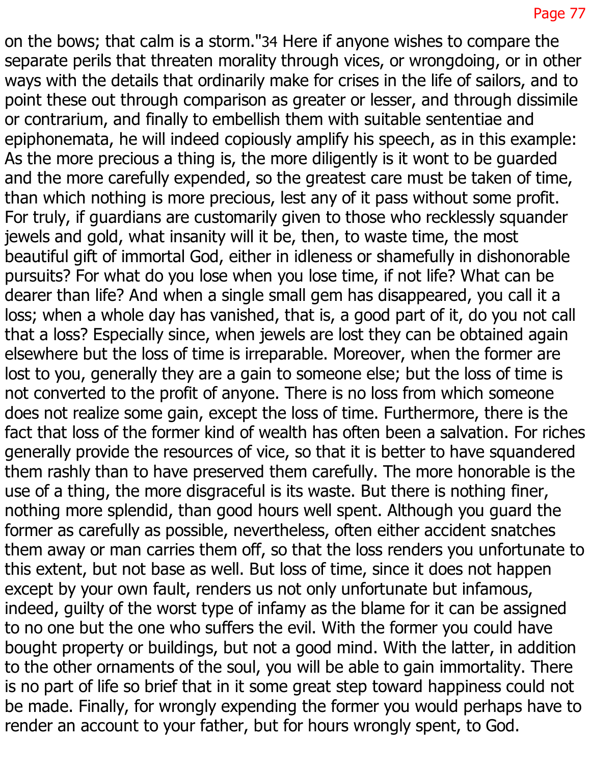on the bows; that calm is a storm."[34] Here if anyone wishes to compare the separate perils that threaten morality through vices, or wrongdoing, or in other ways with the details that ordinarily make for crises in the life of sailors, and to point these out through comparison as greater or lesser, and through dissimile or contrarium, and finally to embellish them with suitable sententiae and epiphonemata, he will indeed copiously amplify his speech, as in this example: As the more precious a thing is, the more diligently is it wont to be guarded and the more carefully expended, so the greatest care must be taken of time, than which nothing is more precious, lest any of it pass without some profit. For truly, if guardians are customarily given to those who recklessly squander jewels and gold, what insanity will it be, then, to waste time, the most beautiful gift of immortal God, either in idleness or shamefully in dishonorable pursuits? For what do you lose when you lose time, if not life? What can be dearer than life? And when a single small gem has disappeared, you call it a loss; when a whole day has vanished, that is, a good part of it, do you not call that a loss? Especially since, when jewels are lost they can be obtained again elsewhere but the loss of time is irreparable. Moreover, when the former are lost to you, generally they are a gain to someone else; but the loss of time is not converted to the profit of anyone. There is no loss from which someone does not realize some gain, except the loss of time. Furthermore, there is the fact that loss of the former kind of wealth has often been a salvation. For riches generally provide the resources of vice, so that it is better to have squandered them rashly than to have preserved them carefully. The more honorable is the use of a thing, the more disgraceful is its waste. But there is nothing finer, nothing more splendid, than good hours well spent. Although you guard the former as carefully as possible, nevertheless, often either accident snatches them away or man carries them off, so that the loss renders you unfortunate to this extent, but not base as well. But loss of time, since it does not happen except by your own fault, renders us not only unfortunate but infamous, indeed, guilty of the worst type of infamy as the blame for it can be assigned to no one but the one who suffers the evil. With the former you could have bought property or buildings, but not a good mind. With the latter, in addition to the other ornaments of the soul, you will be able to gain immortality. There is no part of life so brief that in it some great step toward happiness could not be made. Finally, for wrongly expending the former you would perhaps have to render an account to your father, but for hours wrongly spent, to God.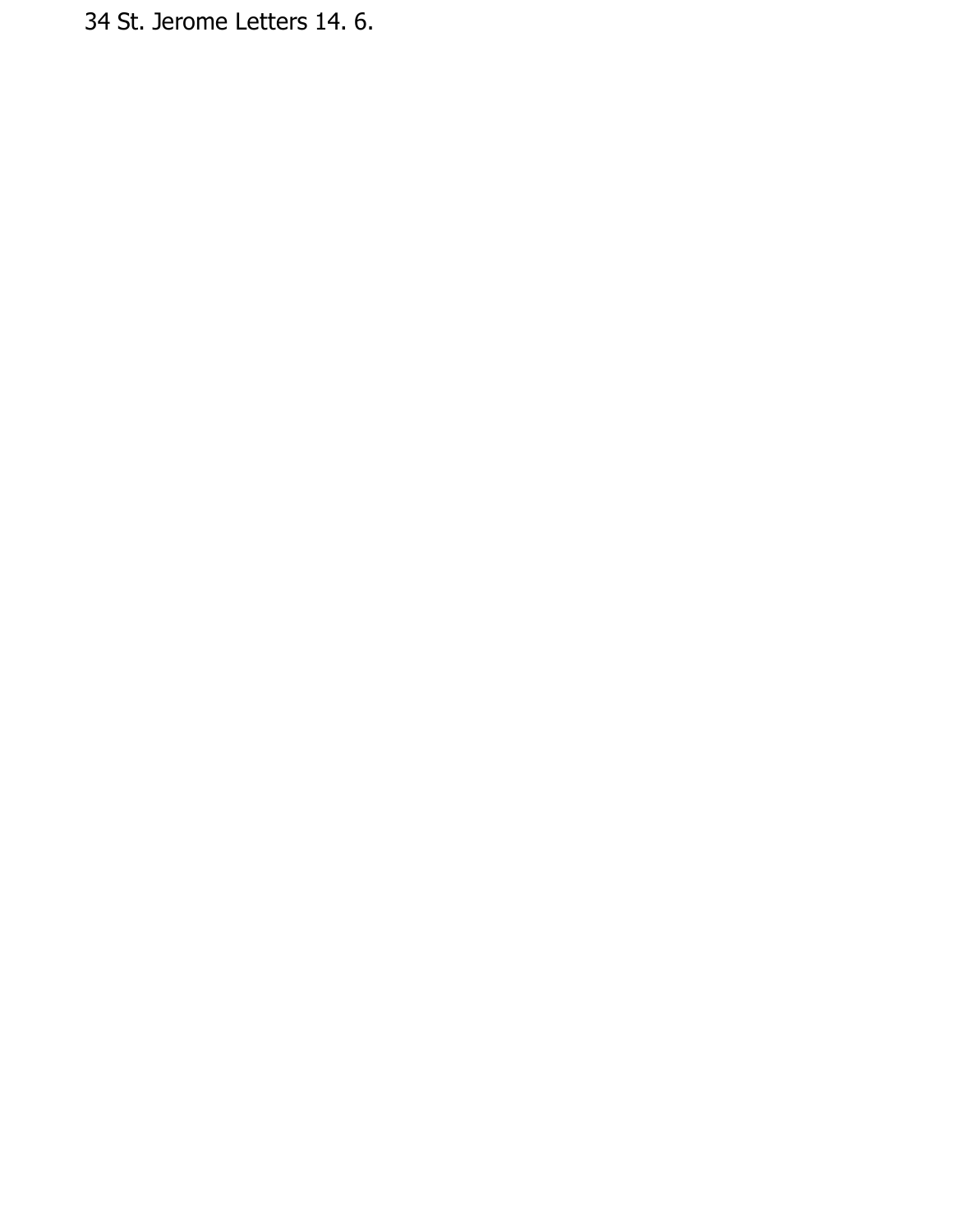34 St. Jerome Letters 14. 6.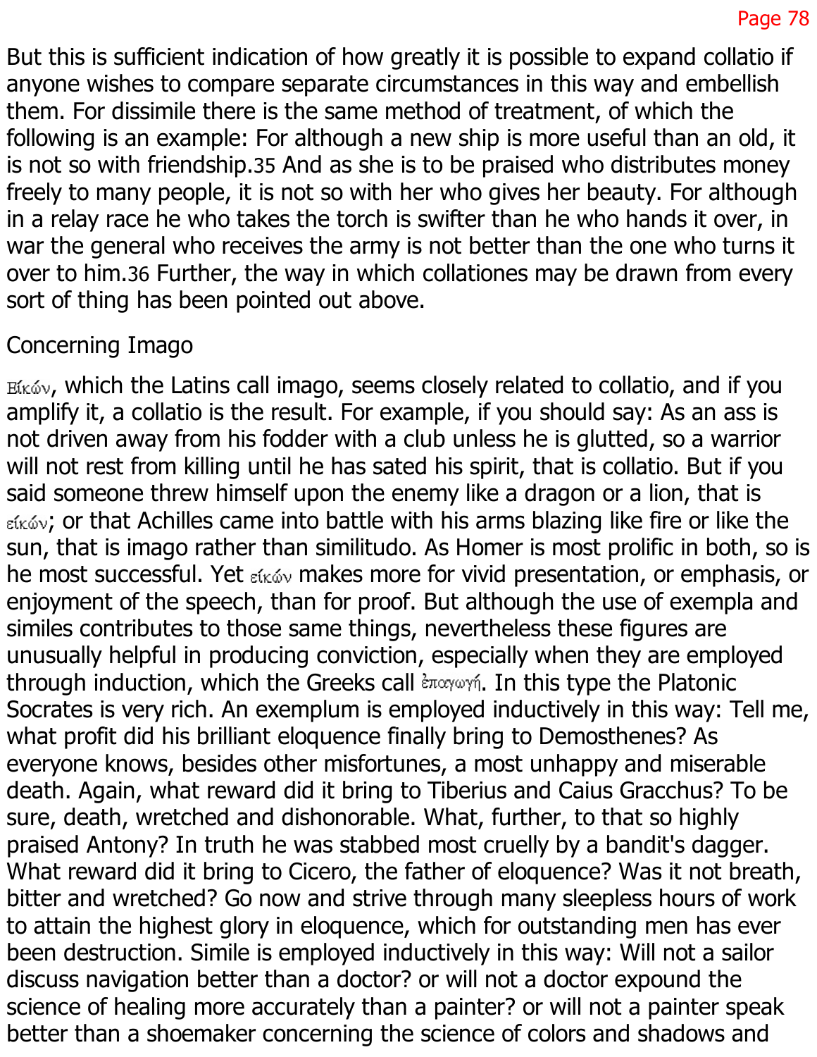But this is sufficient indication of how greatly it is possible to expand collatio if anyone wishes to compare separate circumstances in this way and embellish them. For dissimile there is the same method of treatment, of which the following is an example: For although a new ship is more useful than an old, it is not so with friendship.35 And as she is to be praised who distributes money freely to many people, it is not so with her who gives her beauty. For although in a relay race he who takes the torch is swifter than he who hands it over, in war the general who receives the army is not better than the one who turns it over to him.36 Further, the way in which collationes may be drawn from every sort of thing has been pointed out above.

## Concerning Imago

Εἰκών, which the Latins call imago, seems closely related to collatio, and if you amplify it, a collatio is the result. For example, if you should say: As an ass is not driven away from his fodder with a club unless he is glutted, so a warrior will not rest from killing until he has sated his spirit, that is collatio. But if you said someone threw himself upon the enemy like a dragon or a lion, that is εἰκών; or that Achilles came into battle with his arms blazing like fire or like the sun, that is imago rather than similitudo. As Homer is most prolific in both, so is he most successful. Yet εἰκών makes more for vivid presentation, or emphasis, or enjoyment of the speech, than for proof. But although the use of exempla and similes contributes to those same things, nevertheless these figures are unusually helpful in producing conviction, especially when they are employed through induction, which the Greeks call ἐπαγωγή. In this type the Platonic Socrates is very rich. An exemplum is employed inductively in this way: Tell me, what profit did his brilliant eloquence finally bring to Demosthenes? As everyone knows, besides other misfortunes, a most unhappy and miserable death. Again, what reward did it bring to Tiberius and Caius Gracchus? To be sure, death, wretched and dishonorable. What, further, to that so highly praised Antony? In truth he was stabbed most cruelly by a bandit's dagger. What reward did it bring to Cicero, the father of eloquence? Was it not breath, bitter and wretched? Go now and strive through many sleepless hours of work to attain the highest glory in eloquence, which for outstanding men has ever been destruction. Simile is employed inductively in this way: Will not a sailor discuss navigation better than a doctor? or will not a doctor expound the science of healing more accurately than a painter? or will not a painter speak better than a shoemaker concerning the science of colors and shadows and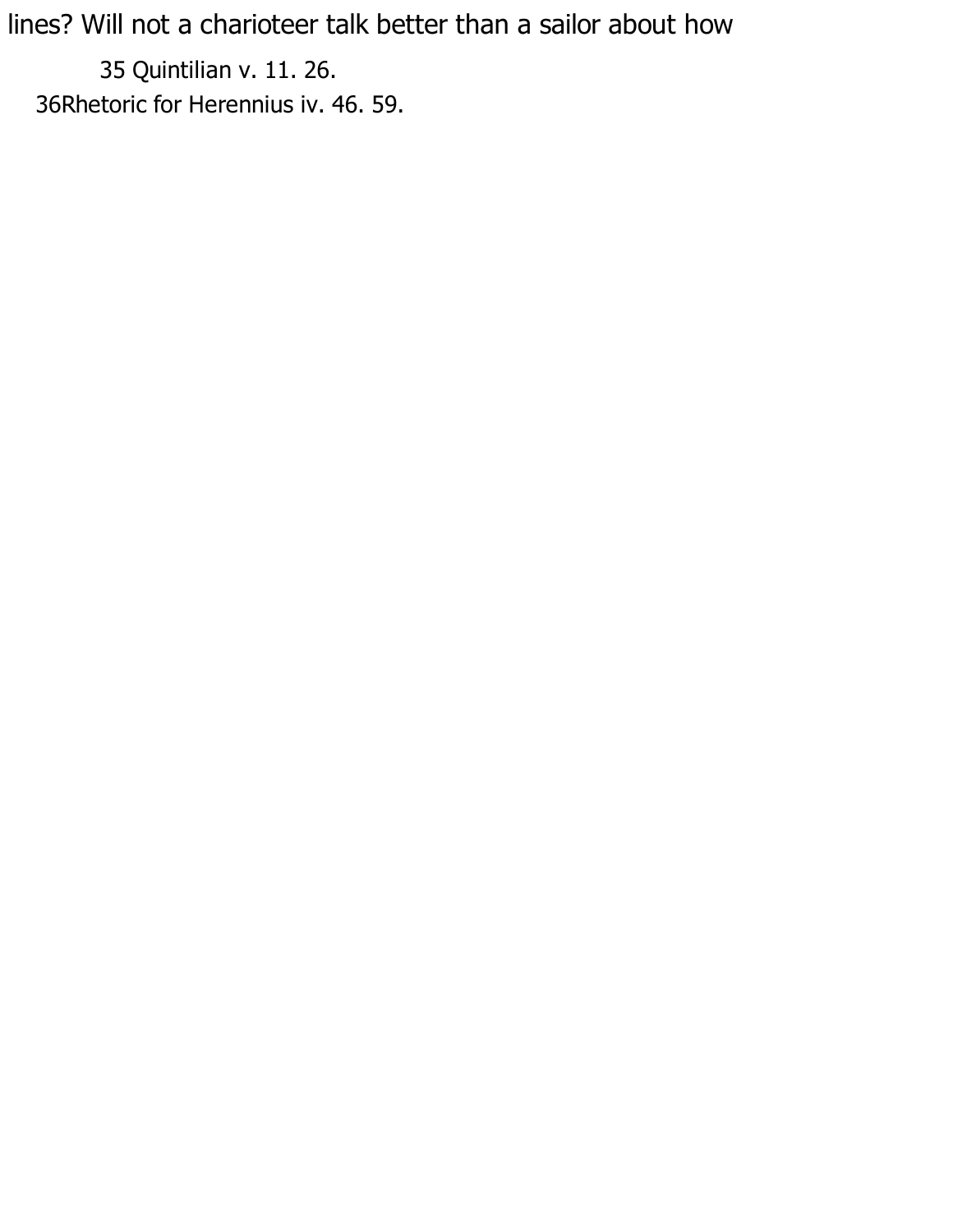lines? Will not a charioteer talk better than a sailor about how

35 Quintilian v. 11. 26.

36 Rhetoric for Herennius iv. 46. 59.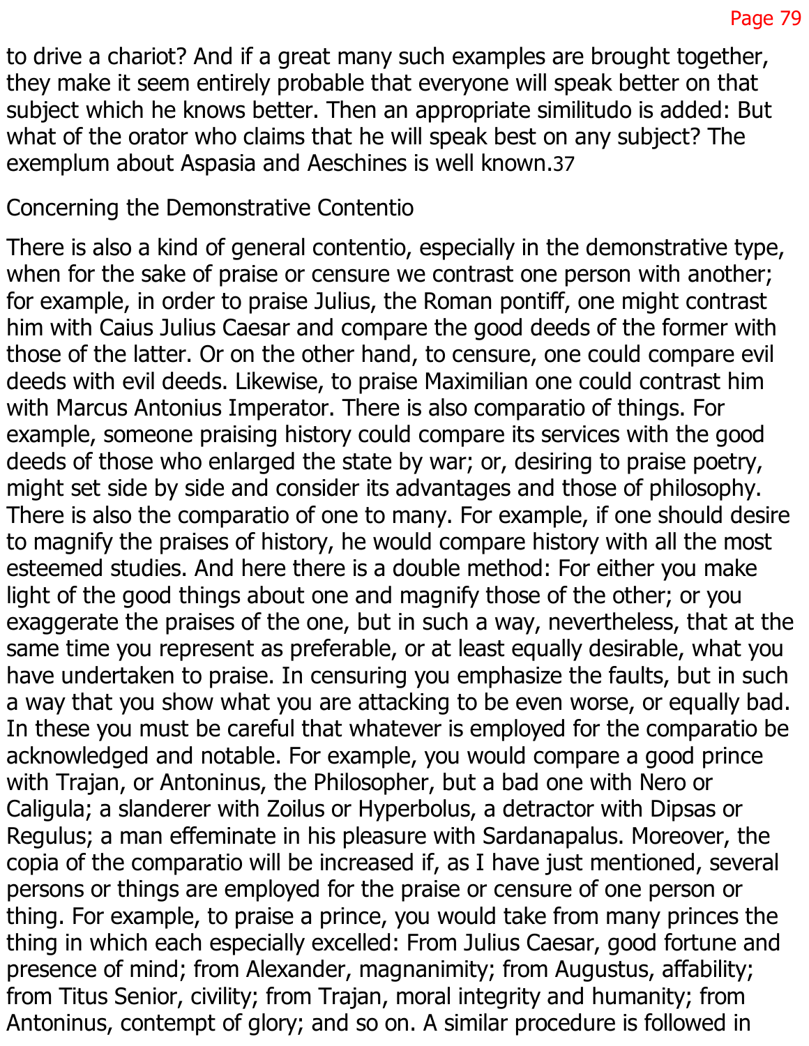to drive a chariot? And if a great many such examples are brought together, they make it seem entirely probable that everyone will speak better on that subject which he knows better. Then an appropriate similitudo is added: But what of the orator who claims that he will speak best on any subject? The exemplum about Aspasia and Aeschines is well known.[37]

## Concerning the Demonstrative Contentio

There is also a kind of general contentio, especially in the demonstrative type, when for the sake of praise or censure we contrast one person with another; for example, in order to praise Julius, the Roman pontiff, one might contrast him with Caius Julius Caesar and compare the good deeds of the former with those of the latter. Or on the other hand, to censure, one could compare evil deeds with evil deeds. Likewise, to praise Maximilian one could contrast him with Marcus Antonius Imperator. There is also comparatio of things. For example, someone praising history could compare its services with the good deeds of those who enlarged the state by war; or, desiring to praise poetry, might set side by side and consider its advantages and those of philosophy. There is also the comparatio of one to many. For example, if one should desire to magnify the praises of history, he would compare history with all the most esteemed studies. And here there is a double method: For either you make light of the good things about one and magnify those of the other; or you exaggerate the praises of the one, but in such a way, nevertheless, that at the same time you represent as preferable, or at least equally desirable, what you have undertaken to praise. In censuring you emphasize the faults, but in such a way that you show what you are attacking to be even worse, or equally bad. In these you must be careful that whatever is employed for the comparatio be acknowledged and notable. For example, you would compare a good prince with Trajan, or Antoninus, the Philosopher, but a bad one with Nero or Caligula; a slanderer with Zoilus or Hyperbolus, a detractor with Dipsas or Regulus; a man effeminate in his pleasure with Sardanapalus. Moreover, the copia of the comparatio will be increased if, as I have just mentioned, several persons or things are employed for the praise or censure of one person or thing. For example, to praise a prince, you would take from many princes the thing in which each especially excelled: From Julius Caesar, good fortune and presence of mind; from Alexander, magnanimity; from Augustus, affability; from Titus Senior, civility; from Trajan, moral integrity and humanity; from Antoninus, contempt of glory; and so on. A similar procedure is followed in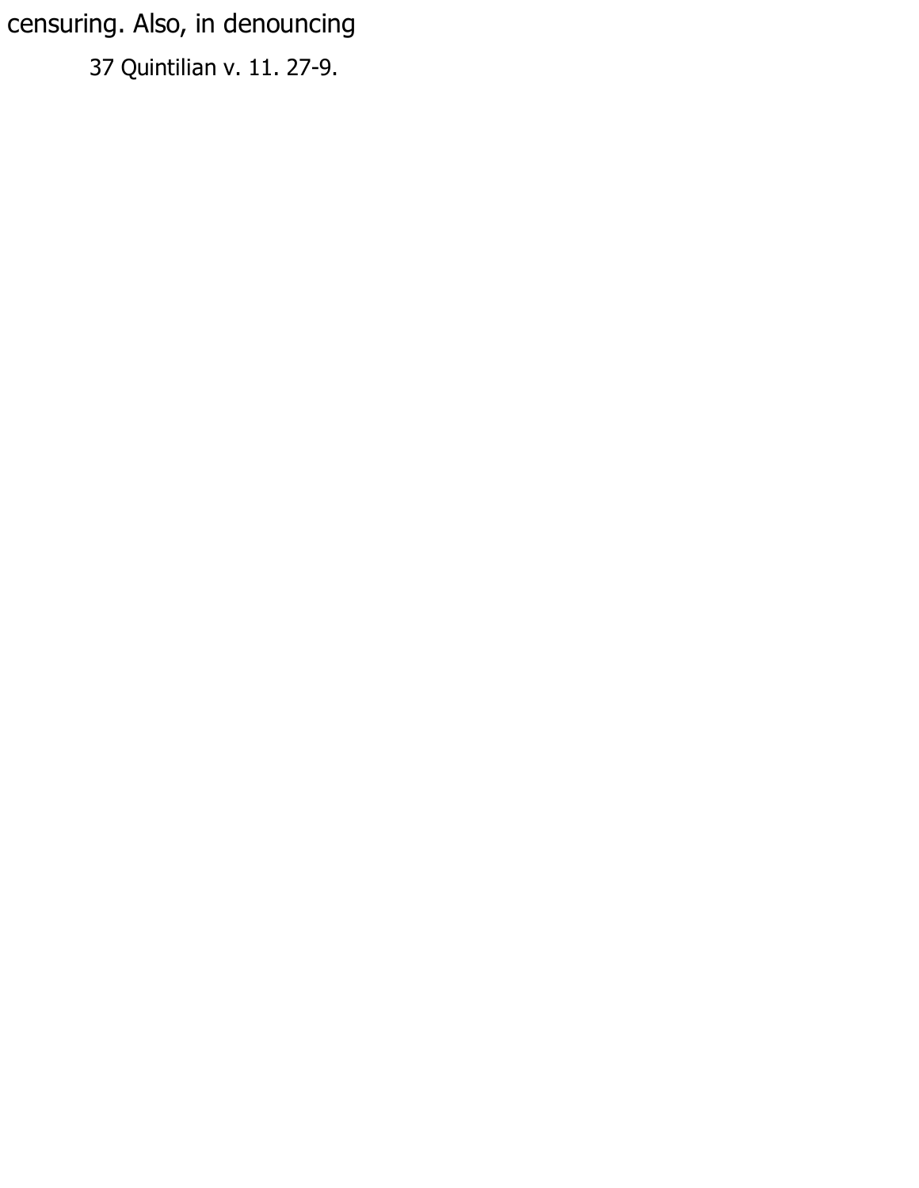censuring. Also, in denouncing

37 Quintilian v. 11. 27-9.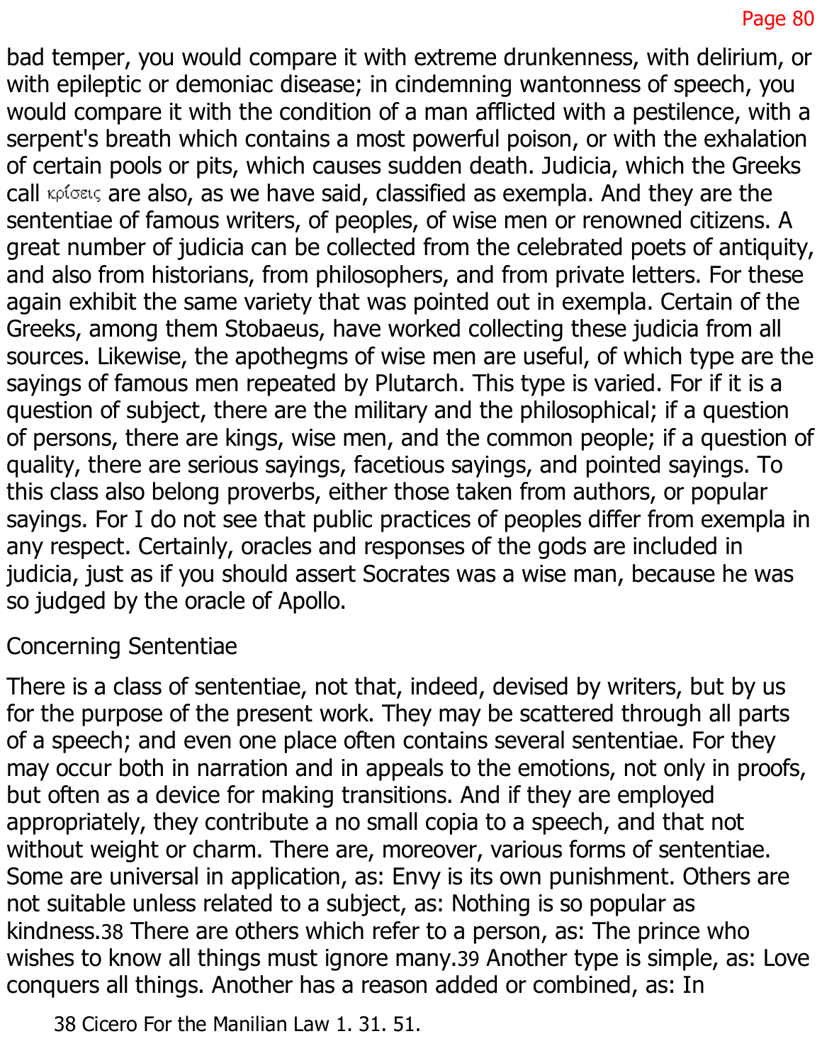bad temper, you would compare it with extreme drunkenness, with delirium, or with epileptic or demoniac disease; in cindemning wantonness of speech, you would compare it with the condition of a man afflicted with a pestilence, with a serpent's breath which contains a most powerful poison, or with the exhalation of certain pools or pits, which causes sudden death. Judicia, which the Greeks call κρίσεις are also, as we have said, classified as exempla. And they are the sententiae of famous writers, of peoples, of wise men or renowned citizens. A great number of judicia can be collected from the celebrated poets of antiquity, and also from historians, from philosophers, and from private letters. For these again exhibit the same variety that was pointed out in exempla. Certain of the Greeks, among them Stobaeus, have worked collecting these judicia from all sources. Likewise, the apothegms of wise men are useful, of which type are the sayings of famous men repeated by Plutarch. This type is varied. For if it is a question of subject, there are the military and the philosophical; if a question of persons, there are kings, wise men, and the common people; if a question of quality, there are serious sayings, facetious sayings, and pointed sayings. To this class also belong proverbs, either those taken from authors, or popular sayings. For I do not see that public practices of peoples differ from exempla in any respect. Certainly, oracles and responses of the gods are included in judicia, just as if you should assert Socrates was a wise man, because he was so judged by the oracle of Apollo.

## Concerning Sententiae

There is a class of sententiae, not that, indeed, devised by writers, but by us for the purpose of the present work. They may be scattered through all parts of a speech; and even one place often contains several sententiae. For they may occur both in narration and in appeals to the emotions, not only in proofs, but often as a device for making transitions. And if they are employed appropriately, they contribute a no small copia to a speech, and that not without weight or charm. There are, moreover, various forms of sententiae. Some are universal in application, as: Envy is its own punishment. Others are not suitable unless related to a subject, as: Nothing is so popular as kindness.[38] There are others which refer to a person, as: The prince who wishes to know all things must ignore many.[39] Another type is simple, as: Love conquers all things. Another has a reason added or combined, as: In

38 Cicero For the Manilian Law 1. 31. 51.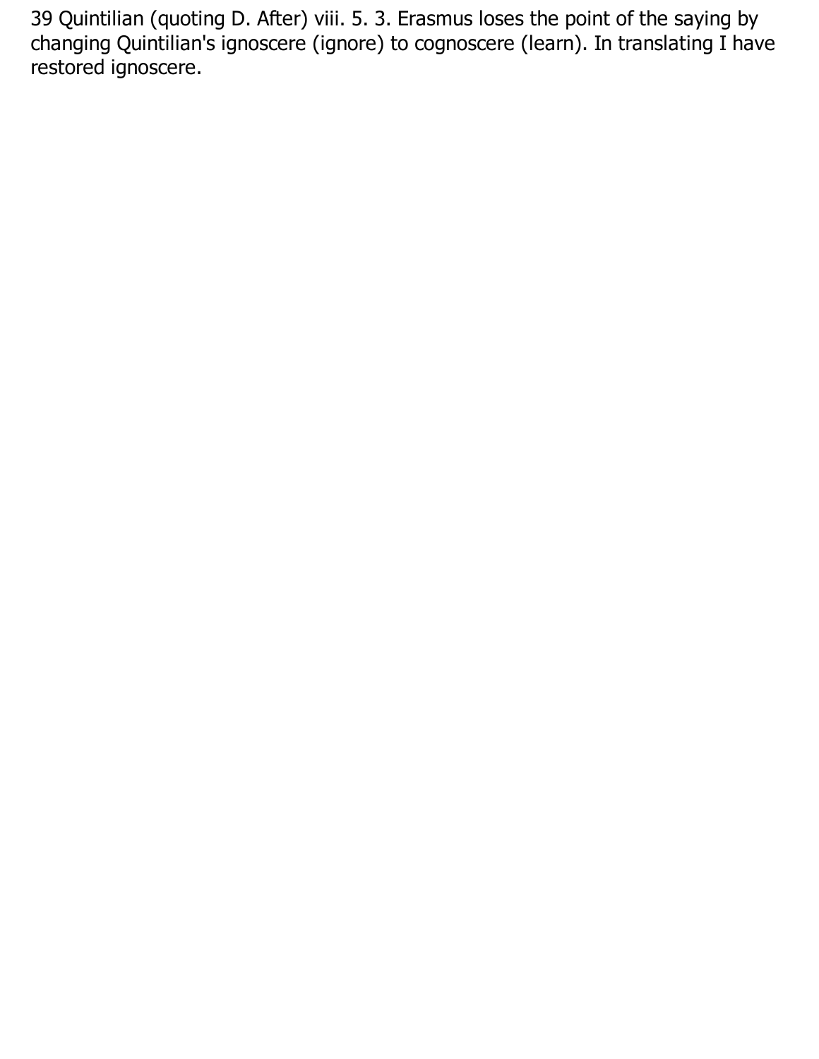39 Quintilian (quoting D. After) viii. 5. 3. Erasmus loses the point of the saying by changing Quintilian's ignoscere (ignore) to cognoscere (learn). In translating I have restored ignoscere.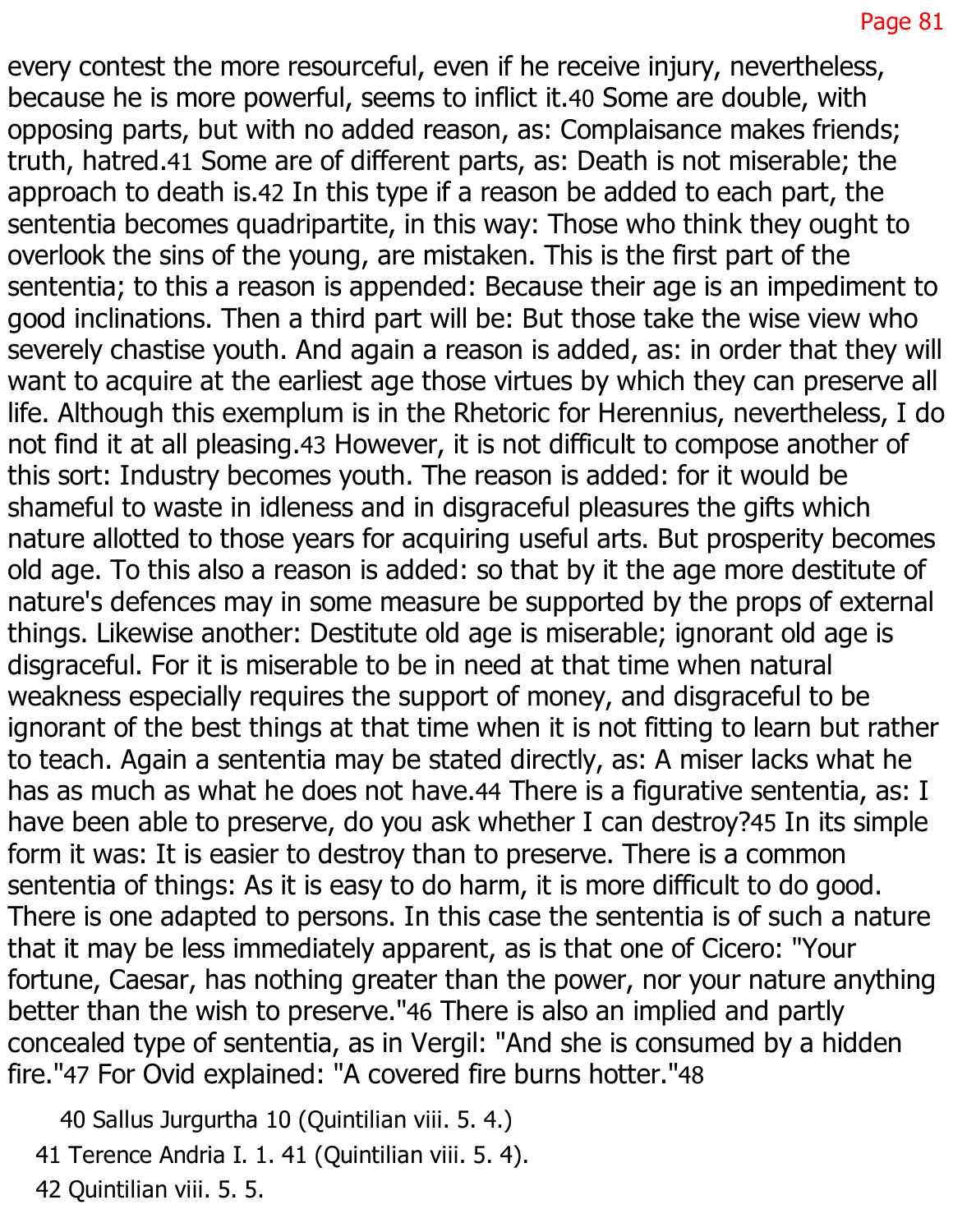every contest the more resourceful, even if he receive injury, nevertheless, because he is more powerful, seems to inflict it.[40] Some are double, with opposing parts, but with no added reason, as: Complaisance makes friends; truth, hatred.[41] Some are of different parts, as: Death is not miserable; the approach to death is.[42] In this type if a reason be added to each part, the sententia becomes quadripartite, in this way: Those who think they ought to overlook the sins of the young, are mistaken. This is the first part of the sententia; to this a reason is appended: Because their age is an impediment to good inclinations. Then a third part will be: But those take the wise view who severely chastise youth. And again a reason is added, as: in order that they will want to acquire at the earliest age those virtues by which they can preserve all life. Although this exemplum is in the Rhetoric for Herennius, nevertheless, I do not find it at all pleasing.[43] However, it is not difficult to compose another of this sort: Industry becomes youth. The reason is added: for it would be shameful to waste in idleness and in disgraceful pleasures the gifts which nature allotted to those years for acquiring useful arts. But prosperity becomes old age. To this also a reason is added: so that by it the age more destitute of nature's defences may in some measure be supported by the props of external things. Likewise another: Destitute old age is miserable; ignorant old age is disgraceful. For it is miserable to be in need at that time when natural weakness especially requires the support of money, and disgraceful to be ignorant of the best things at that time when it is not fitting to learn but rather to teach. Again a sententia may be stated directly, as: A miser lacks what he has as much as what he does not have.[44] There is a figurative sententia, as: I have been able to preserve, do you ask whether I can destroy?[45] In its simple form it was: It is easier to destroy than to preserve. There is a common sententia of things: As it is easy to do harm, it is more difficult to do good. There is one adapted to persons. In this case the sententia is of such a nature that it may be less immediately apparent, as is that one of Cicero: "Your fortune, Caesar, has nothing greater than the power, nor your nature anything better than the wish to preserve."[46] There is also an implied and partly concealed type of sententia, as in Vergil: "And she is consumed by a hidden fire."[47] For Ovid explained: "A covered fire burns hotter."[48]

40 Sallus Jurgurtha 10 (Quintilian viii. 5. 4.)

41 Terence Andria I. 1. 41 (Quintilian viii. 5. 4).

42 Quintilian viii. 5. 5.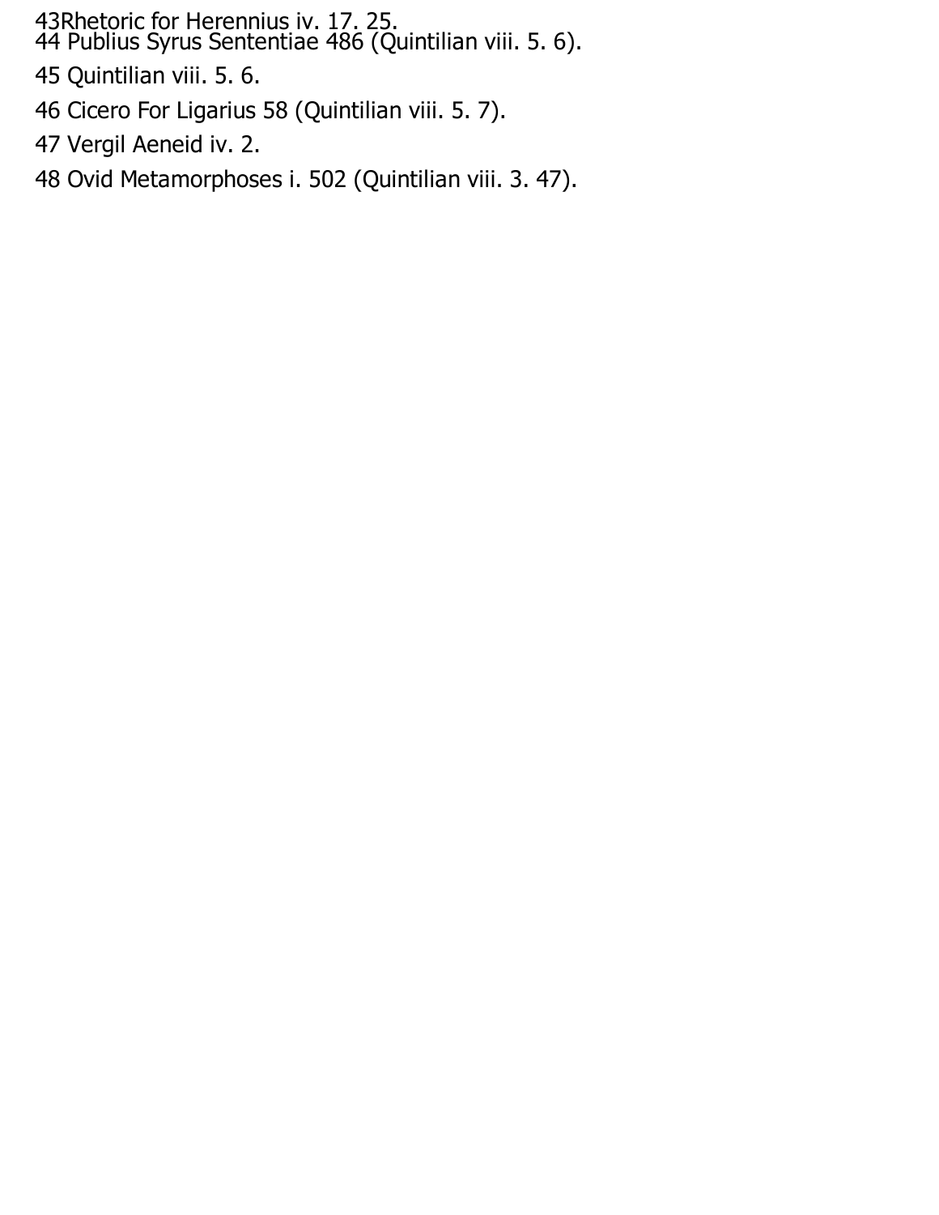43Rhetoric for Herennius iv. 17. 25.
44 Publius Syrus Sententiae 486 (Quintilian viii. 5. 6).

45 Quintilian viii. 5. 6.

46 Cicero For Ligarius 58 (Quintilian viii. 5. 7).

47 Vergil Aeneid iv. 2.

48 Ovid Metamorphoses i. 502 (Quintilian viii. 3. 47).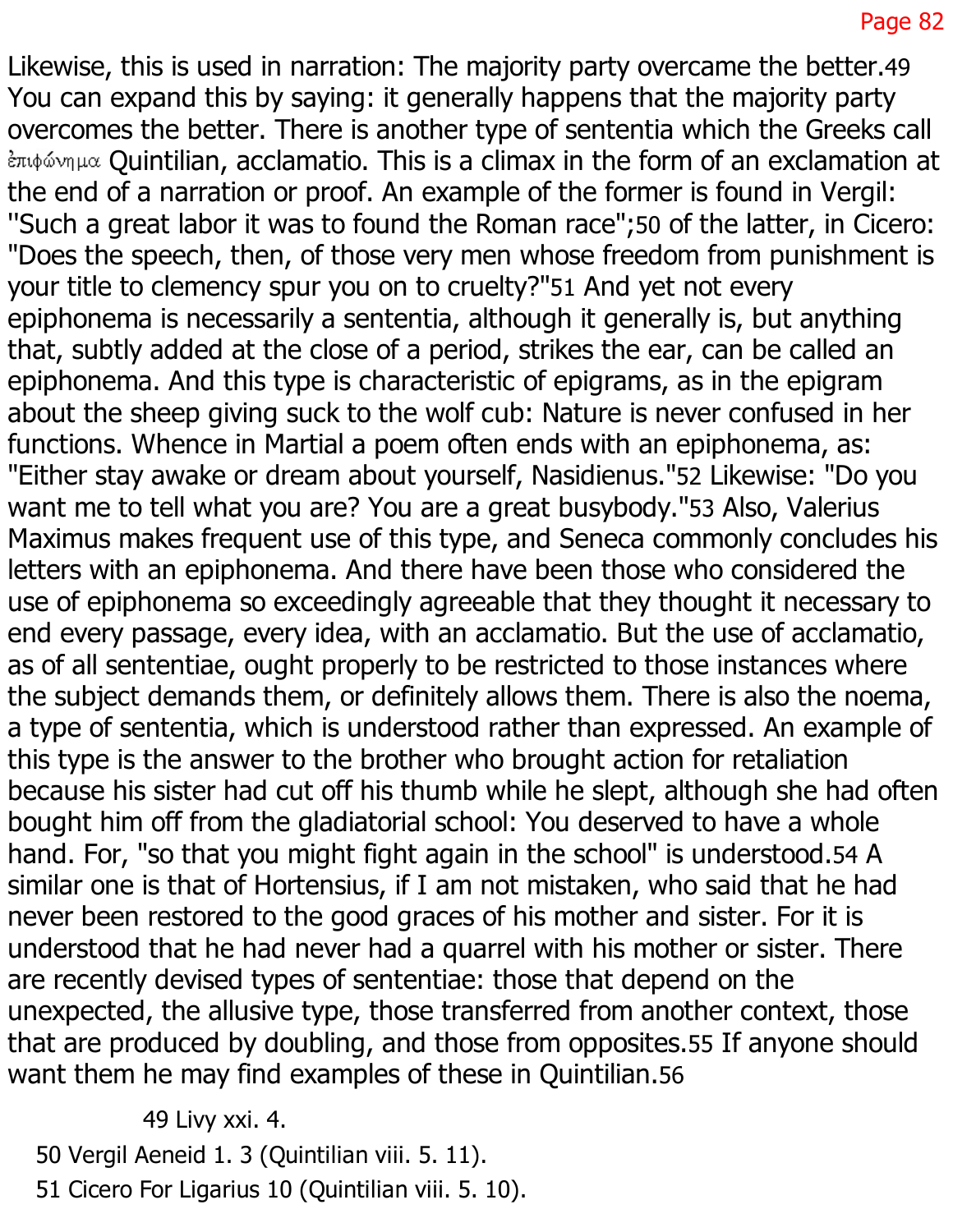Likewise, this is used in narration: The majority party overcame the better.[49] You can expand this by saying: it generally happens that the majority party overcomes the better. There is another type of sententia which the Greeks call ἐπιφώνημα Quintilian, acclamatio. This is a climax in the form of an exclamation at the end of a narration or proof. An example of the former is found in Vergil: "Such a great labor it was to found the Roman race";[50] of the latter, in Cicero: "Does the speech, then, of those very men whose freedom from punishment is your title to clemency spur you on to cruelty?"[51] And yet not every epiphonema is necessarily a sententia, although it generally is, but anything that, subtly added at the close of a period, strikes the ear, can be called an epiphonema. And this type is characteristic of epigrams, as in the epigram about the sheep giving suck to the wolf cub: Nature is never confused in her functions. Whence in Martial a poem often ends with an epiphonema, as: "Either stay awake or dream about yourself, Nasidienus."[52] Likewise: "Do you want me to tell what you are? You are a great busybody."[53] Also, Valerius Maximus makes frequent use of this type, and Seneca commonly concludes his letters with an epiphonema. And there have been those who considered the use of epiphonema so exceedingly agreeable that they thought it necessary to end every passage, every idea, with an acclamatio. But the use of acclamatio, as of all sententiae, ought properly to be restricted to those instances where the subject demands them, or definitely allows them. There is also the noema, a type of sententia, which is understood rather than expressed. An example of this type is the answer to the brother who brought action for retaliation because his sister had cut off his thumb while he slept, although she had often bought him off from the gladiatorial school: You deserved to have a whole hand. For, "so that you might fight again in the school" is understood.[54] A similar one is that of Hortensius, if I am not mistaken, who said that he had never been restored to the good graces of his mother and sister. For it is understood that he had never had a quarrel with his mother or sister. There are recently devised types of sententiae: those that depend on the unexpected, the allusive type, those transferred from another context, those that are produced by doubling, and those from opposites.[55] If anyone should want them he may find examples of these in Quintilian.[56]

49 Livy xxi. 4.

50 Vergil Aeneid 1. 3 (Quintilian viii. 5. 11).

51 Cicero For Ligarius 10 (Quintilian viii. 5. 10).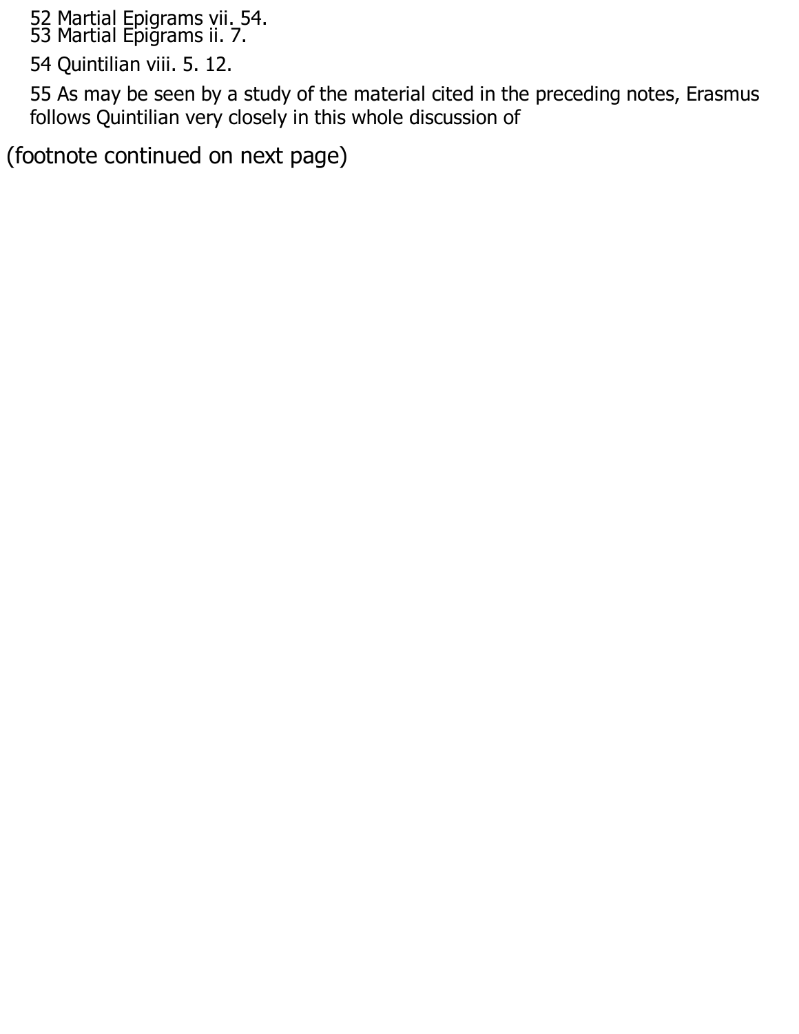52 Martial Epigrams vii. 54.
53 Martial Epigrams ii. 7.

54 Quintilian viii. 5. 12.

55 As may be seen by a study of the material cited in the preceding notes, Erasmus follows Quintilian very closely in this whole discussion of

(footnote continued on next page)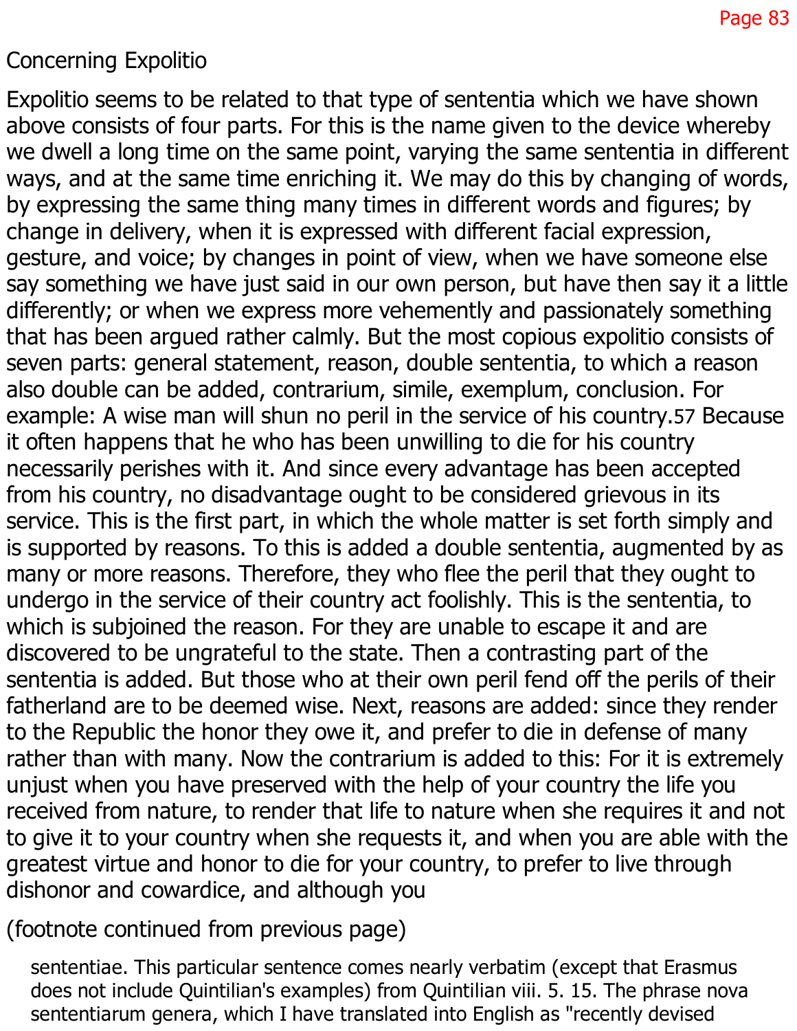Concerning Expolitio

Expolitio seems to be related to that type of sententia which we have shown above consists of four parts. For this is the name given to the device whereby we dwell a long time on the same point, varying the same sententia in different ways, and at the same time enriching it. We may do this by changing of words, by expressing the same thing many times in different words and figures; by change in delivery, when it is expressed with different facial expression, gesture, and voice; by changes in point of view, when we have someone else say something we have just said in our own person, but have then say it a little differently; or when we express more vehemently and passionately something that has been argued rather calmly. But the most copious expolitio consists of seven parts: general statement, reason, double sententia, to which a reason also double can be added, contrarium, simile, exemplum, conclusion. For example: A wise man will shun no peril in the service of his country.[57] Because it often happens that he who has been unwilling to die for his country necessarily perishes with it. And since every advantage has been accepted from his country, no disadvantage ought to be considered grievous in its service. This is the first part, in which the whole matter is set forth simply and is supported by reasons. To this is added a double sententia, augmented by as many or more reasons. Therefore, they who flee the peril that they ought to undergo in the service of their country act foolishly. This is the sententia, to which is subjoined the reason. For they are unable to escape it and are discovered to be ungrateful to the state. Then a contrasting part of the sententia is added. But those who at their own peril fend off the perils of their fatherland are to be deemed wise. Next, reasons are added: since they render to the Republic the honor they owe it, and prefer to die in defense of many rather than with many. Now the contrarium is added to this: For it is extremely unjust when you have preserved with the help of your country the life you received from nature, to render that life to nature when she requires it and not to give it to your country when she requests it, and when you are able with the greatest virtue and honor to die for your country, to prefer to live through dishonor and cowardice, and although you

(footnote continued from previous page)

sententiae. This particular sentence comes nearly verbatim (except that Erasmus does not include Quintilian's examples) from Quintilian viii. 5. 15. The phrase nova sententiarum genera, which I have translated into English as "recently devised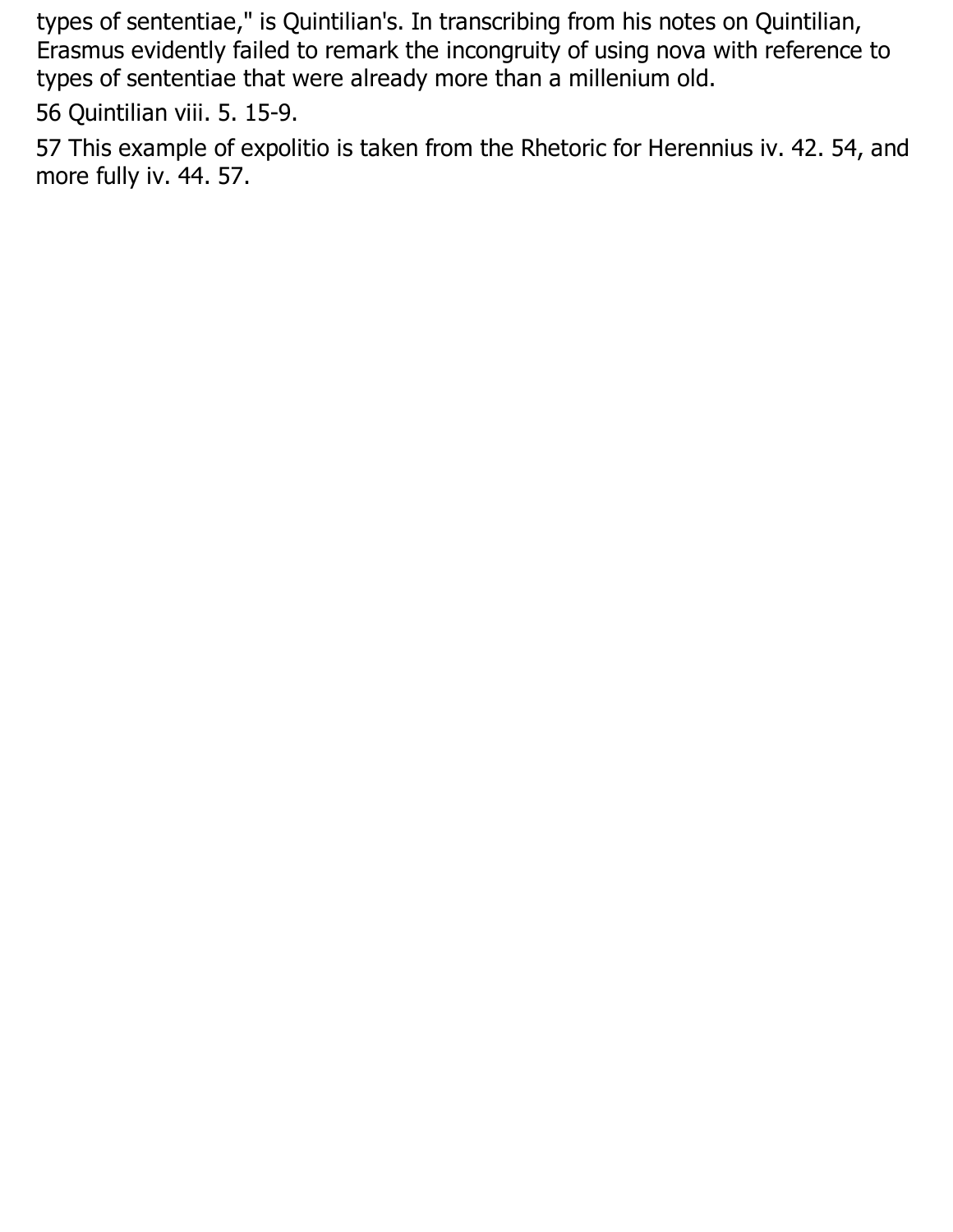types of sententiae," is Quintilian's. In transcribing from his notes on Quintilian, Erasmus evidently failed to remark the incongruity of using nova with reference to types of sententiae that were already more than a millenium old.

56 Quintilian viii. 5. 15-9.

57 This example of expolitio is taken from the Rhetoric for Herennius iv. 42. 54, and more fully iv. 44. 57.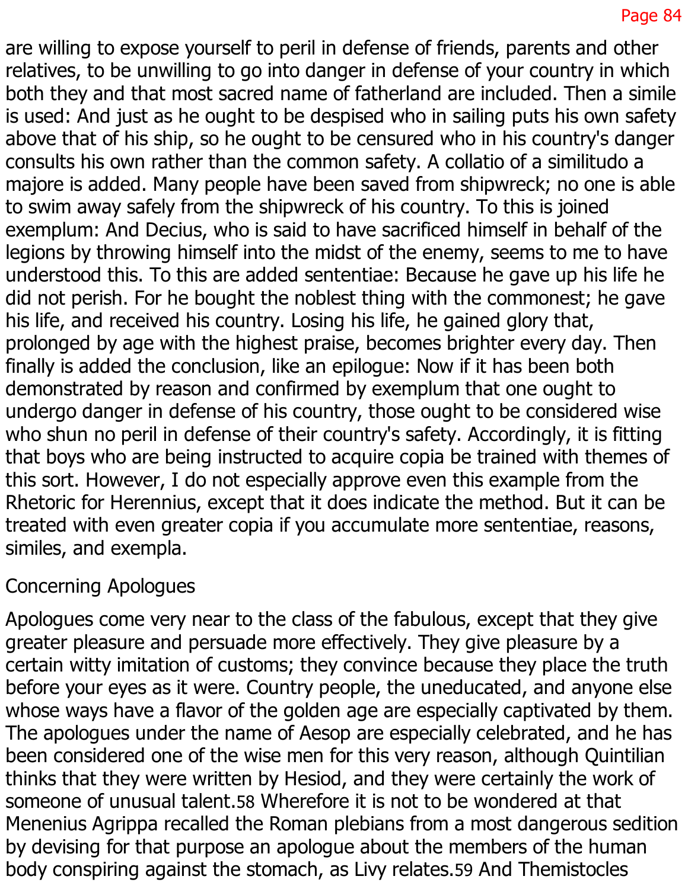are willing to expose yourself to peril in defense of friends, parents and other relatives, to be unwilling to go into danger in defense of your country in which both they and that most sacred name of fatherland are included. Then a simile is used: And just as he ought to be despised who in sailing puts his own safety above that of his ship, so he ought to be censured who in his country's danger consults his own rather than the common safety. A collatio of a similitudo a majore is added. Many people have been saved from shipwreck; no one is able to swim away safely from the shipwreck of his country. To this is joined exemplum: And Decius, who is said to have sacrificed himself in behalf of the legions by throwing himself into the midst of the enemy, seems to me to have understood this. To this are added sententiae: Because he gave up his life he did not perish. For he bought the noblest thing with the commonest; he gave his life, and received his country. Losing his life, he gained glory that, prolonged by age with the highest praise, becomes brighter every day. Then finally is added the conclusion, like an epilogue: Now if it has been both demonstrated by reason and confirmed by exemplum that one ought to undergo danger in defense of his country, those ought to be considered wise who shun no peril in defense of their country's safety. Accordingly, it is fitting that boys who are being instructed to acquire copia be trained with themes of this sort. However, I do not especially approve even this example from the Rhetoric for Herennius, except that it does indicate the method. But it can be treated with even greater copia if you accumulate more sententiae, reasons, similes, and exempla.

## Concerning Apologues

Apologues come very near to the class of the fabulous, except that they give greater pleasure and persuade more effectively. They give pleasure by a certain witty imitation of customs; they convince because they place the truth before your eyes as it were. Country people, the uneducated, and anyone else whose ways have a flavor of the golden age are especially captivated by them. The apologues under the name of Aesop are especially celebrated, and he has been considered one of the wise men for this very reason, although Quintilian thinks that they were written by Hesiod, and they were certainly the work of someone of unusual talent.[58] Wherefore it is not to be wondered at that Menenius Agrippa recalled the Roman plebians from a most dangerous sedition by devising for that purpose an apologue about the members of the human body conspiring against the stomach, as Livy relates.[59] And Themistocles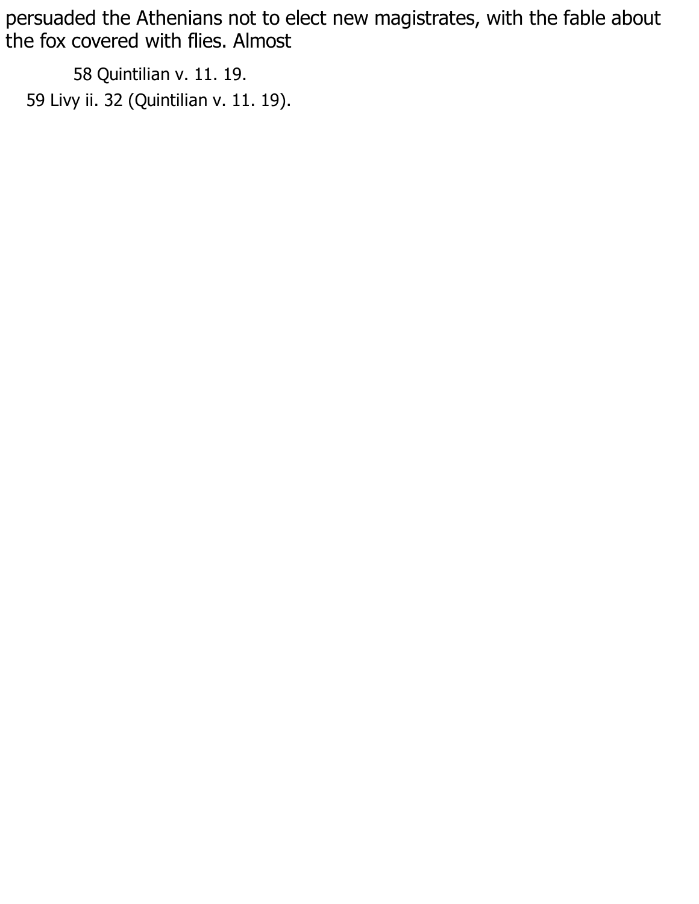persuaded the Athenians not to elect new magistrates, with the fable about the fox covered with flies. Almost

58 Quintilian v. 11. 19.

59 Livy ii. 32 (Quintilian v. 11. 19).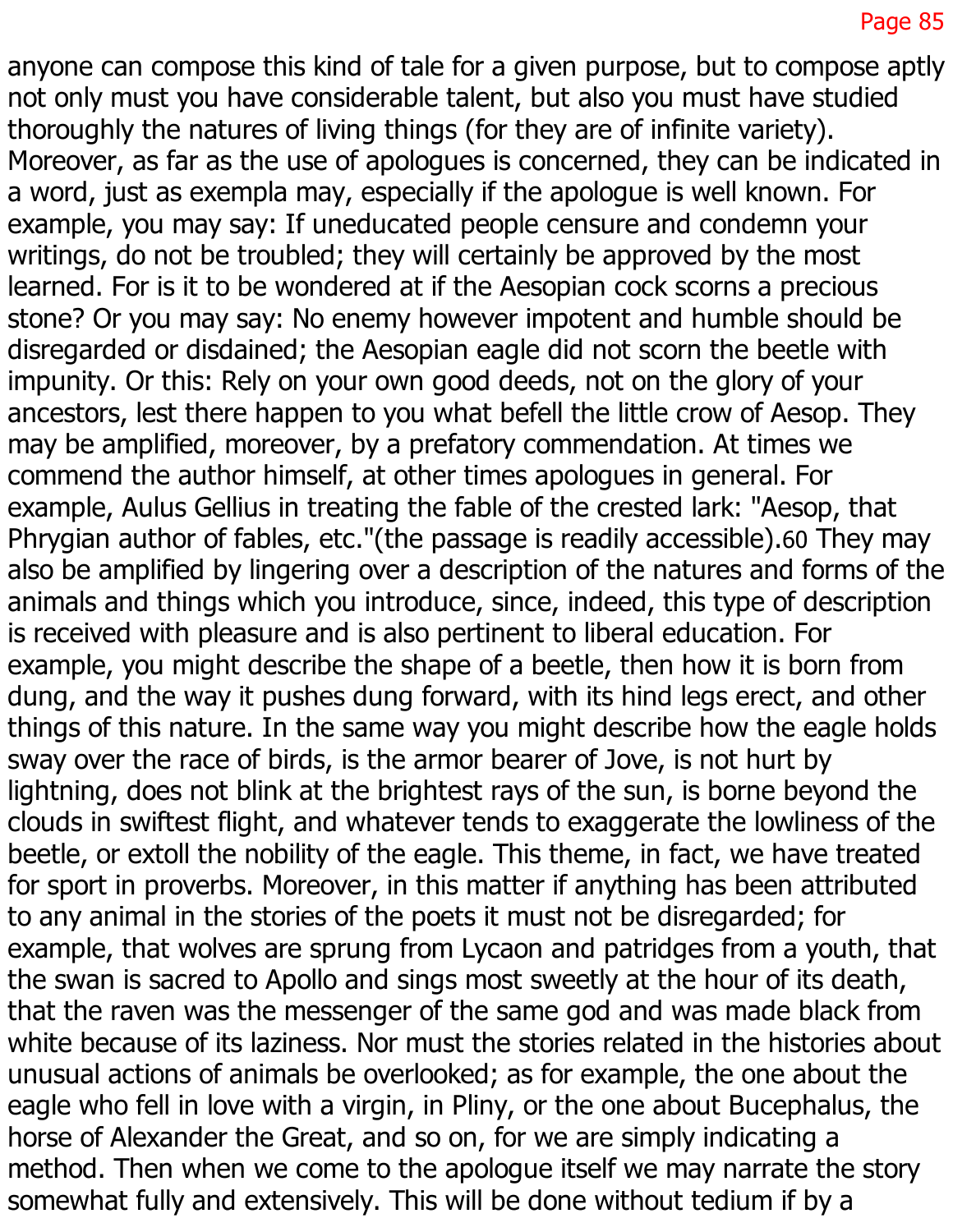anyone can compose this kind of tale for a given purpose, but to compose aptly not only must you have considerable talent, but also you must have studied thoroughly the natures of living things (for they are of infinite variety). Moreover, as far as the use of apologues is concerned, they can be indicated in a word, just as exempla may, especially if the apologue is well known. For example, you may say: If uneducated people censure and condemn your writings, do not be troubled; they will certainly be approved by the most learned. For is it to be wondered at if the Aesopian cock scorns a precious stone? Or you may say: No enemy however impotent and humble should be disregarded or disdained; the Aesopian eagle did not scorn the beetle with impunity. Or this: Rely on your own good deeds, not on the glory of your ancestors, lest there happen to you what befell the little crow of Aesop. They may be amplified, moreover, by a prefatory commendation. At times we commend the author himself, at other times apologues in general. For example, Aulus Gellius in treating the fable of the crested lark: "Aesop, that Phrygian author of fables, etc."(the passage is readily accessible).[60] They may also be amplified by lingering over a description of the natures and forms of the animals and things which you introduce, since, indeed, this type of description is received with pleasure and is also pertinent to liberal education. For example, you might describe the shape of a beetle, then how it is born from dung, and the way it pushes dung forward, with its hind legs erect, and other things of this nature. In the same way you might describe how the eagle holds sway over the race of birds, is the armor bearer of Jove, is not hurt by lightning, does not blink at the brightest rays of the sun, is borne beyond the clouds in swiftest flight, and whatever tends to exaggerate the lowliness of the beetle, or extoll the nobility of the eagle. This theme, in fact, we have treated for sport in proverbs. Moreover, in this matter if anything has been attributed to any animal in the stories of the poets it must not be disregarded; for example, that wolves are sprung from Lycaon and patridges from a youth, that the swan is sacred to Apollo and sings most sweetly at the hour of its death, that the raven was the messenger of the same god and was made black from white because of its laziness. Nor must the stories related in the histories about unusual actions of animals be overlooked; as for example, the one about the eagle who fell in love with a virgin, in Pliny, or the one about Bucephalus, the horse of Alexander the Great, and so on, for we are simply indicating a method. Then when we come to the apologue itself we may narrate the story somewhat fully and extensively. This will be done without tedium if by a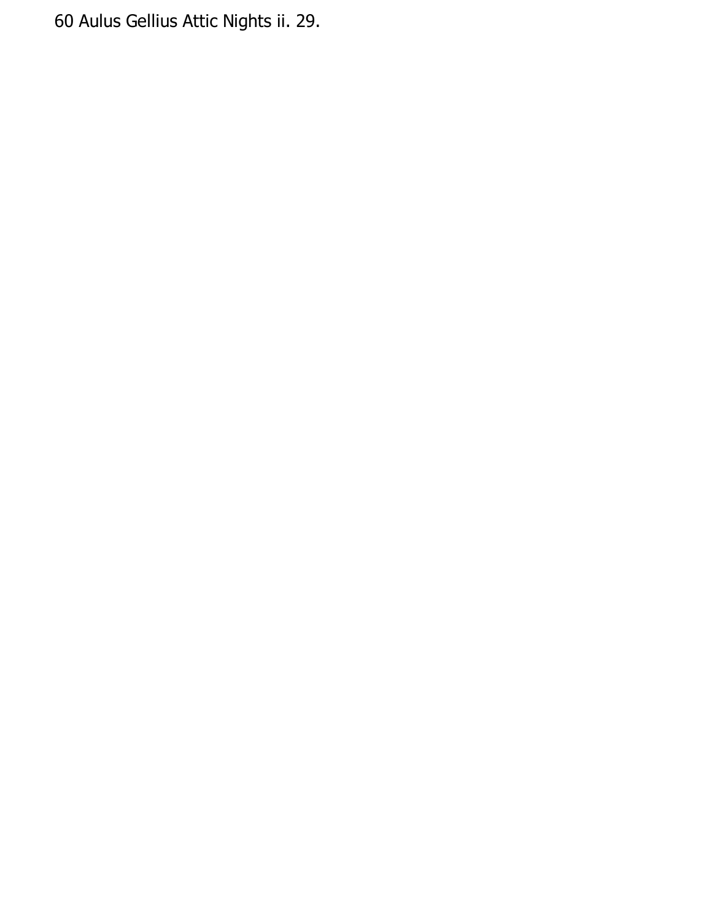60 Aulus Gellius Attic Nights ii. 29.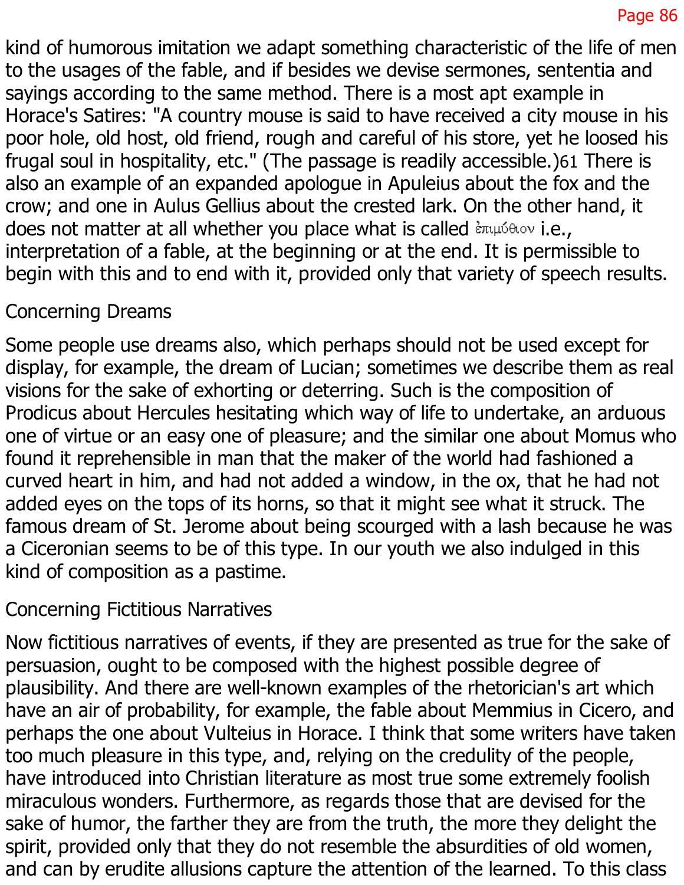kind of humorous imitation we adapt something characteristic of the life of men to the usages of the fable, and if besides we devise sermones, sententia and sayings according to the same method. There is a most apt example in Horace's Satires: "A country mouse is said to have received a city mouse in his poor hole, old host, old friend, rough and careful of his store, yet he loosed his frugal soul in hospitality, etc." (The passage is readily accessible.)[61] There is also an example of an expanded apologue in Apuleius about the fox and the crow; and one in Aulus Gellius about the crested lark. On the other hand, it does not matter at all whether you place what is called ἐπιμύθιον i.e., interpretation of a fable, at the beginning or at the end. It is permissible to begin with this and to end with it, provided only that variety of speech results.

## Concerning Dreams

Some people use dreams also, which perhaps should not be used except for display, for example, the dream of Lucian; sometimes we describe them as real visions for the sake of exhorting or deterring. Such is the composition of Prodicus about Hercules hesitating which way of life to undertake, an arduous one of virtue or an easy one of pleasure; and the similar one about Momus who found it reprehensible in man that the maker of the world had fashioned a curved heart in him, and had not added a window, in the ox, that he had not added eyes on the tops of its horns, so that it might see what it struck. The famous dream of St. Jerome about being scourged with a lash because he was a Ciceronian seems to be of this type. In our youth we also indulged in this kind of composition as a pastime.

## Concerning Fictitious Narratives

Now fictitious narratives of events, if they are presented as true for the sake of persuasion, ought to be composed with the highest possible degree of plausibility. And there are well-known examples of the rhetorician's art which have an air of probability, for example, the fable about Memmius in Cicero, and perhaps the one about Vulteius in Horace. I think that some writers have taken too much pleasure in this type, and, relying on the credulity of the people, have introduced into Christian literature as most true some extremely foolish miraculous wonders. Furthermore, as regards those that are devised for the sake of humor, the farther they are from the truth, the more they delight the spirit, provided only that they do not resemble the absurdities of old women, and can by erudite allusions capture the attention of the learned. To this class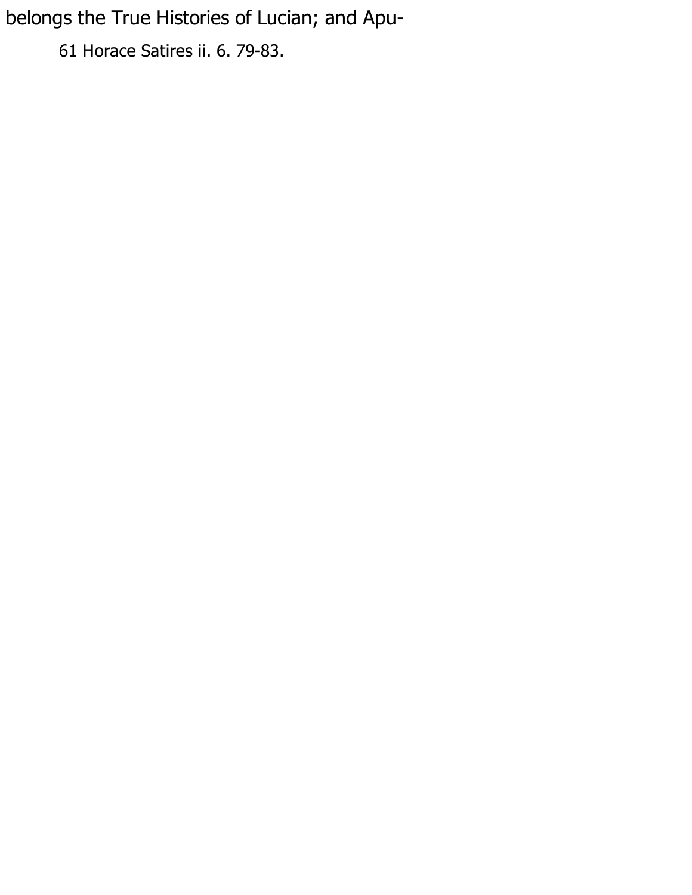belongs the True Histories of Lucian; and Apu-

61 Horace Satires ii. 6. 79-83.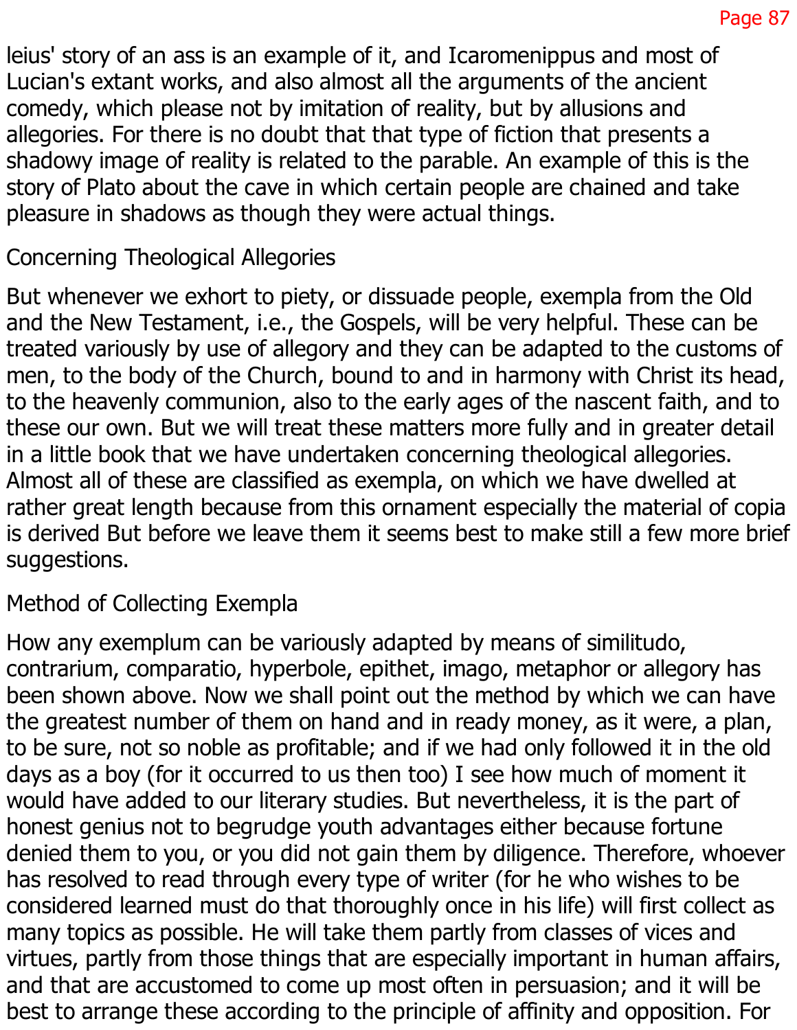leius' story of an ass is an example of it, and Icaromenippus and most of Lucian's extant works, and also almost all the arguments of the ancient comedy, which please not by imitation of reality, but by allusions and allegories. For there is no doubt that that type of fiction that presents a shadowy image of reality is related to the parable. An example of this is the story of Plato about the cave in which certain people are chained and take pleasure in shadows as though they were actual things.

## Concerning Theological Allegories

But whenever we exhort to piety, or dissuade people, exempla from the Old and the New Testament, i.e., the Gospels, will be very helpful. These can be treated variously by use of allegory and they can be adapted to the customs of men, to the body of the Church, bound to and in harmony with Christ its head, to the heavenly communion, also to the early ages of the nascent faith, and to these our own. But we will treat these matters more fully and in greater detail in a little book that we have undertaken concerning theological allegories. Almost all of these are classified as exempla, on which we have dwelled at rather great length because from this ornament especially the material of copia is derived But before we leave them it seems best to make still a few more brief suggestions.

## Method of Collecting Exempla

How any exemplum can be variously adapted by means of similitudo, contrarium, comparatio, hyperbole, epithet, imago, metaphor or allegory has been shown above. Now we shall point out the method by which we can have the greatest number of them on hand and in ready money, as it were, a plan, to be sure, not so noble as profitable; and if we had only followed it in the old days as a boy (for it occurred to us then too) I see how much of moment it would have added to our literary studies. But nevertheless, it is the part of honest genius not to begrudge youth advantages either because fortune denied them to you, or you did not gain them by diligence. Therefore, whoever has resolved to read through every type of writer (for he who wishes to be considered learned must do that thoroughly once in his life) will first collect as many topics as possible. He will take them partly from classes of vices and virtues, partly from those things that are especially important in human affairs, and that are accustomed to come up most often in persuasion; and it will be best to arrange these according to the principle of affinity and opposition. For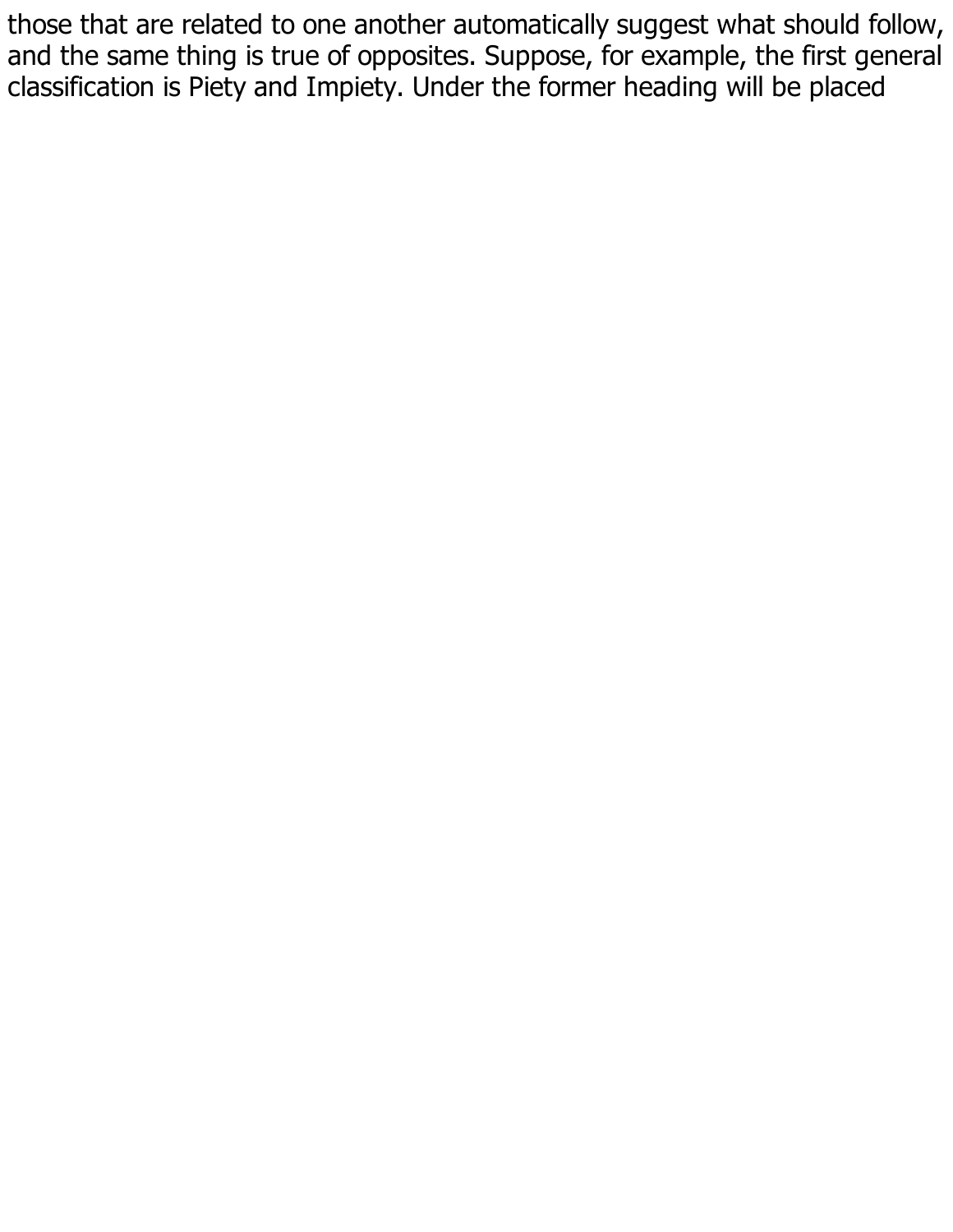those that are related to one another automatically suggest what should follow, and the same thing is true of opposites. Suppose, for example, the first general classification is Piety and Impiety. Under the former heading will be placed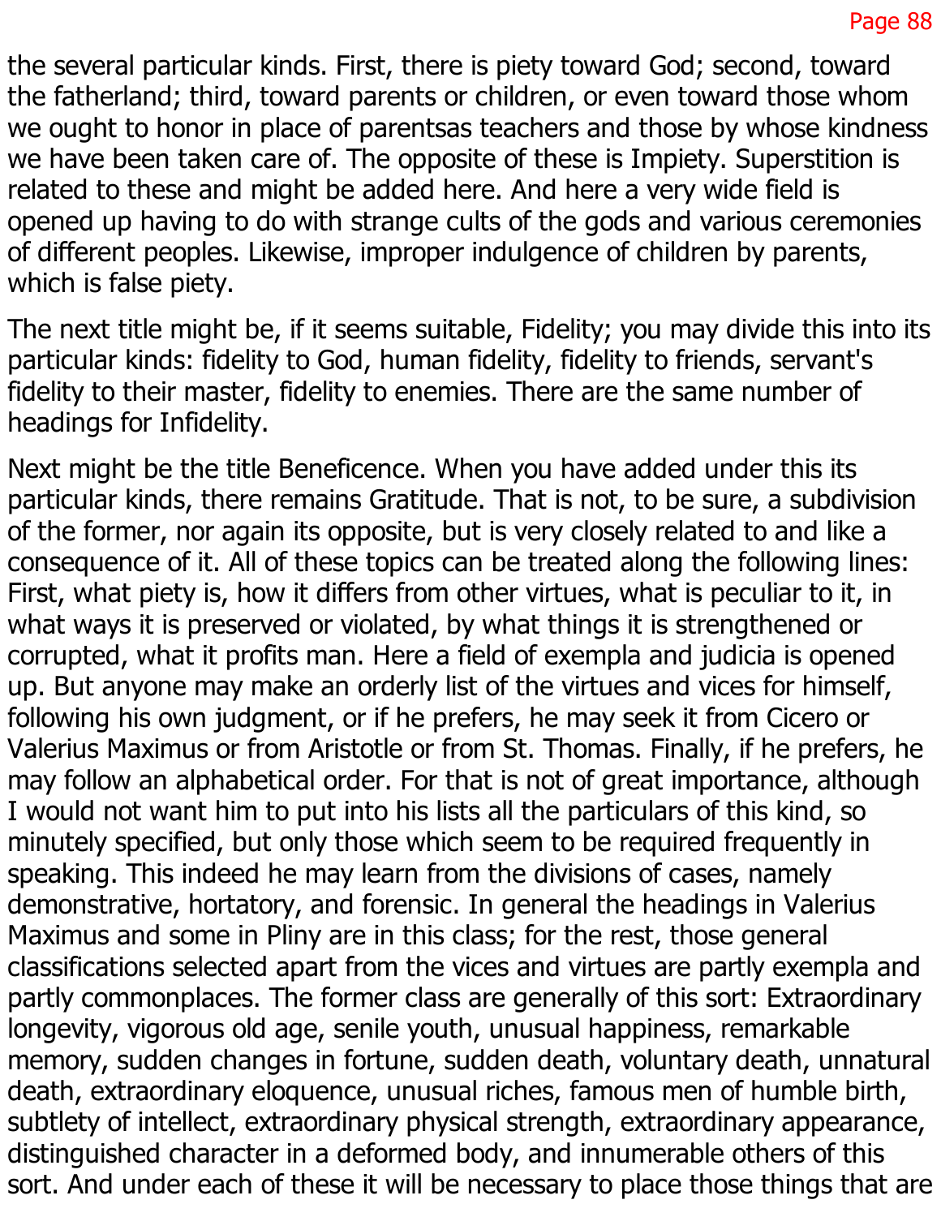the several particular kinds. First, there is piety toward God; second, toward the fatherland; third, toward parents or children, or even toward those whom we ought to honor in place of parentsas teachers and those by whose kindness we have been taken care of. The opposite of these is Impiety. Superstition is related to these and might be added here. And here a very wide field is opened up having to do with strange cults of the gods and various ceremonies of different peoples. Likewise, improper indulgence of children by parents, which is false piety.

The next title might be, if it seems suitable, Fidelity; you may divide this into its particular kinds: fidelity to God, human fidelity, fidelity to friends, servant's fidelity to their master, fidelity to enemies. There are the same number of headings for Infidelity.

Next might be the title Beneficence. When you have added under this its particular kinds, there remains Gratitude. That is not, to be sure, a subdivision of the former, nor again its opposite, but is very closely related to and like a consequence of it. All of these topics can be treated along the following lines: First, what piety is, how it differs from other virtues, what is peculiar to it, in what ways it is preserved or violated, by what things it is strengthened or corrupted, what it profits man. Here a field of exempla and judicia is opened up. But anyone may make an orderly list of the virtues and vices for himself, following his own judgment, or if he prefers, he may seek it from Cicero or Valerius Maximus or from Aristotle or from St. Thomas. Finally, if he prefers, he may follow an alphabetical order. For that is not of great importance, although I would not want him to put into his lists all the particulars of this kind, so minutely specified, but only those which seem to be required frequently in speaking. This indeed he may learn from the divisions of cases, namely demonstrative, hortatory, and forensic. In general the headings in Valerius Maximus and some in Pliny are in this class; for the rest, those general classifications selected apart from the vices and virtues are partly exempla and partly commonplaces. The former class are generally of this sort: Extraordinary longevity, vigorous old age, senile youth, unusual happiness, remarkable memory, sudden changes in fortune, sudden death, voluntary death, unnatural death, extraordinary eloquence, unusual riches, famous men of humble birth, subtlety of intellect, extraordinary physical strength, extraordinary appearance, distinguished character in a deformed body, and innumerable others of this sort. And under each of these it will be necessary to place those things that are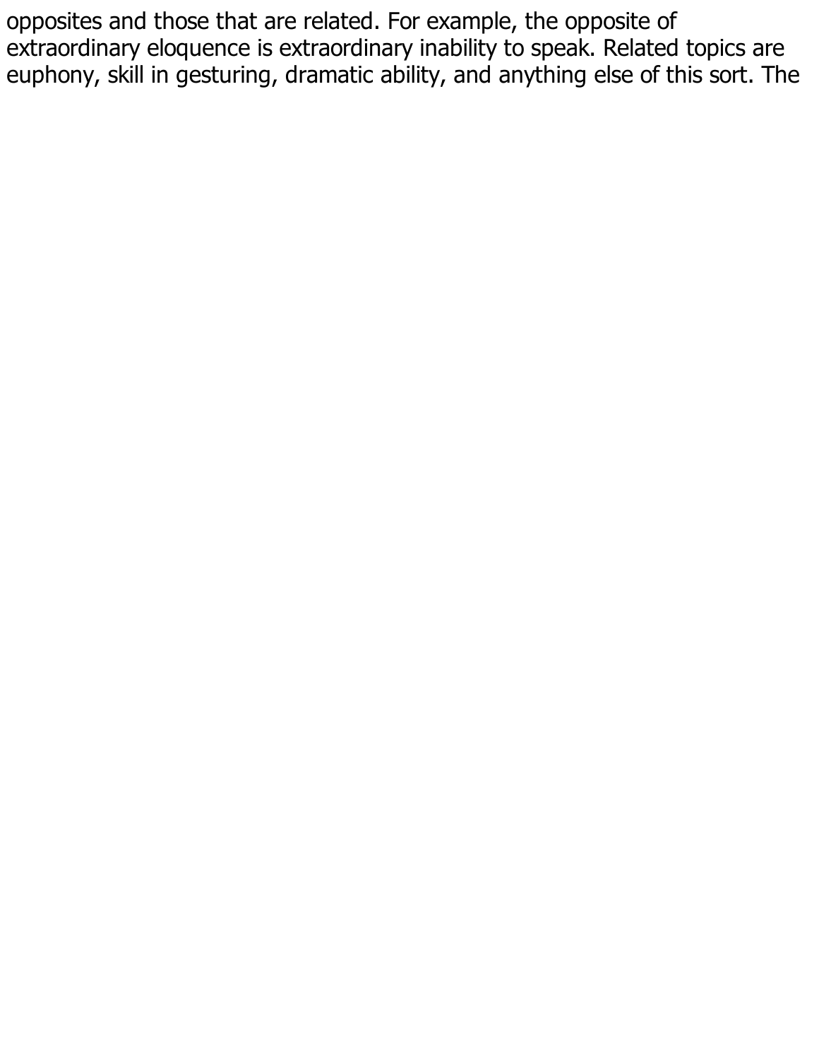opposites and those that are related. For example, the opposite of extraordinary eloquence is extraordinary inability to speak. Related topics are euphony, skill in gesturing, dramatic ability, and anything else of this sort. The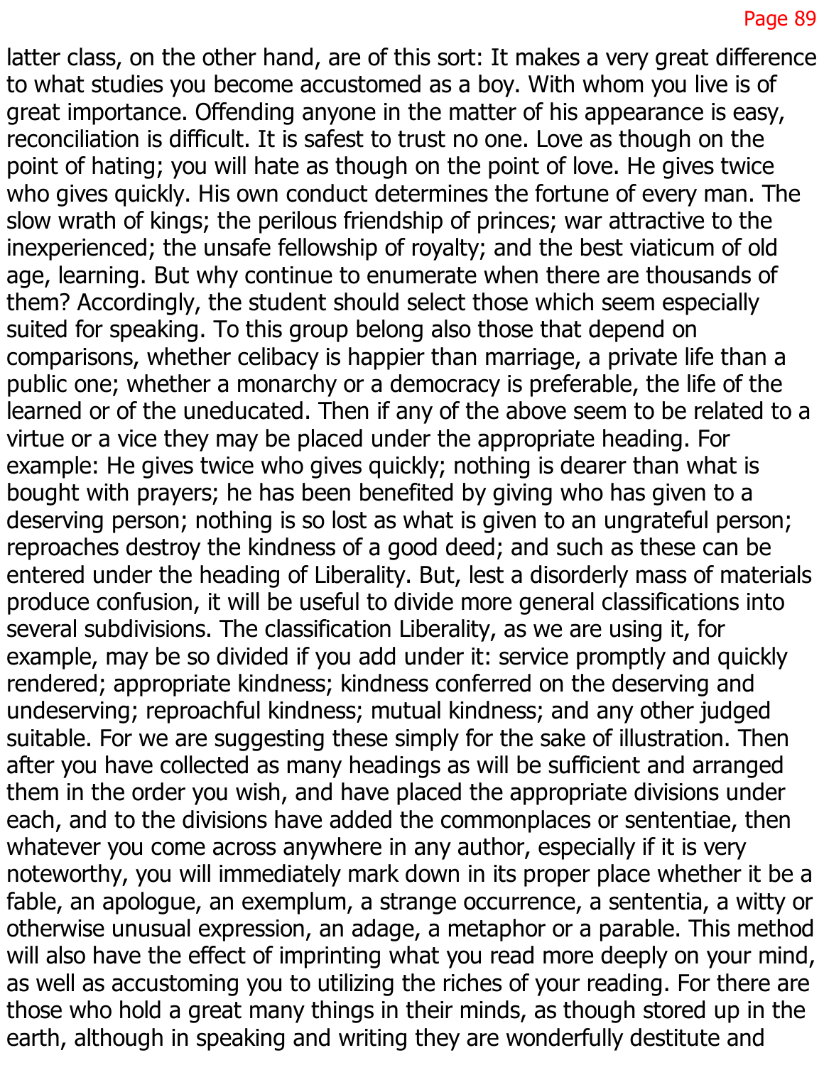latter class, on the other hand, are of this sort: It makes a very great difference to what studies you become accustomed as a boy. With whom you live is of great importance. Offending anyone in the matter of his appearance is easy, reconciliation is difficult. It is safest to trust no one. Love as though on the point of hating; you will hate as though on the point of love. He gives twice who gives quickly. His own conduct determines the fortune of every man. The slow wrath of kings; the perilous friendship of princes; war attractive to the inexperienced; the unsafe fellowship of royalty; and the best viaticum of old age, learning. But why continue to enumerate when there are thousands of them? Accordingly, the student should select those which seem especially suited for speaking. To this group belong also those that depend on comparisons, whether celibacy is happier than marriage, a private life than a public one; whether a monarchy or a democracy is preferable, the life of the learned or of the uneducated. Then if any of the above seem to be related to a virtue or a vice they may be placed under the appropriate heading. For example: He gives twice who gives quickly; nothing is dearer than what is bought with prayers; he has been benefited by giving who has given to a deserving person; nothing is so lost as what is given to an ungrateful person; reproaches destroy the kindness of a good deed; and such as these can be entered under the heading of Liberality. But, lest a disorderly mass of materials produce confusion, it will be useful to divide more general classifications into several subdivisions. The classification Liberality, as we are using it, for example, may be so divided if you add under it: service promptly and quickly rendered; appropriate kindness; kindness conferred on the deserving and undeserving; reproachful kindness; mutual kindness; and any other judged suitable. For we are suggesting these simply for the sake of illustration. Then after you have collected as many headings as will be sufficient and arranged them in the order you wish, and have placed the appropriate divisions under each, and to the divisions have added the commonplaces or sententiae, then whatever you come across anywhere in any author, especially if it is very noteworthy, you will immediately mark down in its proper place whether it be a fable, an apologue, an exemplum, a strange occurrence, a sententia, a witty or otherwise unusual expression, an adage, a metaphor or a parable. This method will also have the effect of imprinting what you read more deeply on your mind, as well as accustoming you to utilizing the riches of your reading. For there are those who hold a great many things in their minds, as though stored up in the earth, although in speaking and writing they are wonderfully destitute and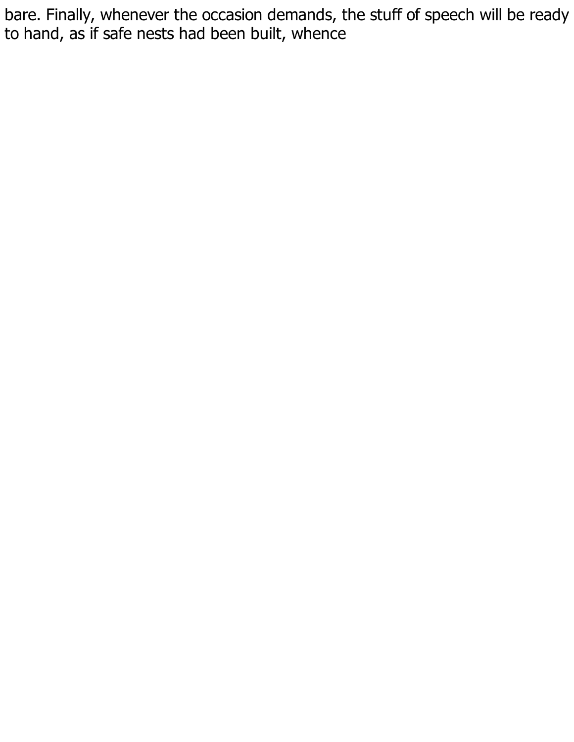bare. Finally, whenever the occasion demands, the stuff of speech will be ready to hand, as if safe nests had been built, whence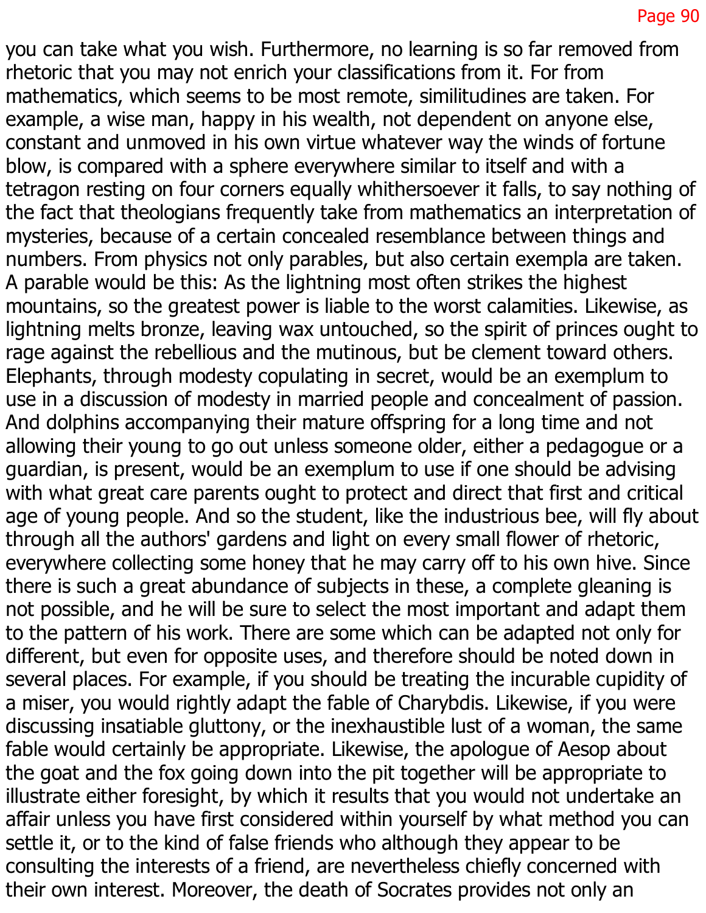you can take what you wish. Furthermore, no learning is so far removed from rhetoric that you may not enrich your classifications from it. For from mathematics, which seems to be most remote, similitudines are taken. For example, a wise man, happy in his wealth, not dependent on anyone else, constant and unmoved in his own virtue whatever way the winds of fortune blow, is compared with a sphere everywhere similar to itself and with a tetragon resting on four corners equally whithersoever it falls, to say nothing of the fact that theologians frequently take from mathematics an interpretation of mysteries, because of a certain concealed resemblance between things and numbers. From physics not only parables, but also certain exempla are taken. A parable would be this: As the lightning most often strikes the highest mountains, so the greatest power is liable to the worst calamities. Likewise, as lightning melts bronze, leaving wax untouched, so the spirit of princes ought to rage against the rebellious and the mutinous, but be clement toward others. Elephants, through modesty copulating in secret, would be an exemplum to use in a discussion of modesty in married people and concealment of passion. And dolphins accompanying their mature offspring for a long time and not allowing their young to go out unless someone older, either a pedagogue or a guardian, is present, would be an exemplum to use if one should be advising with what great care parents ought to protect and direct that first and critical age of young people. And so the student, like the industrious bee, will fly about through all the authors' gardens and light on every small flower of rhetoric, everywhere collecting some honey that he may carry off to his own hive. Since there is such a great abundance of subjects in these, a complete gleaning is not possible, and he will be sure to select the most important and adapt them to the pattern of his work. There are some which can be adapted not only for different, but even for opposite uses, and therefore should be noted down in several places. For example, if you should be treating the incurable cupidity of a miser, you would rightly adapt the fable of Charybdis. Likewise, if you were discussing insatiable gluttony, or the inexhaustible lust of a woman, the same fable would certainly be appropriate. Likewise, the apologue of Aesop about the goat and the fox going down into the pit together will be appropriate to illustrate either foresight, by which it results that you would not undertake an affair unless you have first considered within yourself by what method you can settle it, or to the kind of false friends who although they appear to be consulting the interests of a friend, are nevertheless chiefly concerned with their own interest. Moreover, the death of Socrates provides not only an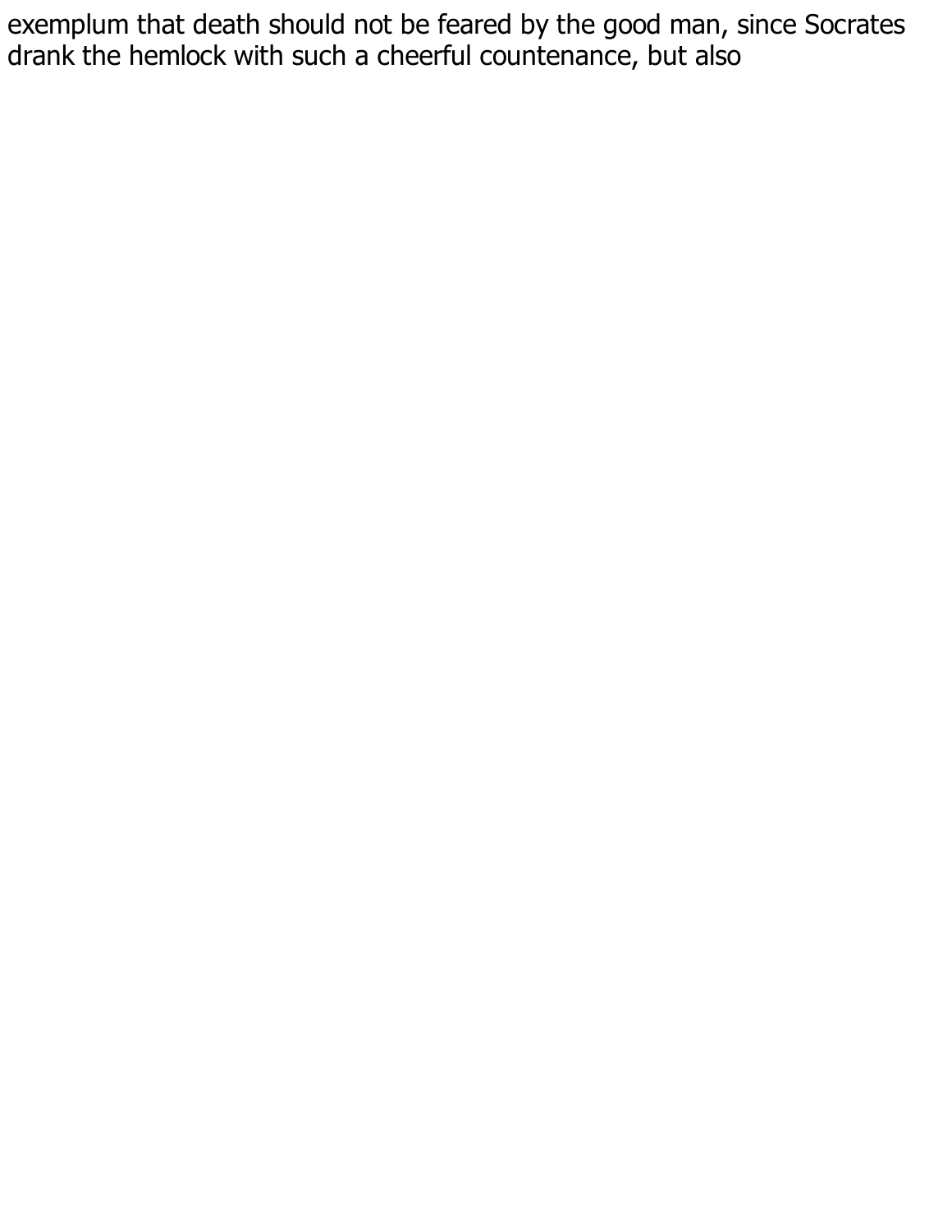exemplum that death should not be feared by the good man, since Socrates drank the hemlock with such a cheerful countenance, but also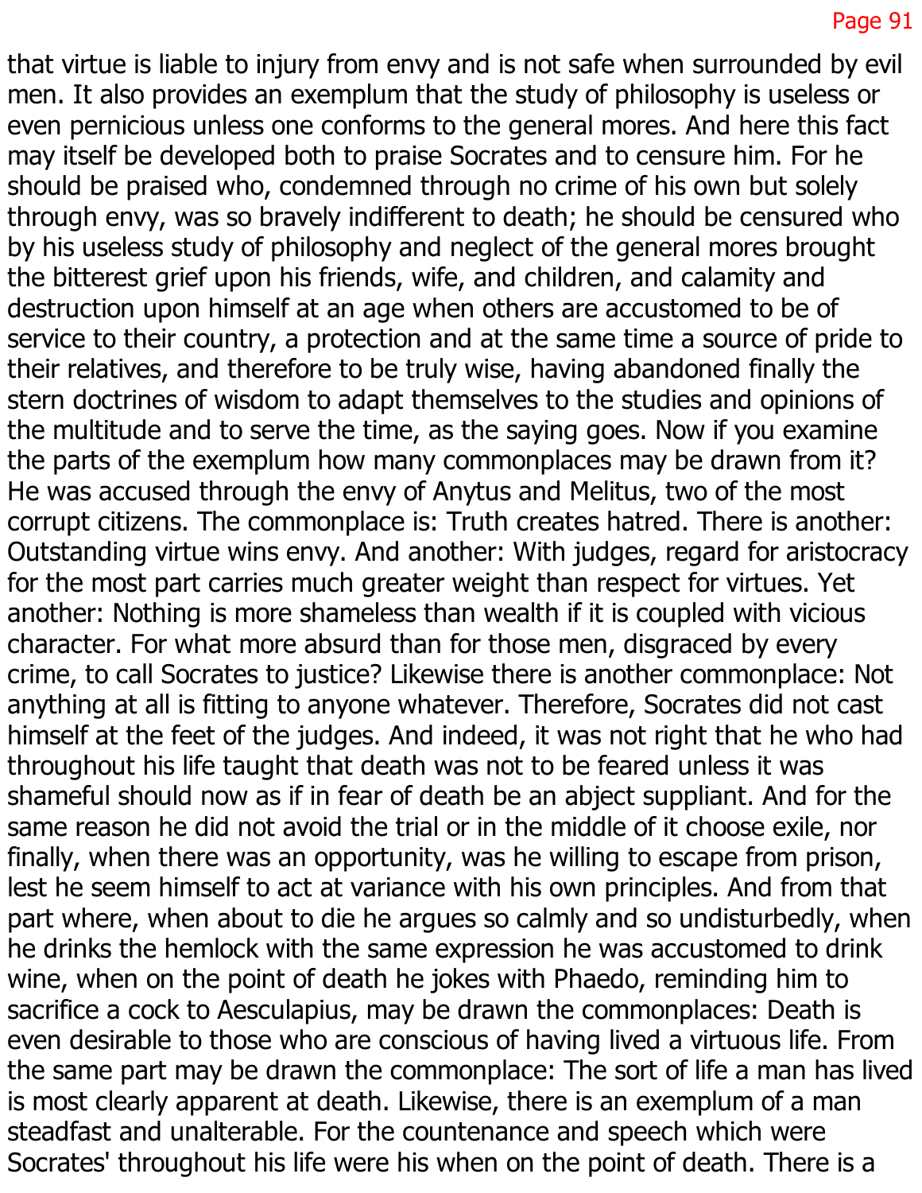that virtue is liable to injury from envy and is not safe when surrounded by evil men. It also provides an exemplum that the study of philosophy is useless or even pernicious unless one conforms to the general mores. And here this fact may itself be developed both to praise Socrates and to censure him. For he should be praised who, condemned through no crime of his own but solely through envy, was so bravely indifferent to death; he should be censured who by his useless study of philosophy and neglect of the general mores brought the bitterest grief upon his friends, wife, and children, and calamity and destruction upon himself at an age when others are accustomed to be of service to their country, a protection and at the same time a source of pride to their relatives, and therefore to be truly wise, having abandoned finally the stern doctrines of wisdom to adapt themselves to the studies and opinions of the multitude and to serve the time, as the saying goes. Now if you examine the parts of the exemplum how many commonplaces may be drawn from it? He was accused through the envy of Anytus and Melitus, two of the most corrupt citizens. The commonplace is: Truth creates hatred. There is another: Outstanding virtue wins envy. And another: With judges, regard for aristocracy for the most part carries much greater weight than respect for virtues. Yet another: Nothing is more shameless than wealth if it is coupled with vicious character. For what more absurd than for those men, disgraced by every crime, to call Socrates to justice? Likewise there is another commonplace: Not anything at all is fitting to anyone whatever. Therefore, Socrates did not cast himself at the feet of the judges. And indeed, it was not right that he who had throughout his life taught that death was not to be feared unless it was shameful should now as if in fear of death be an abject suppliant. And for the same reason he did not avoid the trial or in the middle of it choose exile, nor finally, when there was an opportunity, was he willing to escape from prison, lest he seem himself to act at variance with his own principles. And from that part where, when about to die he argues so calmly and so undisturbedly, when he drinks the hemlock with the same expression he was accustomed to drink wine, when on the point of death he jokes with Phaedo, reminding him to sacrifice a cock to Aesculapius, may be drawn the commonplaces: Death is even desirable to those who are conscious of having lived a virtuous life. From the same part may be drawn the commonplace: The sort of life a man has lived is most clearly apparent at death. Likewise, there is an exemplum of a man steadfast and unalterable. For the countenance and speech which were Socrates' throughout his life were his when on the point of death. There is a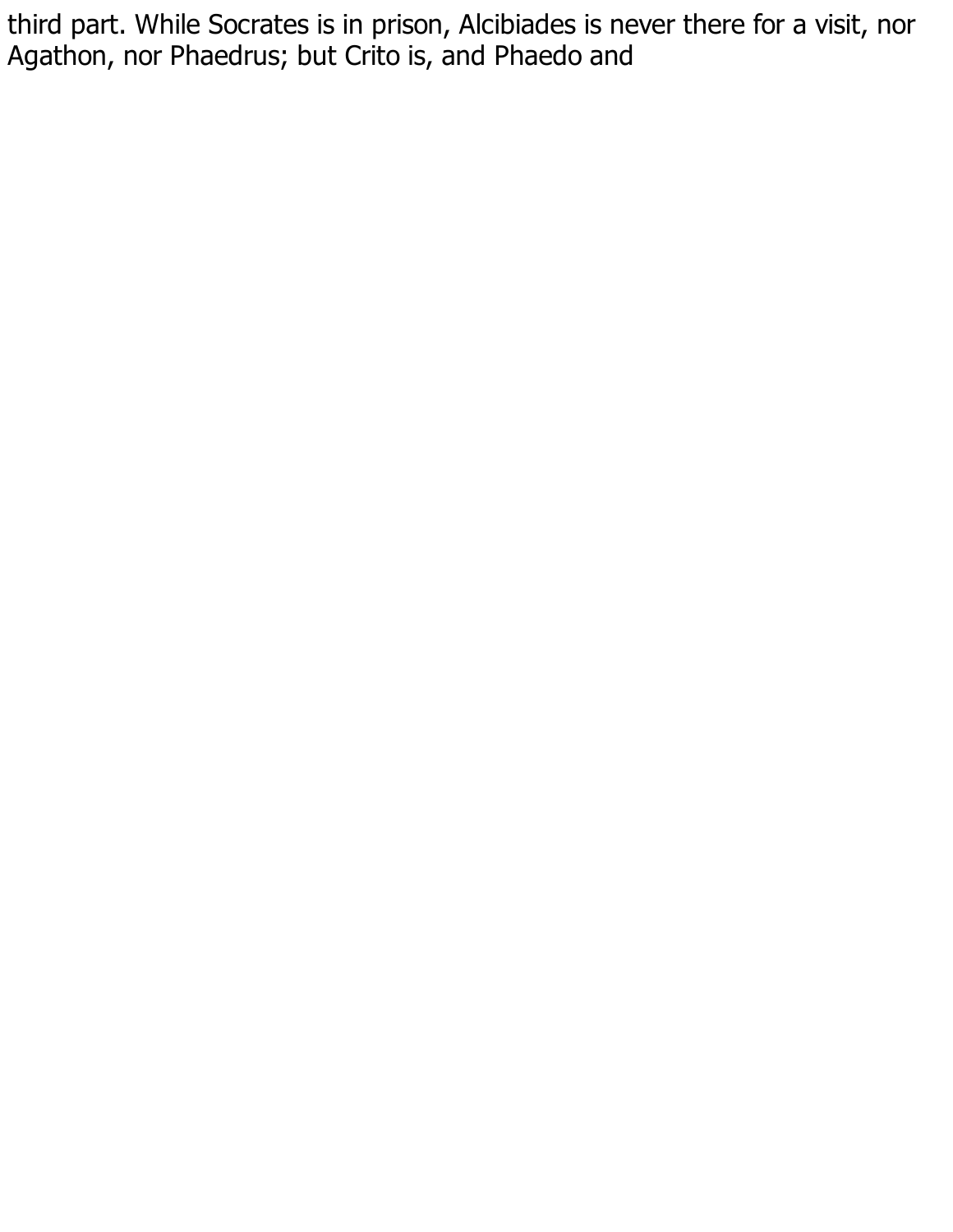third part. While Socrates is in prison, Alcibiades is never there for a visit, nor Agathon, nor Phaedrus; but Crito is, and Phaedo and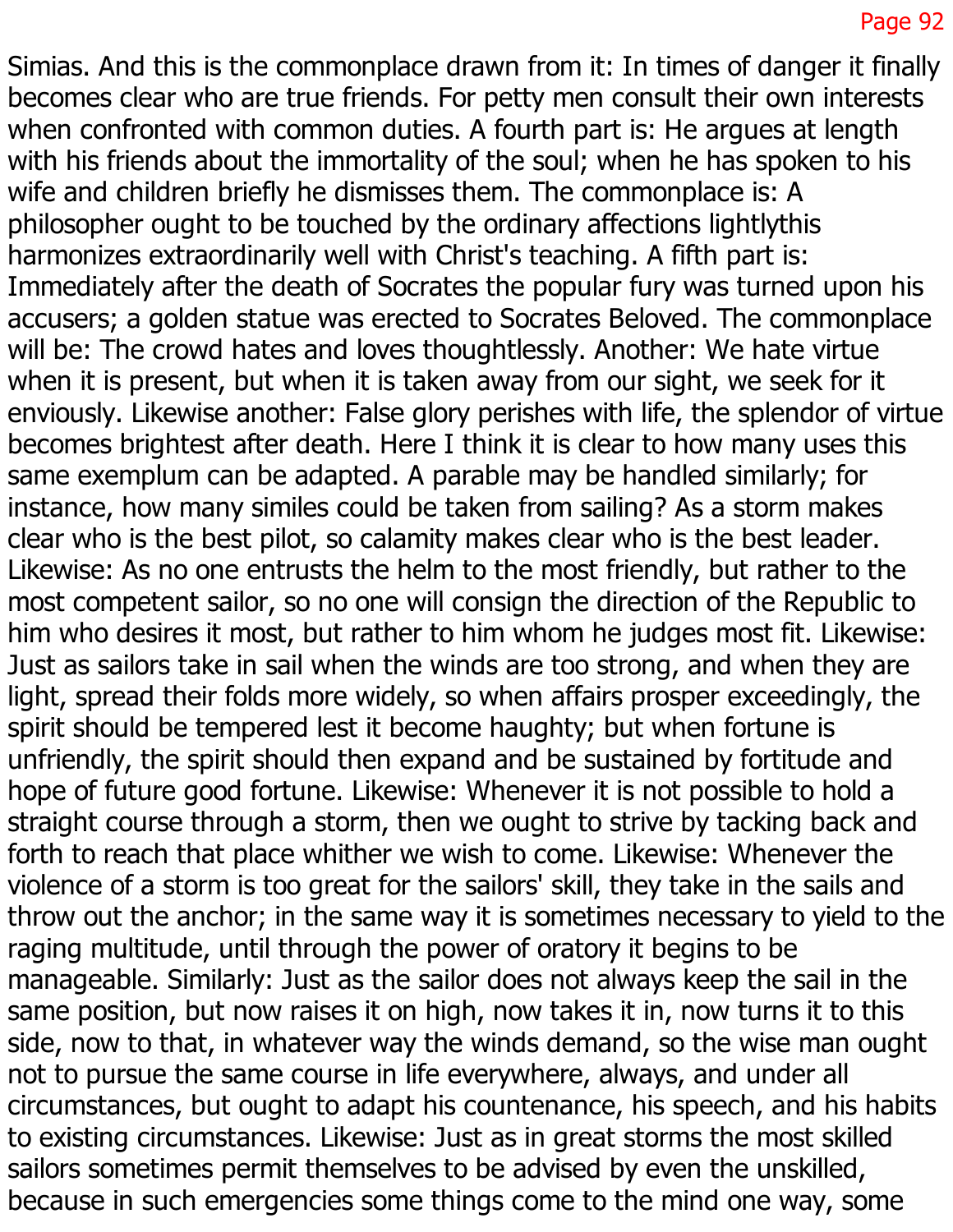Simias. And this is the commonplace drawn from it: In times of danger it finally becomes clear who are true friends. For petty men consult their own interests when confronted with common duties. A fourth part is: He argues at length with his friends about the immortality of the soul; when he has spoken to his wife and children briefly he dismisses them. The commonplace is: A philosopher ought to be touched by the ordinary affections lightlythis harmonizes extraordinarily well with Christ's teaching. A fifth part is: Immediately after the death of Socrates the popular fury was turned upon his accusers; a golden statue was erected to Socrates Beloved. The commonplace will be: The crowd hates and loves thoughtlessly. Another: We hate virtue when it is present, but when it is taken away from our sight, we seek for it enviously. Likewise another: False glory perishes with life, the splendor of virtue becomes brightest after death. Here I think it is clear to how many uses this same exemplum can be adapted. A parable may be handled similarly; for instance, how many similes could be taken from sailing? As a storm makes clear who is the best pilot, so calamity makes clear who is the best leader. Likewise: As no one entrusts the helm to the most friendly, but rather to the most competent sailor, so no one will consign the direction of the Republic to him who desires it most, but rather to him whom he judges most fit. Likewise: Just as sailors take in sail when the winds are too strong, and when they are light, spread their folds more widely, so when affairs prosper exceedingly, the spirit should be tempered lest it become haughty; but when fortune is unfriendly, the spirit should then expand and be sustained by fortitude and hope of future good fortune. Likewise: Whenever it is not possible to hold a straight course through a storm, then we ought to strive by tacking back and forth to reach that place whither we wish to come. Likewise: Whenever the violence of a storm is too great for the sailors' skill, they take in the sails and throw out the anchor; in the same way it is sometimes necessary to yield to the raging multitude, until through the power of oratory it begins to be manageable. Similarly: Just as the sailor does not always keep the sail in the same position, but now raises it on high, now takes it in, now turns it to this side, now to that, in whatever way the winds demand, so the wise man ought not to pursue the same course in life everywhere, always, and under all circumstances, but ought to adapt his countenance, his speech, and his habits to existing circumstances. Likewise: Just as in great storms the most skilled sailors sometimes permit themselves to be advised by even the unskilled, because in such emergencies some things come to the mind one way, some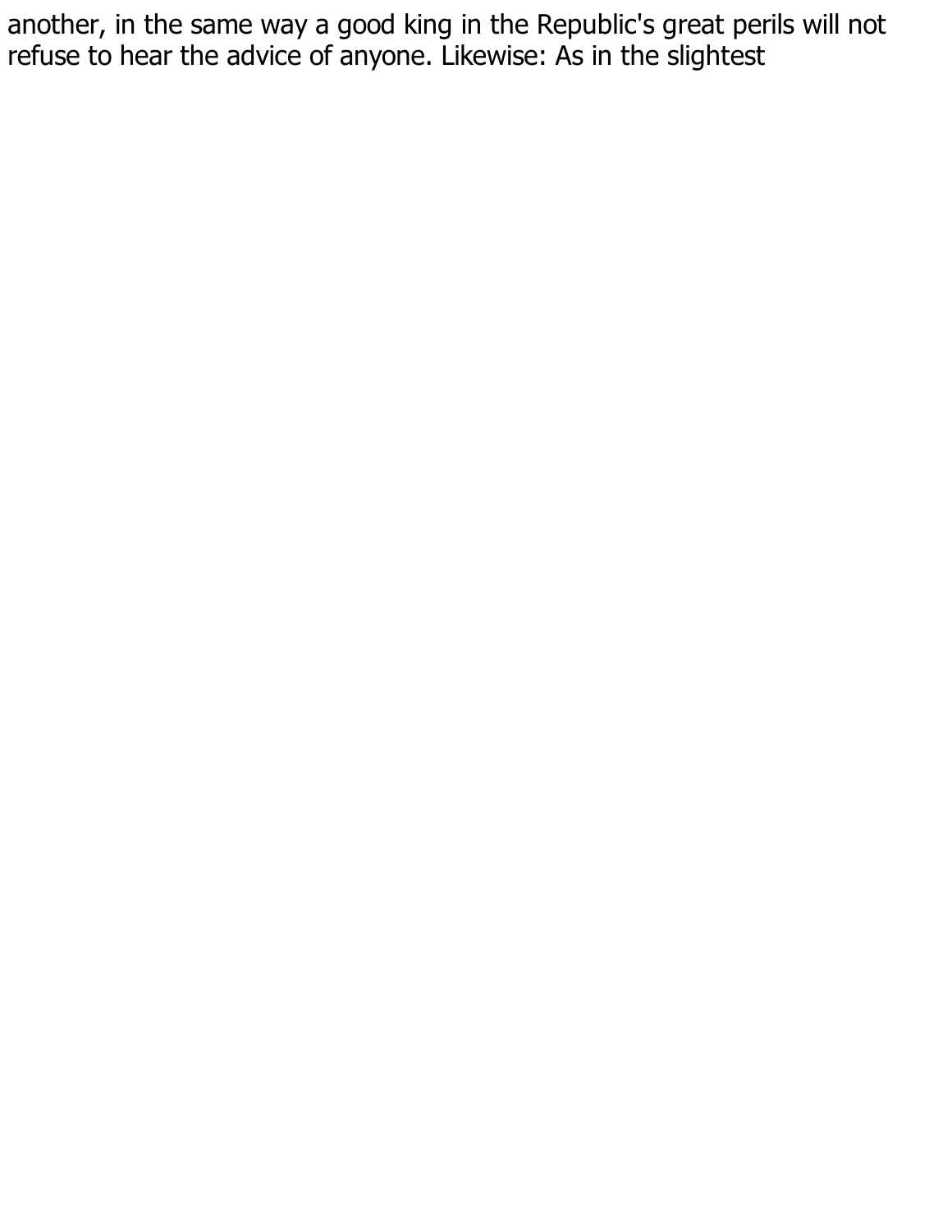another, in the same way a good king in the Republic's great perils will not refuse to hear the advice of anyone. Likewise: As in the slightest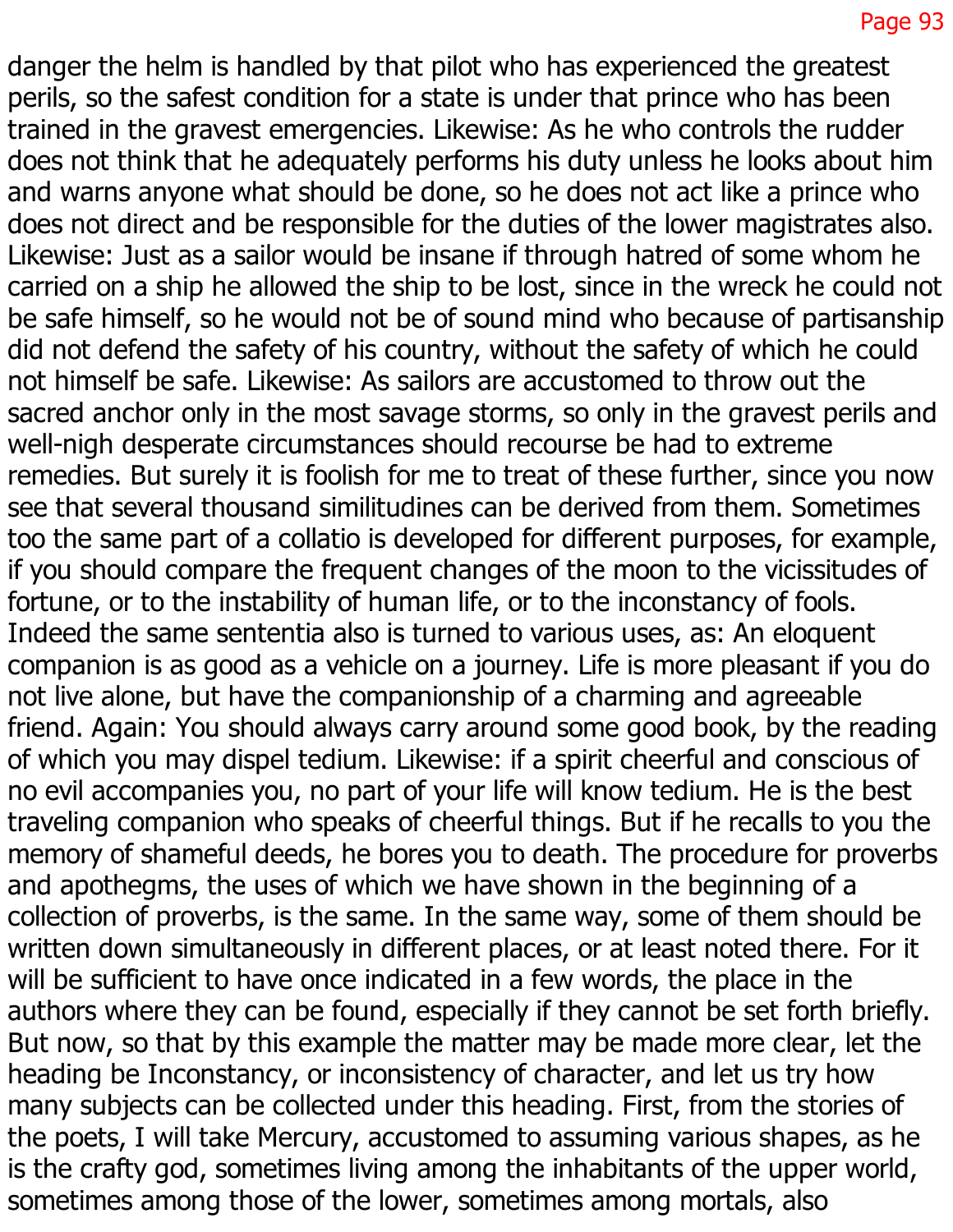danger the helm is handled by that pilot who has experienced the greatest perils, so the safest condition for a state is under that prince who has been trained in the gravest emergencies. Likewise: As he who controls the rudder does not think that he adequately performs his duty unless he looks about him and warns anyone what should be done, so he does not act like a prince who does not direct and be responsible for the duties of the lower magistrates also. Likewise: Just as a sailor would be insane if through hatred of some whom he carried on a ship he allowed the ship to be lost, since in the wreck he could not be safe himself, so he would not be of sound mind who because of partisanship did not defend the safety of his country, without the safety of which he could not himself be safe. Likewise: As sailors are accustomed to throw out the sacred anchor only in the most savage storms, so only in the gravest perils and well-nigh desperate circumstances should recourse be had to extreme remedies. But surely it is foolish for me to treat of these further, since you now see that several thousand similitudines can be derived from them. Sometimes too the same part of a collatio is developed for different purposes, for example, if you should compare the frequent changes of the moon to the vicissitudes of fortune, or to the instability of human life, or to the inconstancy of fools. Indeed the same sententia also is turned to various uses, as: An eloquent companion is as good as a vehicle on a journey. Life is more pleasant if you do not live alone, but have the companionship of a charming and agreeable friend. Again: You should always carry around some good book, by the reading of which you may dispel tedium. Likewise: if a spirit cheerful and conscious of no evil accompanies you, no part of your life will know tedium. He is the best traveling companion who speaks of cheerful things. But if he recalls to you the memory of shameful deeds, he bores you to death. The procedure for proverbs and apothegms, the uses of which we have shown in the beginning of a collection of proverbs, is the same. In the same way, some of them should be written down simultaneously in different places, or at least noted there. For it will be sufficient to have once indicated in a few words, the place in the authors where they can be found, especially if they cannot be set forth briefly. But now, so that by this example the matter may be made more clear, let the heading be Inconstancy, or inconsistency of character, and let us try how many subjects can be collected under this heading. First, from the stories of the poets, I will take Mercury, accustomed to assuming various shapes, as he is the crafty god, sometimes living among the inhabitants of the upper world, sometimes among those of the lower, sometimes among mortals, also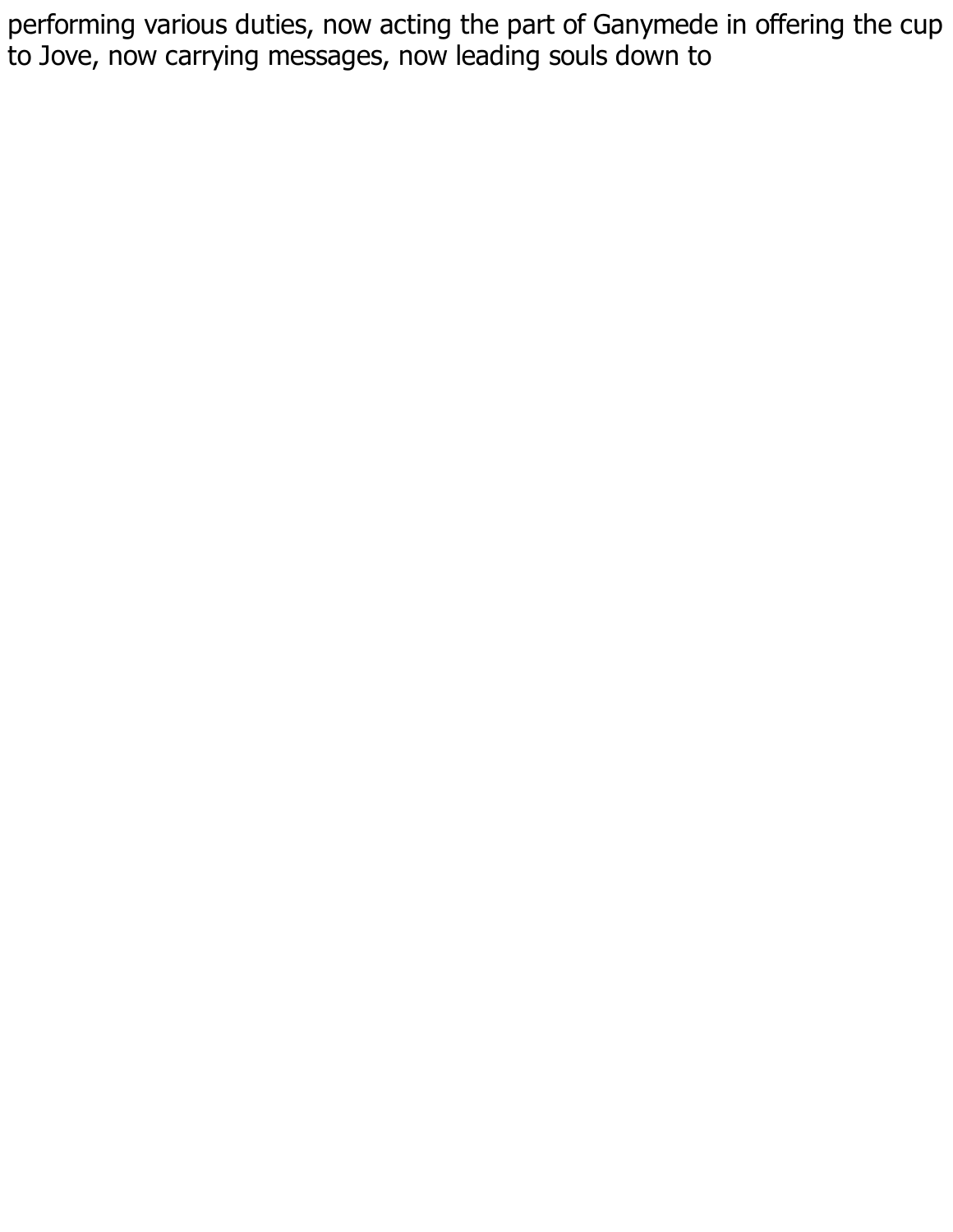performing various duties, now acting the part of Ganymede in offering the cup to Jove, now carrying messages, now leading souls down to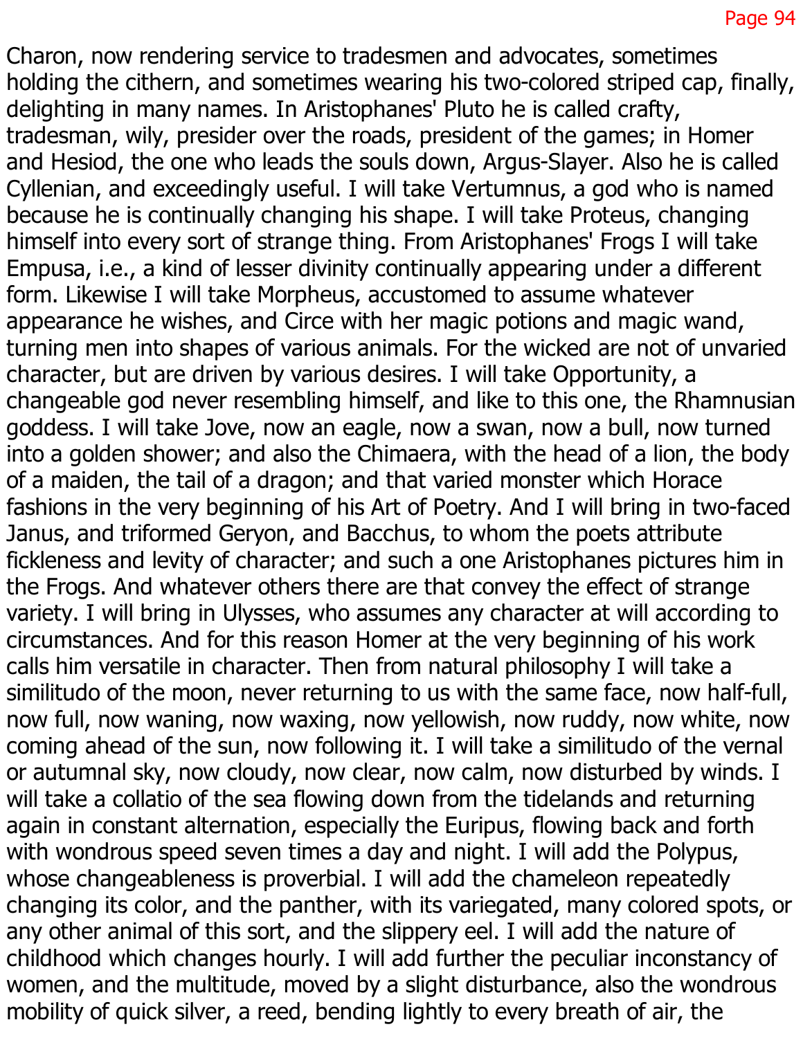Charon, now rendering service to tradesmen and advocates, sometimes holding the cithern, and sometimes wearing his two-colored striped cap, finally, delighting in many names. In Aristophanes' Pluto he is called crafty, tradesman, wily, presider over the roads, president of the games; in Homer and Hesiod, the one who leads the souls down, Argus-Slayer. Also he is called Cyllenian, and exceedingly useful. I will take Vertumnus, a god who is named because he is continually changing his shape. I will take Proteus, changing himself into every sort of strange thing. From Aristophanes' Frogs I will take Empusa, i.e., a kind of lesser divinity continually appearing under a different form. Likewise I will take Morpheus, accustomed to assume whatever appearance he wishes, and Circe with her magic potions and magic wand, turning men into shapes of various animals. For the wicked are not of unvaried character, but are driven by various desires. I will take Opportunity, a changeable god never resembling himself, and like to this one, the Rhamnusian goddess. I will take Jove, now an eagle, now a swan, now a bull, now turned into a golden shower; and also the Chimaera, with the head of a lion, the body of a maiden, the tail of a dragon; and that varied monster which Horace fashions in the very beginning of his Art of Poetry. And I will bring in two-faced Janus, and triformed Geryon, and Bacchus, to whom the poets attribute fickleness and levity of character; and such a one Aristophanes pictures him in the Frogs. And whatever others there are that convey the effect of strange variety. I will bring in Ulysses, who assumes any character at will according to circumstances. And for this reason Homer at the very beginning of his work calls him versatile in character. Then from natural philosophy I will take a similitudo of the moon, never returning to us with the same face, now half-full, now full, now waning, now waxing, now yellowish, now ruddy, now white, now coming ahead of the sun, now following it. I will take a similitudo of the vernal or autumnal sky, now cloudy, now clear, now calm, now disturbed by winds. I will take a collatio of the sea flowing down from the tidelands and returning again in constant alternation, especially the Euripus, flowing back and forth with wondrous speed seven times a day and night. I will add the Polypus, whose changeableness is proverbial. I will add the chameleon repeatedly changing its color, and the panther, with its variegated, many colored spots, or any other animal of this sort, and the slippery eel. I will add the nature of childhood which changes hourly. I will add further the peculiar inconstancy of women, and the multitude, moved by a slight disturbance, also the wondrous mobility of quick silver, a reed, bending lightly to every breath of air, the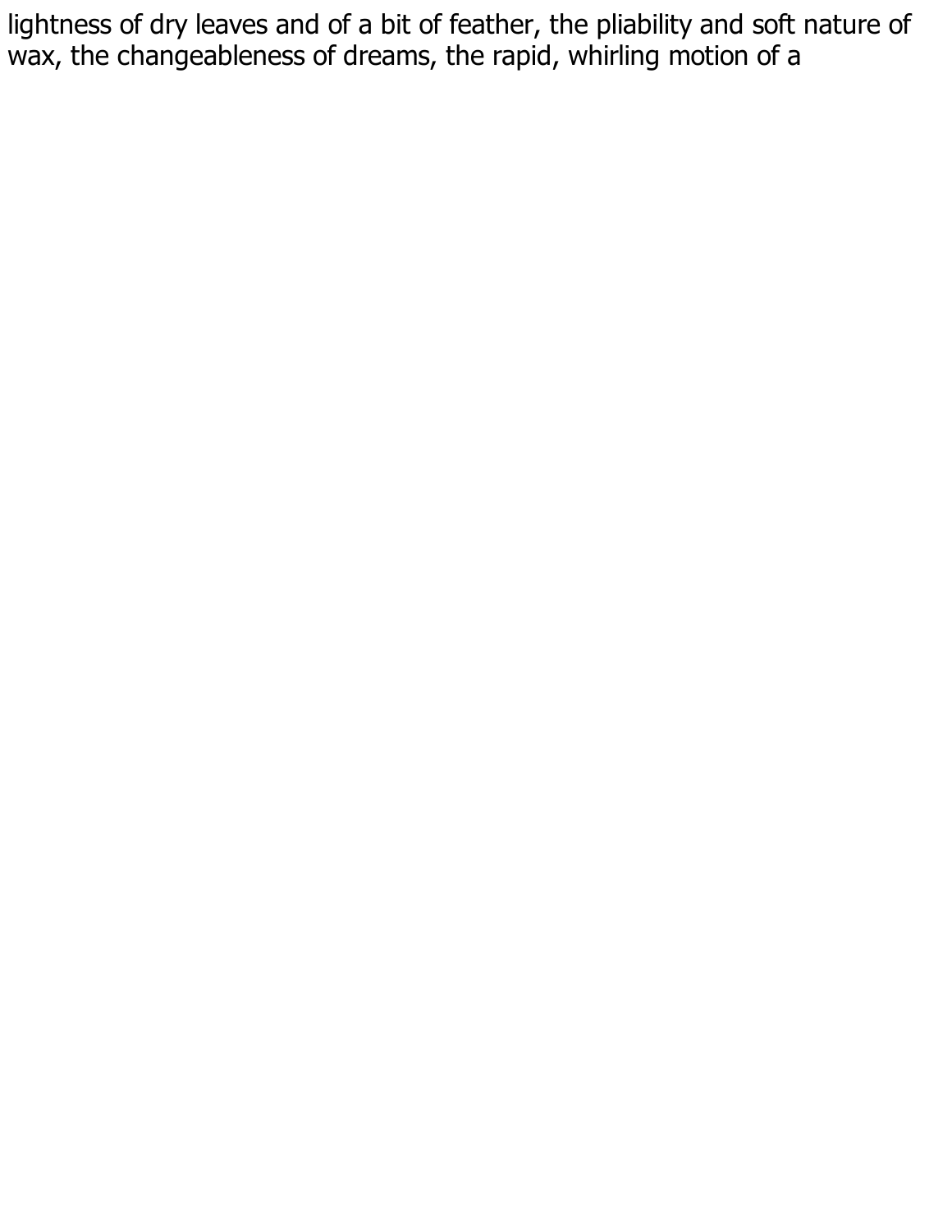lightness of dry leaves and of a bit of feather, the pliability and soft nature of wax, the changeableness of dreams, the rapid, whirling motion of a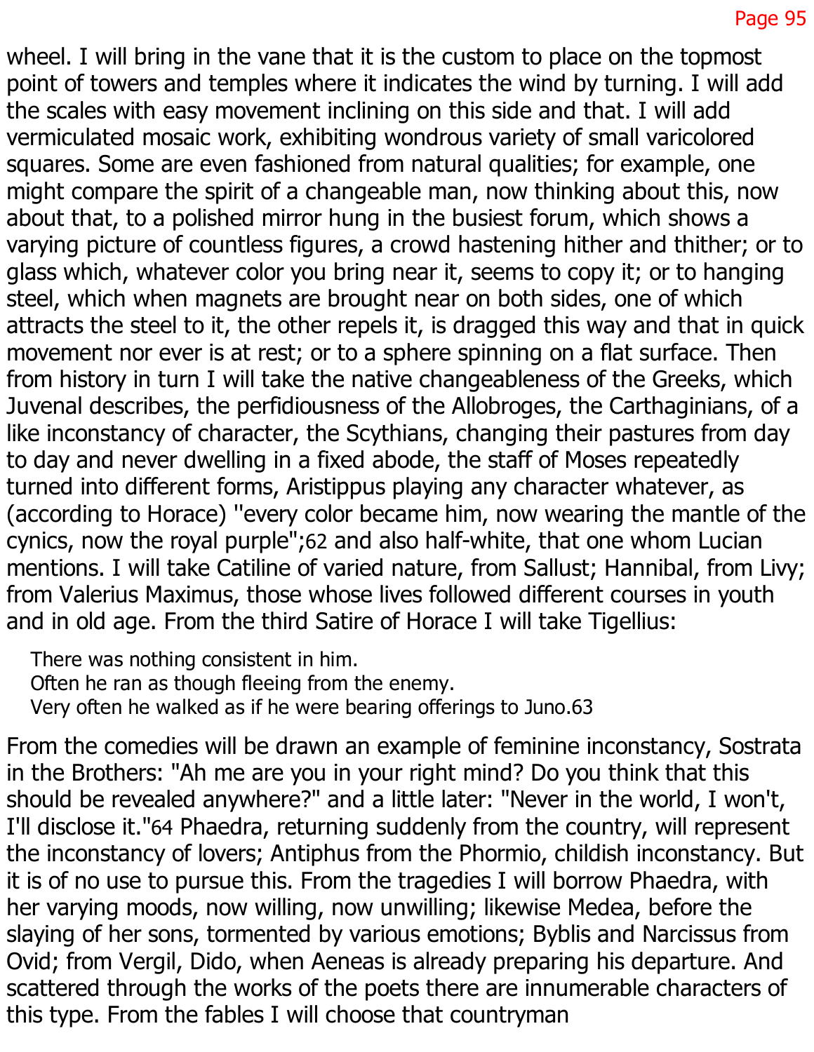wheel. I will bring in the vane that it is the custom to place on the topmost point of towers and temples where it indicates the wind by turning. I will add the scales with easy movement inclining on this side and that. I will add vermiculated mosaic work, exhibiting wondrous variety of small varicolored squares. Some are even fashioned from natural qualities; for example, one might compare the spirit of a changeable man, now thinking about this, now about that, to a polished mirror hung in the busiest forum, which shows a varying picture of countless figures, a crowd hastening hither and thither; or to glass which, whatever color you bring near it, seems to copy it; or to hanging steel, which when magnets are brought near on both sides, one of which attracts the steel to it, the other repels it, is dragged this way and that in quick movement nor ever is at rest; or to a sphere spinning on a flat surface. Then from history in turn I will take the native changeableness of the Greeks, which Juvenal describes, the perfidiousness of the Allobroges, the Carthaginians, of a like inconstancy of character, the Scythians, changing their pastures from day to day and never dwelling in a fixed abode, the staff of Moses repeatedly turned into different forms, Aristippus playing any character whatever, as (according to Horace) "every color became him, now wearing the mantle of the cynics, now the royal purple";[62] and also half-white, that one whom Lucian mentions. I will take Catiline of varied nature, from Sallust; Hannibal, from Livy; from Valerius Maximus, those whose lives followed different courses in youth and in old age. From the third Satire of Horace I will take Tigellius:

> There was nothing consistent in him.
> Often he ran as though fleeing from the enemy.
> Very often he walked as if he were bearing offerings to Juno.[63]

From the comedies will be drawn an example of feminine inconstancy, Sostrata in the Brothers: "Ah me are you in your right mind? Do you think that this should be revealed anywhere?" and a little later: "Never in the world, I won't, I'll disclose it."[64] Phaedra, returning suddenly from the country, will represent the inconstancy of lovers; Antiphus from the Phormio, childish inconstancy. But it is of no use to pursue this. From the tragedies I will borrow Phaedra, with her varying moods, now willing, now unwilling; likewise Medea, before the slaying of her sons, tormented by various emotions; Byblis and Narcissus from Ovid; from Vergil, Dido, when Aeneas is already preparing his departure. And scattered through the works of the poets there are innumerable characters of this type. From the fables I will choose that countryman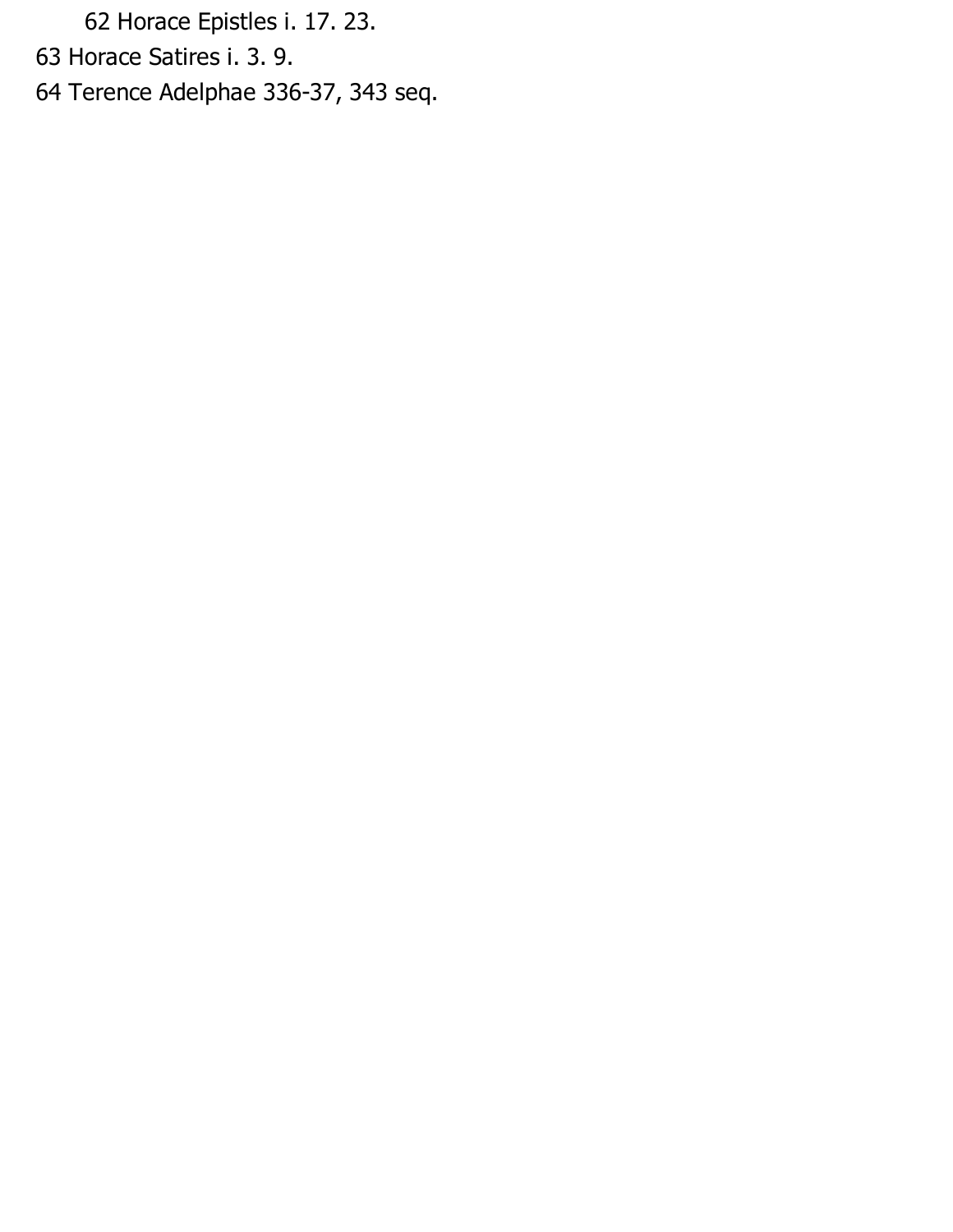62 Horace Epistles i. 17. 23.

63 Horace Satires i. 3. 9.

64 Terence Adelphae 336-37, 343 seq.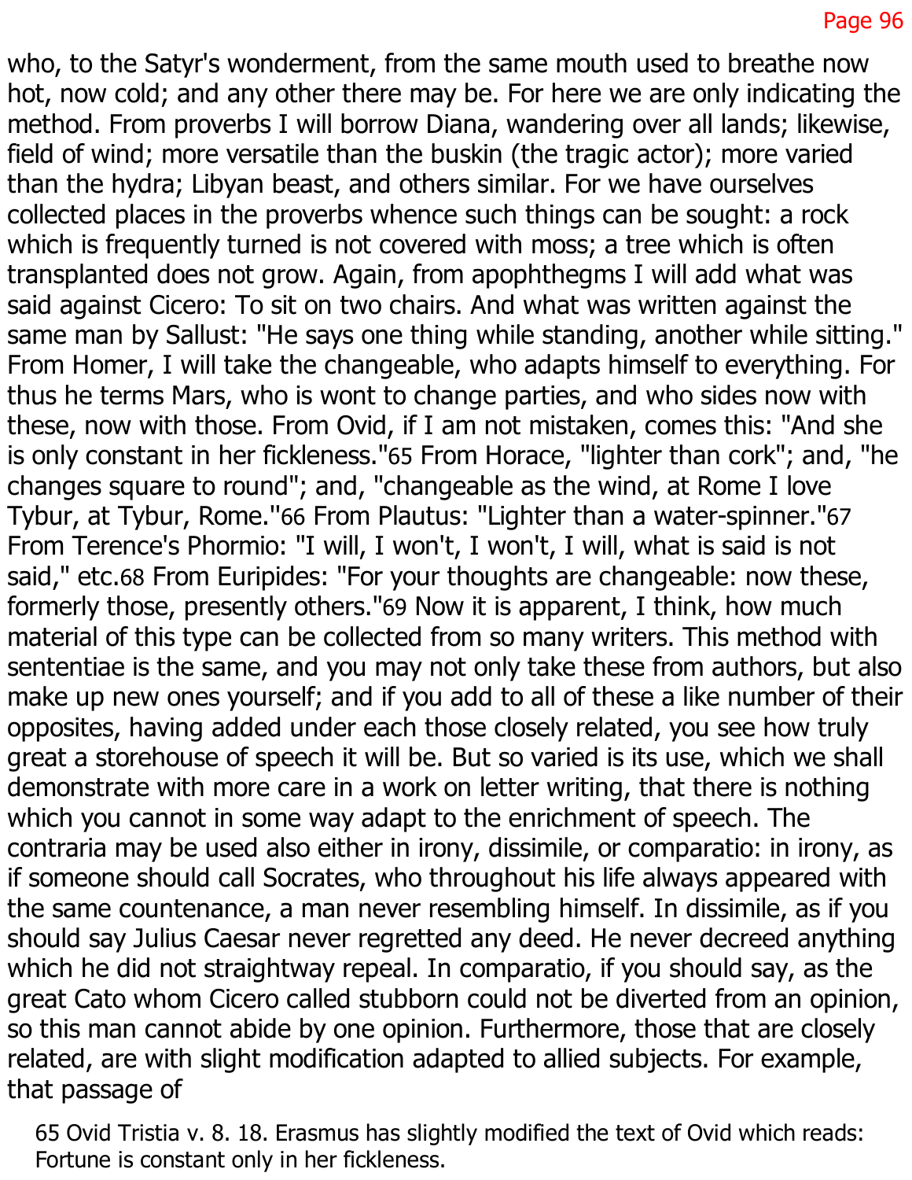who, to the Satyr's wonderment, from the same mouth used to breathe now hot, now cold; and any other there may be. For here we are only indicating the method. From proverbs I will borrow Diana, wandering over all lands; likewise, field of wind; more versatile than the buskin (the tragic actor); more varied than the hydra; Libyan beast, and others similar. For we have ourselves collected places in the proverbs whence such things can be sought: a rock which is frequently turned is not covered with moss; a tree which is often transplanted does not grow. Again, from apophthegms I will add what was said against Cicero: To sit on two chairs. And what was written against the same man by Sallust: "He says one thing while standing, another while sitting." From Homer, I will take the changeable, who adapts himself to everything. For thus he terms Mars, who is wont to change parties, and who sides now with these, now with those. From Ovid, if I am not mistaken, comes this: "And she is only constant in her fickleness."[65] From Horace, "lighter than cork"; and, "he changes square to round"; and, "changeable as the wind, at Rome I love Tybur, at Tybur, Rome."[66] From Plautus: "Lighter than a water-spinner."[67] From Terence's Phormio: "I will, I won't, I won't, I will, what is said is not said," etc.[68] From Euripides: "For your thoughts are changeable: now these, formerly those, presently others."[69] Now it is apparent, I think, how much material of this type can be collected from so many writers. This method with sententiae is the same, and you may not only take these from authors, but also make up new ones yourself; and if you add to all of these a like number of their opposites, having added under each those closely related, you see how truly great a storehouse of speech it will be. But so varied is its use, which we shall demonstrate with more care in a work on letter writing, that there is nothing which you cannot in some way adapt to the enrichment of speech. The contraria may be used also either in irony, dissimile, or comparatio: in irony, as if someone should call Socrates, who throughout his life always appeared with the same countenance, a man never resembling himself. In dissimile, as if you should say Julius Caesar never regretted any deed. He never decreed anything which he did not straightway repeal. In comparatio, if you should say, as the great Cato whom Cicero called stubborn could not be diverted from an opinion, so this man cannot abide by one opinion. Furthermore, those that are closely related, are with slight modification adapted to allied subjects. For example, that passage of

65 Ovid Tristia v. 8. 18. Erasmus has slightly modified the text of Ovid which reads: Fortune is constant only in her fickleness.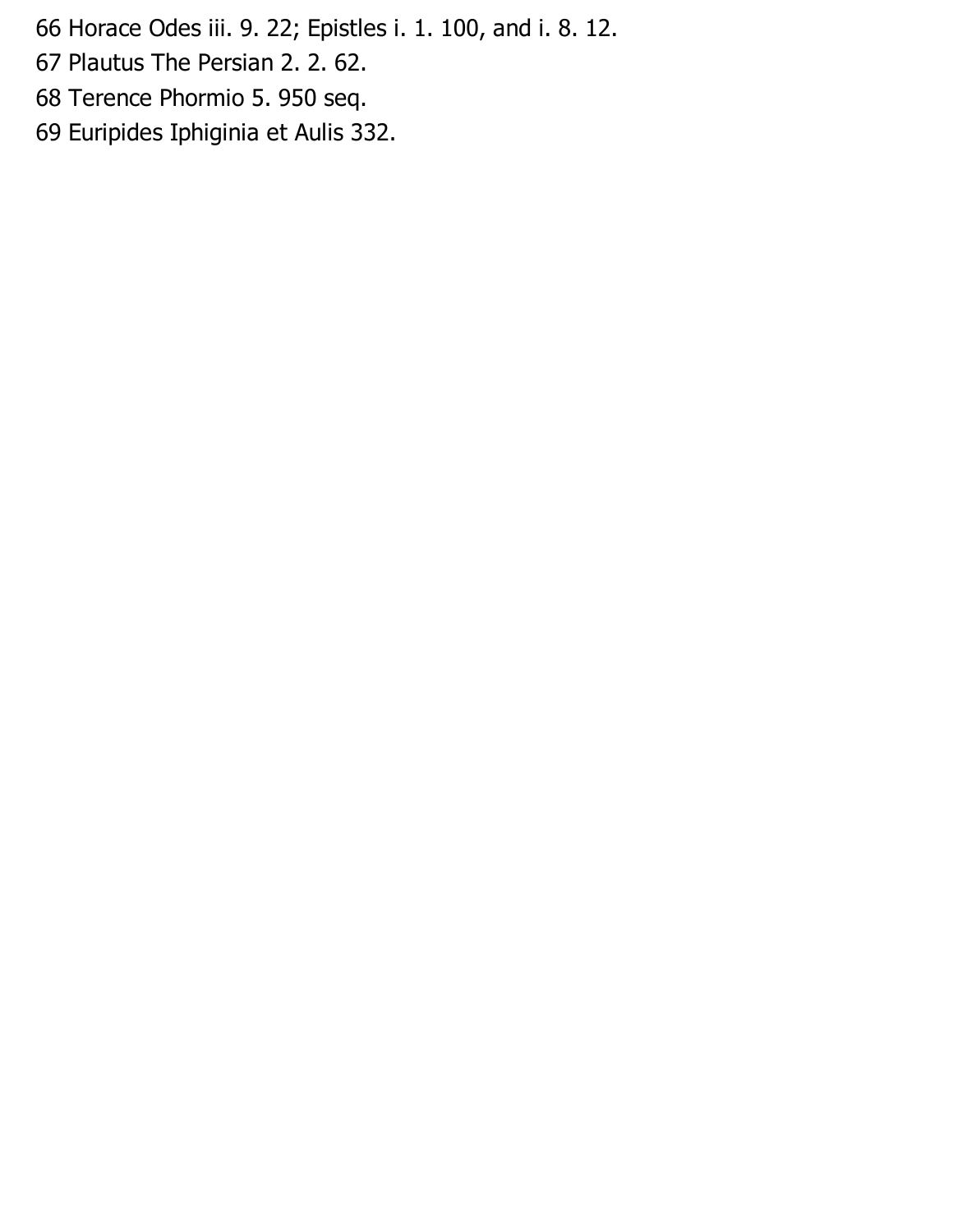66 Horace Odes iii. 9. 22; Epistles i. 1. 100, and i. 8. 12.

67 Plautus The Persian 2. 2. 62.

68 Terence Phormio 5. 950 seq.

69 Euripides Iphiginia et Aulis 332.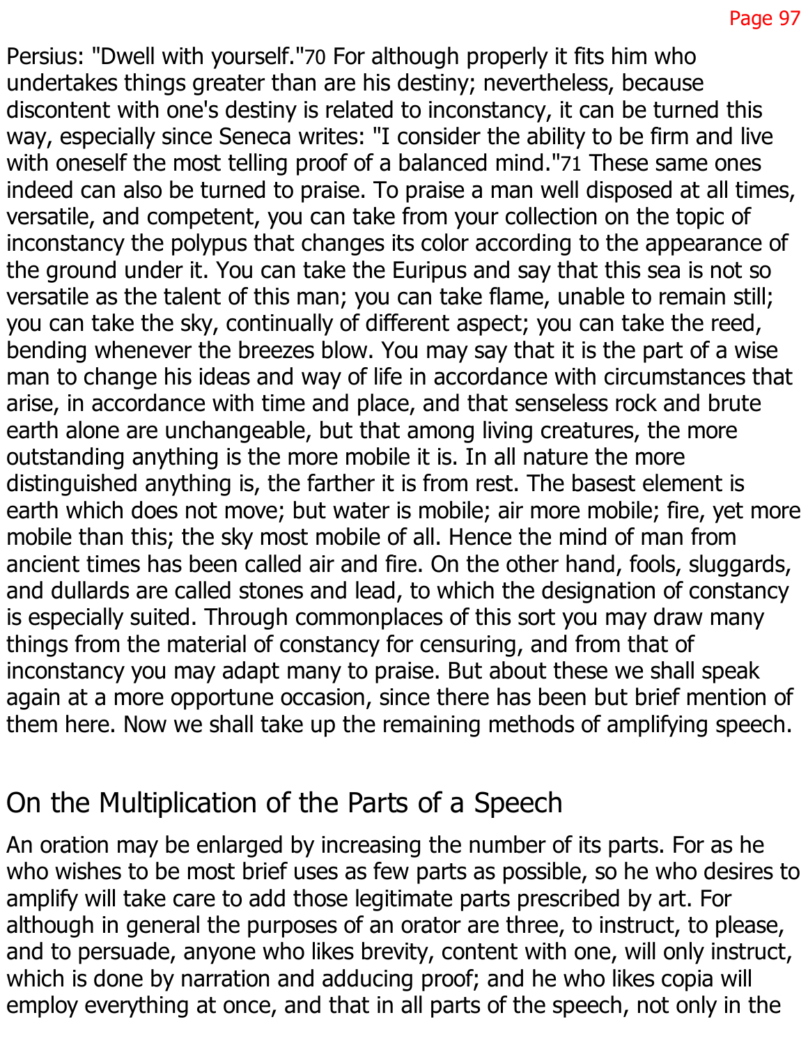Persius: "Dwell with yourself."[70] For although properly it fits him who undertakes things greater than are his destiny; nevertheless, because discontent with one's destiny is related to inconstancy, it can be turned this way, especially since Seneca writes: "I consider the ability to be firm and live with oneself the most telling proof of a balanced mind."[71] These same ones indeed can also be turned to praise. To praise a man well disposed at all times, versatile, and competent, you can take from your collection on the topic of inconstancy the polypus that changes its color according to the appearance of the ground under it. You can take the Euripus and say that this sea is not so versatile as the talent of this man; you can take flame, unable to remain still; you can take the sky, continually of different aspect; you can take the reed, bending whenever the breezes blow. You may say that it is the part of a wise man to change his ideas and way of life in accordance with circumstances that arise, in accordance with time and place, and that senseless rock and brute earth alone are unchangeable, but that among living creatures, the more outstanding anything is the more mobile it is. In all nature the more distinguished anything is, the farther it is from rest. The basest element is earth which does not move; but water is mobile; air more mobile; fire, yet more mobile than this; the sky most mobile of all. Hence the mind of man from ancient times has been called air and fire. On the other hand, fools, sluggards, and dullards are called stones and lead, to which the designation of constancy is especially suited. Through commonplaces of this sort you may draw many things from the material of constancy for censuring, and from that of inconstancy you may adapt many to praise. But about these we shall speak again at a more opportune occasion, since there has been but brief mention of them here. Now we shall take up the remaining methods of amplifying speech.

## On the Multiplication of the Parts of a Speech

An oration may be enlarged by increasing the number of its parts. For as he who wishes to be most brief uses as few parts as possible, so he who desires to amplify will take care to add those legitimate parts prescribed by art. For although in general the purposes of an orator are three, to instruct, to please, and to persuade, anyone who likes brevity, content with one, will only instruct, which is done by narration and adducing proof; and he who likes copia will employ everything at once, and that in all parts of the speech, not only in the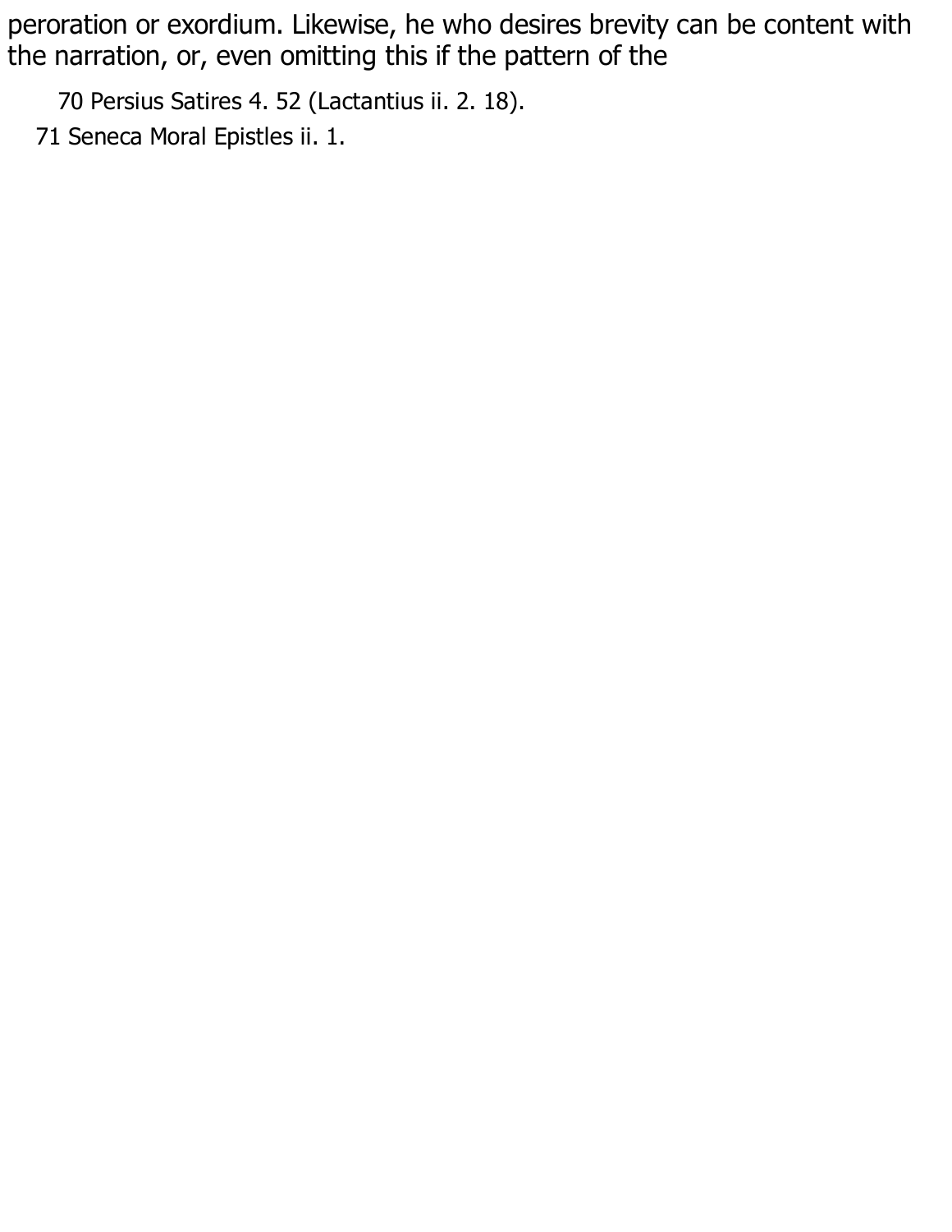peroration or exordium. Likewise, he who desires brevity can be content with the narration, or, even omitting this if the pattern of the

70 Persius Satires 4. 52 (Lactantius ii. 2. 18).

71 Seneca Moral Epistles ii. 1.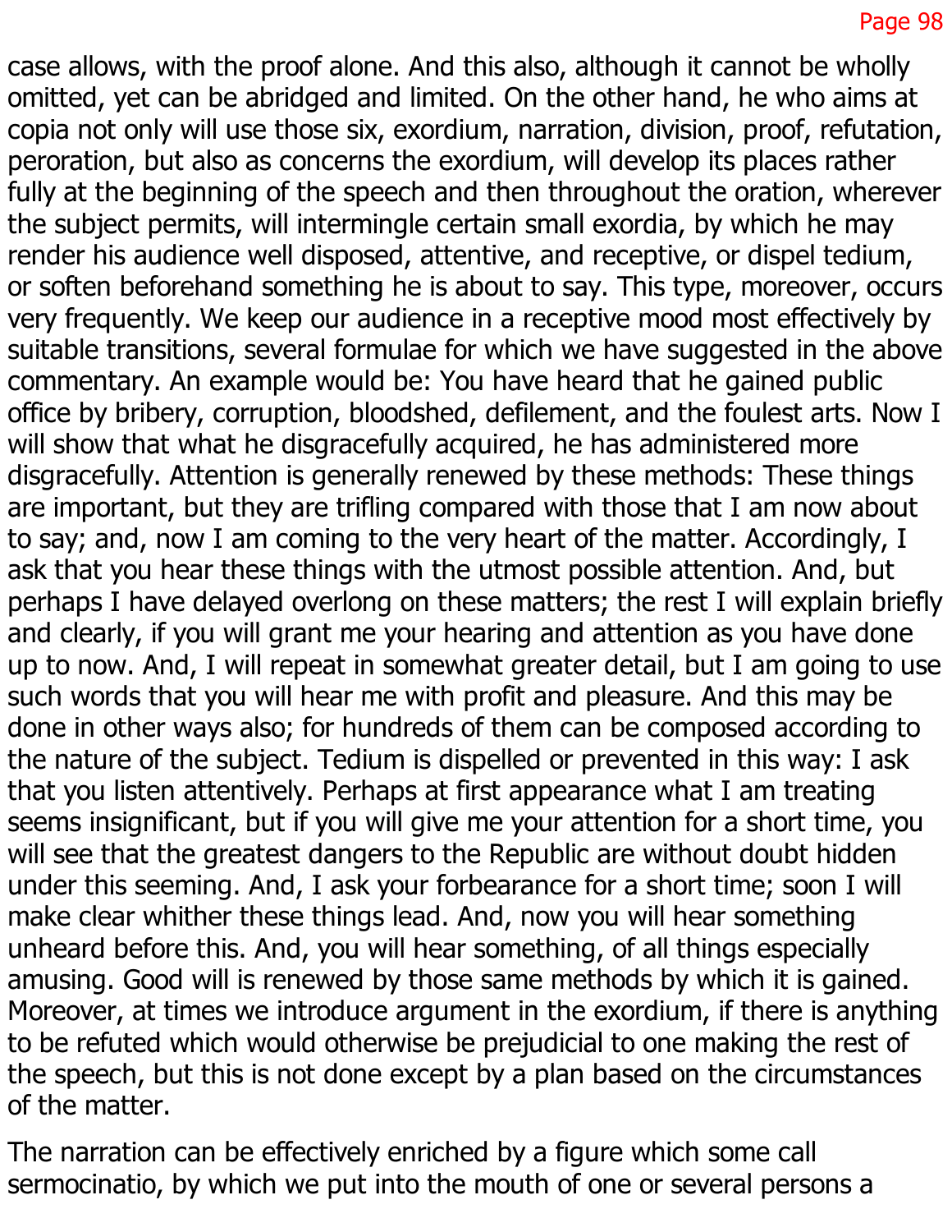case allows, with the proof alone. And this also, although it cannot be wholly omitted, yet can be abridged and limited. On the other hand, he who aims at copia not only will use those six, exordium, narration, division, proof, refutation, peroration, but also as concerns the exordium, will develop its places rather fully at the beginning of the speech and then throughout the oration, wherever the subject permits, will intermingle certain small exordia, by which he may render his audience well disposed, attentive, and receptive, or dispel tedium, or soften beforehand something he is about to say. This type, moreover, occurs very frequently. We keep our audience in a receptive mood most effectively by suitable transitions, several formulae for which we have suggested in the above commentary. An example would be: You have heard that he gained public office by bribery, corruption, bloodshed, defilement, and the foulest arts. Now I will show that what he disgracefully acquired, he has administered more disgracefully. Attention is generally renewed by these methods: These things are important, but they are trifling compared with those that I am now about to say; and, now I am coming to the very heart of the matter. Accordingly, I ask that you hear these things with the utmost possible attention. And, but perhaps I have delayed overlong on these matters; the rest I will explain briefly and clearly, if you will grant me your hearing and attention as you have done up to now. And, I will repeat in somewhat greater detail, but I am going to use such words that you will hear me with profit and pleasure. And this may be done in other ways also; for hundreds of them can be composed according to the nature of the subject. Tedium is dispelled or prevented in this way: I ask that you listen attentively. Perhaps at first appearance what I am treating seems insignificant, but if you will give me your attention for a short time, you will see that the greatest dangers to the Republic are without doubt hidden under this seeming. And, I ask your forbearance for a short time; soon I will make clear whither these things lead. And, now you will hear something unheard before this. And, you will hear something, of all things especially amusing. Good will is renewed by those same methods by which it is gained. Moreover, at times we introduce argument in the exordium, if there is anything to be refuted which would otherwise be prejudicial to one making the rest of the speech, but this is not done except by a plan based on the circumstances of the matter.

The narration can be effectively enriched by a figure which some call sermocinatio, by which we put into the mouth of one or several persons a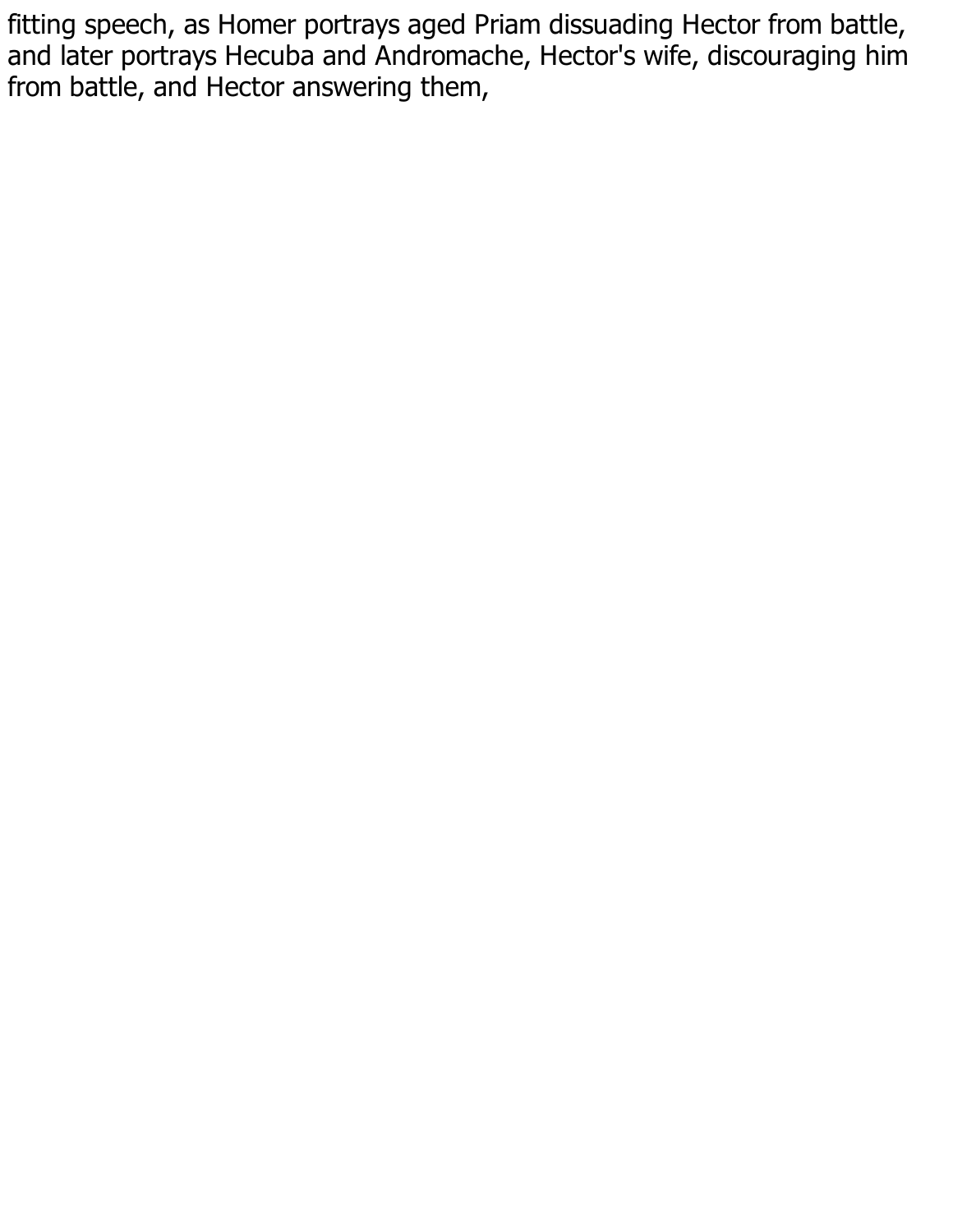fitting speech, as Homer portrays aged Priam dissuading Hector from battle, and later portrays Hecuba and Andromache, Hector's wife, discouraging him from battle, and Hector answering them,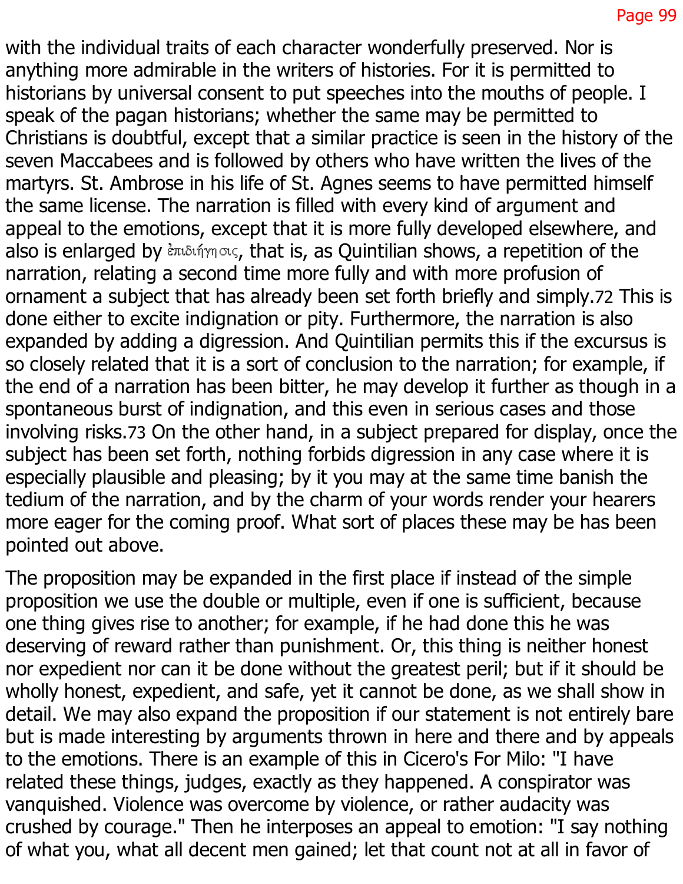with the individual traits of each character wonderfully preserved. Nor is anything more admirable in the writers of histories. For it is permitted to historians by universal consent to put speeches into the mouths of people. I speak of the pagan historians; whether the same may be permitted to Christians is doubtful, except that a similar practice is seen in the history of the seven Maccabees and is followed by others who have written the lives of the martyrs. St. Ambrose in his life of St. Agnes seems to have permitted himself the same license. The narration is filled with every kind of argument and appeal to the emotions, except that it is more fully developed elsewhere, and also is enlarged by ἐπιδιήγησις, that is, as Quintilian shows, a repetition of the narration, relating a second time more fully and with more profusion of ornament a subject that has already been set forth briefly and simply.[72] This is done either to excite indignation or pity. Furthermore, the narration is also expanded by adding a digression. And Quintilian permits this if the excursus is so closely related that it is a sort of conclusion to the narration; for example, if the end of a narration has been bitter, he may develop it further as though in a spontaneous burst of indignation, and this even in serious cases and those involving risks.[73] On the other hand, in a subject prepared for display, once the subject has been set forth, nothing forbids digression in any case where it is especially plausible and pleasing; by it you may at the same time banish the tedium of the narration, and by the charm of your words render your hearers more eager for the coming proof. What sort of places these may be has been pointed out above.

The proposition may be expanded in the first place if instead of the simple proposition we use the double or multiple, even if one is sufficient, because one thing gives rise to another; for example, if he had done this he was deserving of reward rather than punishment. Or, this thing is neither honest nor expedient nor can it be done without the greatest peril; but if it should be wholly honest, expedient, and safe, yet it cannot be done, as we shall show in detail. We may also expand the proposition if our statement is not entirely bare but is made interesting by arguments thrown in here and there and by appeals to the emotions. There is an example of this in Cicero's For Milo: "I have related these things, judges, exactly as they happened. A conspirator was vanquished. Violence was overcome by violence, or rather audacity was crushed by courage." Then he interposes an appeal to emotion: "I say nothing of what you, what all decent men gained; let that count not at all in favor of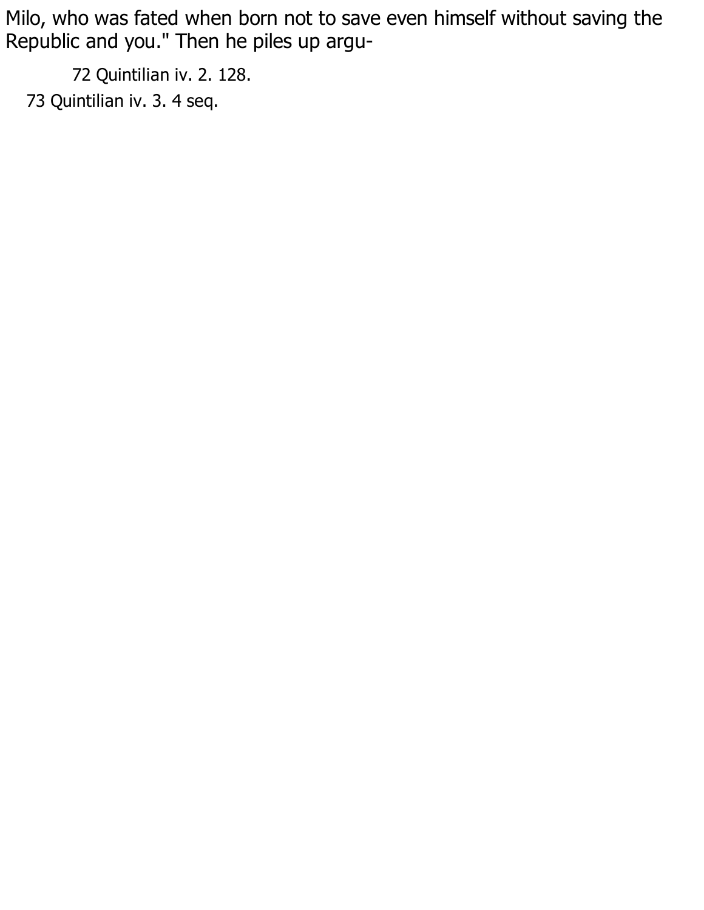Milo, who was fated when born not to save even himself without saving the Republic and you." Then he piles up argu-

72 Quintilian iv. 2. 128.

73 Quintilian iv. 3. 4 seq.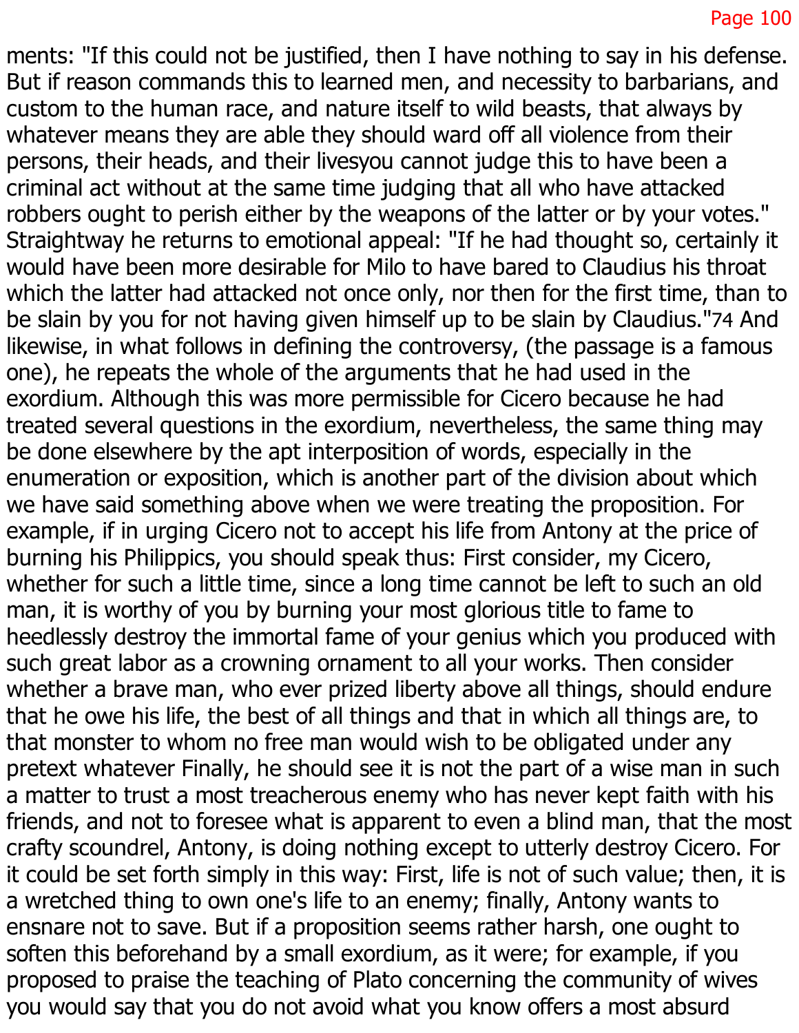ments: "If this could not be justified, then I have nothing to say in his defense. But if reason commands this to learned men, and necessity to barbarians, and custom to the human race, and nature itself to wild beasts, that always by whatever means they are able they should ward off all violence from their persons, their heads, and their livesyou cannot judge this to have been a criminal act without at the same time judging that all who have attacked robbers ought to perish either by the weapons of the latter or by your votes." Straightway he returns to emotional appeal: "If he had thought so, certainly it would have been more desirable for Milo to have bared to Claudius his throat which the latter had attacked not once only, nor then for the first time, than to be slain by you for not having given himself up to be slain by Claudius."[74] And likewise, in what follows in defining the controversy, (the passage is a famous one), he repeats the whole of the arguments that he had used in the exordium. Although this was more permissible for Cicero because he had treated several questions in the exordium, nevertheless, the same thing may be done elsewhere by the apt interposition of words, especially in the enumeration or exposition, which is another part of the division about which we have said something above when we were treating the proposition. For example, if in urging Cicero not to accept his life from Antony at the price of burning his Philippics, you should speak thus: First consider, my Cicero, whether for such a little time, since a long time cannot be left to such an old man, it is worthy of you by burning your most glorious title to fame to heedlessly destroy the immortal fame of your genius which you produced with such great labor as a crowning ornament to all your works. Then consider whether a brave man, who ever prized liberty above all things, should endure that he owe his life, the best of all things and that in which all things are, to that monster to whom no free man would wish to be obligated under any pretext whatever Finally, he should see it is not the part of a wise man in such a matter to trust a most treacherous enemy who has never kept faith with his friends, and not to foresee what is apparent to even a blind man, that the most crafty scoundrel, Antony, is doing nothing except to utterly destroy Cicero. For it could be set forth simply in this way: First, life is not of such value; then, it is a wretched thing to own one's life to an enemy; finally, Antony wants to ensnare not to save. But if a proposition seems rather harsh, one ought to soften this beforehand by a small exordium, as it were; for example, if you proposed to praise the teaching of Plato concerning the community of wives you would say that you do not avoid what you know offers a most absurd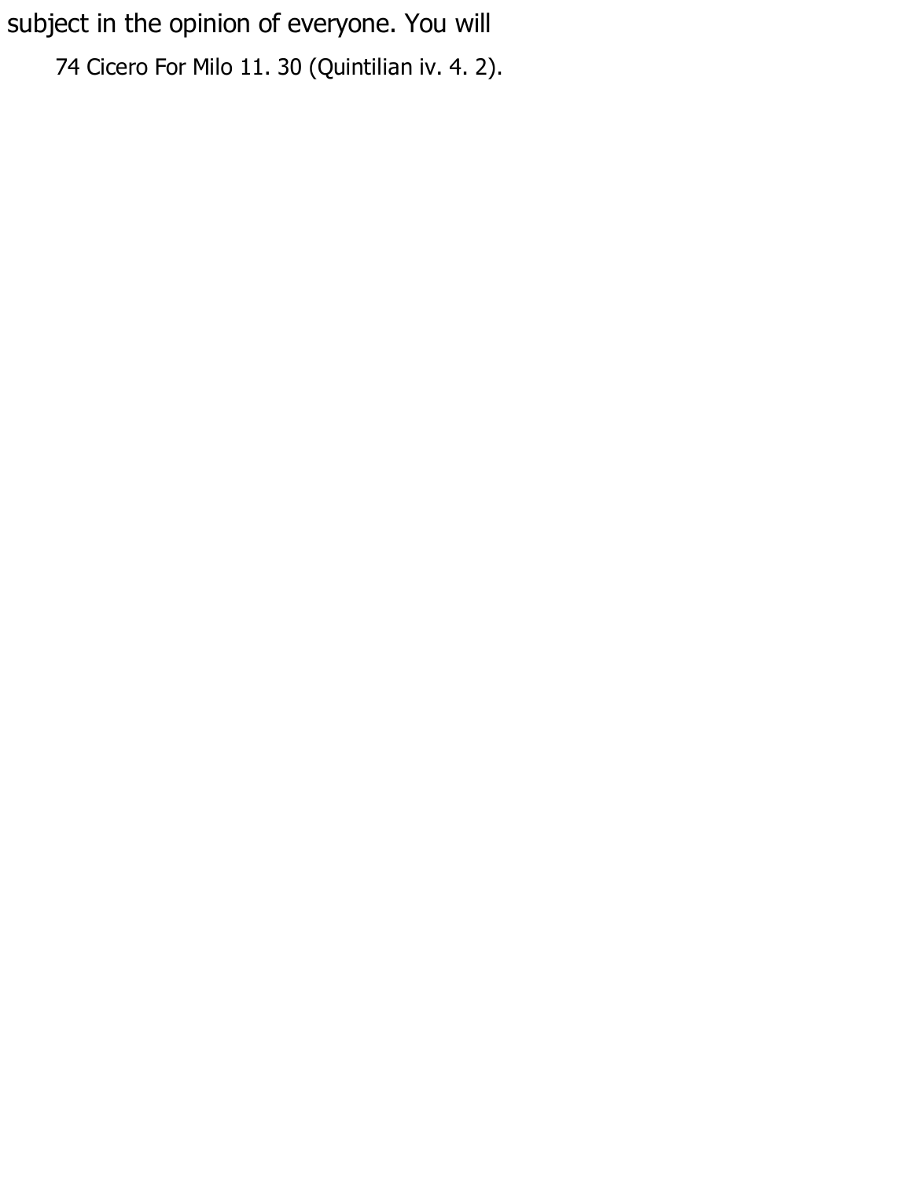subject in the opinion of everyone. You will

74 Cicero For Milo 11. 30 (Quintilian iv. 4. 2).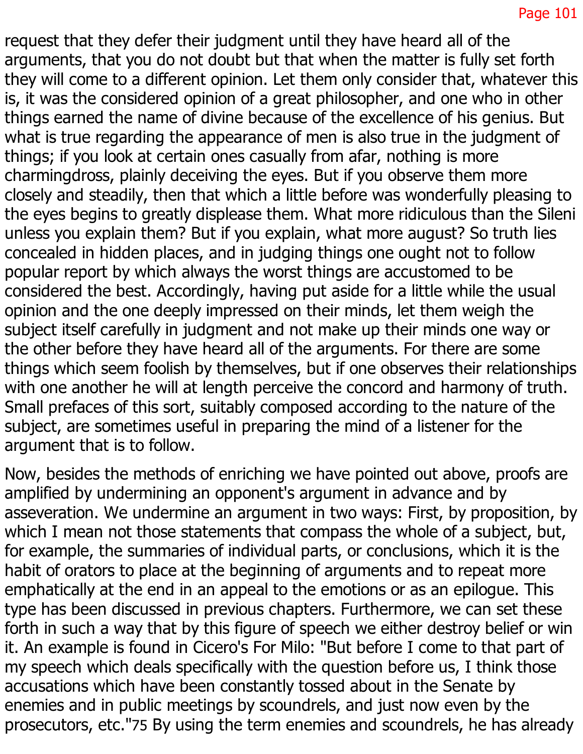request that they defer their judgment until they have heard all of the arguments, that you do not doubt but that when the matter is fully set forth they will come to a different opinion. Let them only consider that, whatever this is, it was the considered opinion of a great philosopher, and one who in other things earned the name of divine because of the excellence of his genius. But what is true regarding the appearance of men is also true in the judgment of things; if you look at certain ones casually from afar, nothing is more charmingdross, plainly deceiving the eyes. But if you observe them more closely and steadily, then that which a little before was wonderfully pleasing to the eyes begins to greatly displease them. What more ridiculous than the Sileni unless you explain them? But if you explain, what more august? So truth lies concealed in hidden places, and in judging things one ought not to follow popular report by which always the worst things are accustomed to be considered the best. Accordingly, having put aside for a little while the usual opinion and the one deeply impressed on their minds, let them weigh the subject itself carefully in judgment and not make up their minds one way or the other before they have heard all of the arguments. For there are some things which seem foolish by themselves, but if one observes their relationships with one another he will at length perceive the concord and harmony of truth. Small prefaces of this sort, suitably composed according to the nature of the subject, are sometimes useful in preparing the mind of a listener for the argument that is to follow.

Now, besides the methods of enriching we have pointed out above, proofs are amplified by undermining an opponent's argument in advance and by asseveration. We undermine an argument in two ways: First, by proposition, by which I mean not those statements that compass the whole of a subject, but, for example, the summaries of individual parts, or conclusions, which it is the habit of orators to place at the beginning of arguments and to repeat more emphatically at the end in an appeal to the emotions or as an epilogue. This type has been discussed in previous chapters. Furthermore, we can set these forth in such a way that by this figure of speech we either destroy belief or win it. An example is found in Cicero's For Milo: "But before I come to that part of my speech which deals specifically with the question before us, I think those accusations which have been constantly tossed about in the Senate by enemies and in public meetings by scoundrels, and just now even by the prosecutors, etc."[75] By using the term enemies and scoundrels, he has already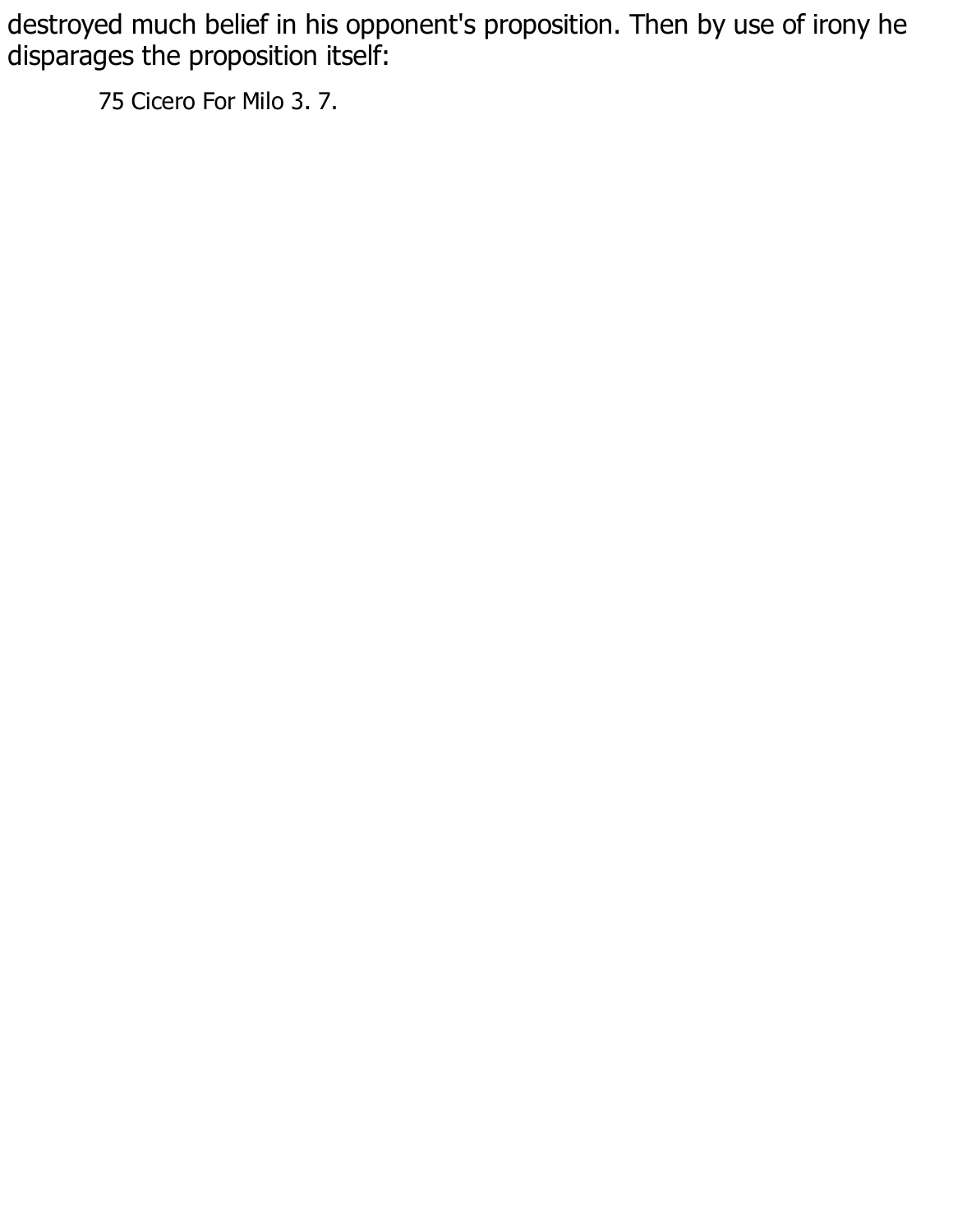destroyed much belief in his opponent's proposition. Then by use of irony he disparages the proposition itself:

75 Cicero For Milo 3. 7.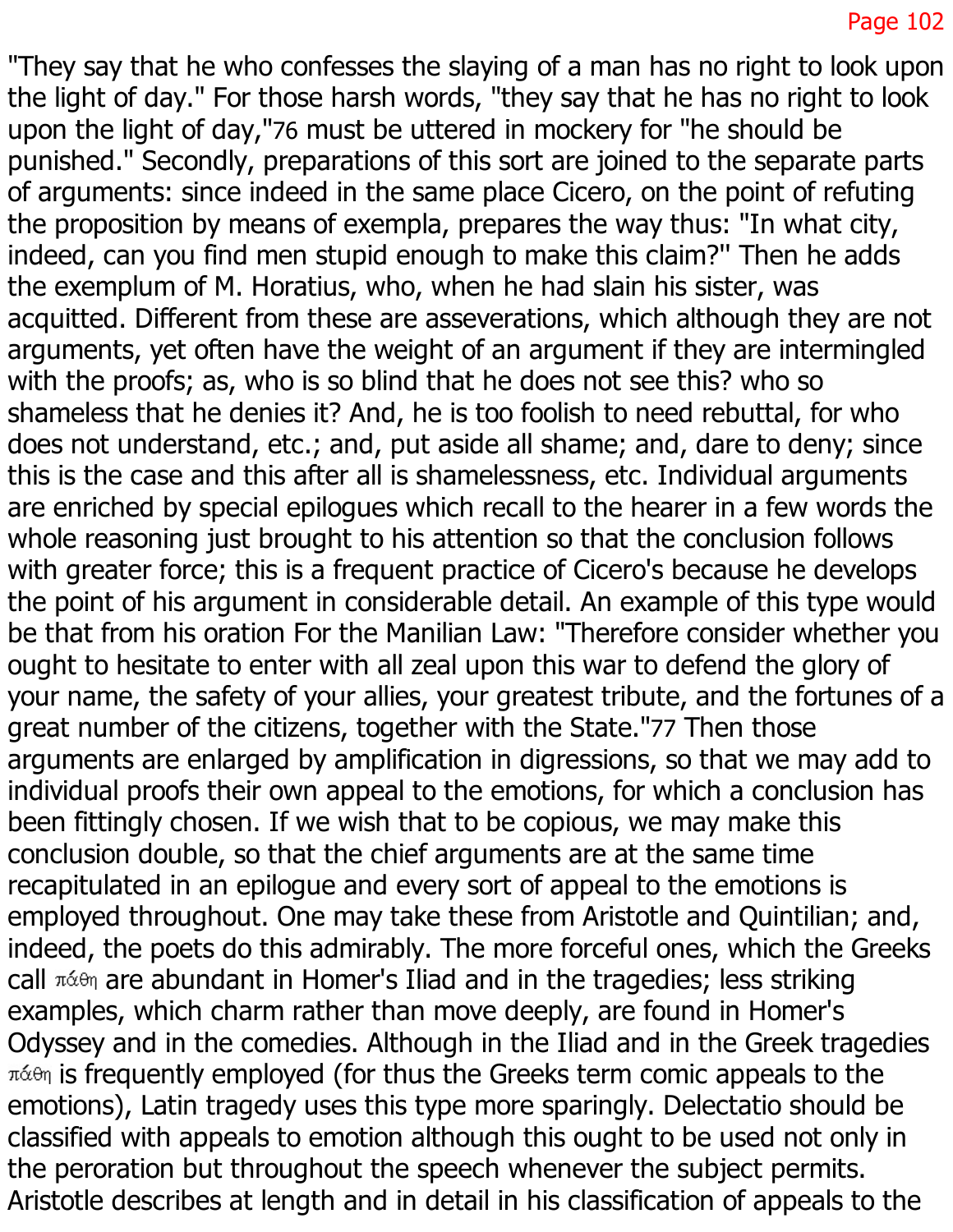"They say that he who confesses the slaying of a man has no right to look upon the light of day." For those harsh words, "they say that he has no right to look upon the light of day,"[76] must be uttered in mockery for "he should be punished." Secondly, preparations of this sort are joined to the separate parts of arguments: since indeed in the same place Cicero, on the point of refuting the proposition by means of exempla, prepares the way thus: "In what city, indeed, can you find men stupid enough to make this claim?" Then he adds the exemplum of M. Horatius, who, when he had slain his sister, was acquitted. Different from these are asseverations, which although they are not arguments, yet often have the weight of an argument if they are intermingled with the proofs; as, who is so blind that he does not see this? who so shameless that he denies it? And, he is too foolish to need rebuttal, for who does not understand, etc.; and, put aside all shame; and, dare to deny; since this is the case and this after all is shamelessness, etc. Individual arguments are enriched by special epilogues which recall to the hearer in a few words the whole reasoning just brought to his attention so that the conclusion follows with greater force; this is a frequent practice of Cicero's because he develops the point of his argument in considerable detail. An example of this type would be that from his oration For the Manilian Law: "Therefore consider whether you ought to hesitate to enter with all zeal upon this war to defend the glory of your name, the safety of your allies, your greatest tribute, and the fortunes of a great number of the citizens, together with the State."[77] Then those arguments are enlarged by amplification in digressions, so that we may add to individual proofs their own appeal to the emotions, for which a conclusion has been fittingly chosen. If we wish that to be copious, we may make this conclusion double, so that the chief arguments are at the same time recapitulated in an epilogue and every sort of appeal to the emotions is employed throughout. One may take these from Aristotle and Quintilian; and, indeed, the poets do this admirably. The more forceful ones, which the Greeks call πάθη are abundant in Homer's Iliad and in the tragedies; less striking examples, which charm rather than move deeply, are found in Homer's Odyssey and in the comedies. Although in the Iliad and in the Greek tragedies πάθη is frequently employed (for thus the Greeks term comic appeals to the emotions), Latin tragedy uses this type more sparingly. Delectatio should be classified with appeals to emotion although this ought to be used not only in the peroration but throughout the speech whenever the subject permits. Aristotle describes at length and in detail in his classification of appeals to the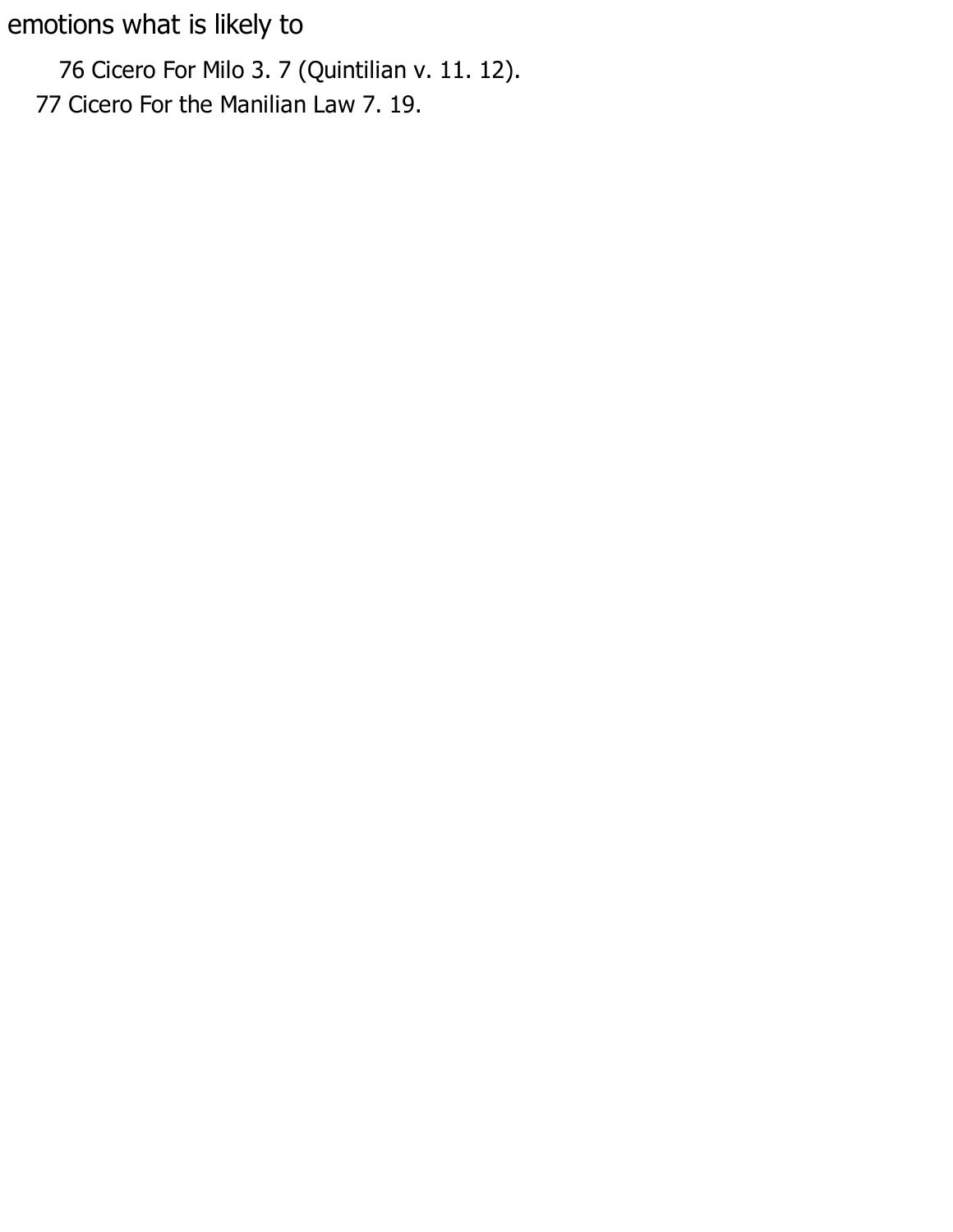emotions what is likely to

76 Cicero For Milo 3. 7 (Quintilian v. 11. 12).

77 Cicero For the Manilian Law 7. 19.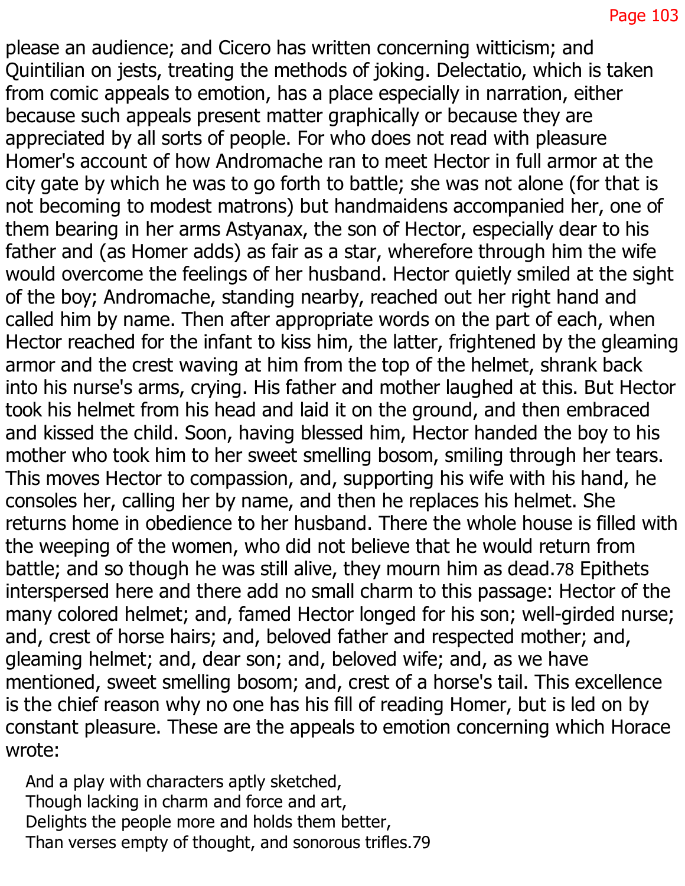please an audience; and Cicero has written concerning witticism; and Quintilian on jests, treating the methods of joking. Delectatio, which is taken from comic appeals to emotion, has a place especially in narration, either because such appeals present matter graphically or because they are appreciated by all sorts of people. For who does not read with pleasure Homer's account of how Andromache ran to meet Hector in full armor at the city gate by which he was to go forth to battle; she was not alone (for that is not becoming to modest matrons) but handmaidens accompanied her, one of them bearing in her arms Astyanax, the son of Hector, especially dear to his father and (as Homer adds) as fair as a star, wherefore through him the wife would overcome the feelings of her husband. Hector quietly smiled at the sight of the boy; Andromache, standing nearby, reached out her right hand and called him by name. Then after appropriate words on the part of each, when Hector reached for the infant to kiss him, the latter, frightened by the gleaming armor and the crest waving at him from the top of the helmet, shrank back into his nurse's arms, crying. His father and mother laughed at this. But Hector took his helmet from his head and laid it on the ground, and then embraced and kissed the child. Soon, having blessed him, Hector handed the boy to his mother who took him to her sweet smelling bosom, smiling through her tears. This moves Hector to compassion, and, supporting his wife with his hand, he consoles her, calling her by name, and then he replaces his helmet. She returns home in obedience to her husband. There the whole house is filled with the weeping of the women, who did not believe that he would return from battle; and so though he was still alive, they mourn him as dead.[78] Epithets interspersed here and there add no small charm to this passage: Hector of the many colored helmet; and, famed Hector longed for his son; well-girded nurse; and, crest of horse hairs; and, beloved father and respected mother; and, gleaming helmet; and, dear son; and, beloved wife; and, as we have mentioned, sweet smelling bosom; and, crest of a horse's tail. This excellence is the chief reason why no one has his fill of reading Homer, but is led on by constant pleasure. These are the appeals to emotion concerning which Horace wrote:

> And a play with characters aptly sketched,
> Though lacking in charm and force and art,
> Delights the people more and holds them better,
> Than verses empty of thought, and sonorous trifles.[79]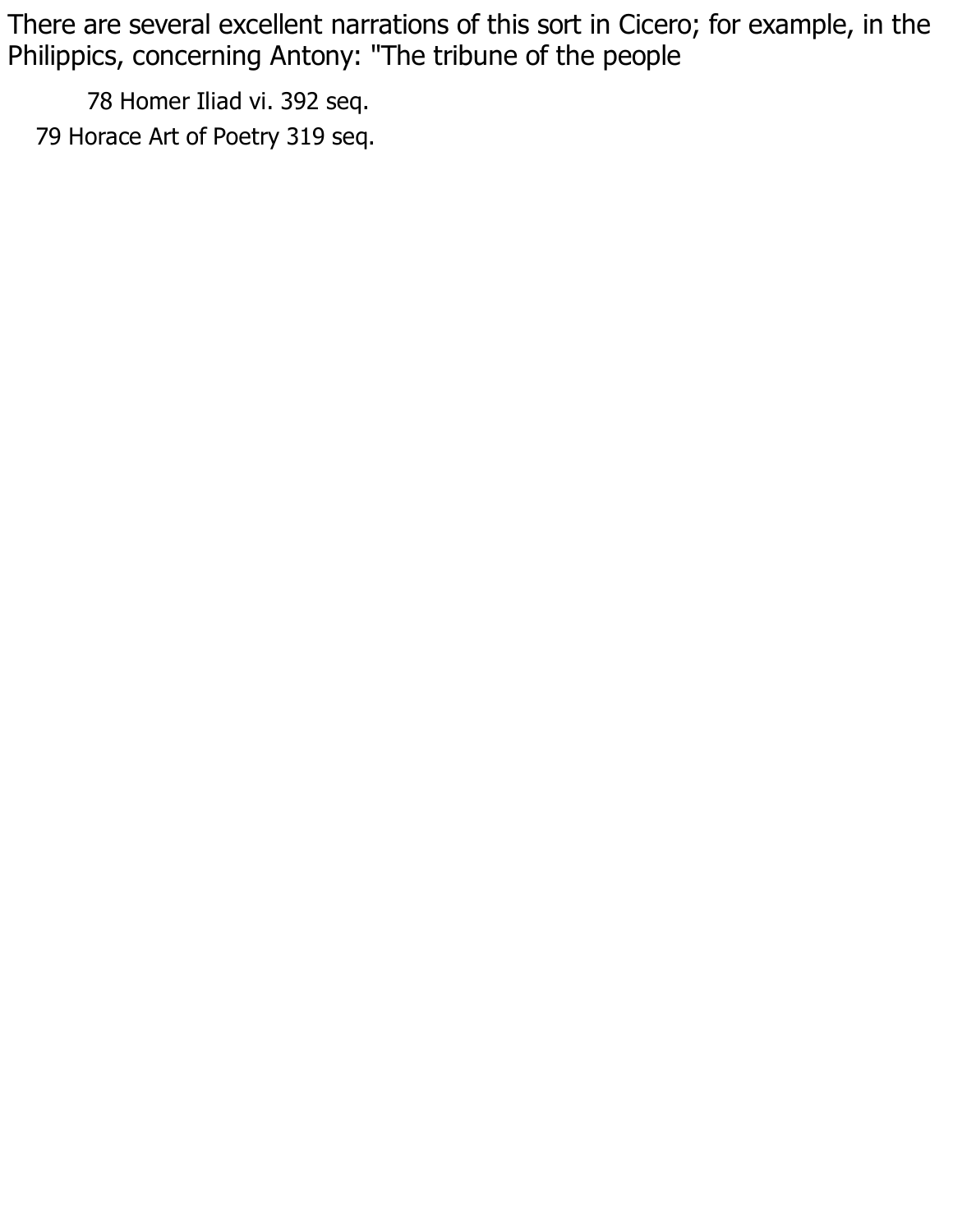There are several excellent narrations of this sort in Cicero; for example, in the Philippics, concerning Antony: "The tribune of the people

78 Homer Iliad vi. 392 seq.

79 Horace Art of Poetry 319 seq.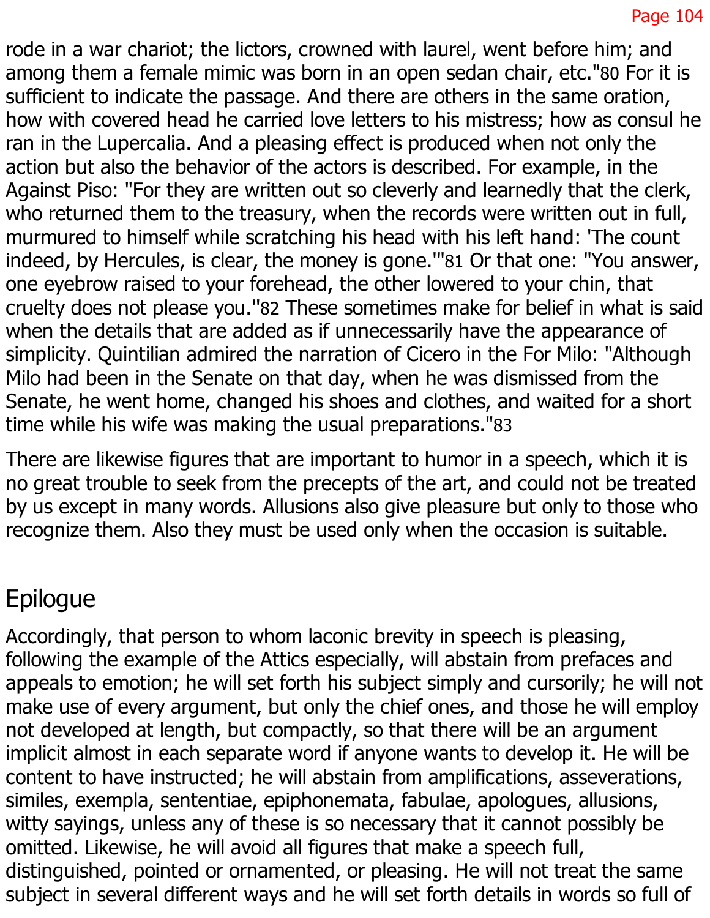rode in a war chariot; the lictors, crowned with laurel, went before him; and among them a female mimic was born in an open sedan chair, etc."[80] For it is sufficient to indicate the passage. And there are others in the same oration, how with covered head he carried love letters to his mistress; how as consul he ran in the Lupercalia. And a pleasing effect is produced when not only the action but also the behavior of the actors is described. For example, in the Against Piso: "For they are written out so cleverly and learnedly that the clerk, who returned them to the treasury, when the records were written out in full, murmured to himself while scratching his head with his left hand: 'The count indeed, by Hercules, is clear, the money is gone.'"[81] Or that one: "You answer, one eyebrow raised to your forehead, the other lowered to your chin, that cruelty does not please you."[82] These sometimes make for belief in what is said when the details that are added as if unnecessarily have the appearance of simplicity. Quintilian admired the narration of Cicero in the For Milo: "Although Milo had been in the Senate on that day, when he was dismissed from the Senate, he went home, changed his shoes and clothes, and waited for a short time while his wife was making the usual preparations."[83]

There are likewise figures that are important to humor in a speech, which it is no great trouble to seek from the precepts of the art, and could not be treated by us except in many words. Allusions also give pleasure but only to those who recognize them. Also they must be used only when the occasion is suitable.

## Epilogue

Accordingly, that person to whom laconic brevity in speech is pleasing, following the example of the Attics especially, will abstain from prefaces and appeals to emotion; he will set forth his subject simply and cursorily; he will not make use of every argument, but only the chief ones, and those he will employ not developed at length, but compactly, so that there will be an argument implicit almost in each separate word if anyone wants to develop it. He will be content to have instructed; he will abstain from amplifications, asseverations, similes, exempla, sententiae, epiphonemata, fabulae, apologues, allusions, witty sayings, unless any of these is so necessary that it cannot possibly be omitted. Likewise, he will avoid all figures that make a speech full, distinguished, pointed or ornamented, or pleasing. He will not treat the same subject in several different ways and he will set forth details in words so full of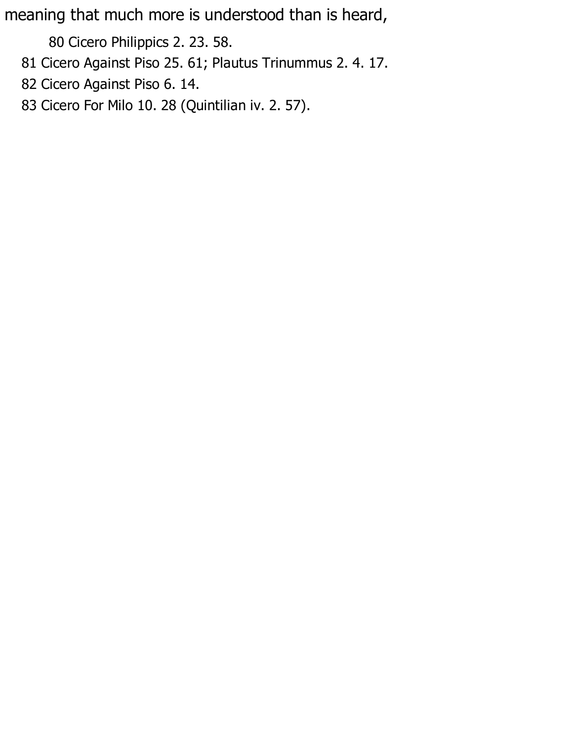meaning that much more is understood than is heard,

80 Cicero Philippics 2. 23. 58.

81 Cicero Against Piso 25. 61; Plautus Trinummus 2. 4. 17.

82 Cicero Against Piso 6. 14.

83 Cicero For Milo 10. 28 (Quintilian iv. 2. 57).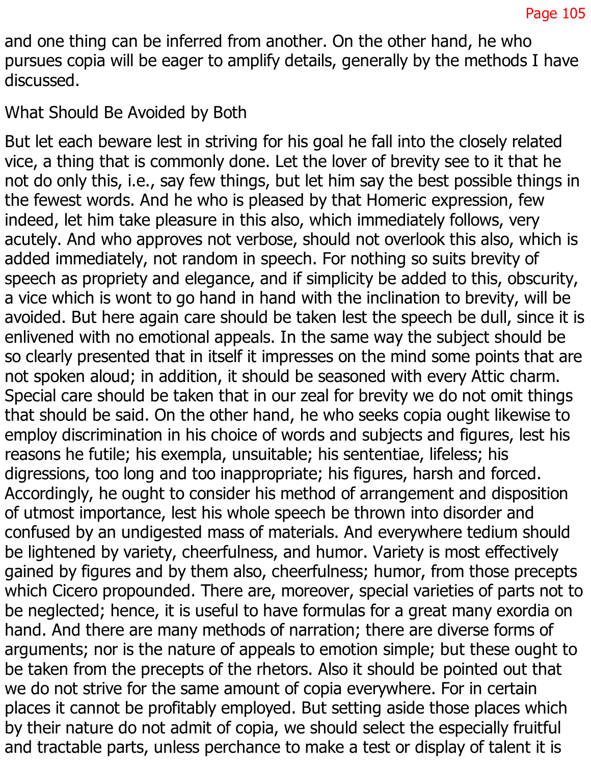and one thing can be inferred from another. On the other hand, he who pursues copia will be eager to amplify details, generally by the methods I have discussed.

## What Should Be Avoided by Both

But let each beware lest in striving for his goal he fall into the closely related vice, a thing that is commonly done. Let the lover of brevity see to it that he not do only this, i.e., say few things, but let him say the best possible things in the fewest words. And he who is pleased by that Homeric expression, few indeed, let him take pleasure in this also, which immediately follows, very acutely. And who approves not verbose, should not overlook this also, which is added immediately, not random in speech. For nothing so suits brevity of speech as propriety and elegance, and if simplicity be added to this, obscurity, a vice which is wont to go hand in hand with the inclination to brevity, will be avoided. But here again care should be taken lest the speech be dull, since it is enlivened with no emotional appeals. In the same way the subject should be so clearly presented that in itself it impresses on the mind some points that are not spoken aloud; in addition, it should be seasoned with every Attic charm. Special care should be taken that in our zeal for brevity we do not omit things that should be said. On the other hand, he who seeks copia ought likewise to employ discrimination in his choice of words and subjects and figures, lest his reasons he futile; his exempla, unsuitable; his sententiae, lifeless; his digressions, too long and too inappropriate; his figures, harsh and forced. Accordingly, he ought to consider his method of arrangement and disposition of utmost importance, lest his whole speech be thrown into disorder and confused by an undigested mass of materials. And everywhere tedium should be lightened by variety, cheerfulness, and humor. Variety is most effectively gained by figures and by them also, cheerfulness; humor, from those precepts which Cicero propounded. There are, moreover, special varieties of parts not to be neglected; hence, it is useful to have formulas for a great many exordia on hand. And there are many methods of narration; there are diverse forms of arguments; nor is the nature of appeals to emotion simple; but these ought to be taken from the precepts of the rhetors. Also it should be pointed out that we do not strive for the same amount of copia everywhere. For in certain places it cannot be profitably employed. But setting aside those places which by their nature do not admit of copia, we should select the especially fruitful and tractable parts, unless perchance to make a test or display of talent it is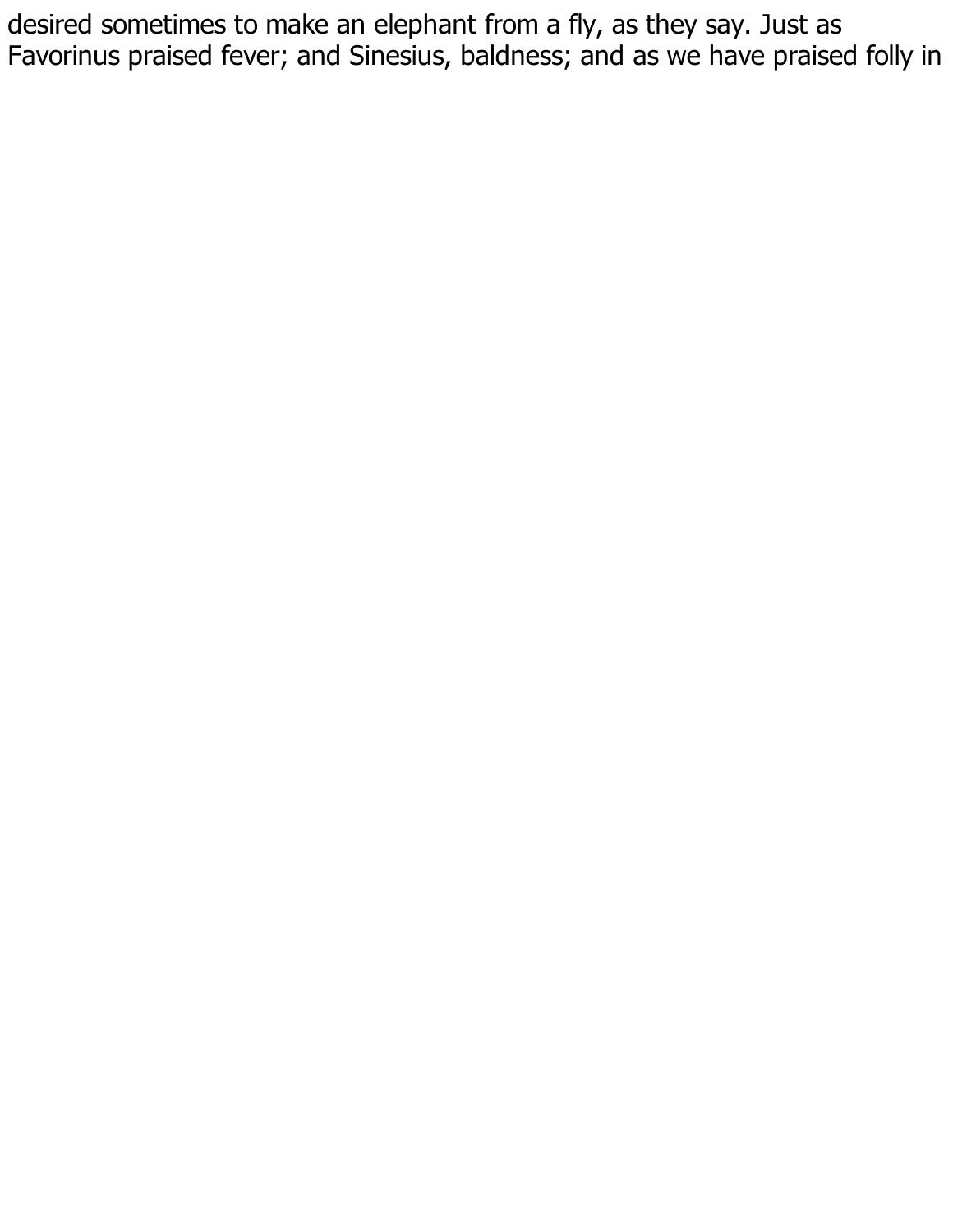desired sometimes to make an elephant from a fly, as they say. Just as Favorinus praised fever; and Sinesius, baldness; and as we have praised folly in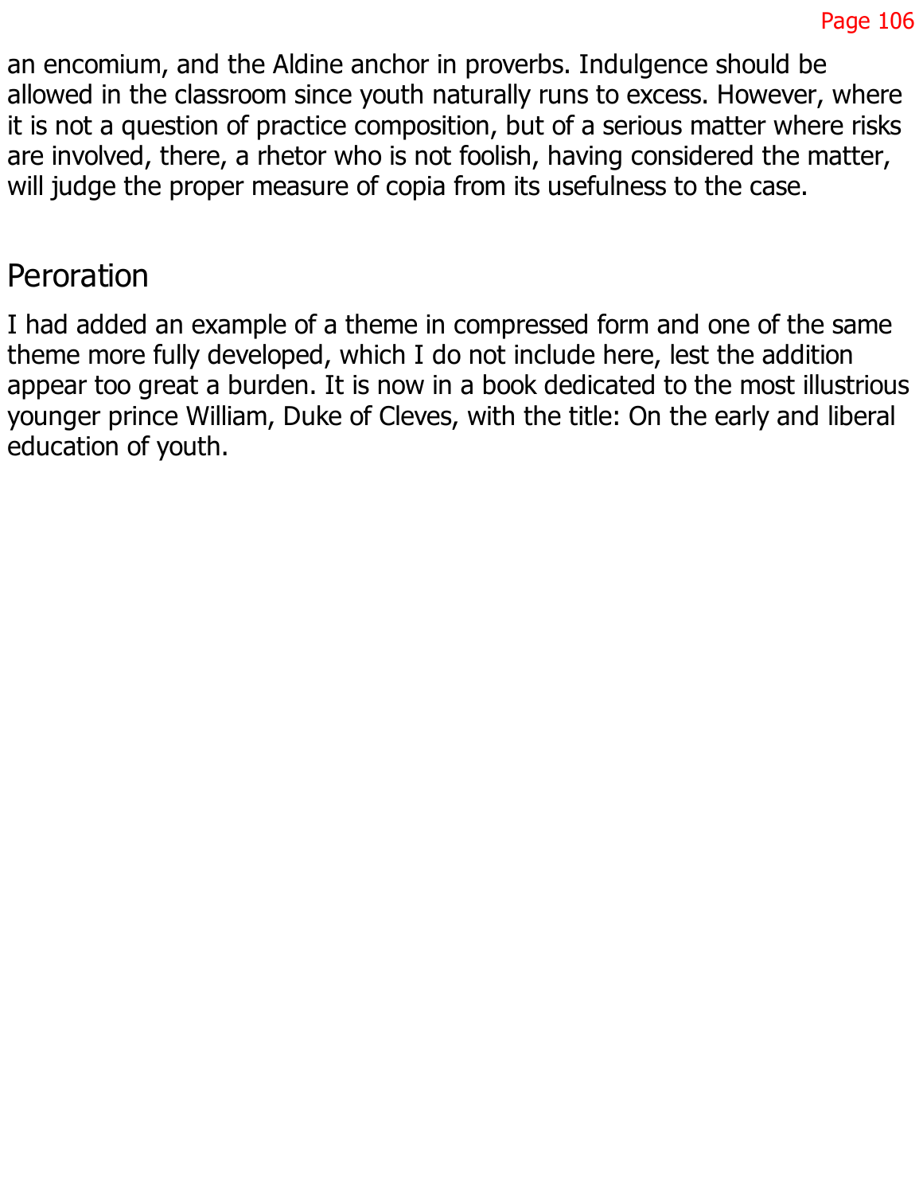an encomium, and the Aldine anchor in proverbs. Indulgence should be allowed in the classroom since youth naturally runs to excess. However, where it is not a question of practice composition, but of a serious matter where risks are involved, there, a rhetor who is not foolish, having considered the matter, will judge the proper measure of copia from its usefulness to the case.

## Peroration

I had added an example of a theme in compressed form and one of the same theme more fully developed, which I do not include here, lest the addition appear too great a burden. It is now in a book dedicated to the most illustrious younger prince William, Duke of Cleves, with the title: On the early and liberal education of youth.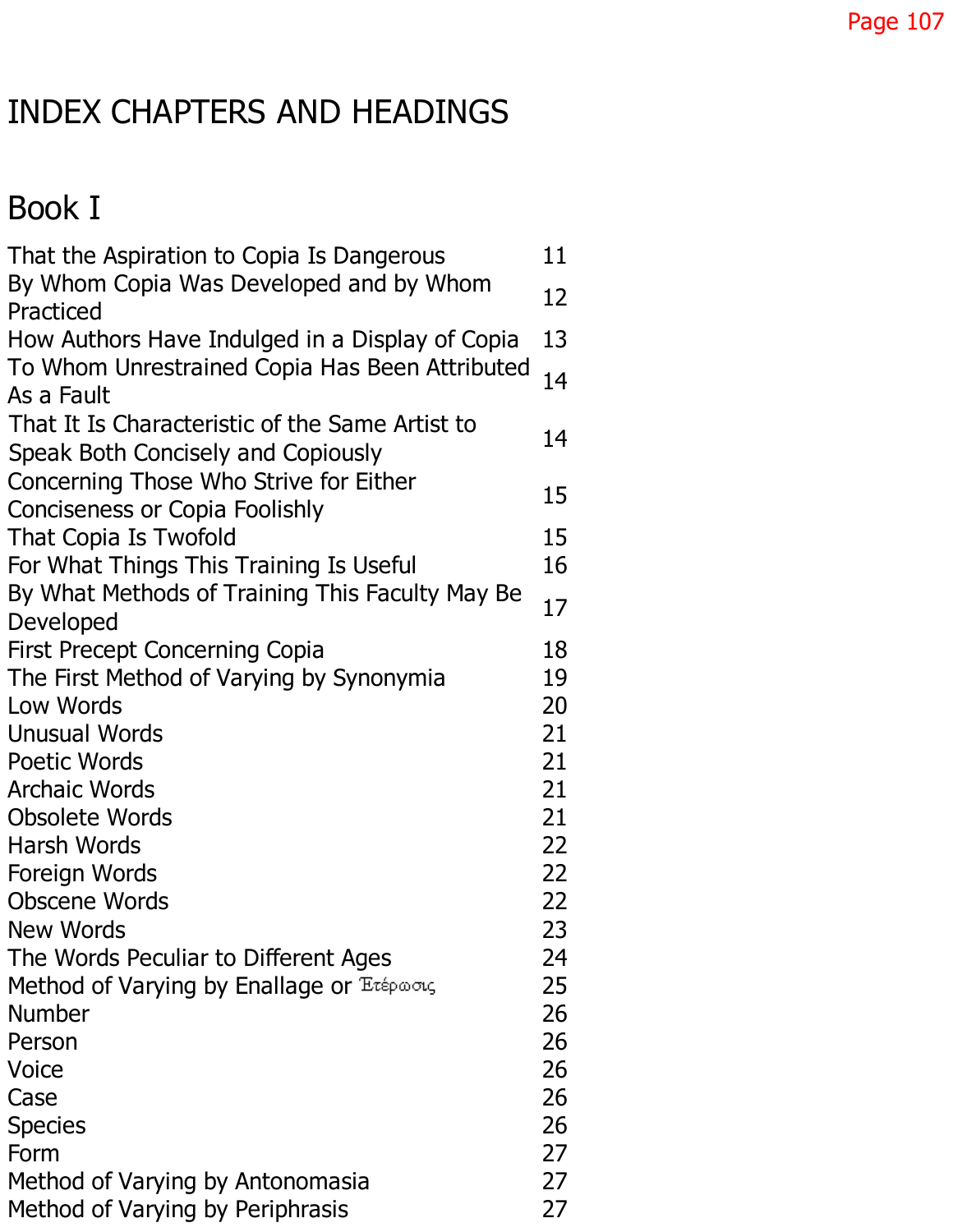# INDEX CHAPTERS AND HEADINGS

## Book I

| | |
|---|---|
| That the Aspiration to Copia Is Dangerous | 11 |
| By Whom Copia Was Developed and by Whom Practiced | 12 |
| How Authors Have Indulged in a Display of Copia | 13 |
| To Whom Unrestrained Copia Has Been Attributed As a Fault | 14 |
| That It Is Characteristic of the Same Artist to Speak Both Concisely and Copiously | 14 |
| Concerning Those Who Strive for Either Conciseness or Copia Foolishly | 15 |
| That Copia Is Twofold | 15 |
| For What Things This Training Is Useful | 16 |
| By What Methods of Training This Faculty May Be Developed | 17 |
| First Precept Concerning Copia | 18 |
| The First Method of Varying by Synonymia | 19 |
| Low Words | 20 |
| Unusual Words | 21 |
| Poetic Words | 21 |
| Archaic Words | 21 |
| Obsolete Words | 21 |
| Harsh Words | 22 |
| Foreign Words | 22 |
| Obscene Words | 22 |
| New Words | 23 |
| The Words Peculiar to Different Ages | 24 |
| Method of Varying by Enallage or Ἑτέρωσις | 25 |
| Number | 26 |
| Person | 26 |
| Voice | 26 |
| Case | 26 |
| Species | 26 |
| Form | 27 |
| Method of Varying by Antonomasia | 27 |
| Method of Varying by Periphrasis | 27 |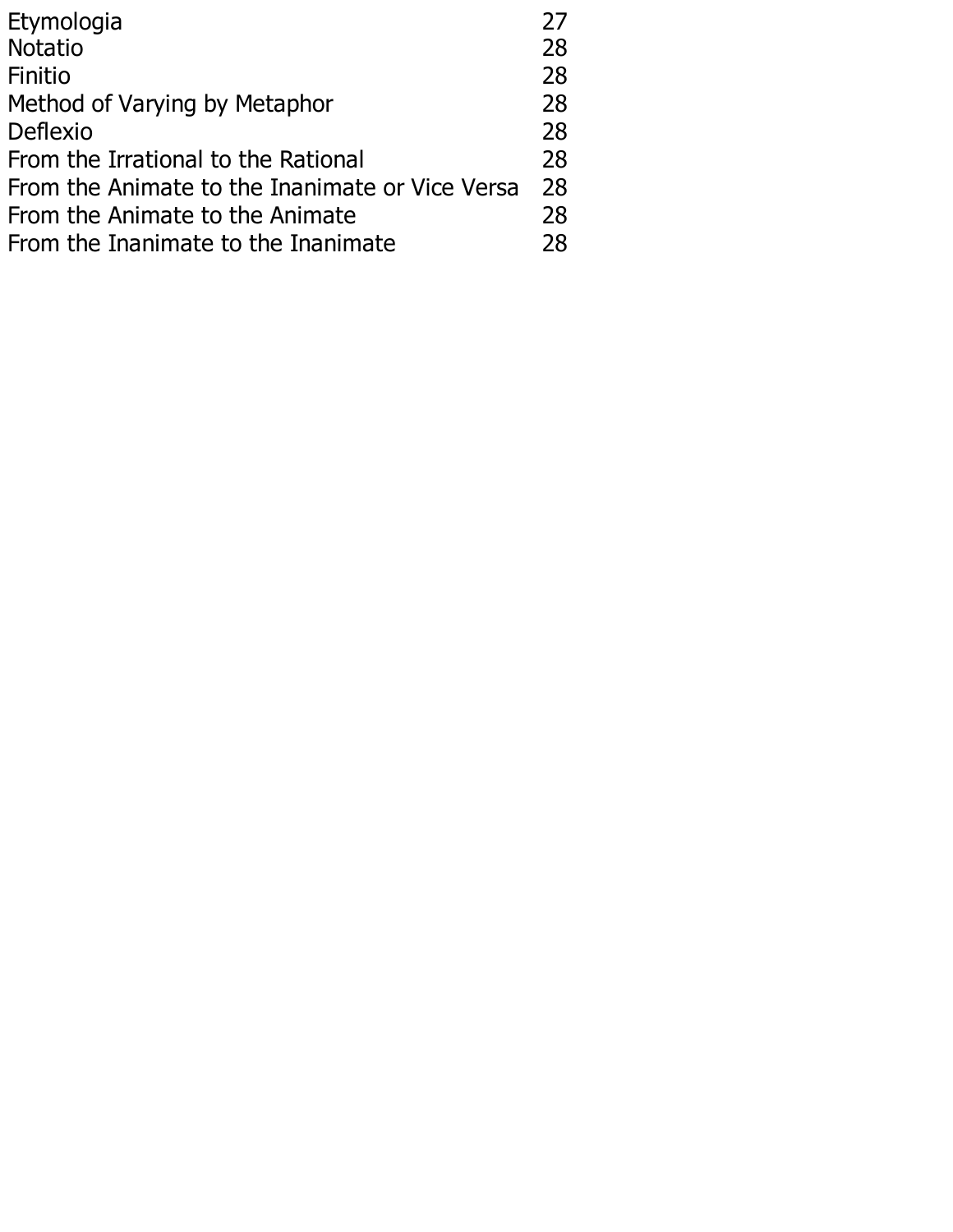| | |
|---|---|
| Etymologia | 27 |
| Notatio | 28 |
| Finitio | 28 |
| Method of Varying by Metaphor | 28 |
| Deflexio | 28 |
| From the Irrational to the Rational | 28 |
| From the Animate to the Inanimate or Vice Versa | 28 |
| From the Animate to the Animate | 28 |
| From the Inanimate to the Inanimate | 28 |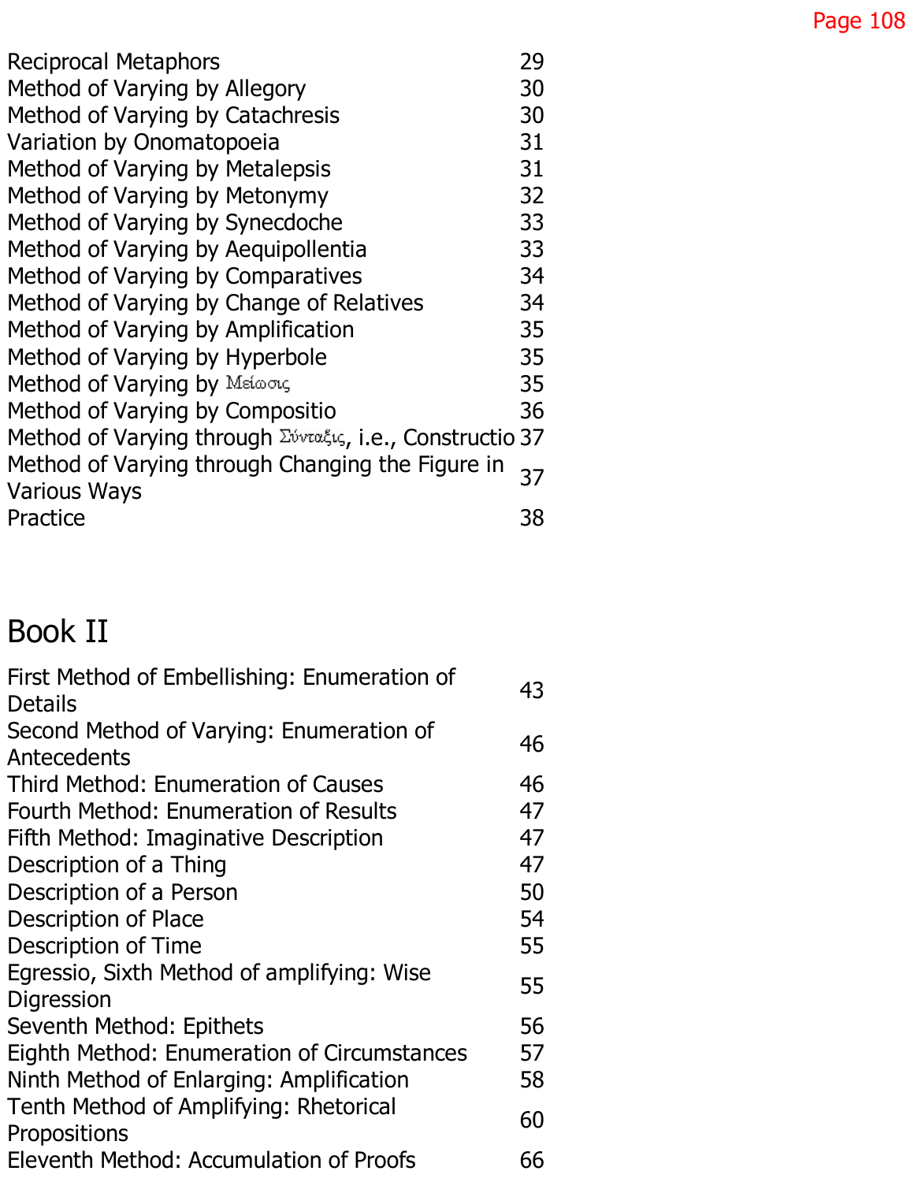| | |
|---|---|
| Reciprocal Metaphors | 29 |
| Method of Varying by Allegory | 30 |
| Method of Varying by Catachresis | 30 |
| Variation by Onomatopoeia | 31 |
| Method of Varying by Metalepsis | 31 |
| Method of Varying by Metonymy | 32 |
| Method of Varying by Synecdoche | 33 |
| Method of Varying by Aequipollentia | 33 |
| Method of Varying by Comparatives | 34 |
| Method of Varying by Change of Relatives | 34 |
| Method of Varying by Amplification | 35 |
| Method of Varying by Hyperbole | 35 |
| Method of Varying by Μείωσις | 35 |
| Method of Varying by Compositio | 36 |
| Method of Varying through Σύνταξις, i.e., Constructio | 37 |
| Method of Varying through Changing the Figure in Various Ways | 37 |
| Practice | 38 |

# Book II

| | |
|---|---|
| First Method of Embellishing: Enumeration of Details | 43 |
| Second Method of Varying: Enumeration of Antecedents | 46 |
| Third Method: Enumeration of Causes | 46 |
| Fourth Method: Enumeration of Results | 47 |
| Fifth Method: Imaginative Description | 47 |
| Description of a Thing | 47 |
| Description of a Person | 50 |
| Description of Place | 54 |
| Description of Time | 55 |
| Egressio, Sixth Method of amplifying: Wise Digression | 55 |
| Seventh Method: Epithets | 56 |
| Eighth Method: Enumeration of Circumstances | 57 |
| Ninth Method of Enlarging: Amplification | 58 |
| Tenth Method of Amplifying: Rhetorical Propositions | 60 |
| Eleventh Method: Accumulation of Proofs | 66 |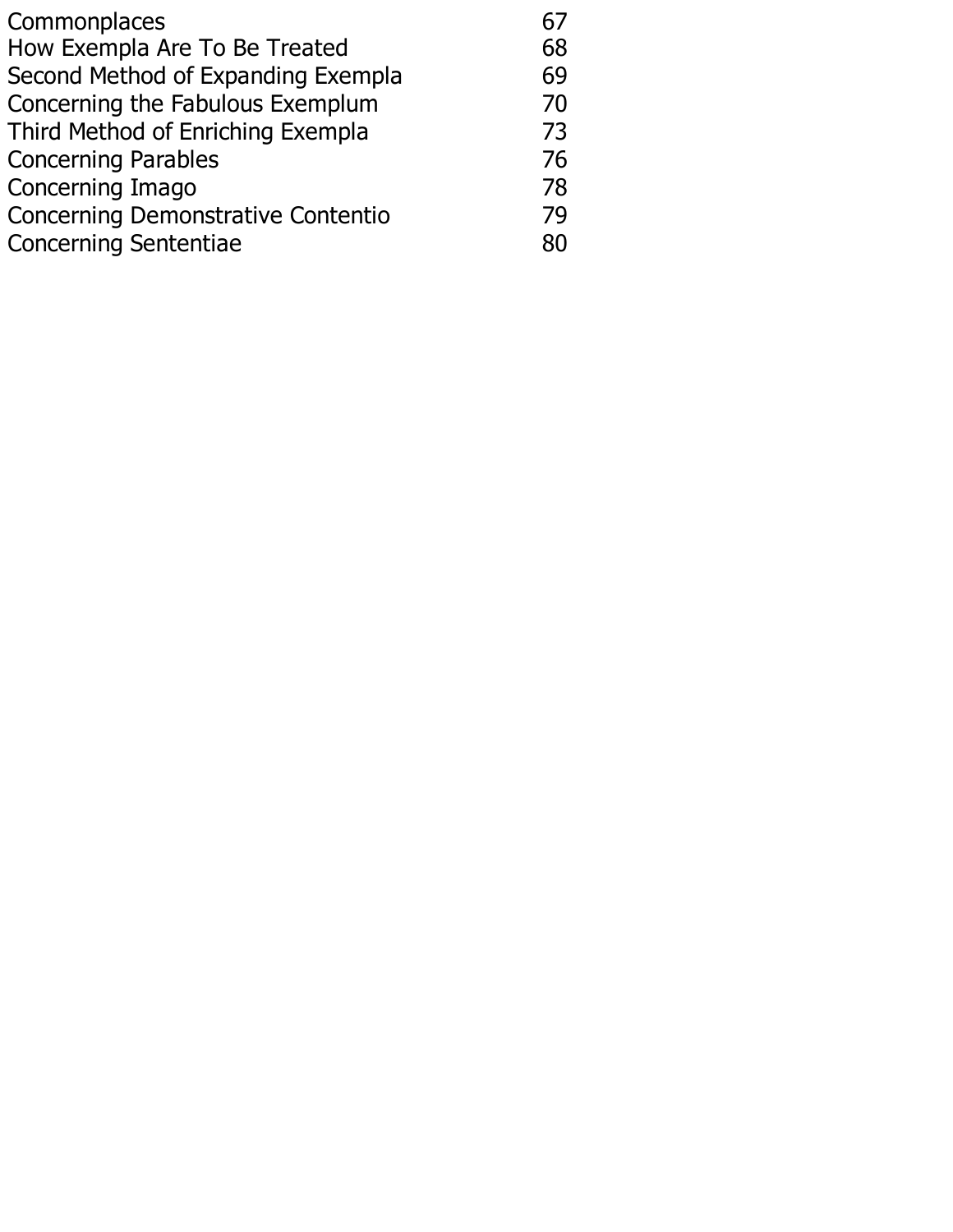| | |
|---|---|
| Commonplaces | 67 |
| How Exempla Are To Be Treated | 68 |
| Second Method of Expanding Exempla | 69 |
| Concerning the Fabulous Exemplum | 70 |
| Third Method of Enriching Exempla | 73 |
| Concerning Parables | 76 |
| Concerning Imago | 78 |
| Concerning Demonstrative Contentio | 79 |
| Concerning Sententiae | 80 |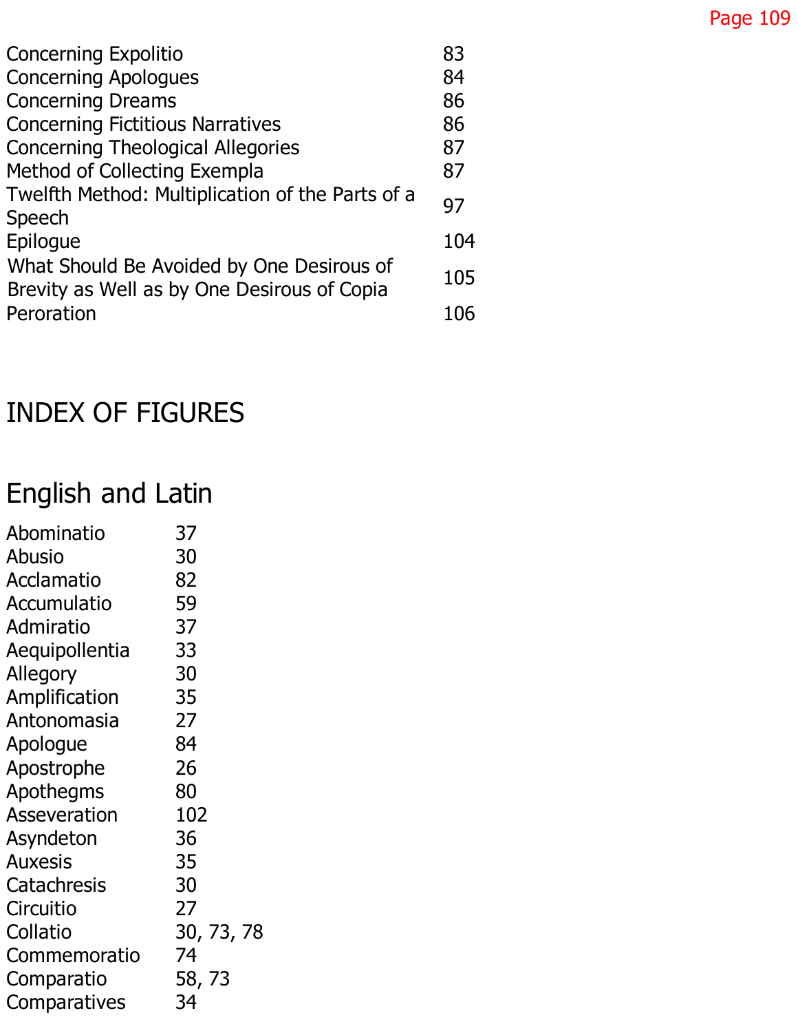| | |
|---|---|
| Concerning Expolitio | 83 |
| Concerning Apologues | 84 |
| Concerning Dreams | 86 |
| Concerning Fictitious Narratives | 86 |
| Concerning Theological Allegories | 87 |
| Method of Collecting Exempla | 87 |
| Twelfth Method: Multiplication of the Parts of a Speech | 97 |
| Epilogue | 104 |
| What Should Be Avoided by One Desirous of Brevity as Well as by One Desirous of Copia | 105 |
| Peroration | 106 |

# INDEX OF FIGURES

## English and Latin

| | |
|---|---|
| Abominatio | 37 |
| Abusio | 30 |
| Acclamatio | 82 |
| Accumulatio | 59 |
| Admiratio | 37 |
| Aequipollentia | 33 |
| Allegory | 30 |
| Amplification | 35 |
| Antonomasia | 27 |
| Apologue | 84 |
| Apostrophe | 26 |
| Apothegms | 80 |
| Asseveration | 102 |
| Asyndeton | 36 |
| Auxesis | 35 |
| Catachresis | 30 |
| Circuitio | 27 |
| Collatio | 30, 73, 78 |
| Commemoratio | 74 |
| Comparatio | 58, 73 |
| Comparatives | 34 |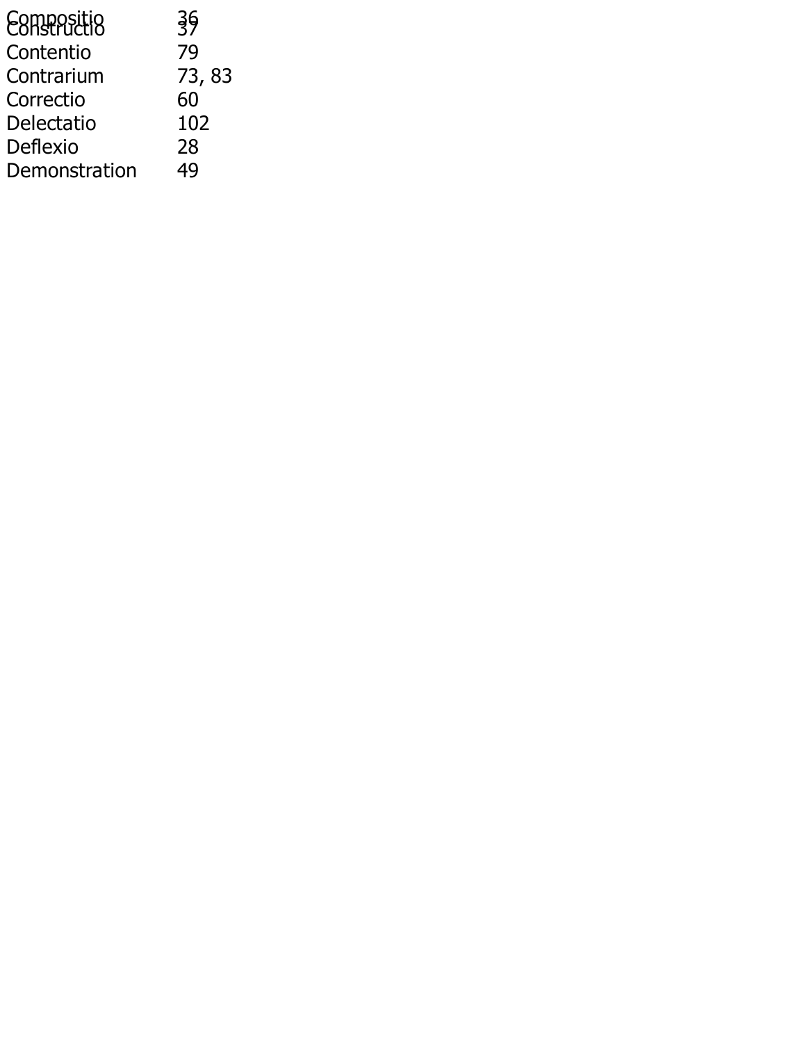Compositio 36
Constructio 37
Contentio 79
Contrarium 73, 83
Correctio 60
Delectatio 102
Deflexio 28
Demonstration 49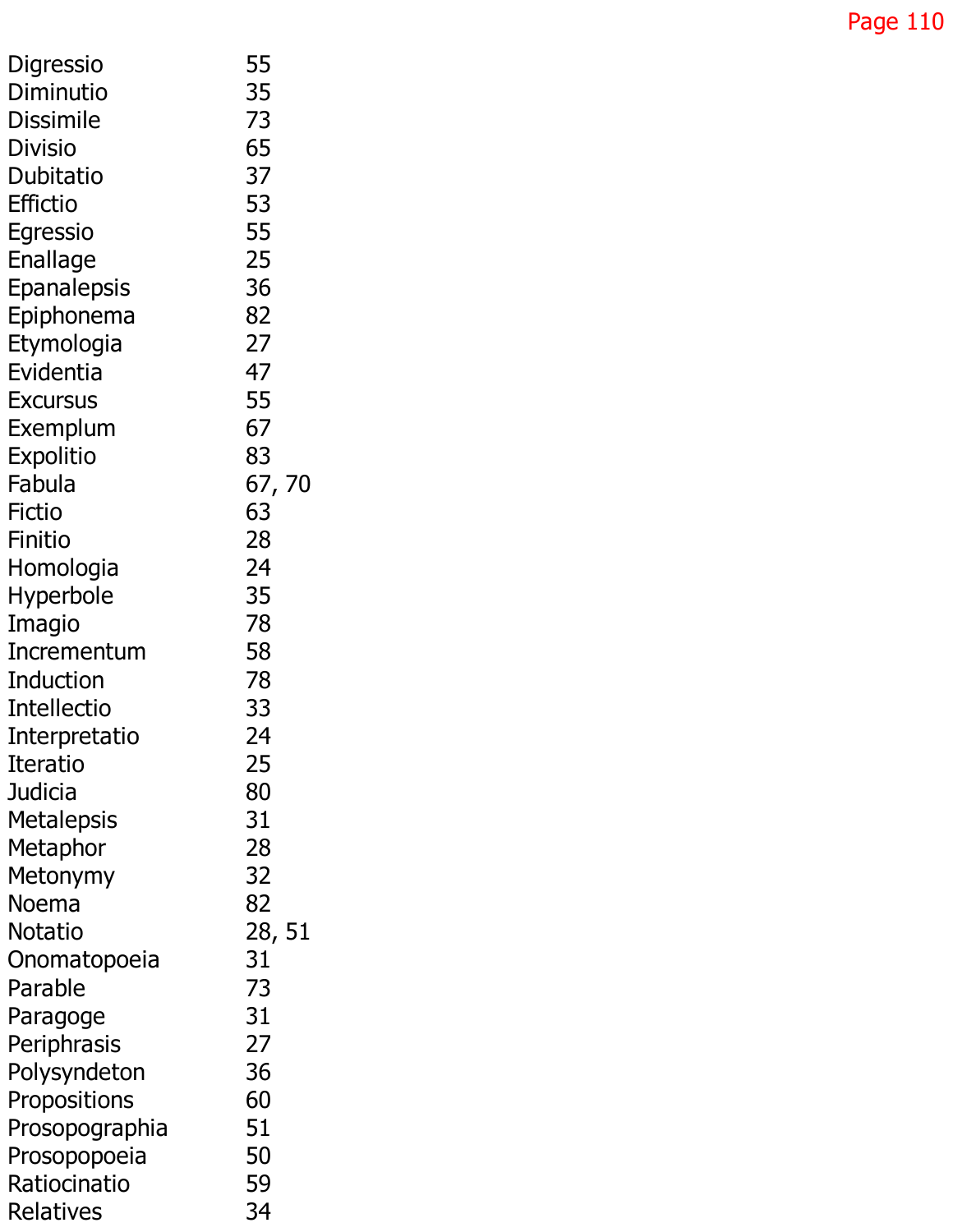Digressio 55
Diminutio 35
Dissimile 73
Divisio 65
Dubitatio 37
Effictio 53
Egressio 55
Enallage 25
Epanalepsis 36
Epiphonema 82
Etymologia 27
Evidentia 47
Excursus 55
Exemplum 67
Expolitio 83
Fabula 67, 70
Fictio 63
Finitio 28
Homologia 24
Hyperbole 35
Imagio 78
Incrementum 58
Induction 78
Intellectio 33
Interpretatio 24
Iteratio 25
Judicia 80
Metalepsis 31
Metaphor 28
Metonymy 32
Noema 82
Notatio 28, 51
Onomatopoeia 31
Parable 73
Paragoge 31
Periphrasis 27
Polysyndeton 36
Propositions 60
Prosopographia 51
Prosopopoeia 50
Ratiocinatio 59
Relatives 34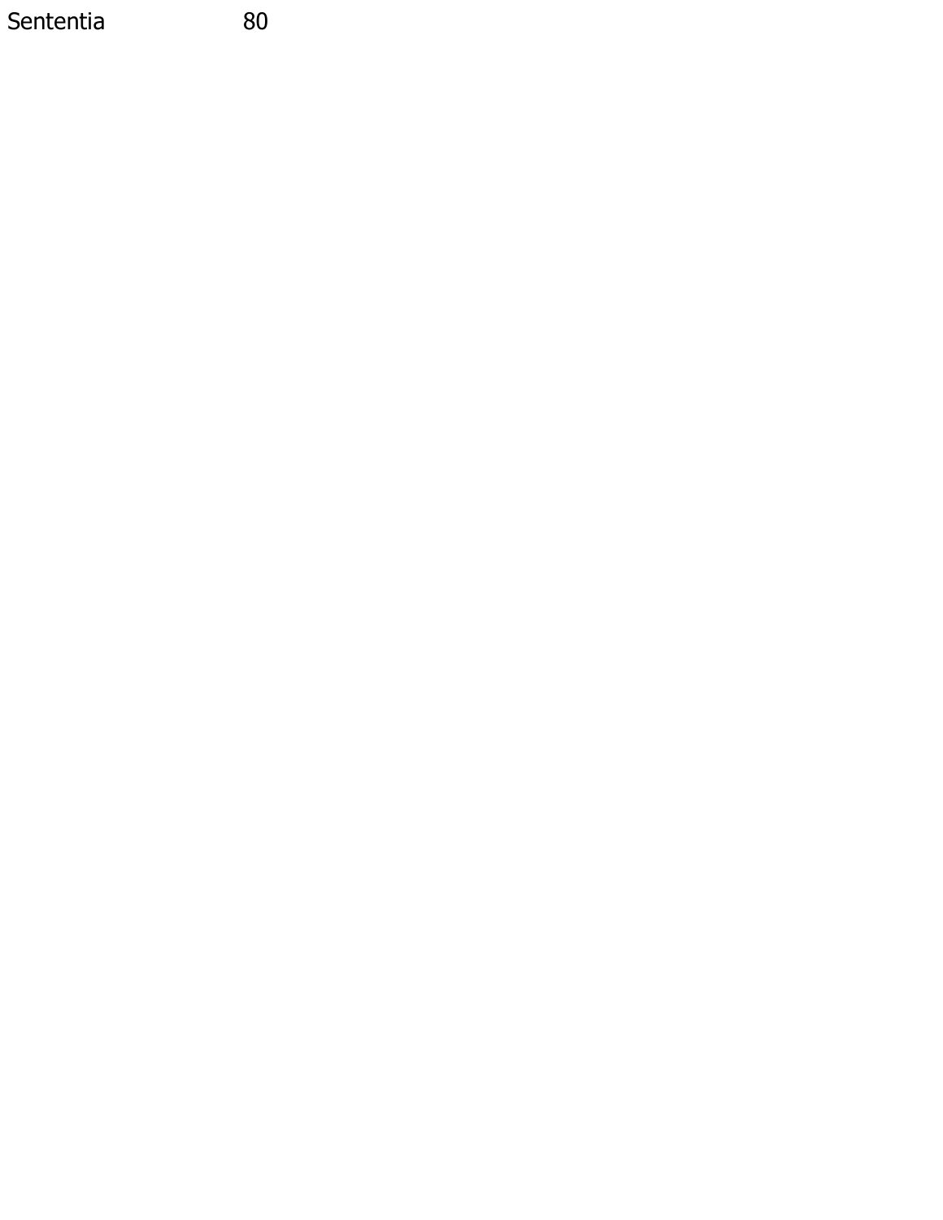Sententia 80